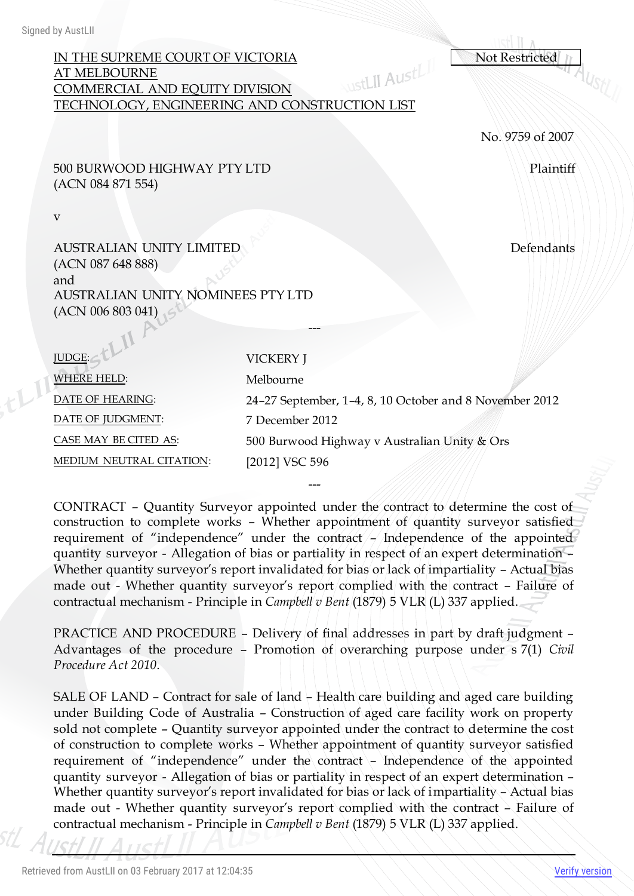IN THE SUPREME COURT OF VICTORIA
AT MELBOURNE
COMMERCIAL AND EQUITY DIVISION
TECHNOLOGY, ENGINEERING AND CONSTRUCTION LIST

Not Restricted

No. 9759 of 2007

500 BURWOOD HIGHWAY PTY LTD (ACN 084 871 554) — Plaintiff

v

AUSTRALIAN UNITY LIMITED (ACN 087 648 888)
and
AUSTRALIAN UNITY NOMINEES PTY LTD (ACN 006 803 041) — Defendants

---

| | |
|---|---|
| JUDGE: | VICKERY J |
| WHERE HELD: | Melbourne |
| DATE OF HEARING: | 24–27 September, 1–4, 8, 10 October and 8 November 2012 |
| DATE OF JUDGMENT: | 7 December 2012 |
| CASE MAY BE CITED AS: | 500 Burwood Highway v Australian Unity & Ors |
| MEDIUM NEUTRAL CITATION: | [2012] VSC 596 |

---

CONTRACT – Quantity Surveyor appointed under the contract to determine the cost of construction to complete works – Whether appointment of quantity surveyor satisfied requirement of "independence" under the contract – Independence of the appointed quantity surveyor - Allegation of bias or partiality in respect of an expert determination – Whether quantity surveyor's report invalidated for bias or lack of impartiality – Actual bias made out - Whether quantity surveyor's report complied with the contract – Failure of contractual mechanism - Principle in *Campbell v Bent* (1879) 5 VLR (L) 337 applied.

PRACTICE AND PROCEDURE – Delivery of final addresses in part by draft judgment – Advantages of the procedure – Promotion of overarching purpose under s 7(1) *Civil Procedure Act 2010*.

SALE OF LAND – Contract for sale of land – Health care building and aged care building under Building Code of Australia – Construction of aged care facility work on property sold not complete – Quantity surveyor appointed under the contract to determine the cost of construction to complete works – Whether appointment of quantity surveyor satisfied requirement of "independence" under the contract – Independence of the appointed quantity surveyor - Allegation of bias or partiality in respect of an expert determination – Whether quantity surveyor's report invalidated for bias or lack of impartiality – Actual bias made out - Whether quantity surveyor's report complied with the contract – Failure of contractual mechanism - Principle in *Campbell v Bent* (1879) 5 VLR (L) 337 applied.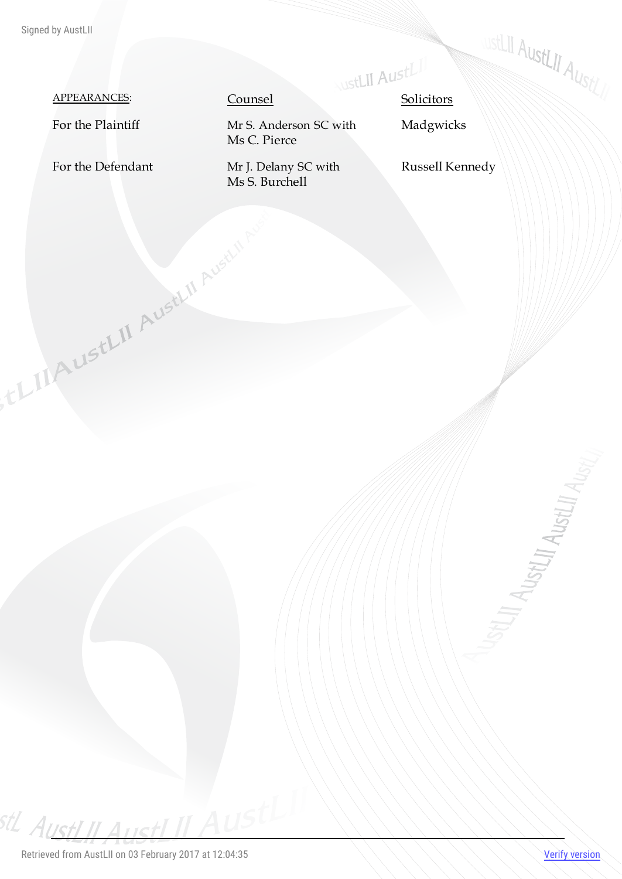| <u>APPEARANCES</u>: | <u>Counsel</u> | <u>Solicitors</u> |
| --- | --- | --- |
| For the Plaintiff | Mr S. Anderson SC with Ms C. Pierce | Madgwicks |
| For the Defendant | Mr J. Delany SC with Ms S. Burchell | Russell Kennedy |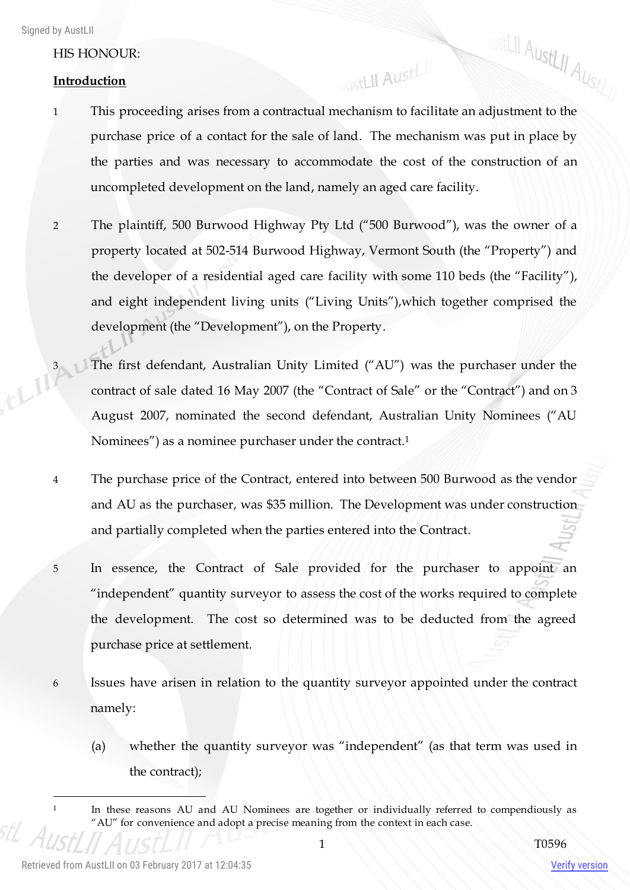HIS HONOUR:

**Introduction**

1 This proceeding arises from a contractual mechanism to facilitate an adjustment to the purchase price of a contact for the sale of land. The mechanism was put in place by the parties and was necessary to accommodate the cost of the construction of an uncompleted development on the land, namely an aged care facility.

2 The plaintiff, 500 Burwood Highway Pty Ltd ("500 Burwood"), was the owner of a property located at 502-514 Burwood Highway, Vermont South (the "Property") and the developer of a residential aged care facility with some 110 beds (the "Facility"), and eight independent living units ("Living Units"),which together comprised the development (the "Development"), on the Property.

3 The first defendant, Australian Unity Limited ("AU") was the purchaser under the contract of sale dated 16 May 2007 (the "Contract of Sale" or the "Contract") and on 3 August 2007, nominated the second defendant, Australian Unity Nominees ("AU Nominees") as a nominee purchaser under the contract.[1]

4 The purchase price of the Contract, entered into between 500 Burwood as the vendor and AU as the purchaser, was $35 million. The Development was under construction and partially completed when the parties entered into the Contract.

5 In essence, the Contract of Sale provided for the purchaser to appoint an "independent" quantity surveyor to assess the cost of the works required to complete the development. The cost so determined was to be deducted from the agreed purchase price at settlement.

6 Issues have arisen in relation to the quantity surveyor appointed under the contract namely:

(a) whether the quantity surveyor was "independent" (as that term was used in the contract);

---

[1] In these reasons AU and AU Nominees are together or individually referred to compendiously as "AU" for convenience and adopt a precise meaning from the context in each case.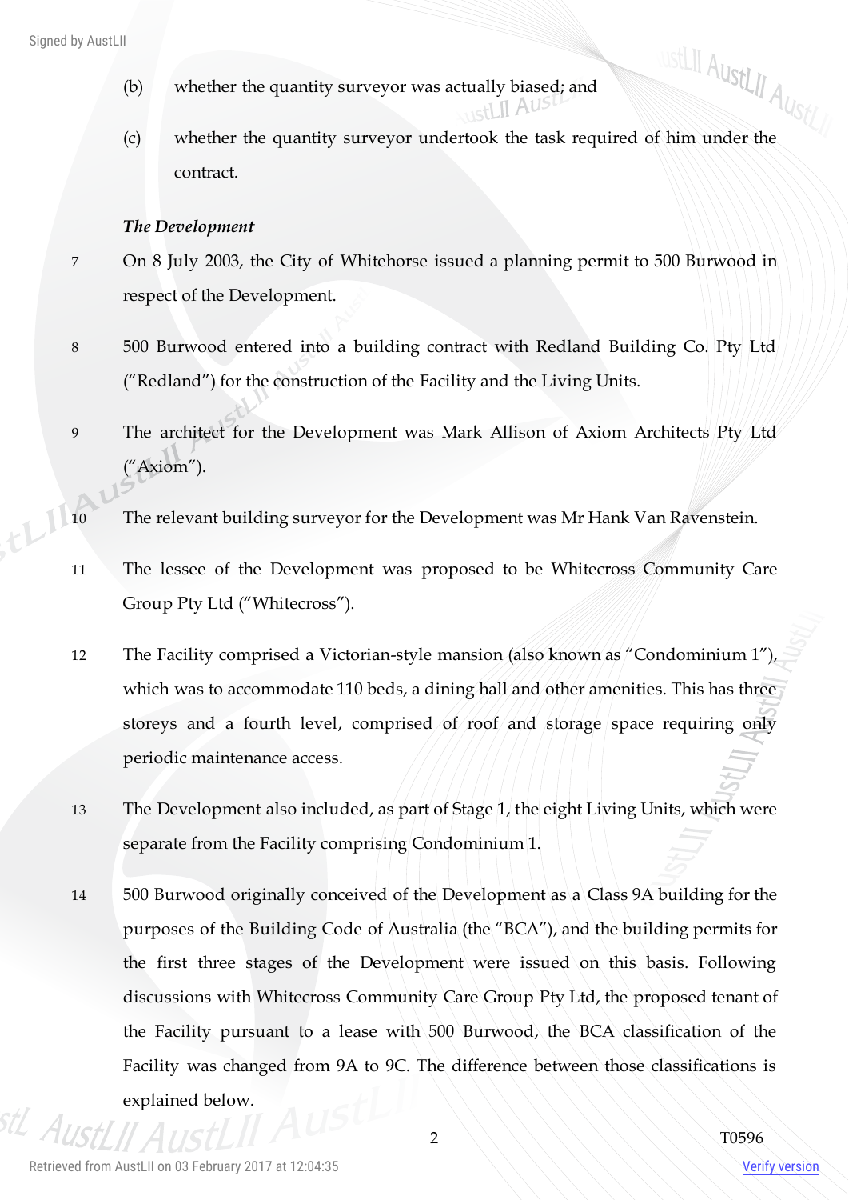(b) whether the quantity surveyor was actually biased; and

(c) whether the quantity surveyor undertook the task required of him under the contract.

*The Development*

7 On 8 July 2003, the City of Whitehorse issued a planning permit to 500 Burwood in respect of the Development.

8 500 Burwood entered into a building contract with Redland Building Co. Pty Ltd ("Redland") for the construction of the Facility and the Living Units.

9 The architect for the Development was Mark Allison of Axiom Architects Pty Ltd ("Axiom").

10 The relevant building surveyor for the Development was Mr Hank Van Ravenstein.

11 The lessee of the Development was proposed to be Whitecross Community Care Group Pty Ltd ("Whitecross").

12 The Facility comprised a Victorian-style mansion (also known as "Condominium 1"), which was to accommodate 110 beds, a dining hall and other amenities. This has three storeys and a fourth level, comprised of roof and storage space requiring only periodic maintenance access.

13 The Development also included, as part of Stage 1, the eight Living Units, which were separate from the Facility comprising Condominium 1.

14 500 Burwood originally conceived of the Development as a Class 9A building for the purposes of the Building Code of Australia (the "BCA"), and the building permits for the first three stages of the Development were issued on this basis. Following discussions with Whitecross Community Care Group Pty Ltd, the proposed tenant of the Facility pursuant to a lease with 500 Burwood, the BCA classification of the Facility was changed from 9A to 9C. The difference between those classifications is explained below.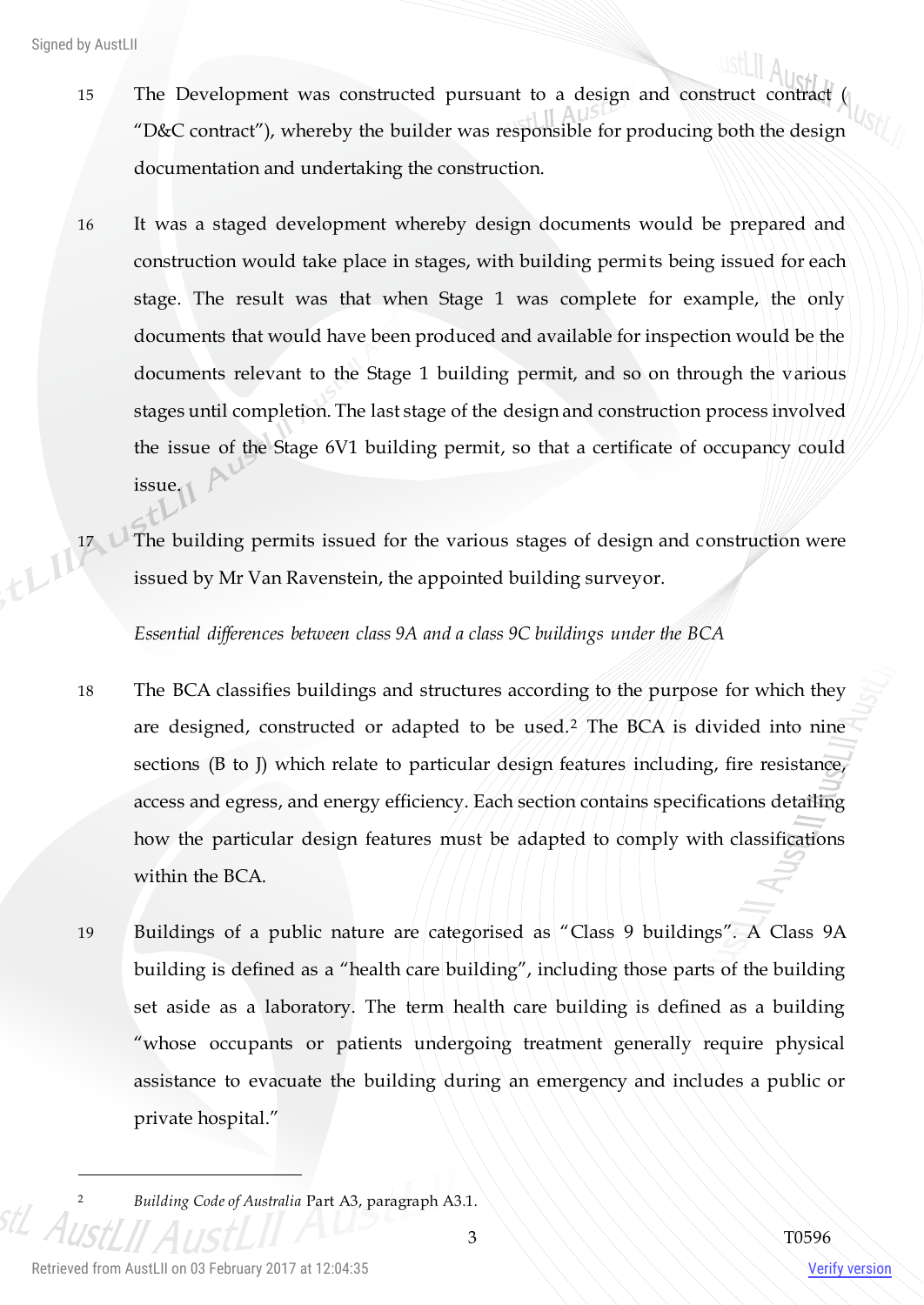15 The Development was constructed pursuant to a design and construct contract ("D&C contract"), whereby the builder was responsible for producing both the design documentation and undertaking the construction.

16 It was a staged development whereby design documents would be prepared and construction would take place in stages, with building permits being issued for each stage. The result was that when Stage 1 was complete for example, the only documents that would have been produced and available for inspection would be the documents relevant to the Stage 1 building permit, and so on through the various stages until completion. The last stage of the design and construction process involved the issue of the Stage 6V1 building permit, so that a certificate of occupancy could issue.

17 The building permits issued for the various stages of design and construction were issued by Mr Van Ravenstein, the appointed building surveyor.

*Essential differences between class 9A and a class 9C buildings under the BCA*

18 The BCA classifies buildings and structures according to the purpose for which they are designed, constructed or adapted to be used.[2] The BCA is divided into nine sections (B to J) which relate to particular design features including, fire resistance, access and egress, and energy efficiency. Each section contains specifications detailing how the particular design features must be adapted to comply with classifications within the BCA.

19 Buildings of a public nature are categorised as "Class 9 buildings". A Class 9A building is defined as a "health care building", including those parts of the building set aside as a laboratory. The term health care building is defined as a building "whose occupants or patients undergoing treatment generally require physical assistance to evacuate the building during an emergency and includes a public or private hospital."

---

[2] *Building Code of Australia* Part A3, paragraph A3.1.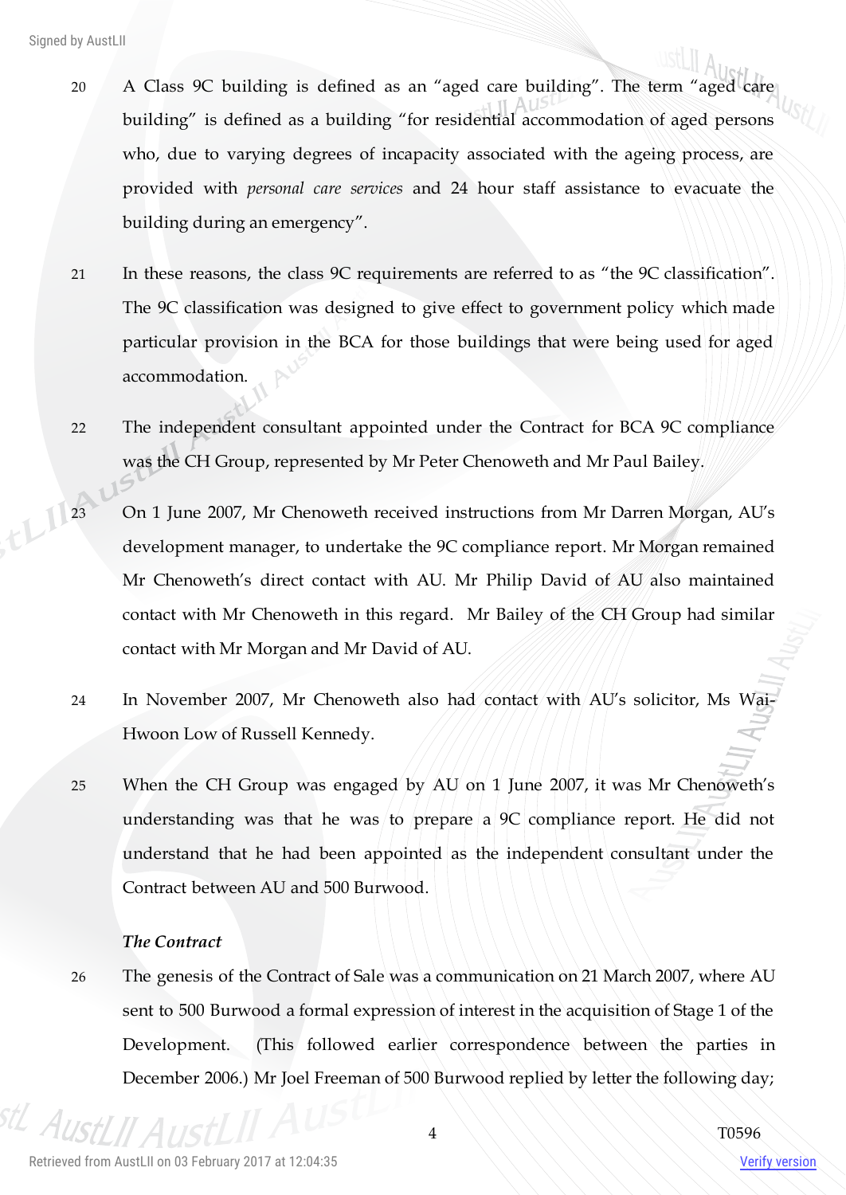20 A Class 9C building is defined as an "aged care building". The term "aged care building" is defined as a building "for residential accommodation of aged persons who, due to varying degrees of incapacity associated with the ageing process, are provided with *personal care services* and 24 hour staff assistance to evacuate the building during an emergency".

21 In these reasons, the class 9C requirements are referred to as "the 9C classification". The 9C classification was designed to give effect to government policy which made particular provision in the BCA for those buildings that were being used for aged accommodation.

22 The independent consultant appointed under the Contract for BCA 9C compliance was the CH Group, represented by Mr Peter Chenoweth and Mr Paul Bailey.

23 On 1 June 2007, Mr Chenoweth received instructions from Mr Darren Morgan, AU's development manager, to undertake the 9C compliance report. Mr Morgan remained Mr Chenoweth's direct contact with AU. Mr Philip David of AU also maintained contact with Mr Chenoweth in this regard. Mr Bailey of the CH Group had similar contact with Mr Morgan and Mr David of AU.

24 In November 2007, Mr Chenoweth also had contact with AU's solicitor, Ms Wai-Hwoon Low of Russell Kennedy.

25 When the CH Group was engaged by AU on 1 June 2007, it was Mr Chenoweth's understanding was that he was to prepare a 9C compliance report. He did not understand that he had been appointed as the independent consultant under the Contract between AU and 500 Burwood.

***The Contract***

26 The genesis of the Contract of Sale was a communication on 21 March 2007, where AU sent to 500 Burwood a formal expression of interest in the acquisition of Stage 1 of the Development. (This followed earlier correspondence between the parties in December 2006.) Mr Joel Freeman of 500 Burwood replied by letter the following day;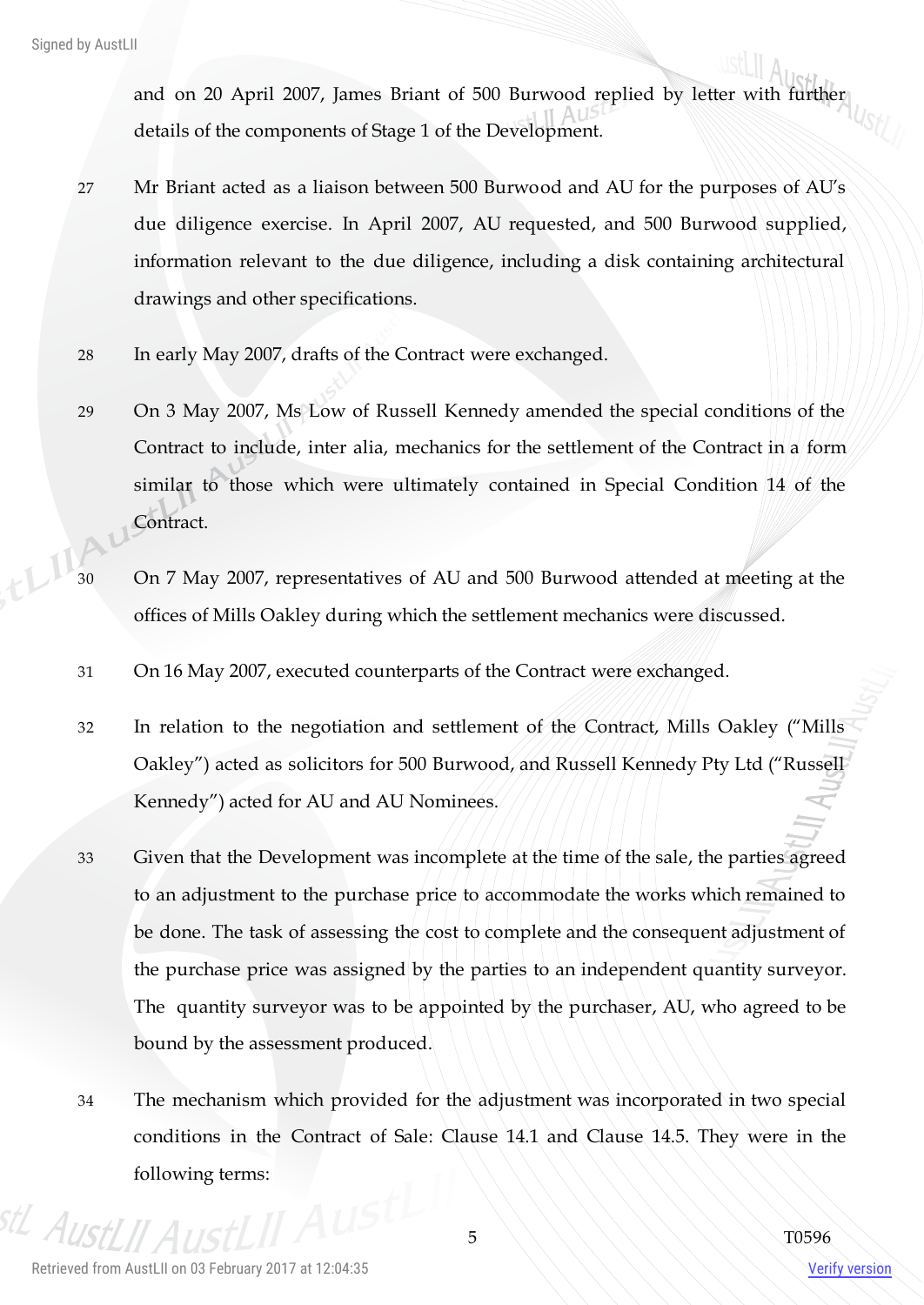and on 20 April 2007, James Briant of 500 Burwood replied by letter with further details of the components of Stage 1 of the Development.

27 Mr Briant acted as a liaison between 500 Burwood and AU for the purposes of AU's due diligence exercise. In April 2007, AU requested, and 500 Burwood supplied, information relevant to the due diligence, including a disk containing architectural drawings and other specifications.

28 In early May 2007, drafts of the Contract were exchanged.

29 On 3 May 2007, Ms Low of Russell Kennedy amended the special conditions of the Contract to include, inter alia, mechanics for the settlement of the Contract in a form similar to those which were ultimately contained in Special Condition 14 of the Contract.

30 On 7 May 2007, representatives of AU and 500 Burwood attended at meeting at the offices of Mills Oakley during which the settlement mechanics were discussed.

31 On 16 May 2007, executed counterparts of the Contract were exchanged.

32 In relation to the negotiation and settlement of the Contract, Mills Oakley ("Mills Oakley") acted as solicitors for 500 Burwood, and Russell Kennedy Pty Ltd ("Russell Kennedy") acted for AU and AU Nominees.

33 Given that the Development was incomplete at the time of the sale, the parties agreed to an adjustment to the purchase price to accommodate the works which remained to be done. The task of assessing the cost to complete and the consequent adjustment of the purchase price was assigned by the parties to an independent quantity surveyor. The quantity surveyor was to be appointed by the purchaser, AU, who agreed to be bound by the assessment produced.

34 The mechanism which provided for the adjustment was incorporated in two special conditions in the Contract of Sale: Clause 14.1 and Clause 14.5. They were in the following terms: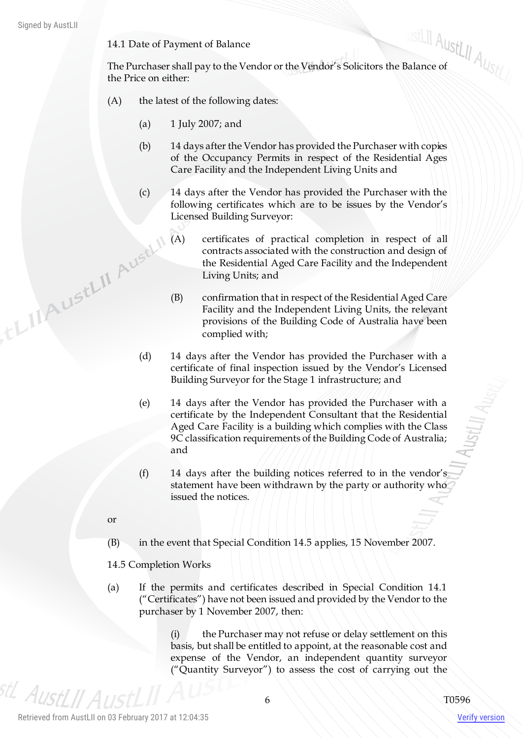14.1 Date of Payment of Balance

The Purchaser shall pay to the Vendor or the Vendor's Solicitors the Balance of the Price on either:

(A) the latest of the following dates:

  (a) 1 July 2007; and

  (b) 14 days after the Vendor has provided the Purchaser with copies of the Occupancy Permits in respect of the Residential Ages Care Facility and the Independent Living Units and

  (c) 14 days after the Vendor has provided the Purchaser with the following certificates which are to be issues by the Vendor's Licensed Building Surveyor:

    (A) certificates of practical completion in respect of all contracts associated with the construction and design of the Residential Aged Care Facility and the Independent Living Units; and

    (B) confirmation that in respect of the Residential Aged Care Facility and the Independent Living Units, the relevant provisions of the Building Code of Australia have been complied with;

  (d) 14 days after the Vendor has provided the Purchaser with a certificate of final inspection issued by the Vendor's Licensed Building Surveyor for the Stage 1 infrastructure; and

  (e) 14 days after the Vendor has provided the Purchaser with a certificate by the Independent Consultant that the Residential Aged Care Facility is a building which complies with the Class 9C classification requirements of the Building Code of Australia; and

  (f) 14 days after the building notices referred to in the vendor's statement have been withdrawn by the party or authority who issued the notices.

or

(B) in the event that Special Condition 14.5 applies, 15 November 2007.

14.5 Completion Works

(a) If the permits and certificates described in Special Condition 14.1 ("Certificates") have not been issued and provided by the Vendor to the purchaser by 1 November 2007, then:

  (i) the Purchaser may not refuse or delay settlement on this basis, but shall be entitled to appoint, at the reasonable cost and expense of the Vendor, an independent quantity surveyor ("Quantity Surveyor") to assess the cost of carrying out the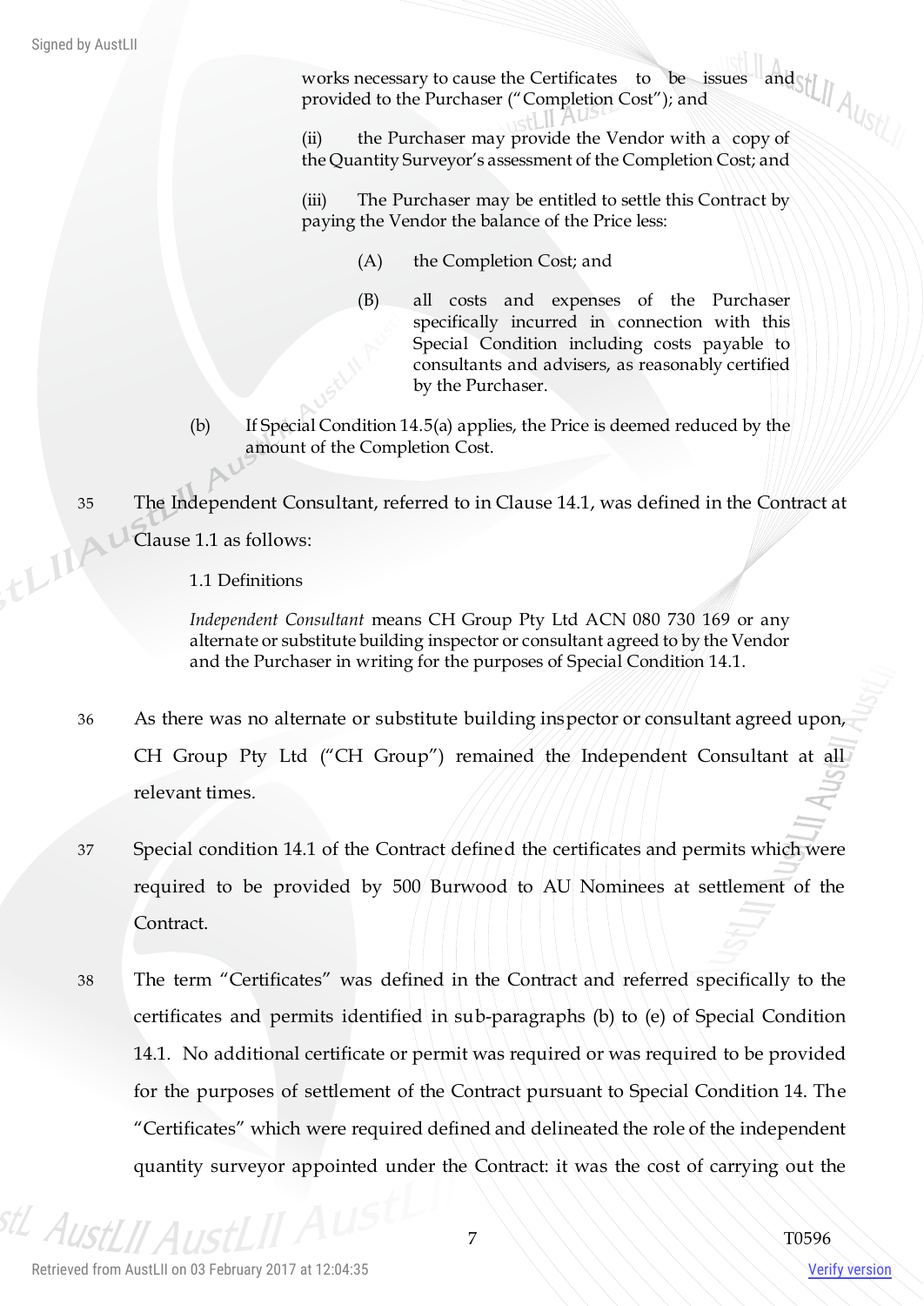works necessary to cause the Certificates to be issues and provided to the Purchaser ("Completion Cost"); and

(ii) the Purchaser may provide the Vendor with a copy of the Quantity Surveyor's assessment of the Completion Cost; and

(iii) The Purchaser may be entitled to settle this Contract by paying the Vendor the balance of the Price less:

(A) the Completion Cost; and

(B) all costs and expenses of the Purchaser specifically incurred in connection with this Special Condition including costs payable to consultants and advisers, as reasonably certified by the Purchaser.

(b) If Special Condition 14.5(a) applies, the Price is deemed reduced by the amount of the Completion Cost.

35 The Independent Consultant, referred to in Clause 14.1, was defined in the Contract at Clause 1.1 as follows:

1.1 Definitions

*Independent Consultant* means CH Group Pty Ltd ACN 080 730 169 or any alternate or substitute building inspector or consultant agreed to by the Vendor and the Purchaser in writing for the purposes of Special Condition 14.1.

36 As there was no alternate or substitute building inspector or consultant agreed upon, CH Group Pty Ltd ("CH Group") remained the Independent Consultant at all relevant times.

37 Special condition 14.1 of the Contract defined the certificates and permits which were required to be provided by 500 Burwood to AU Nominees at settlement of the Contract.

38 The term "Certificates" was defined in the Contract and referred specifically to the certificates and permits identified in sub-paragraphs (b) to (e) of Special Condition 14.1. No additional certificate or permit was required or was required to be provided for the purposes of settlement of the Contract pursuant to Special Condition 14. The "Certificates" which were required defined and delineated the role of the independent quantity surveyor appointed under the Contract: it was the cost of carrying out the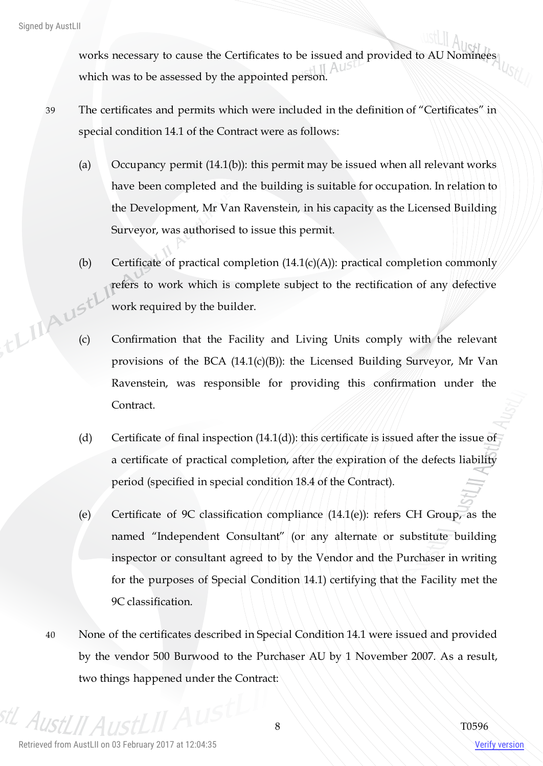works necessary to cause the Certificates to be issued and provided to AU Nominees which was to be assessed by the appointed person.

39 The certificates and permits which were included in the definition of "Certificates" in special condition 14.1 of the Contract were as follows:

(a) Occupancy permit (14.1(b)): this permit may be issued when all relevant works have been completed and the building is suitable for occupation. In relation to the Development, Mr Van Ravenstein, in his capacity as the Licensed Building Surveyor, was authorised to issue this permit.

(b) Certificate of practical completion (14.1(c)(A)): practical completion commonly refers to work which is complete subject to the rectification of any defective work required by the builder.

(c) Confirmation that the Facility and Living Units comply with the relevant provisions of the BCA (14.1(c)(B)): the Licensed Building Surveyor, Mr Van Ravenstein, was responsible for providing this confirmation under the Contract.

(d) Certificate of final inspection (14.1(d)): this certificate is issued after the issue of a certificate of practical completion, after the expiration of the defects liability period (specified in special condition 18.4 of the Contract).

(e) Certificate of 9C classification compliance (14.1(e)): refers CH Group, as the named "Independent Consultant" (or any alternate or substitute building inspector or consultant agreed to by the Vendor and the Purchaser in writing for the purposes of Special Condition 14.1) certifying that the Facility met the 9C classification.

40 None of the certificates described in Special Condition 14.1 were issued and provided by the vendor 500 Burwood to the Purchaser AU by 1 November 2007. As a result, two things happened under the Contract: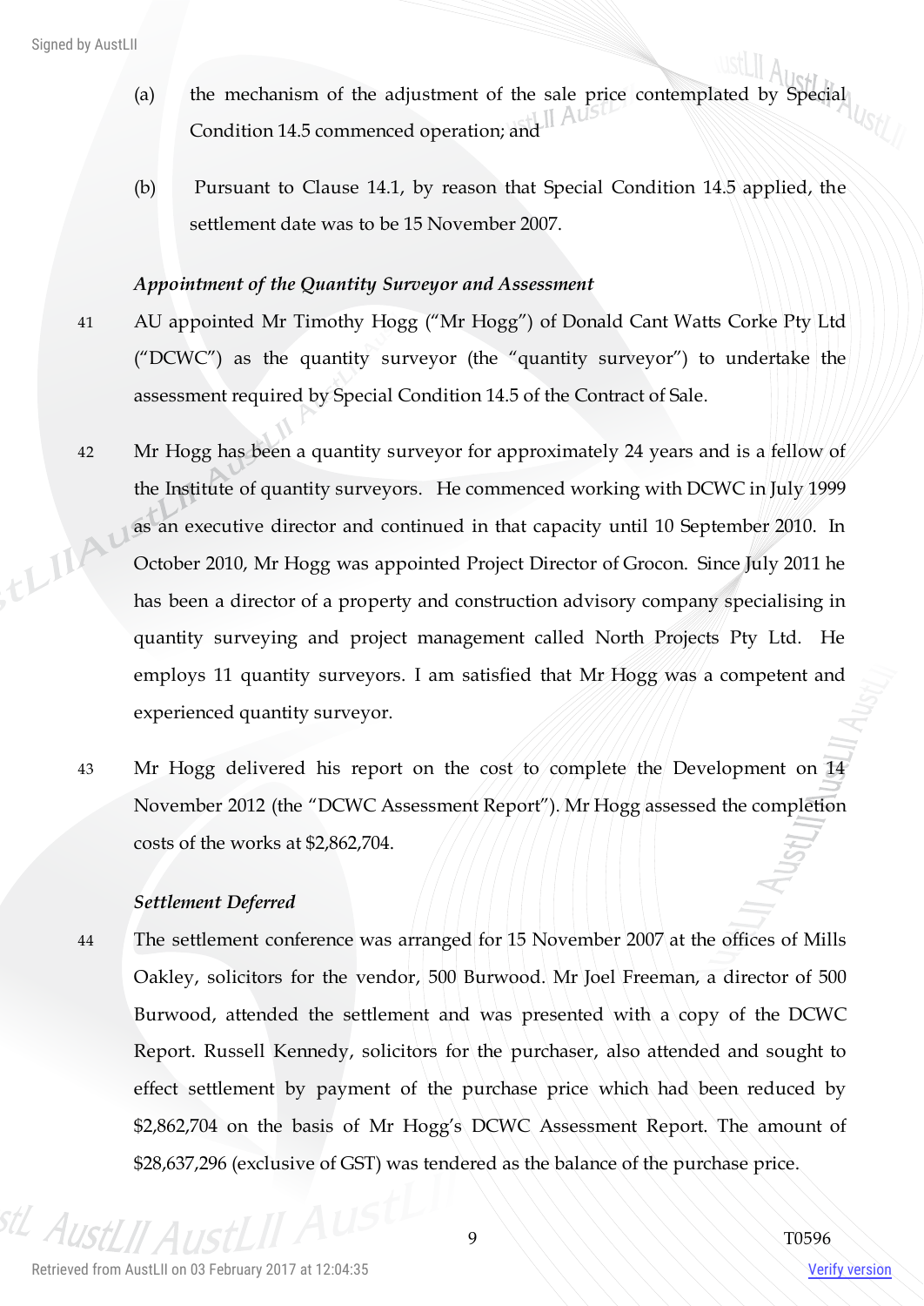(a) the mechanism of the adjustment of the sale price contemplated by Special Condition 14.5 commenced operation; and

(b) Pursuant to Clause 14.1, by reason that Special Condition 14.5 applied, the settlement date was to be 15 November 2007.

*Appointment of the Quantity Surveyor and Assessment*

41 AU appointed Mr Timothy Hogg ("Mr Hogg") of Donald Cant Watts Corke Pty Ltd ("DCWC") as the quantity surveyor (the "quantity surveyor") to undertake the assessment required by Special Condition 14.5 of the Contract of Sale.

42 Mr Hogg has been a quantity surveyor for approximately 24 years and is a fellow of the Institute of quantity surveyors. He commenced working with DCWC in July 1999 as an executive director and continued in that capacity until 10 September 2010. In October 2010, Mr Hogg was appointed Project Director of Grocon. Since July 2011 he has been a director of a property and construction advisory company specialising in quantity surveying and project management called North Projects Pty Ltd. He employs 11 quantity surveyors. I am satisfied that Mr Hogg was a competent and experienced quantity surveyor.

43 Mr Hogg delivered his report on the cost to complete the Development on 14 November 2012 (the "DCWC Assessment Report"). Mr Hogg assessed the completion costs of the works at $2,862,704.

*Settlement Deferred*

44 The settlement conference was arranged for 15 November 2007 at the offices of Mills Oakley, solicitors for the vendor, 500 Burwood. Mr Joel Freeman, a director of 500 Burwood, attended the settlement and was presented with a copy of the DCWC Report. Russell Kennedy, solicitors for the purchaser, also attended and sought to effect settlement by payment of the purchase price which had been reduced by $2,862,704 on the basis of Mr Hogg's DCWC Assessment Report. The amount of $28,637,296 (exclusive of GST) was tendered as the balance of the purchase price.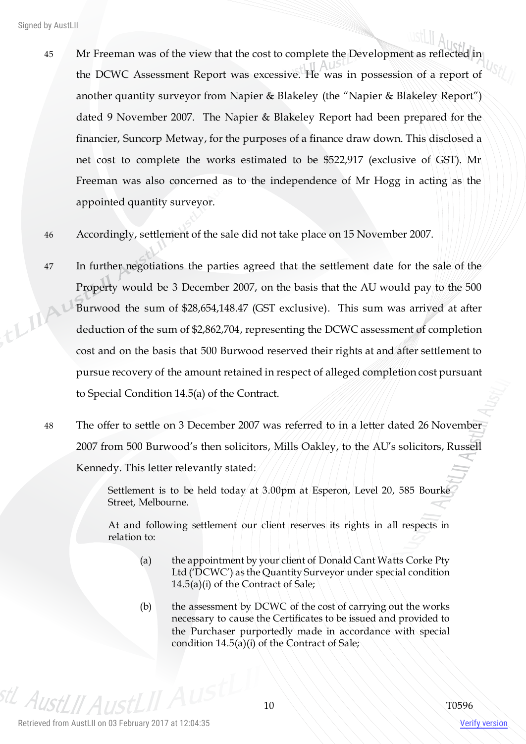45 Mr Freeman was of the view that the cost to complete the Development as reflected in the DCWC Assessment Report was excessive. He was in possession of a report of another quantity surveyor from Napier & Blakeley (the "Napier & Blakeley Report") dated 9 November 2007. The Napier & Blakeley Report had been prepared for the financier, Suncorp Metway, for the purposes of a finance draw down. This disclosed a net cost to complete the works estimated to be $522,917 (exclusive of GST). Mr Freeman was also concerned as to the independence of Mr Hogg in acting as the appointed quantity surveyor.

46 Accordingly, settlement of the sale did not take place on 15 November 2007.

47 In further negotiations the parties agreed that the settlement date for the sale of the Property would be 3 December 2007, on the basis that the AU would pay to the 500 Burwood the sum of $28,654,148.47 (GST exclusive). This sum was arrived at after deduction of the sum of $2,862,704, representing the DCWC assessment of completion cost and on the basis that 500 Burwood reserved their rights at and after settlement to pursue recovery of the amount retained in respect of alleged completion cost pursuant to Special Condition 14.5(a) of the Contract.

48 The offer to settle on 3 December 2007 was referred to in a letter dated 26 November 2007 from 500 Burwood's then solicitors, Mills Oakley, to the AU's solicitors, Russell Kennedy. This letter relevantly stated:

> Settlement is to be held today at 3.00pm at Esperon, Level 20, 585 Bourke Street, Melbourne.
>
> At and following settlement our client reserves its rights in all respects in relation to:
>
> (a) the appointment by your client of Donald Cant Watts Corke Pty Ltd ('DCWC') as the Quantity Surveyor under special condition 14.5(a)(i) of the Contract of Sale;
>
> (b) the assessment by DCWC of the cost of carrying out the works necessary to cause the Certificates to be issued and provided to the Purchaser purportedly made in accordance with special condition 14.5(a)(i) of the Contract of Sale;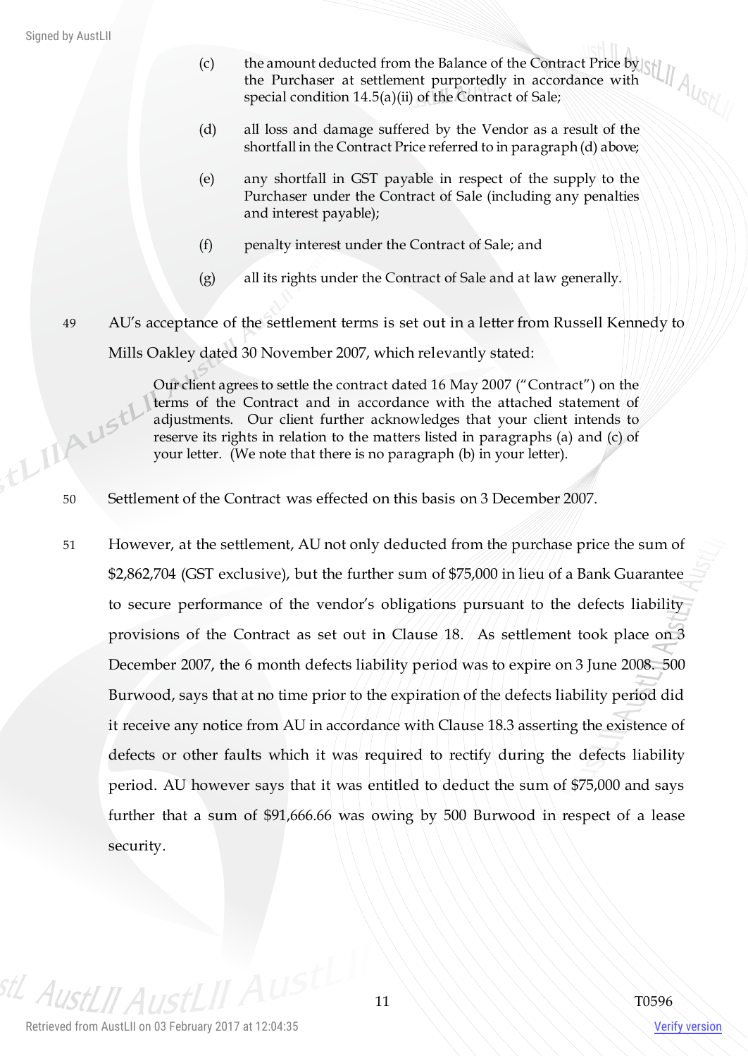(c) the amount deducted from the Balance of the Contract Price by the Purchaser at settlement purportedly in accordance with special condition 14.5(a)(ii) of the Contract of Sale;

(d) all loss and damage suffered by the Vendor as a result of the shortfall in the Contract Price referred to in paragraph (d) above;

(e) any shortfall in GST payable in respect of the supply to the Purchaser under the Contract of Sale (including any penalties and interest payable);

(f) penalty interest under the Contract of Sale; and

(g) all its rights under the Contract of Sale and at law generally.

49 AU's acceptance of the settlement terms is set out in a letter from Russell Kennedy to Mills Oakley dated 30 November 2007, which relevantly stated:

> Our client agrees to settle the contract dated 16 May 2007 ("Contract") on the terms of the Contract and in accordance with the attached statement of adjustments. Our client further acknowledges that your client intends to reserve its rights in relation to the matters listed in paragraphs (a) and (c) of your letter. (We note that there is no paragraph (b) in your letter).

50 Settlement of the Contract was effected on this basis on 3 December 2007.

51 However, at the settlement, AU not only deducted from the purchase price the sum of $2,862,704 (GST exclusive), but the further sum of $75,000 in lieu of a Bank Guarantee to secure performance of the vendor's obligations pursuant to the defects liability provisions of the Contract as set out in Clause 18. As settlement took place on 3 December 2007, the 6 month defects liability period was to expire on 3 June 2008. 500 Burwood, says that at no time prior to the expiration of the defects liability period did it receive any notice from AU in accordance with Clause 18.3 asserting the existence of defects or other faults which it was required to rectify during the defects liability period. AU however says that it was entitled to deduct the sum of $75,000 and says further that a sum of $91,666.66 was owing by 500 Burwood in respect of a lease security.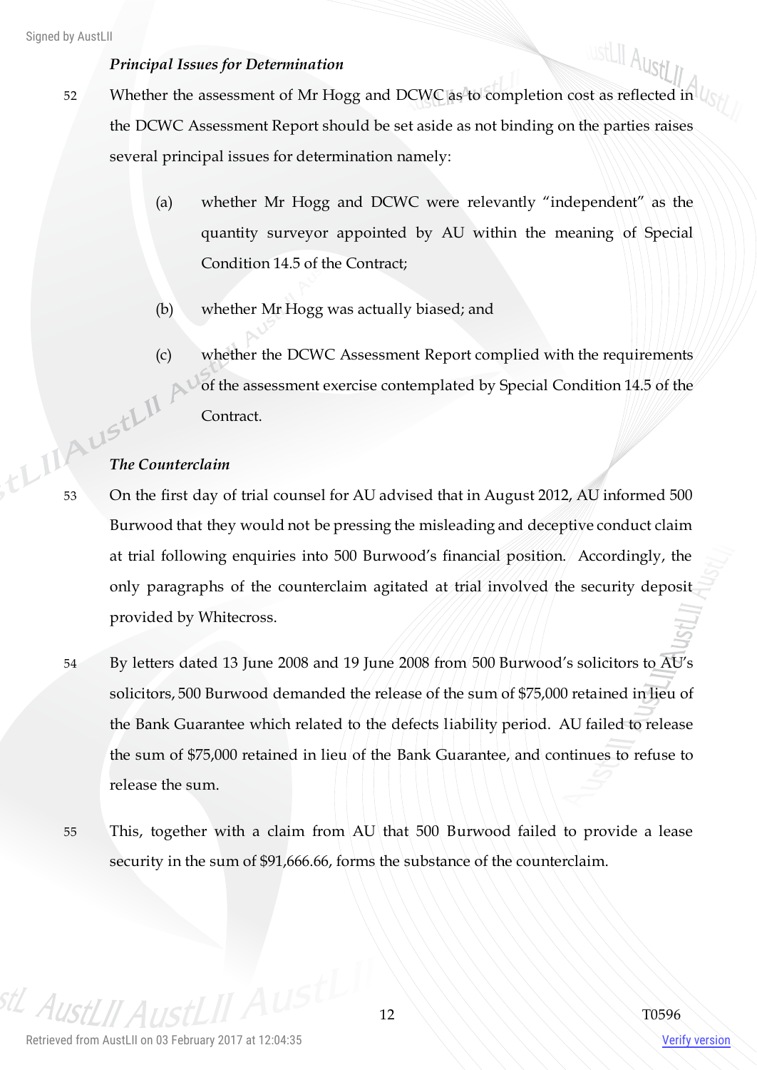***Principal Issues for Determination***

52 Whether the assessment of Mr Hogg and DCWC as to completion cost as reflected in the DCWC Assessment Report should be set aside as not binding on the parties raises several principal issues for determination namely:

(a) whether Mr Hogg and DCWC were relevantly "independent" as the quantity surveyor appointed by AU within the meaning of Special Condition 14.5 of the Contract;

(b) whether Mr Hogg was actually biased; and

(c) whether the DCWC Assessment Report complied with the requirements of the assessment exercise contemplated by Special Condition 14.5 of the Contract.

***The Counterclaim***

53 On the first day of trial counsel for AU advised that in August 2012, AU informed 500 Burwood that they would not be pressing the misleading and deceptive conduct claim at trial following enquiries into 500 Burwood's financial position. Accordingly, the only paragraphs of the counterclaim agitated at trial involved the security deposit provided by Whitecross.

54 By letters dated 13 June 2008 and 19 June 2008 from 500 Burwood's solicitors to AU's solicitors, 500 Burwood demanded the release of the sum of $75,000 retained in lieu of the Bank Guarantee which related to the defects liability period. AU failed to release the sum of $75,000 retained in lieu of the Bank Guarantee, and continues to refuse to release the sum.

55 This, together with a claim from AU that 500 Burwood failed to provide a lease security in the sum of $91,666.66, forms the substance of the counterclaim.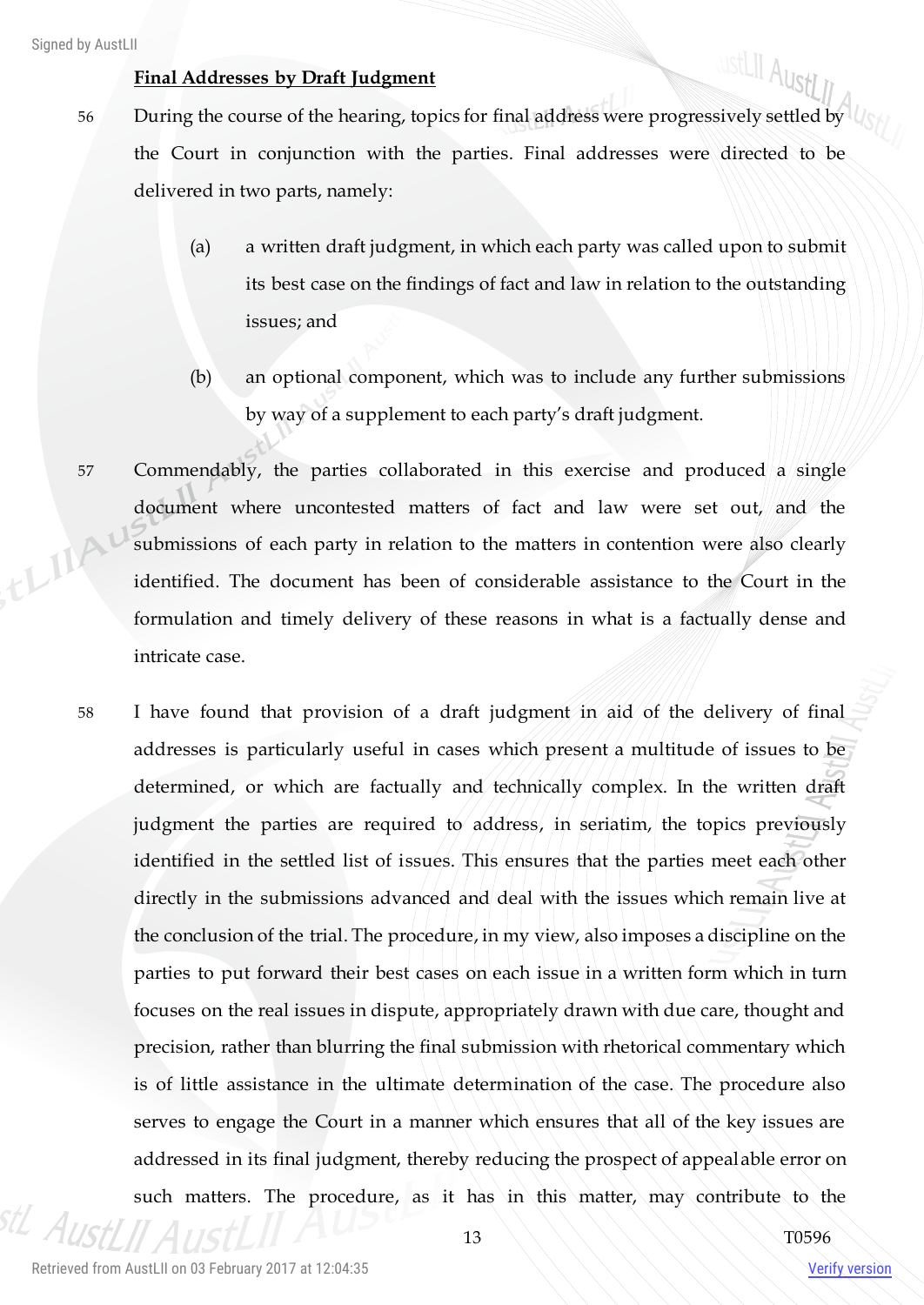**Final Addresses by Draft Judgment**

56 During the course of the hearing, topics for final address were progressively settled by the Court in conjunction with the parties. Final addresses were directed to be delivered in two parts, namely:

(a) a written draft judgment, in which each party was called upon to submit its best case on the findings of fact and law in relation to the outstanding issues; and

(b) an optional component, which was to include any further submissions by way of a supplement to each party's draft judgment.

57 Commendably, the parties collaborated in this exercise and produced a single document where uncontested matters of fact and law were set out, and the submissions of each party in relation to the matters in contention were also clearly identified. The document has been of considerable assistance to the Court in the formulation and timely delivery of these reasons in what is a factually dense and intricate case.

58 I have found that provision of a draft judgment in aid of the delivery of final addresses is particularly useful in cases which present a multitude of issues to be determined, or which are factually and technically complex. In the written draft judgment the parties are required to address, in seriatim, the topics previously identified in the settled list of issues. This ensures that the parties meet each other directly in the submissions advanced and deal with the issues which remain live at the conclusion of the trial. The procedure, in my view, also imposes a discipline on the parties to put forward their best cases on each issue in a written form which in turn focuses on the real issues in dispute, appropriately drawn with due care, thought and precision, rather than blurring the final submission with rhetorical commentary which is of little assistance in the ultimate determination of the case. The procedure also serves to engage the Court in a manner which ensures that all of the key issues are addressed in its final judgment, thereby reducing the prospect of appealable error on such matters. The procedure, as it has in this matter, may contribute to the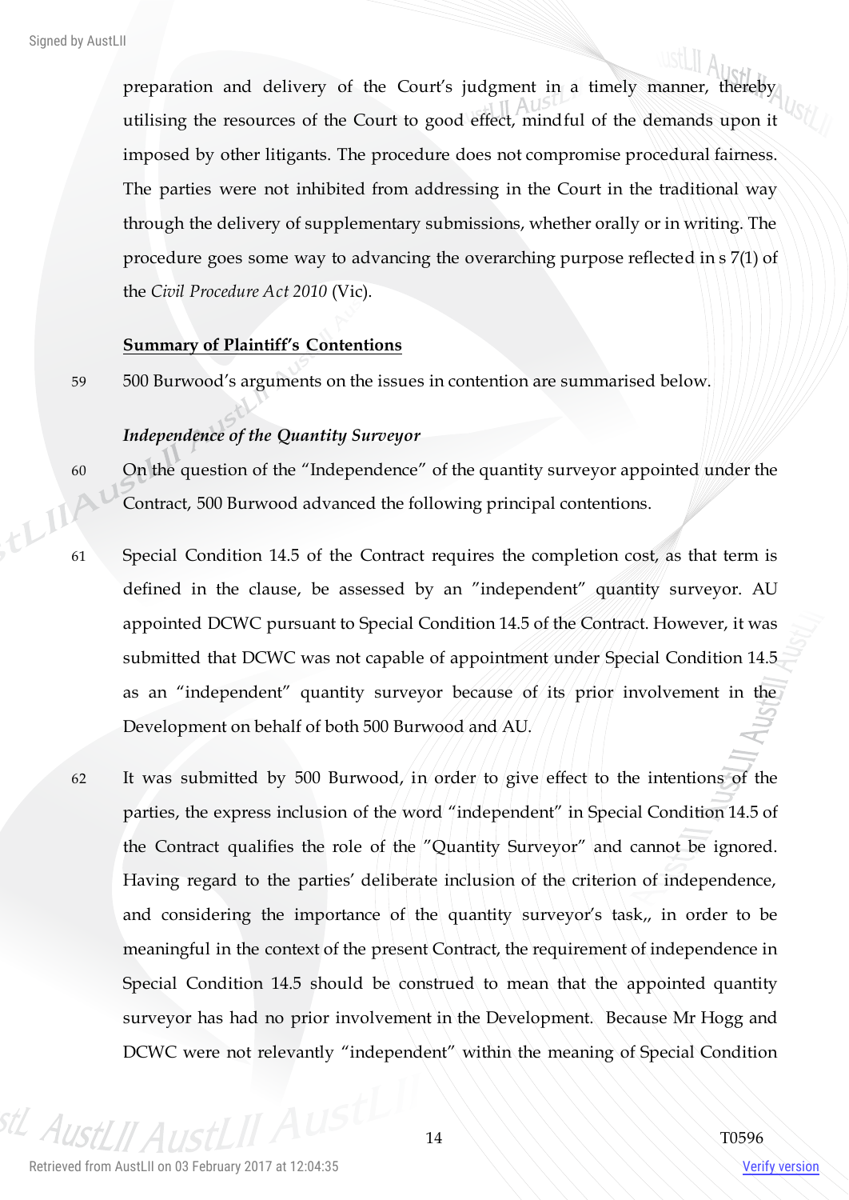preparation and delivery of the Court's judgment in a timely manner, thereby utilising the resources of the Court to good effect, mindful of the demands upon it imposed by other litigants. The procedure does not compromise procedural fairness. The parties were not inhibited from addressing in the Court in the traditional way through the delivery of supplementary submissions, whether orally or in writing. The procedure goes some way to advancing the overarching purpose reflected in s 7(1) of the *Civil Procedure Act 2010* (Vic).

**Summary of Plaintiff's Contentions**

59 500 Burwood's arguments on the issues in contention are summarised below.

***Independence of the Quantity Surveyor***

60 On the question of the "Independence" of the quantity surveyor appointed under the Contract, 500 Burwood advanced the following principal contentions.

61 Special Condition 14.5 of the Contract requires the completion cost, as that term is defined in the clause, be assessed by an "independent" quantity surveyor. AU appointed DCWC pursuant to Special Condition 14.5 of the Contract. However, it was submitted that DCWC was not capable of appointment under Special Condition 14.5 as an "independent" quantity surveyor because of its prior involvement in the Development on behalf of both 500 Burwood and AU.

62 It was submitted by 500 Burwood, in order to give effect to the intentions of the parties, the express inclusion of the word "independent" in Special Condition 14.5 of the Contract qualifies the role of the "Quantity Surveyor" and cannot be ignored. Having regard to the parties' deliberate inclusion of the criterion of independence, and considering the importance of the quantity surveyor's task,, in order to be meaningful in the context of the present Contract, the requirement of independence in Special Condition 14.5 should be construed to mean that the appointed quantity surveyor has had no prior involvement in the Development. Because Mr Hogg and DCWC were not relevantly "independent" within the meaning of Special Condition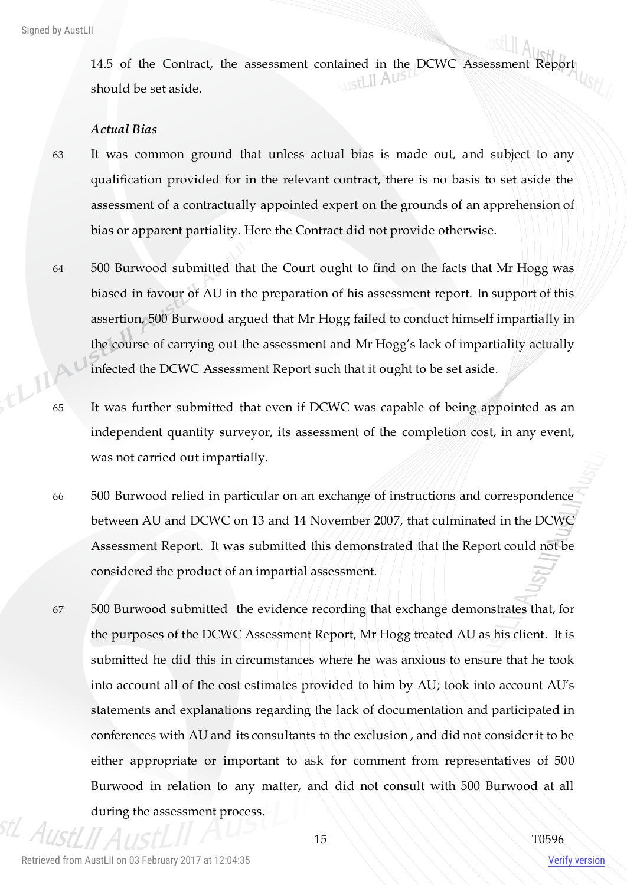14.5 of the Contract, the assessment contained in the DCWC Assessment Report should be set aside.

*Actual Bias*

63 It was common ground that unless actual bias is made out, and subject to any qualification provided for in the relevant contract, there is no basis to set aside the assessment of a contractually appointed expert on the grounds of an apprehension of bias or apparent partiality. Here the Contract did not provide otherwise.

64 500 Burwood submitted that the Court ought to find on the facts that Mr Hogg was biased in favour of AU in the preparation of his assessment report. In support of this assertion, 500 Burwood argued that Mr Hogg failed to conduct himself impartially in the course of carrying out the assessment and Mr Hogg's lack of impartiality actually infected the DCWC Assessment Report such that it ought to be set aside.

65 It was further submitted that even if DCWC was capable of being appointed as an independent quantity surveyor, its assessment of the completion cost, in any event, was not carried out impartially.

66 500 Burwood relied in particular on an exchange of instructions and correspondence between AU and DCWC on 13 and 14 November 2007, that culminated in the DCWC Assessment Report. It was submitted this demonstrated that the Report could not be considered the product of an impartial assessment.

67 500 Burwood submitted the evidence recording that exchange demonstrates that, for the purposes of the DCWC Assessment Report, Mr Hogg treated AU as his client. It is submitted he did this in circumstances where he was anxious to ensure that he took into account all of the cost estimates provided to him by AU; took into account AU's statements and explanations regarding the lack of documentation and participated in conferences with AU and its consultants to the exclusion, and did not consider it to be either appropriate or important to ask for comment from representatives of 500 Burwood in relation to any matter, and did not consult with 500 Burwood at all during the assessment process.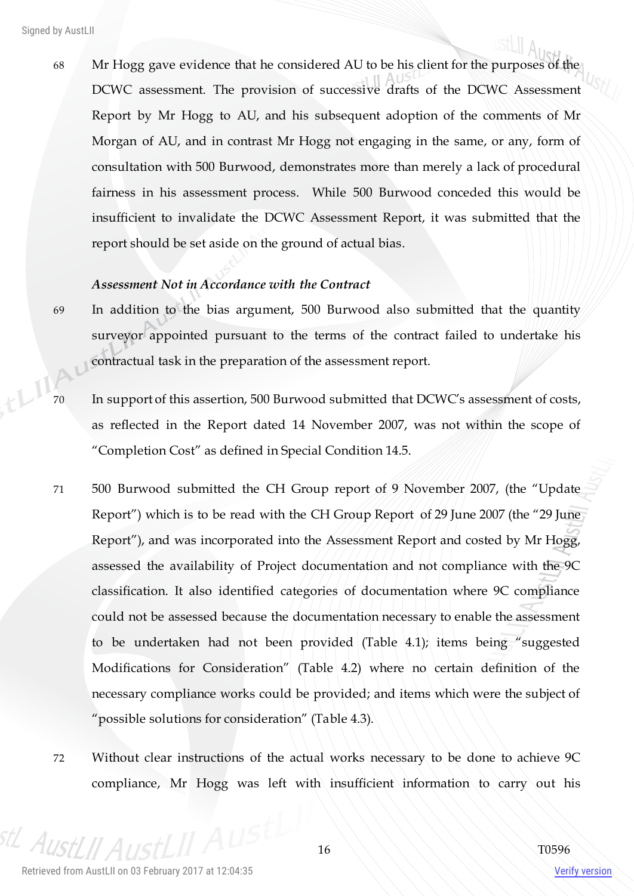68 Mr Hogg gave evidence that he considered AU to be his client for the purposes of the DCWC assessment. The provision of successive drafts of the DCWC Assessment Report by Mr Hogg to AU, and his subsequent adoption of the comments of Mr Morgan of AU, and in contrast Mr Hogg not engaging in the same, or any, form of consultation with 500 Burwood, demonstrates more than merely a lack of procedural fairness in his assessment process. While 500 Burwood conceded this would be insufficient to invalidate the DCWC Assessment Report, it was submitted that the report should be set aside on the ground of actual bias.

***Assessment Not in Accordance with the Contract***

69 In addition to the bias argument, 500 Burwood also submitted that the quantity surveyor appointed pursuant to the terms of the contract failed to undertake his contractual task in the preparation of the assessment report.

70 In support of this assertion, 500 Burwood submitted that DCWC's assessment of costs, as reflected in the Report dated 14 November 2007, was not within the scope of "Completion Cost" as defined in Special Condition 14.5.

71 500 Burwood submitted the CH Group report of 9 November 2007, (the "Update Report") which is to be read with the CH Group Report of 29 June 2007 (the "29 June Report"), and was incorporated into the Assessment Report and costed by Mr Hogg, assessed the availability of Project documentation and not compliance with the 9C classification. It also identified categories of documentation where 9C compliance could not be assessed because the documentation necessary to enable the assessment to be undertaken had not been provided (Table 4.1); items being "suggested Modifications for Consideration" (Table 4.2) where no certain definition of the necessary compliance works could be provided; and items which were the subject of "possible solutions for consideration" (Table 4.3).

72 Without clear instructions of the actual works necessary to be done to achieve 9C compliance, Mr Hogg was left with insufficient information to carry out his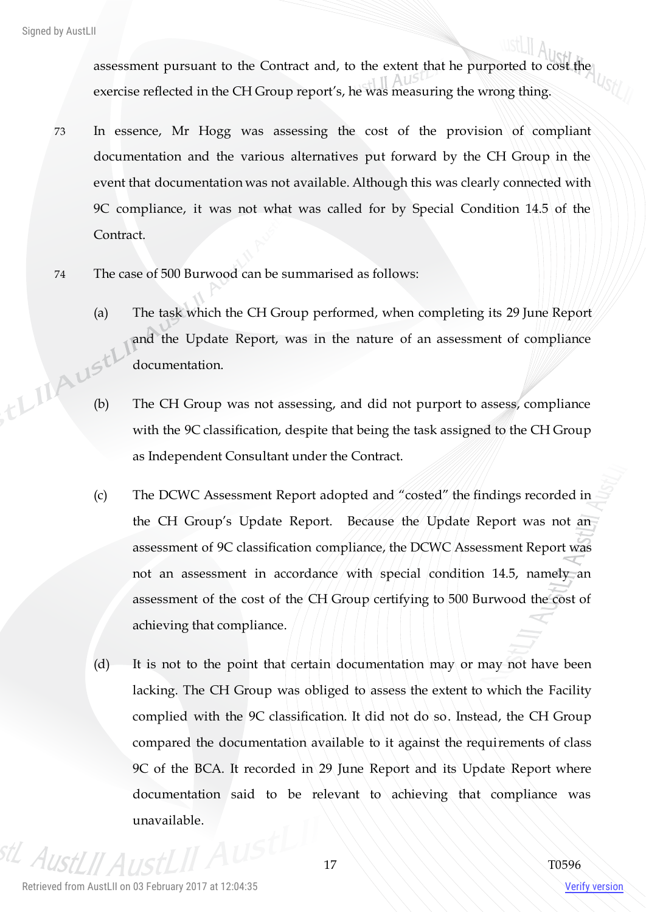assessment pursuant to the Contract and, to the extent that he purported to cost the exercise reflected in the CH Group report's, he was measuring the wrong thing.

73 In essence, Mr Hogg was assessing the cost of the provision of compliant documentation and the various alternatives put forward by the CH Group in the event that documentation was not available. Although this was clearly connected with 9C compliance, it was not what was called for by Special Condition 14.5 of the Contract.

74 The case of 500 Burwood can be summarised as follows:

(a) The task which the CH Group performed, when completing its 29 June Report and the Update Report, was in the nature of an assessment of compliance documentation.

(b) The CH Group was not assessing, and did not purport to assess, compliance with the 9C classification, despite that being the task assigned to the CH Group as Independent Consultant under the Contract.

(c) The DCWC Assessment Report adopted and "costed" the findings recorded in the CH Group's Update Report. Because the Update Report was not an assessment of 9C classification compliance, the DCWC Assessment Report was not an assessment in accordance with special condition 14.5, namely an assessment of the cost of the CH Group certifying to 500 Burwood the cost of achieving that compliance.

(d) It is not to the point that certain documentation may or may not have been lacking. The CH Group was obliged to assess the extent to which the Facility complied with the 9C classification. It did not do so. Instead, the CH Group compared the documentation available to it against the requirements of class 9C of the BCA. It recorded in 29 June Report and its Update Report where documentation said to be relevant to achieving that compliance was unavailable.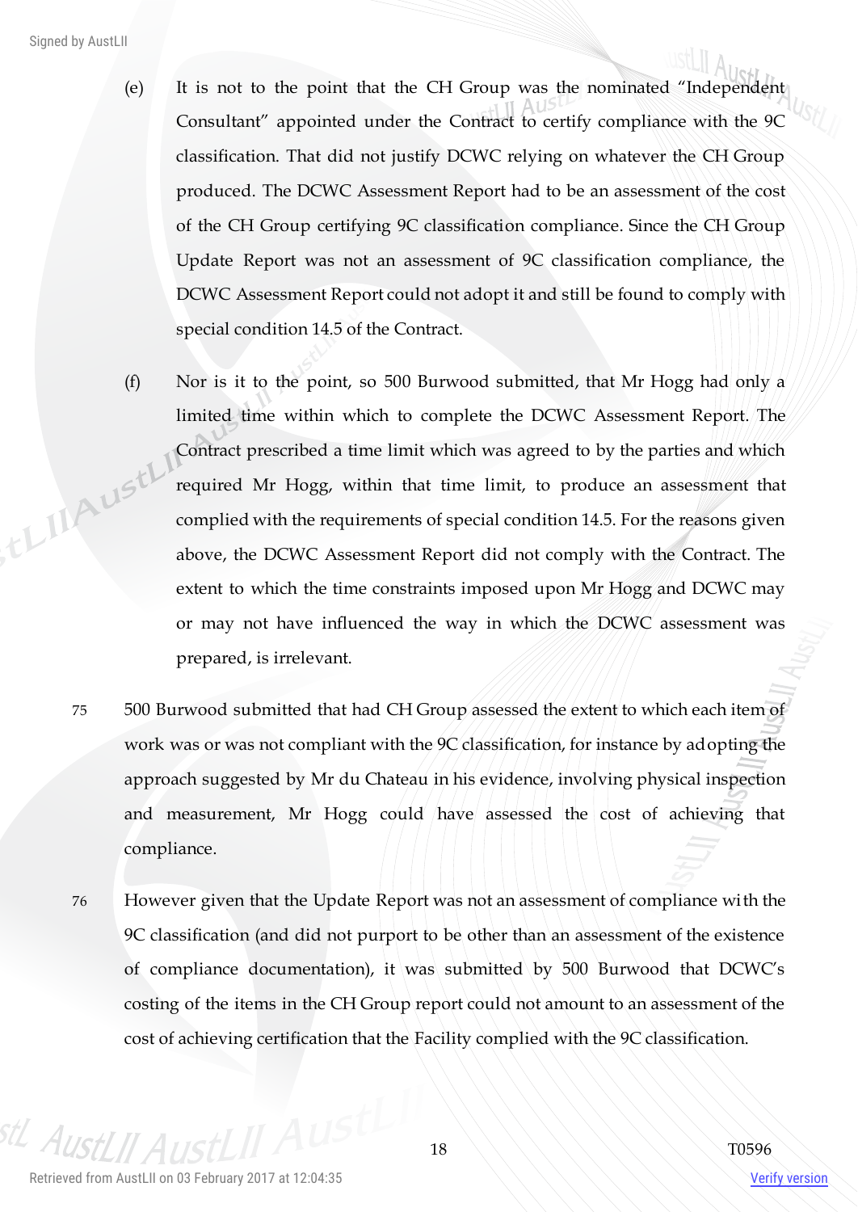(e) It is not to the point that the CH Group was the nominated "Independent Consultant" appointed under the Contract to certify compliance with the 9C classification. That did not justify DCWC relying on whatever the CH Group produced. The DCWC Assessment Report had to be an assessment of the cost of the CH Group certifying 9C classification compliance. Since the CH Group Update Report was not an assessment of 9C classification compliance, the DCWC Assessment Report could not adopt it and still be found to comply with special condition 14.5 of the Contract.

(f) Nor is it to the point, so 500 Burwood submitted, that Mr Hogg had only a limited time within which to complete the DCWC Assessment Report. The Contract prescribed a time limit which was agreed to by the parties and which required Mr Hogg, within that time limit, to produce an assessment that complied with the requirements of special condition 14.5. For the reasons given above, the DCWC Assessment Report did not comply with the Contract. The extent to which the time constraints imposed upon Mr Hogg and DCWC may or may not have influenced the way in which the DCWC assessment was prepared, is irrelevant.

75 500 Burwood submitted that had CH Group assessed the extent to which each item of work was or was not compliant with the 9C classification, for instance by adopting the approach suggested by Mr du Chateau in his evidence, involving physical inspection and measurement, Mr Hogg could have assessed the cost of achieving that compliance.

76 However given that the Update Report was not an assessment of compliance with the 9C classification (and did not purport to be other than an assessment of the existence of compliance documentation), it was submitted by 500 Burwood that DCWC's costing of the items in the CH Group report could not amount to an assessment of the cost of achieving certification that the Facility complied with the 9C classification.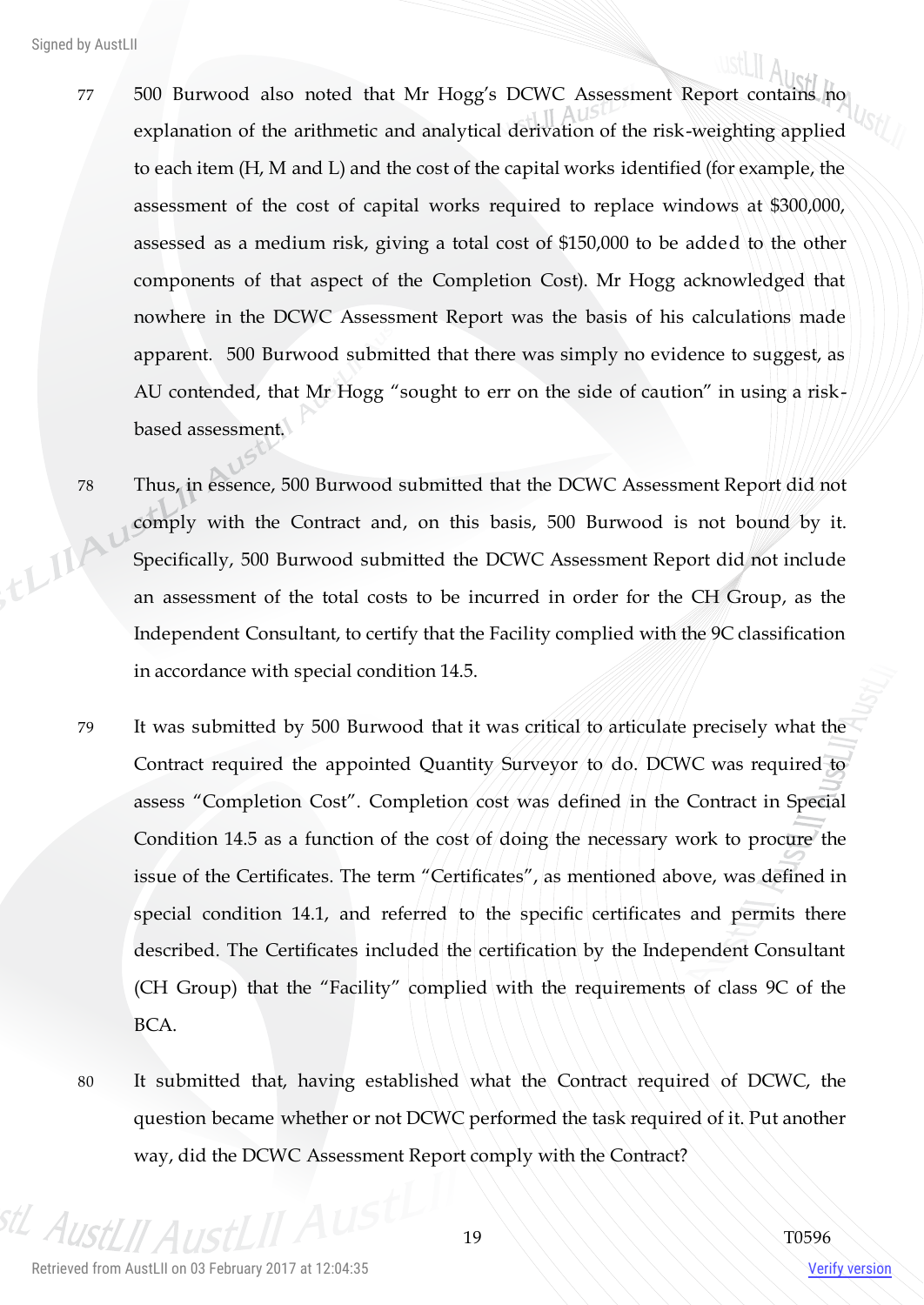77 500 Burwood also noted that Mr Hogg's DCWC Assessment Report contains no explanation of the arithmetic and analytical derivation of the risk-weighting applied to each item (H, M and L) and the cost of the capital works identified (for example, the assessment of the cost of capital works required to replace windows at $300,000, assessed as a medium risk, giving a total cost of $150,000 to be added to the other components of that aspect of the Completion Cost). Mr Hogg acknowledged that nowhere in the DCWC Assessment Report was the basis of his calculations made apparent. 500 Burwood submitted that there was simply no evidence to suggest, as AU contended, that Mr Hogg "sought to err on the side of caution" in using a risk-based assessment.

78 Thus, in essence, 500 Burwood submitted that the DCWC Assessment Report did not comply with the Contract and, on this basis, 500 Burwood is not bound by it. Specifically, 500 Burwood submitted the DCWC Assessment Report did not include an assessment of the total costs to be incurred in order for the CH Group, as the Independent Consultant, to certify that the Facility complied with the 9C classification in accordance with special condition 14.5.

79 It was submitted by 500 Burwood that it was critical to articulate precisely what the Contract required the appointed Quantity Surveyor to do. DCWC was required to assess "Completion Cost". Completion cost was defined in the Contract in Special Condition 14.5 as a function of the cost of doing the necessary work to procure the issue of the Certificates. The term "Certificates", as mentioned above, was defined in special condition 14.1, and referred to the specific certificates and permits there described. The Certificates included the certification by the Independent Consultant (CH Group) that the "Facility" complied with the requirements of class 9C of the BCA.

80 It submitted that, having established what the Contract required of DCWC, the question became whether or not DCWC performed the task required of it. Put another way, did the DCWC Assessment Report comply with the Contract?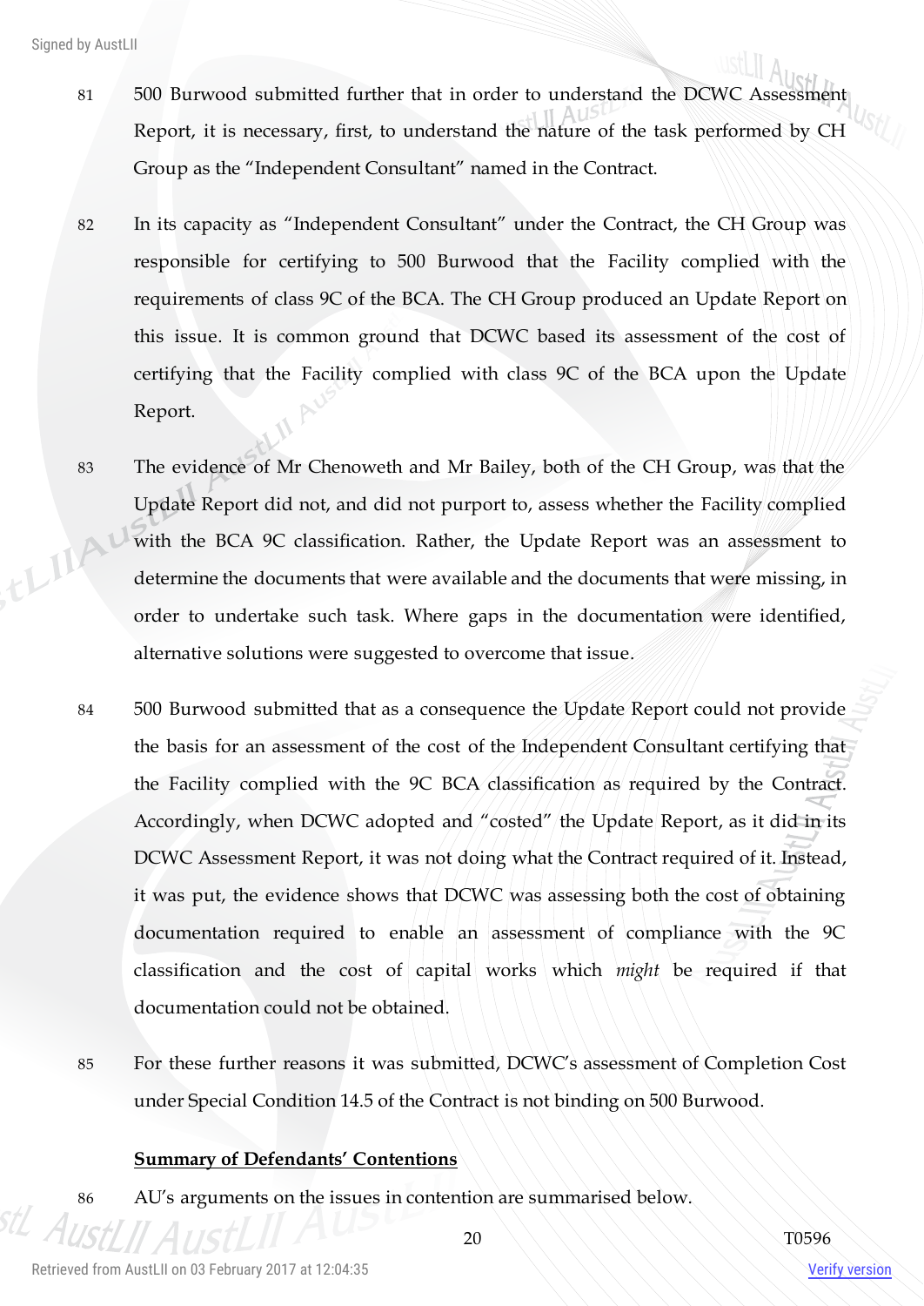81 500 Burwood submitted further that in order to understand the DCWC Assessment Report, it is necessary, first, to understand the nature of the task performed by CH Group as the "Independent Consultant" named in the Contract.

82 In its capacity as "Independent Consultant" under the Contract, the CH Group was responsible for certifying to 500 Burwood that the Facility complied with the requirements of class 9C of the BCA. The CH Group produced an Update Report on this issue. It is common ground that DCWC based its assessment of the cost of certifying that the Facility complied with class 9C of the BCA upon the Update Report.

83 The evidence of Mr Chenoweth and Mr Bailey, both of the CH Group, was that the Update Report did not, and did not purport to, assess whether the Facility complied with the BCA 9C classification. Rather, the Update Report was an assessment to determine the documents that were available and the documents that were missing, in order to undertake such task. Where gaps in the documentation were identified, alternative solutions were suggested to overcome that issue.

84 500 Burwood submitted that as a consequence the Update Report could not provide the basis for an assessment of the cost of the Independent Consultant certifying that the Facility complied with the 9C BCA classification as required by the Contract. Accordingly, when DCWC adopted and "costed" the Update Report, as it did in its DCWC Assessment Report, it was not doing what the Contract required of it. Instead, it was put, the evidence shows that DCWC was assessing both the cost of obtaining documentation required to enable an assessment of compliance with the 9C classification and the cost of capital works which *might* be required if that documentation could not be obtained.

85 For these further reasons it was submitted, DCWC's assessment of Completion Cost under Special Condition 14.5 of the Contract is not binding on 500 Burwood.

**Summary of Defendants' Contentions**

86 AU's arguments on the issues in contention are summarised below.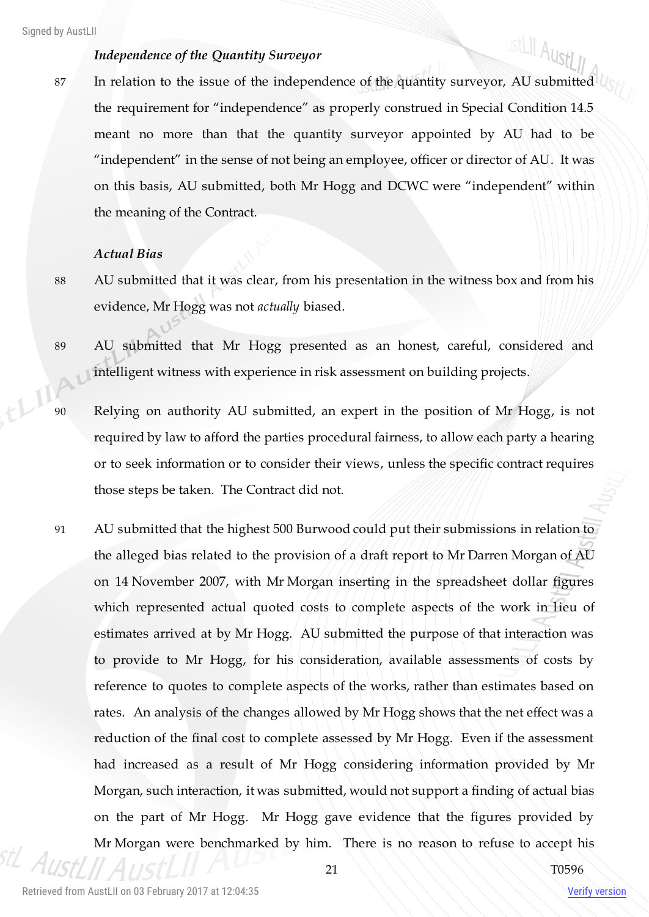### *Independence of the Quantity Surveyor*

87 In relation to the issue of the independence of the quantity surveyor, AU submitted the requirement for "independence" as properly construed in Special Condition 14.5 meant no more than that the quantity surveyor appointed by AU had to be "independent" in the sense of not being an employee, officer or director of AU. It was on this basis, AU submitted, both Mr Hogg and DCWC were "independent" within the meaning of the Contract.

### *Actual Bias*

88 AU submitted that it was clear, from his presentation in the witness box and from his evidence, Mr Hogg was not *actually* biased.

89 AU submitted that Mr Hogg presented as an honest, careful, considered and intelligent witness with experience in risk assessment on building projects.

90 Relying on authority AU submitted, an expert in the position of Mr Hogg, is not required by law to afford the parties procedural fairness, to allow each party a hearing or to seek information or to consider their views, unless the specific contract requires those steps be taken. The Contract did not.

91 AU submitted that the highest 500 Burwood could put their submissions in relation to the alleged bias related to the provision of a draft report to Mr Darren Morgan of AU on 14 November 2007, with Mr Morgan inserting in the spreadsheet dollar figures which represented actual quoted costs to complete aspects of the work in lieu of estimates arrived at by Mr Hogg. AU submitted the purpose of that interaction was to provide to Mr Hogg, for his consideration, available assessments of costs by reference to quotes to complete aspects of the works, rather than estimates based on rates. An analysis of the changes allowed by Mr Hogg shows that the net effect was a reduction of the final cost to complete assessed by Mr Hogg. Even if the assessment had increased as a result of Mr Hogg considering information provided by Mr Morgan, such interaction, it was submitted, would not support a finding of actual bias on the part of Mr Hogg. Mr Hogg gave evidence that the figures provided by Mr Morgan were benchmarked by him. There is no reason to refuse to accept his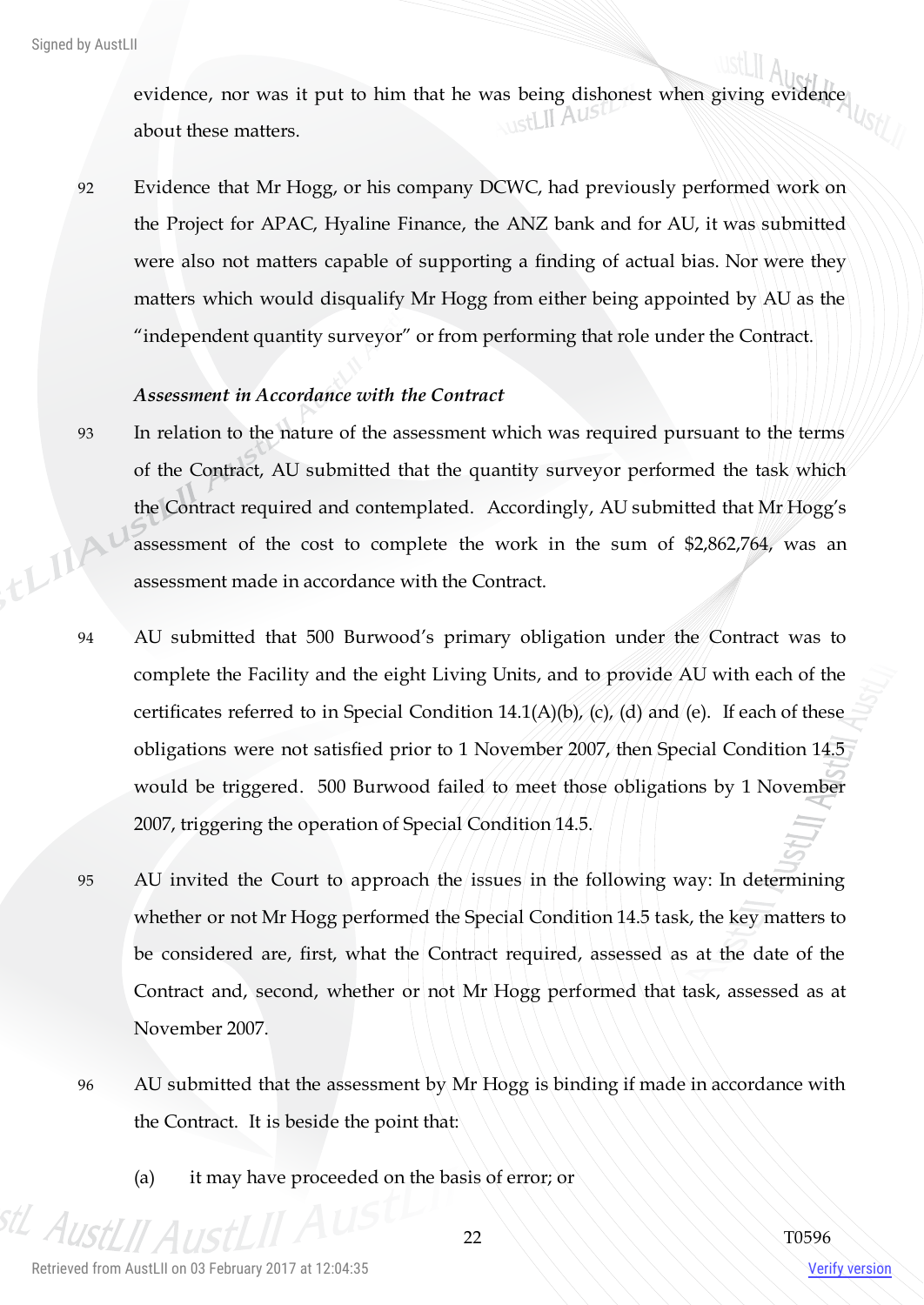evidence, nor was it put to him that he was being dishonest when giving evidence about these matters.

92 Evidence that Mr Hogg, or his company DCWC, had previously performed work on the Project for APAC, Hyaline Finance, the ANZ bank and for AU, it was submitted were also not matters capable of supporting a finding of actual bias. Nor were they matters which would disqualify Mr Hogg from either being appointed by AU as the "independent quantity surveyor" or from performing that role under the Contract.

*Assessment in Accordance with the Contract*

93 In relation to the nature of the assessment which was required pursuant to the terms of the Contract, AU submitted that the quantity surveyor performed the task which the Contract required and contemplated. Accordingly, AU submitted that Mr Hogg's assessment of the cost to complete the work in the sum of $2,862,764, was an assessment made in accordance with the Contract.

94 AU submitted that 500 Burwood's primary obligation under the Contract was to complete the Facility and the eight Living Units, and to provide AU with each of the certificates referred to in Special Condition 14.1(A)(b), (c), (d) and (e). If each of these obligations were not satisfied prior to 1 November 2007, then Special Condition 14.5 would be triggered. 500 Burwood failed to meet those obligations by 1 November 2007, triggering the operation of Special Condition 14.5.

95 AU invited the Court to approach the issues in the following way: In determining whether or not Mr Hogg performed the Special Condition 14.5 task, the key matters to be considered are, first, what the Contract required, assessed as at the date of the Contract and, second, whether or not Mr Hogg performed that task, assessed as at November 2007.

96 AU submitted that the assessment by Mr Hogg is binding if made in accordance with the Contract. It is beside the point that:

(a) it may have proceeded on the basis of error; or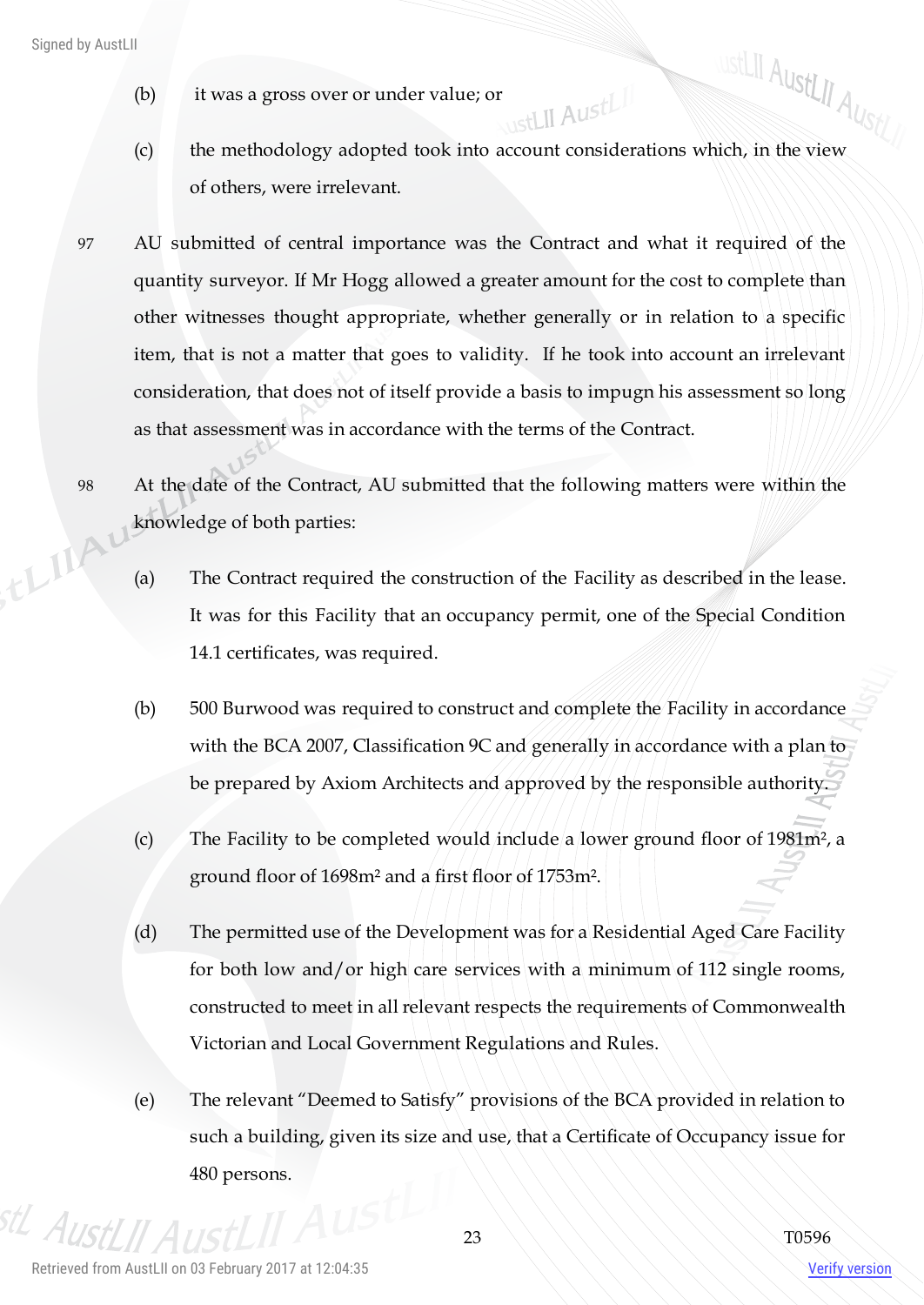(b) it was a gross over or under value; or

(c) the methodology adopted took into account considerations which, in the view of others, were irrelevant.

97 AU submitted of central importance was the Contract and what it required of the quantity surveyor. If Mr Hogg allowed a greater amount for the cost to complete than other witnesses thought appropriate, whether generally or in relation to a specific item, that is not a matter that goes to validity. If he took into account an irrelevant consideration, that does not of itself provide a basis to impugn his assessment so long as that assessment was in accordance with the terms of the Contract.

98 At the date of the Contract, AU submitted that the following matters were within the knowledge of both parties:

(a) The Contract required the construction of the Facility as described in the lease. It was for this Facility that an occupancy permit, one of the Special Condition 14.1 certificates, was required.

(b) 500 Burwood was required to construct and complete the Facility in accordance with the BCA 2007, Classification 9C and generally in accordance with a plan to be prepared by Axiom Architects and approved by the responsible authority.

(c) The Facility to be completed would include a lower ground floor of 1981m², a ground floor of 1698m² and a first floor of 1753m².

(d) The permitted use of the Development was for a Residential Aged Care Facility for both low and/or high care services with a minimum of 112 single rooms, constructed to meet in all relevant respects the requirements of Commonwealth Victorian and Local Government Regulations and Rules.

(e) The relevant "Deemed to Satisfy" provisions of the BCA provided in relation to such a building, given its size and use, that a Certificate of Occupancy issue for 480 persons.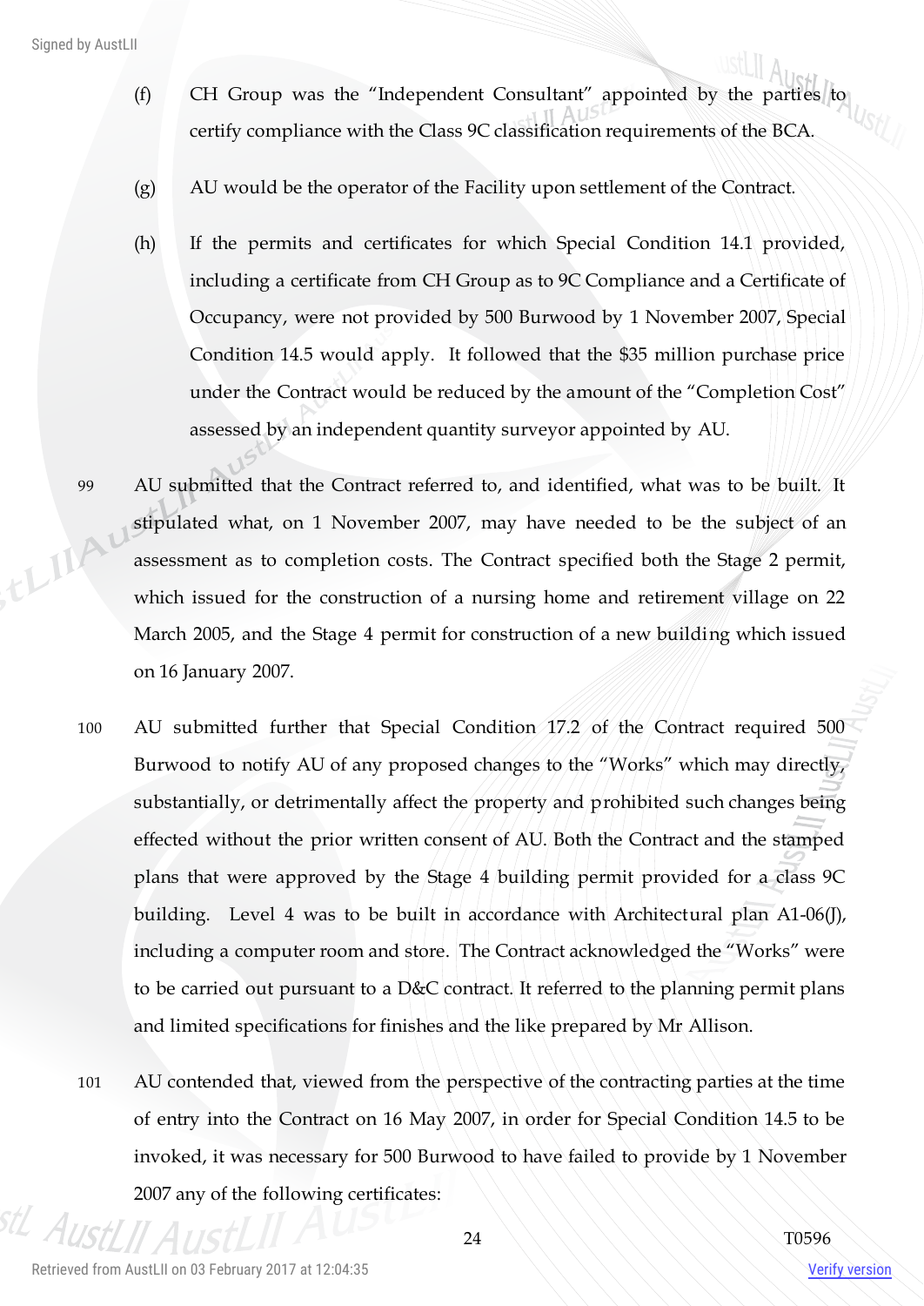(f) CH Group was the "Independent Consultant" appointed by the parties to certify compliance with the Class 9C classification requirements of the BCA.

(g) AU would be the operator of the Facility upon settlement of the Contract.

(h) If the permits and certificates for which Special Condition 14.1 provided, including a certificate from CH Group as to 9C Compliance and a Certificate of Occupancy, were not provided by 500 Burwood by 1 November 2007, Special Condition 14.5 would apply. It followed that the $35 million purchase price under the Contract would be reduced by the amount of the "Completion Cost" assessed by an independent quantity surveyor appointed by AU.

99 AU submitted that the Contract referred to, and identified, what was to be built. It stipulated what, on 1 November 2007, may have needed to be the subject of an assessment as to completion costs. The Contract specified both the Stage 2 permit, which issued for the construction of a nursing home and retirement village on 22 March 2005, and the Stage 4 permit for construction of a new building which issued on 16 January 2007.

100 AU submitted further that Special Condition 17.2 of the Contract required 500 Burwood to notify AU of any proposed changes to the "Works" which may directly, substantially, or detrimentally affect the property and prohibited such changes being effected without the prior written consent of AU. Both the Contract and the stamped plans that were approved by the Stage 4 building permit provided for a class 9C building. Level 4 was to be built in accordance with Architectural plan A1-06(J), including a computer room and store. The Contract acknowledged the "Works" were to be carried out pursuant to a D&C contract. It referred to the planning permit plans and limited specifications for finishes and the like prepared by Mr Allison.

101 AU contended that, viewed from the perspective of the contracting parties at the time of entry into the Contract on 16 May 2007, in order for Special Condition 14.5 to be invoked, it was necessary for 500 Burwood to have failed to provide by 1 November 2007 any of the following certificates: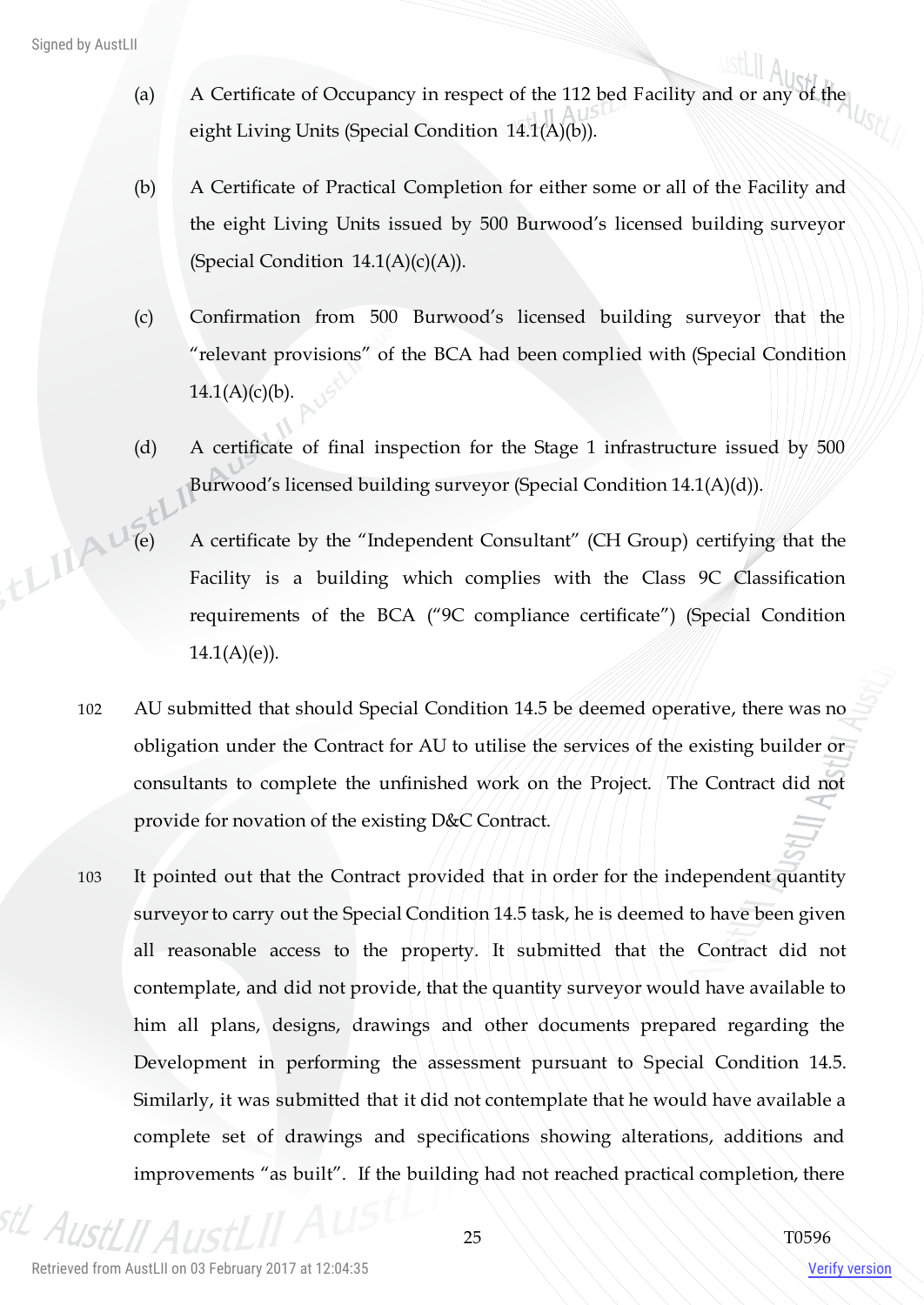(a) A Certificate of Occupancy in respect of the 112 bed Facility and or any of the eight Living Units (Special Condition 14.1(A)(b)).

(b) A Certificate of Practical Completion for either some or all of the Facility and the eight Living Units issued by 500 Burwood's licensed building surveyor (Special Condition 14.1(A)(c)(A)).

(c) Confirmation from 500 Burwood's licensed building surveyor that the "relevant provisions" of the BCA had been complied with (Special Condition 14.1(A)(c)(b).

(d) A certificate of final inspection for the Stage 1 infrastructure issued by 500 Burwood's licensed building surveyor (Special Condition 14.1(A)(d)).

(e) A certificate by the "Independent Consultant" (CH Group) certifying that the Facility is a building which complies with the Class 9C Classification requirements of the BCA ("9C compliance certificate") (Special Condition 14.1(A)(e)).

102 AU submitted that should Special Condition 14.5 be deemed operative, there was no obligation under the Contract for AU to utilise the services of the existing builder or consultants to complete the unfinished work on the Project. The Contract did not provide for novation of the existing D&C Contract.

103 It pointed out that the Contract provided that in order for the independent quantity surveyor to carry out the Special Condition 14.5 task, he is deemed to have been given all reasonable access to the property. It submitted that the Contract did not contemplate, and did not provide, that the quantity surveyor would have available to him all plans, designs, drawings and other documents prepared regarding the Development in performing the assessment pursuant to Special Condition 14.5. Similarly, it was submitted that it did not contemplate that he would have available a complete set of drawings and specifications showing alterations, additions and improvements "as built". If the building had not reached practical completion, there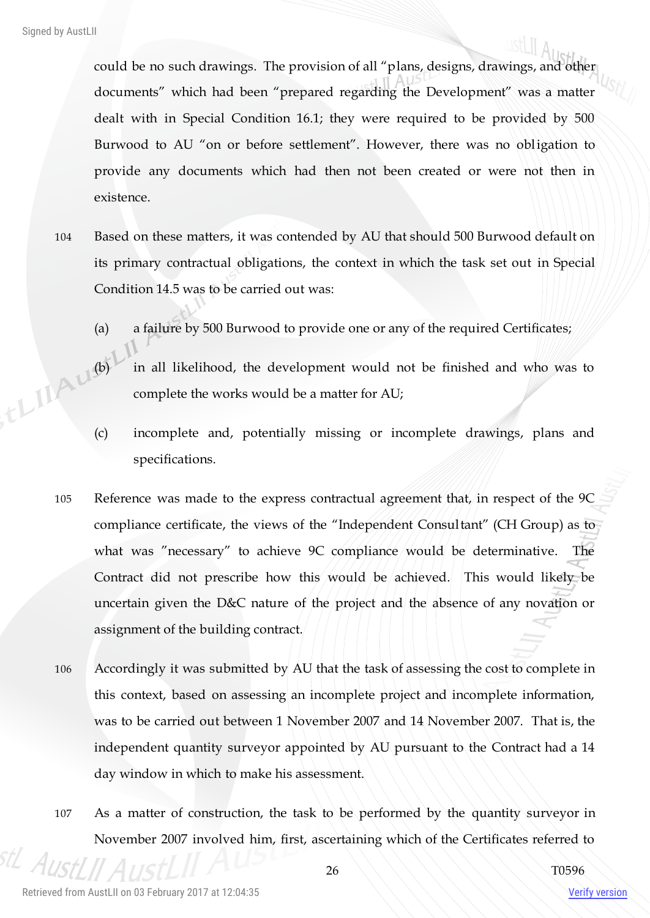could be no such drawings. The provision of all "plans, designs, drawings, and other documents" which had been "prepared regarding the Development" was a matter dealt with in Special Condition 16.1; they were required to be provided by 500 Burwood to AU "on or before settlement". However, there was no obligation to provide any documents which had then not been created or were not then in existence.

104 Based on these matters, it was contended by AU that should 500 Burwood default on its primary contractual obligations, the context in which the task set out in Special Condition 14.5 was to be carried out was:

(a) a failure by 500 Burwood to provide one or any of the required Certificates;

(b) in all likelihood, the development would not be finished and who was to complete the works would be a matter for AU;

(c) incomplete and, potentially missing or incomplete drawings, plans and specifications.

105 Reference was made to the express contractual agreement that, in respect of the 9C compliance certificate, the views of the "Independent Consultant" (CH Group) as to what was "necessary" to achieve 9C compliance would be determinative. The Contract did not prescribe how this would be achieved. This would likely be uncertain given the D&C nature of the project and the absence of any novation or assignment of the building contract.

106 Accordingly it was submitted by AU that the task of assessing the cost to complete in this context, based on assessing an incomplete project and incomplete information, was to be carried out between 1 November 2007 and 14 November 2007. That is, the independent quantity surveyor appointed by AU pursuant to the Contract had a 14 day window in which to make his assessment.

107 As a matter of construction, the task to be performed by the quantity surveyor in November 2007 involved him, first, ascertaining which of the Certificates referred to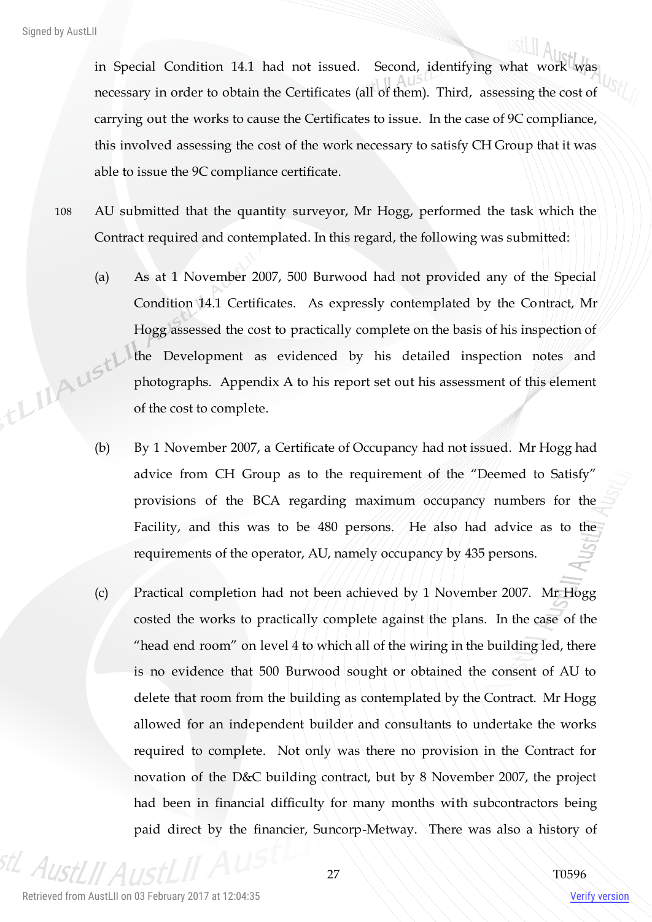in Special Condition 14.1 had not issued. Second, identifying what work was necessary in order to obtain the Certificates (all of them). Third, assessing the cost of carrying out the works to cause the Certificates to issue. In the case of 9C compliance, this involved assessing the cost of the work necessary to satisfy CH Group that it was able to issue the 9C compliance certificate.

108 AU submitted that the quantity surveyor, Mr Hogg, performed the task which the Contract required and contemplated. In this regard, the following was submitted:

(a) As at 1 November 2007, 500 Burwood had not provided any of the Special Condition 14.1 Certificates. As expressly contemplated by the Contract, Mr Hogg assessed the cost to practically complete on the basis of his inspection of the Development as evidenced by his detailed inspection notes and photographs. Appendix A to his report set out his assessment of this element of the cost to complete.

(b) By 1 November 2007, a Certificate of Occupancy had not issued. Mr Hogg had advice from CH Group as to the requirement of the "Deemed to Satisfy" provisions of the BCA regarding maximum occupancy numbers for the Facility, and this was to be 480 persons. He also had advice as to the requirements of the operator, AU, namely occupancy by 435 persons.

(c) Practical completion had not been achieved by 1 November 2007. Mr Hogg costed the works to practically complete against the plans. In the case of the "head end room" on level 4 to which all of the wiring in the building led, there is no evidence that 500 Burwood sought or obtained the consent of AU to delete that room from the building as contemplated by the Contract. Mr Hogg allowed for an independent builder and consultants to undertake the works required to complete. Not only was there no provision in the Contract for novation of the D&C building contract, but by 8 November 2007, the project had been in financial difficulty for many months with subcontractors being paid direct by the financier, Suncorp-Metway. There was also a history of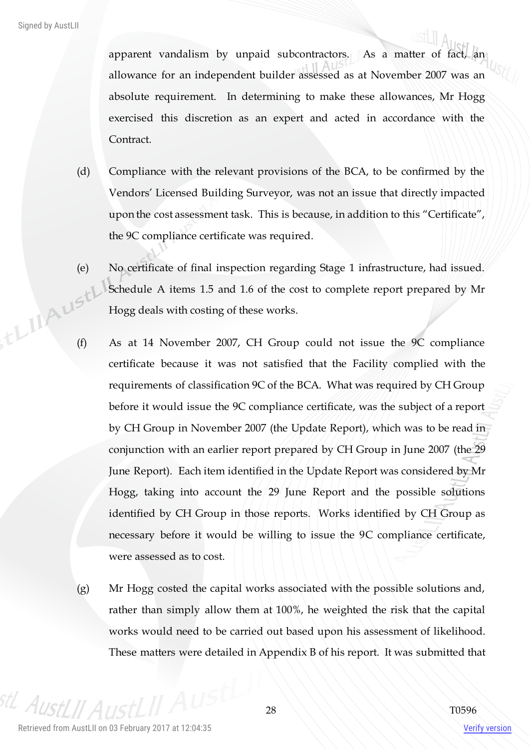apparent vandalism by unpaid subcontractors. As a matter of fact, an allowance for an independent builder assessed as at November 2007 was an absolute requirement. In determining to make these allowances, Mr Hogg exercised this discretion as an expert and acted in accordance with the Contract.

(d) Compliance with the relevant provisions of the BCA, to be confirmed by the Vendors' Licensed Building Surveyor, was not an issue that directly impacted upon the cost assessment task. This is because, in addition to this "Certificate", the 9C compliance certificate was required.

(e) No certificate of final inspection regarding Stage 1 infrastructure, had issued. Schedule A items 1.5 and 1.6 of the cost to complete report prepared by Mr Hogg deals with costing of these works.

(f) As at 14 November 2007, CH Group could not issue the 9C compliance certificate because it was not satisfied that the Facility complied with the requirements of classification 9C of the BCA. What was required by CH Group before it would issue the 9C compliance certificate, was the subject of a report by CH Group in November 2007 (the Update Report), which was to be read in conjunction with an earlier report prepared by CH Group in June 2007 (the 29 June Report). Each item identified in the Update Report was considered by Mr Hogg, taking into account the 29 June Report and the possible solutions identified by CH Group in those reports. Works identified by CH Group as necessary before it would be willing to issue the 9C compliance certificate, were assessed as to cost.

(g) Mr Hogg costed the capital works associated with the possible solutions and, rather than simply allow them at 100%, he weighted the risk that the capital works would need to be carried out based upon his assessment of likelihood. These matters were detailed in Appendix B of his report. It was submitted that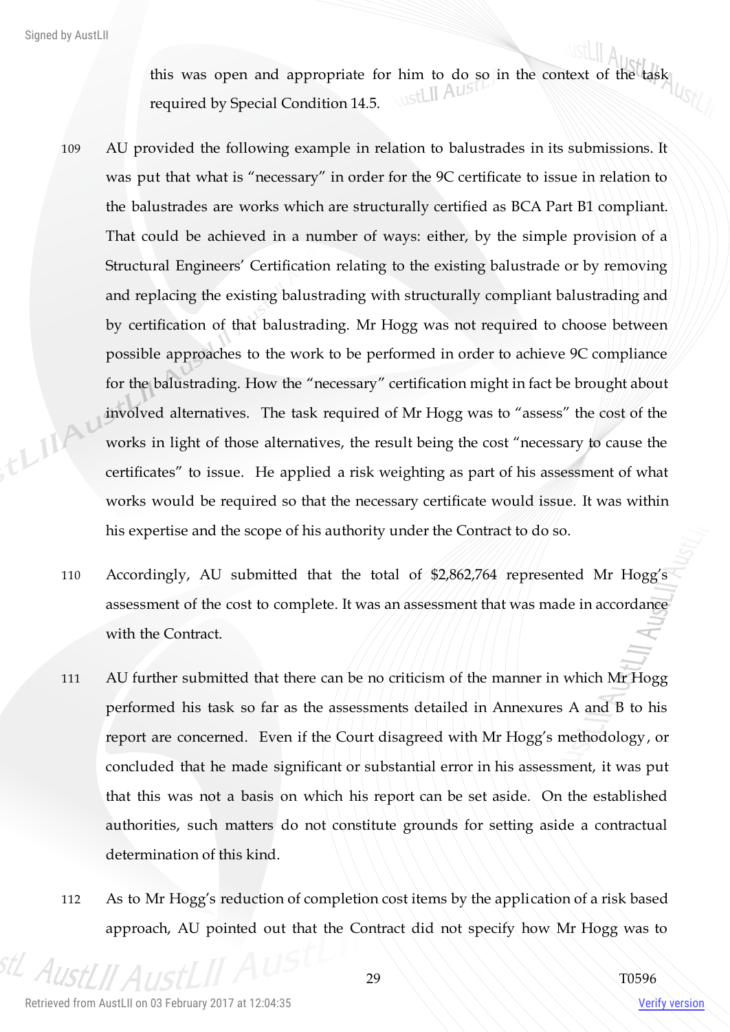this was open and appropriate for him to do so in the context of the task required by Special Condition 14.5.

109 AU provided the following example in relation to balustrades in its submissions. It was put that what is "necessary" in order for the 9C certificate to issue in relation to the balustrades are works which are structurally certified as BCA Part B1 compliant. That could be achieved in a number of ways: either, by the simple provision of a Structural Engineers' Certification relating to the existing balustrade or by removing and replacing the existing balustrading with structurally compliant balustrading and by certification of that balustrading. Mr Hogg was not required to choose between possible approaches to the work to be performed in order to achieve 9C compliance for the balustrading. How the "necessary" certification might in fact be brought about involved alternatives. The task required of Mr Hogg was to "assess" the cost of the works in light of those alternatives, the result being the cost "necessary to cause the certificates" to issue. He applied a risk weighting as part of his assessment of what works would be required so that the necessary certificate would issue. It was within his expertise and the scope of his authority under the Contract to do so.

110 Accordingly, AU submitted that the total of $2,862,764 represented Mr Hogg's assessment of the cost to complete. It was an assessment that was made in accordance with the Contract.

111 AU further submitted that there can be no criticism of the manner in which Mr Hogg performed his task so far as the assessments detailed in Annexures A and B to his report are concerned. Even if the Court disagreed with Mr Hogg's methodology, or concluded that he made significant or substantial error in his assessment, it was put that this was not a basis on which his report can be set aside. On the established authorities, such matters do not constitute grounds for setting aside a contractual determination of this kind.

112 As to Mr Hogg's reduction of completion cost items by the application of a risk based approach, AU pointed out that the Contract did not specify how Mr Hogg was to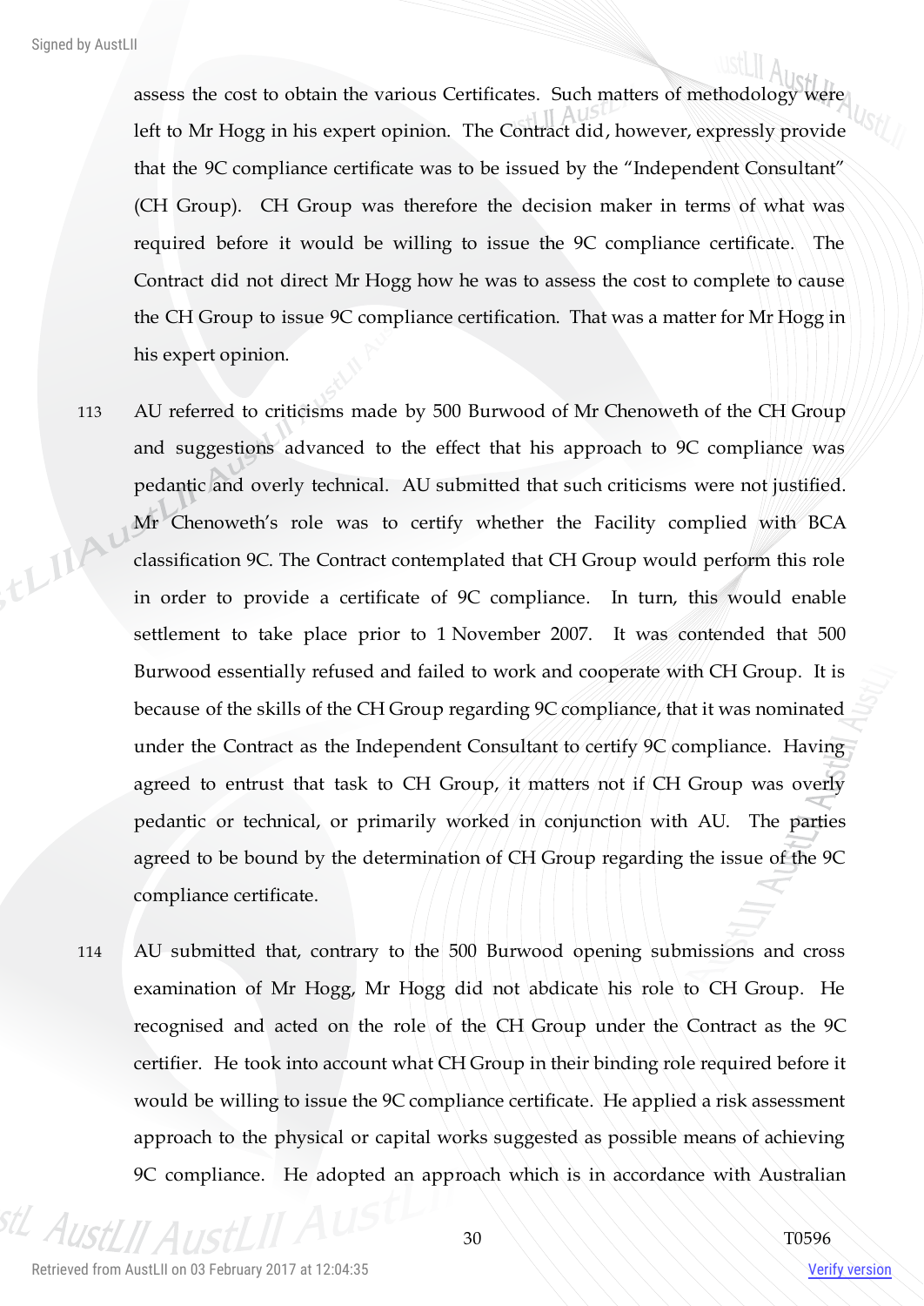assess the cost to obtain the various Certificates. Such matters of methodology were left to Mr Hogg in his expert opinion. The Contract did, however, expressly provide that the 9C compliance certificate was to be issued by the "Independent Consultant" (CH Group). CH Group was therefore the decision maker in terms of what was required before it would be willing to issue the 9C compliance certificate. The Contract did not direct Mr Hogg how he was to assess the cost to complete to cause the CH Group to issue 9C compliance certification. That was a matter for Mr Hogg in his expert opinion.

113 AU referred to criticisms made by 500 Burwood of Mr Chenoweth of the CH Group and suggestions advanced to the effect that his approach to 9C compliance was pedantic and overly technical. AU submitted that such criticisms were not justified. Mr Chenoweth's role was to certify whether the Facility complied with BCA classification 9C. The Contract contemplated that CH Group would perform this role in order to provide a certificate of 9C compliance. In turn, this would enable settlement to take place prior to 1 November 2007. It was contended that 500 Burwood essentially refused and failed to work and cooperate with CH Group. It is because of the skills of the CH Group regarding 9C compliance, that it was nominated under the Contract as the Independent Consultant to certify 9C compliance. Having agreed to entrust that task to CH Group, it matters not if CH Group was overly pedantic or technical, or primarily worked in conjunction with AU. The parties agreed to be bound by the determination of CH Group regarding the issue of the 9C compliance certificate.

114 AU submitted that, contrary to the 500 Burwood opening submissions and cross examination of Mr Hogg, Mr Hogg did not abdicate his role to CH Group. He recognised and acted on the role of the CH Group under the Contract as the 9C certifier. He took into account what CH Group in their binding role required before it would be willing to issue the 9C compliance certificate. He applied a risk assessment approach to the physical or capital works suggested as possible means of achieving 9C compliance. He adopted an approach which is in accordance with Australian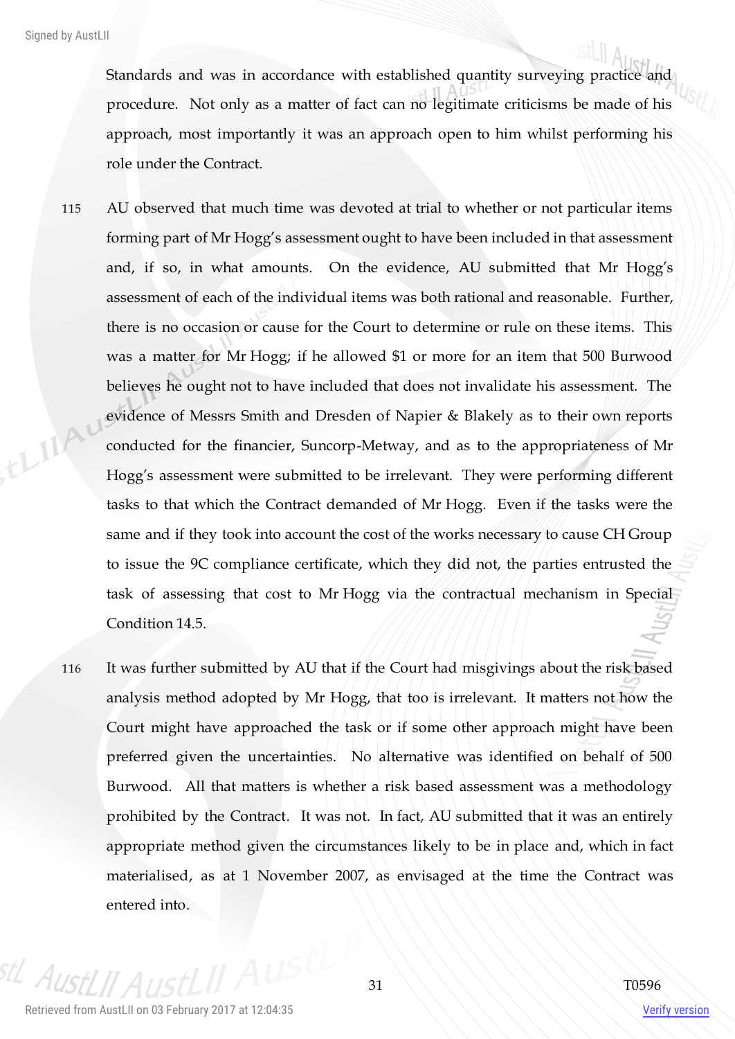Standards and was in accordance with established quantity surveying practice and procedure. Not only as a matter of fact can no legitimate criticisms be made of his approach, most importantly it was an approach open to him whilst performing his role under the Contract.

115 AU observed that much time was devoted at trial to whether or not particular items forming part of Mr Hogg's assessment ought to have been included in that assessment and, if so, in what amounts. On the evidence, AU submitted that Mr Hogg's assessment of each of the individual items was both rational and reasonable. Further, there is no occasion or cause for the Court to determine or rule on these items. This was a matter for Mr Hogg; if he allowed $1 or more for an item that 500 Burwood believes he ought not to have included that does not invalidate his assessment. The evidence of Messrs Smith and Dresden of Napier & Blakely as to their own reports conducted for the financier, Suncorp-Metway, and as to the appropriateness of Mr Hogg's assessment were submitted to be irrelevant. They were performing different tasks to that which the Contract demanded of Mr Hogg. Even if the tasks were the same and if they took into account the cost of the works necessary to cause CH Group to issue the 9C compliance certificate, which they did not, the parties entrusted the task of assessing that cost to Mr Hogg via the contractual mechanism in Special Condition 14.5.

116 It was further submitted by AU that if the Court had misgivings about the risk based analysis method adopted by Mr Hogg, that too is irrelevant. It matters not how the Court might have approached the task or if some other approach might have been preferred given the uncertainties. No alternative was identified on behalf of 500 Burwood. All that matters is whether a risk based assessment was a methodology prohibited by the Contract. It was not. In fact, AU submitted that it was an entirely appropriate method given the circumstances likely to be in place and, which in fact materialised, as at 1 November 2007, as envisaged at the time the Contract was entered into.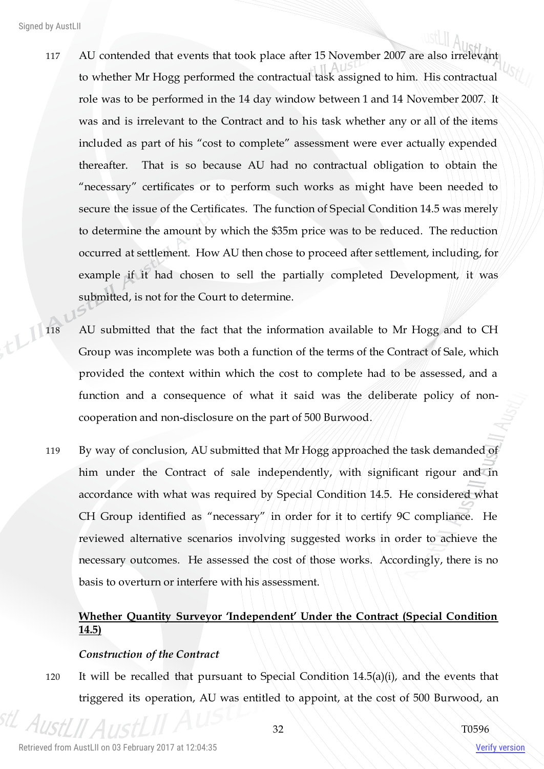117 AU contended that events that took place after 15 November 2007 are also irrelevant to whether Mr Hogg performed the contractual task assigned to him. His contractual role was to be performed in the 14 day window between 1 and 14 November 2007. It was and is irrelevant to the Contract and to his task whether any or all of the items included as part of his "cost to complete" assessment were ever actually expended thereafter. That is so because AU had no contractual obligation to obtain the "necessary" certificates or to perform such works as might have been needed to secure the issue of the Certificates. The function of Special Condition 14.5 was merely to determine the amount by which the $35m price was to be reduced. The reduction occurred at settlement. How AU then chose to proceed after settlement, including, for example if it had chosen to sell the partially completed Development, it was submitted, is not for the Court to determine.

118 AU submitted that the fact that the information available to Mr Hogg and to CH Group was incomplete was both a function of the terms of the Contract of Sale, which provided the context within which the cost to complete had to be assessed, and a function and a consequence of what it said was the deliberate policy of non-cooperation and non-disclosure on the part of 500 Burwood.

119 By way of conclusion, AU submitted that Mr Hogg approached the task demanded of him under the Contract of sale independently, with significant rigour and in accordance with what was required by Special Condition 14.5. He considered what CH Group identified as "necessary" in order for it to certify 9C compliance. He reviewed alternative scenarios involving suggested works in order to achieve the necessary outcomes. He assessed the cost of those works. Accordingly, there is no basis to overturn or interfere with his assessment.

**Whether Quantity Surveyor 'Independent' Under the Contract (Special Condition 14.5)**

*Construction of the Contract*

120 It will be recalled that pursuant to Special Condition 14.5(a)(i), and the events that triggered its operation, AU was entitled to appoint, at the cost of 500 Burwood, an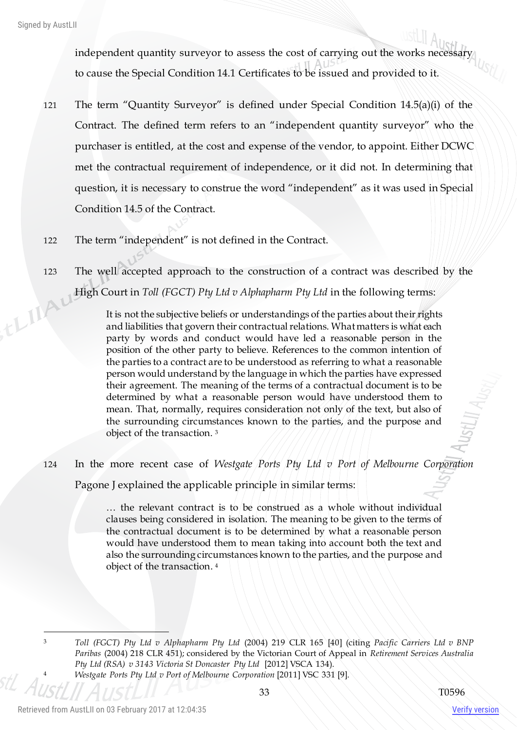independent quantity surveyor to assess the cost of carrying out the works necessary to cause the Special Condition 14.1 Certificates to be issued and provided to it.

121 The term "Quantity Surveyor" is defined under Special Condition 14.5(a)(i) of the Contract. The defined term refers to an "independent quantity surveyor" who the purchaser is entitled, at the cost and expense of the vendor, to appoint. Either DCWC met the contractual requirement of independence, or it did not. In determining that question, it is necessary to construe the word "independent" as it was used in Special Condition 14.5 of the Contract.

122 The term "independent" is not defined in the Contract.

123 The well accepted approach to the construction of a contract was described by the High Court in *Toll (FGCT) Pty Ltd v Alphapharm Pty Ltd* in the following terms:

> It is not the subjective beliefs or understandings of the parties about their rights and liabilities that govern their contractual relations. What matters is what each party by words and conduct would have led a reasonable person in the position of the other party to believe. References to the common intention of the parties to a contract are to be understood as referring to what a reasonable person would understand by the language in which the parties have expressed their agreement. The meaning of the terms of a contractual document is to be determined by what a reasonable person would have understood them to mean. That, normally, requires consideration not only of the text, but also of the surrounding circumstances known to the parties, and the purpose and object of the transaction. [3]

124 In the more recent case of *Westgate Ports Pty Ltd v Port of Melbourne Corporation* Pagone J explained the applicable principle in similar terms:

> … the relevant contract is to be construed as a whole without individual clauses being considered in isolation. The meaning to be given to the terms of the contractual document is to be determined by what a reasonable person would have understood them to mean taking into account both the text and also the surrounding circumstances known to the parties, and the purpose and object of the transaction. [4]

---

[3] *Toll (FGCT) Pty Ltd v Alphapharm Pty Ltd* (2004) 219 CLR 165 [40] (citing *Pacific Carriers Ltd v BNP Paribas* (2004) 218 CLR 451); considered by the Victorian Court of Appeal in *Retirement Services Australia Pty Ltd (RSA) v 3143 Victoria St Doncaster Pty Ltd* [2012] VSCA 134).

[4] *Westgate Ports Pty Ltd v Port of Melbourne Corporation* [2011] VSC 331 [9].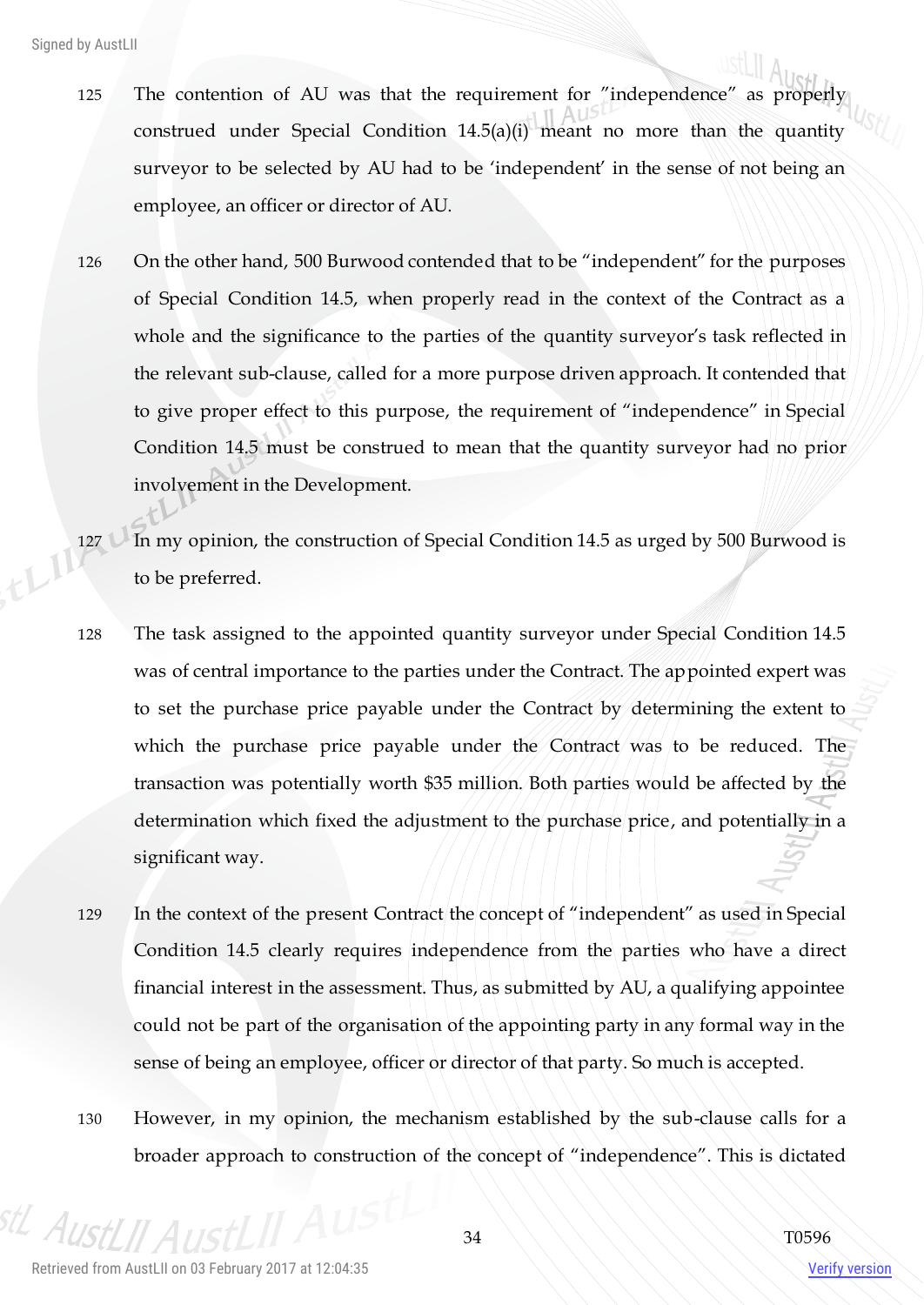125 The contention of AU was that the requirement for "independence" as properly construed under Special Condition 14.5(a)(i) meant no more than the quantity surveyor to be selected by AU had to be 'independent' in the sense of not being an employee, an officer or director of AU.

126 On the other hand, 500 Burwood contended that to be "independent" for the purposes of Special Condition 14.5, when properly read in the context of the Contract as a whole and the significance to the parties of the quantity surveyor's task reflected in the relevant sub-clause, called for a more purpose driven approach. It contended that to give proper effect to this purpose, the requirement of "independence" in Special Condition 14.5 must be construed to mean that the quantity surveyor had no prior involvement in the Development.

127 In my opinion, the construction of Special Condition 14.5 as urged by 500 Burwood is to be preferred.

128 The task assigned to the appointed quantity surveyor under Special Condition 14.5 was of central importance to the parties under the Contract. The appointed expert was to set the purchase price payable under the Contract by determining the extent to which the purchase price payable under the Contract was to be reduced. The transaction was potentially worth $35 million. Both parties would be affected by the determination which fixed the adjustment to the purchase price, and potentially in a significant way.

129 In the context of the present Contract the concept of "independent" as used in Special Condition 14.5 clearly requires independence from the parties who have a direct financial interest in the assessment. Thus, as submitted by AU, a qualifying appointee could not be part of the organisation of the appointing party in any formal way in the sense of being an employee, officer or director of that party. So much is accepted.

130 However, in my opinion, the mechanism established by the sub-clause calls for a broader approach to construction of the concept of "independence". This is dictated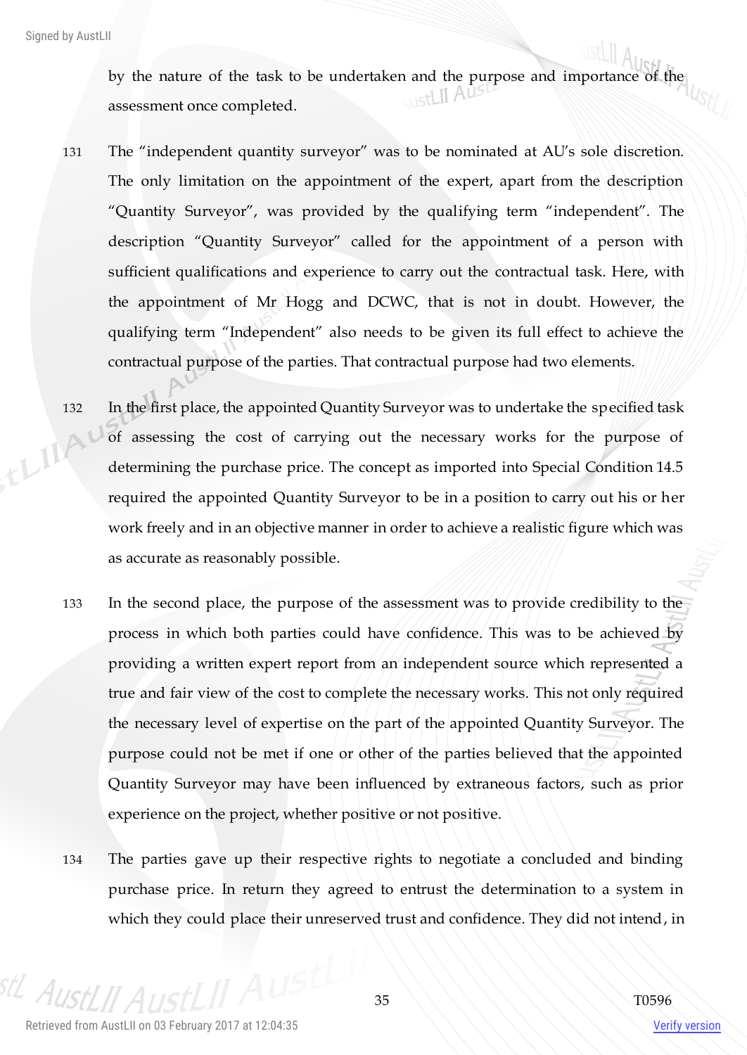by the nature of the task to be undertaken and the purpose and importance of the assessment once completed.

131 The "independent quantity surveyor" was to be nominated at AU's sole discretion. The only limitation on the appointment of the expert, apart from the description "Quantity Surveyor", was provided by the qualifying term "independent". The description "Quantity Surveyor" called for the appointment of a person with sufficient qualifications and experience to carry out the contractual task. Here, with the appointment of Mr Hogg and DCWC, that is not in doubt. However, the qualifying term "Independent" also needs to be given its full effect to achieve the contractual purpose of the parties. That contractual purpose had two elements.

132 In the first place, the appointed Quantity Surveyor was to undertake the specified task of assessing the cost of carrying out the necessary works for the purpose of determining the purchase price. The concept as imported into Special Condition 14.5 required the appointed Quantity Surveyor to be in a position to carry out his or her work freely and in an objective manner in order to achieve a realistic figure which was as accurate as reasonably possible.

133 In the second place, the purpose of the assessment was to provide credibility to the process in which both parties could have confidence. This was to be achieved by providing a written expert report from an independent source which represented a true and fair view of the cost to complete the necessary works. This not only required the necessary level of expertise on the part of the appointed Quantity Surveyor. The purpose could not be met if one or other of the parties believed that the appointed Quantity Surveyor may have been influenced by extraneous factors, such as prior experience on the project, whether positive or not positive.

134 The parties gave up their respective rights to negotiate a concluded and binding purchase price. In return they agreed to entrust the determination to a system in which they could place their unreserved trust and confidence. They did not intend, in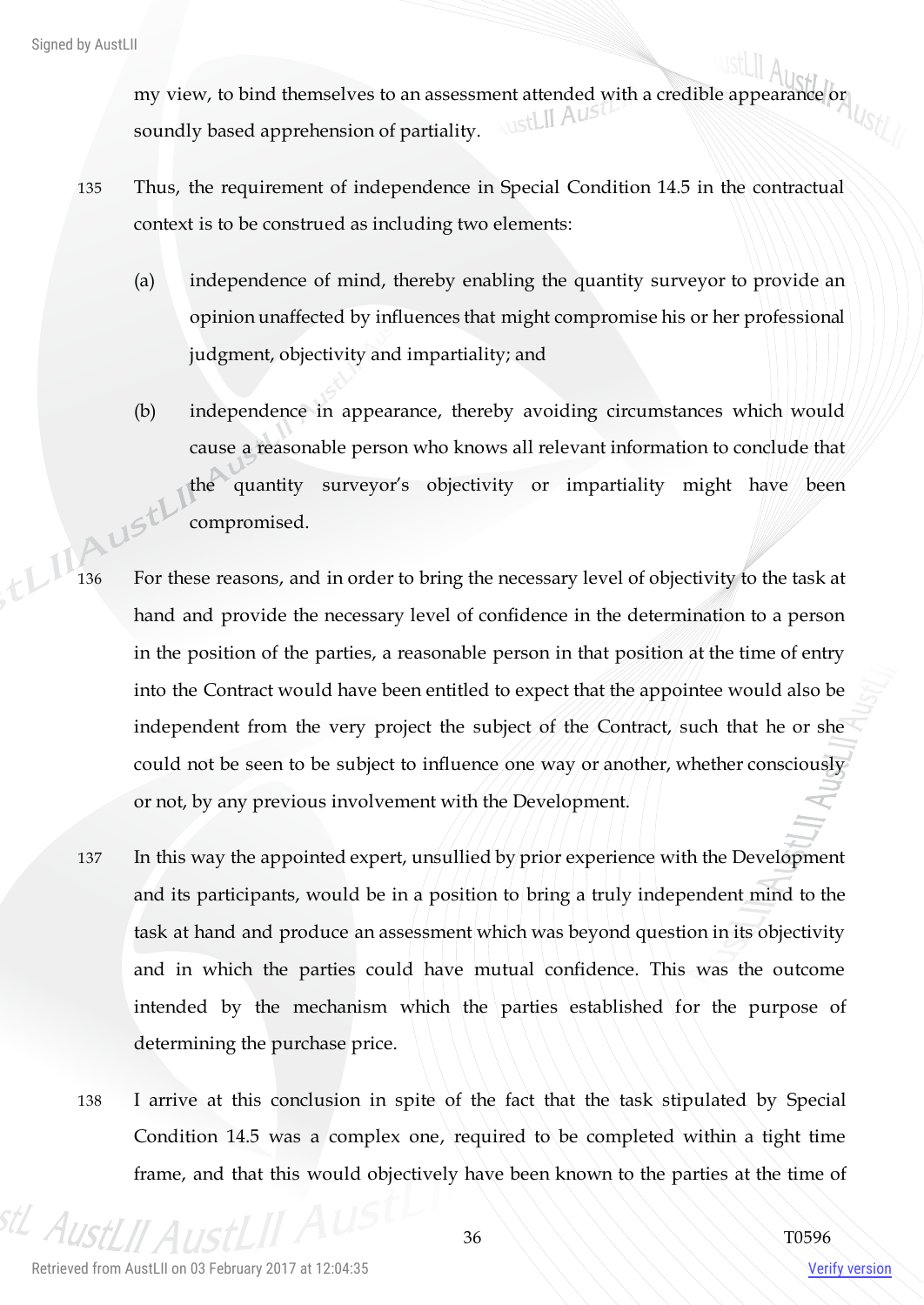my view, to bind themselves to an assessment attended with a credible appearance or soundly based apprehension of partiality.

135 Thus, the requirement of independence in Special Condition 14.5 in the contractual context is to be construed as including two elements:

(a) independence of mind, thereby enabling the quantity surveyor to provide an opinion unaffected by influences that might compromise his or her professional judgment, objectivity and impartiality; and

(b) independence in appearance, thereby avoiding circumstances which would cause a reasonable person who knows all relevant information to conclude that the quantity surveyor's objectivity or impartiality might have been compromised.

136 For these reasons, and in order to bring the necessary level of objectivity to the task at hand and provide the necessary level of confidence in the determination to a person in the position of the parties, a reasonable person in that position at the time of entry into the Contract would have been entitled to expect that the appointee would also be independent from the very project the subject of the Contract, such that he or she could not be seen to be subject to influence one way or another, whether consciously or not, by any previous involvement with the Development.

137 In this way the appointed expert, unsullied by prior experience with the Development and its participants, would be in a position to bring a truly independent mind to the task at hand and produce an assessment which was beyond question in its objectivity and in which the parties could have mutual confidence. This was the outcome intended by the mechanism which the parties established for the purpose of determining the purchase price.

138 I arrive at this conclusion in spite of the fact that the task stipulated by Special Condition 14.5 was a complex one, required to be completed within a tight time frame, and that this would objectively have been known to the parties at the time of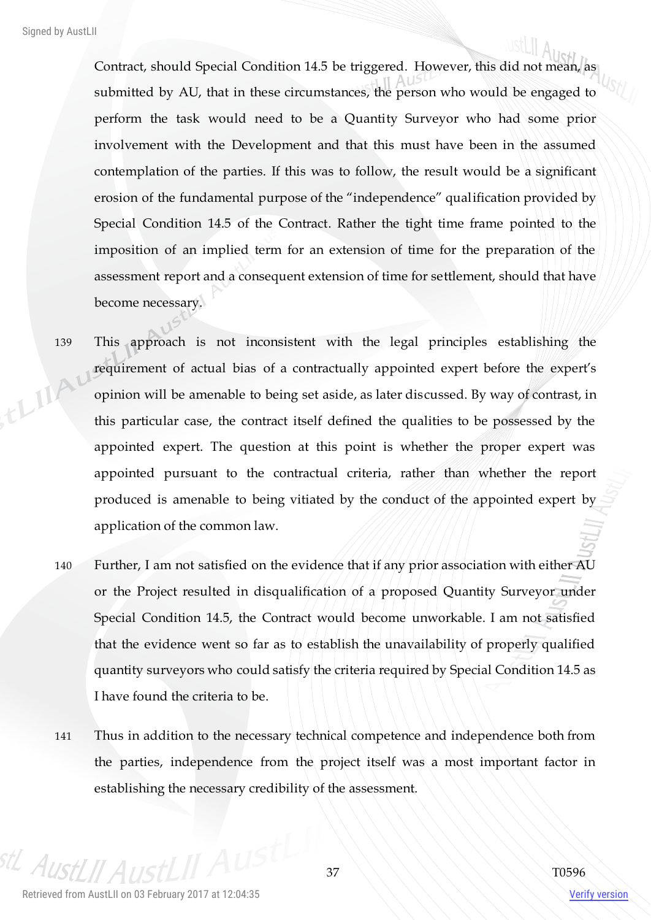Contract, should Special Condition 14.5 be triggered. However, this did not mean, as submitted by AU, that in these circumstances, the person who would be engaged to perform the task would need to be a Quantity Surveyor who had some prior involvement with the Development and that this must have been in the assumed contemplation of the parties. If this was to follow, the result would be a significant erosion of the fundamental purpose of the "independence" qualification provided by Special Condition 14.5 of the Contract. Rather the tight time frame pointed to the imposition of an implied term for an extension of time for the preparation of the assessment report and a consequent extension of time for settlement, should that have become necessary.

139 This approach is not inconsistent with the legal principles establishing the requirement of actual bias of a contractually appointed expert before the expert's opinion will be amenable to being set aside, as later discussed. By way of contrast, in this particular case, the contract itself defined the qualities to be possessed by the appointed expert. The question at this point is whether the proper expert was appointed pursuant to the contractual criteria, rather than whether the report produced is amenable to being vitiated by the conduct of the appointed expert by application of the common law.

140 Further, I am not satisfied on the evidence that if any prior association with either AU or the Project resulted in disqualification of a proposed Quantity Surveyor under Special Condition 14.5, the Contract would become unworkable. I am not satisfied that the evidence went so far as to establish the unavailability of properly qualified quantity surveyors who could satisfy the criteria required by Special Condition 14.5 as I have found the criteria to be.

141 Thus in addition to the necessary technical competence and independence both from the parties, independence from the project itself was a most important factor in establishing the necessary credibility of the assessment.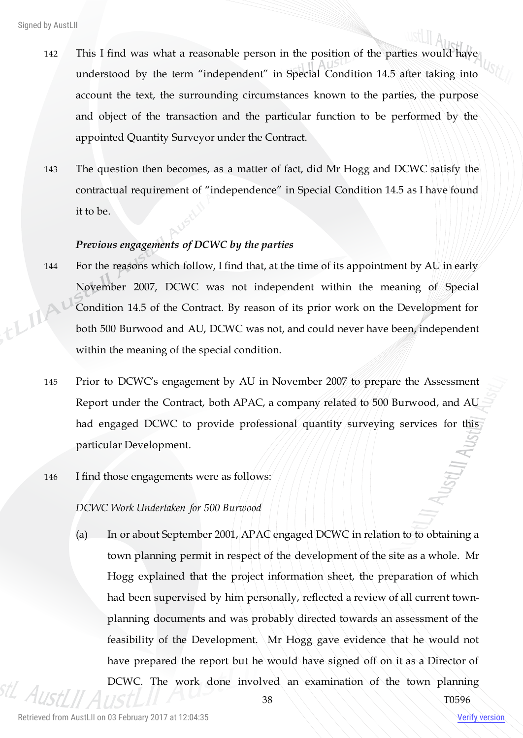142 This I find was what a reasonable person in the position of the parties would have understood by the term "independent" in Special Condition 14.5 after taking into account the text, the surrounding circumstances known to the parties, the purpose and object of the transaction and the particular function to be performed by the appointed Quantity Surveyor under the Contract.

143 The question then becomes, as a matter of fact, did Mr Hogg and DCWC satisfy the contractual requirement of "independence" in Special Condition 14.5 as I have found it to be.

***Previous engagements of DCWC by the parties***

144 For the reasons which follow, I find that, at the time of its appointment by AU in early November 2007, DCWC was not independent within the meaning of Special Condition 14.5 of the Contract. By reason of its prior work on the Development for both 500 Burwood and AU, DCWC was not, and could never have been, independent within the meaning of the special condition.

145 Prior to DCWC's engagement by AU in November 2007 to prepare the Assessment Report under the Contract, both APAC, a company related to 500 Burwood, and AU had engaged DCWC to provide professional quantity surveying services for this particular Development.

146 I find those engagements were as follows:

*DCWC Work Undertaken for 500 Burwood*

(a) In or about September 2001, APAC engaged DCWC in relation to to obtaining a town planning permit in respect of the development of the site as a whole. Mr Hogg explained that the project information sheet, the preparation of which had been supervised by him personally, reflected a review of all current town-planning documents and was probably directed towards an assessment of the feasibility of the Development. Mr Hogg gave evidence that he would not have prepared the report but he would have signed off on it as a Director of DCWC. The work done involved an examination of the town planning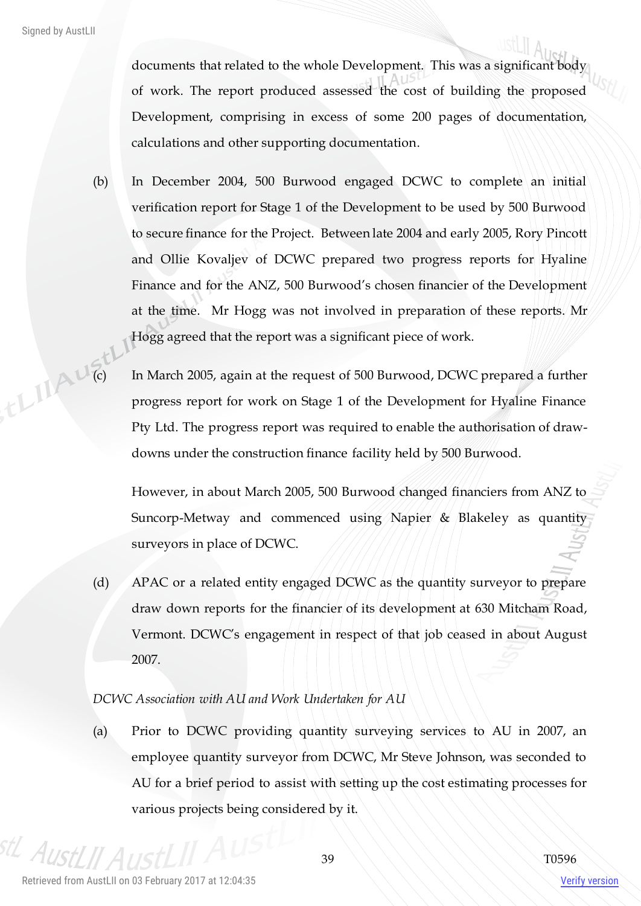documents that related to the whole Development. This was a significant body of work. The report produced assessed the cost of building the proposed Development, comprising in excess of some 200 pages of documentation, calculations and other supporting documentation.

(b) In December 2004, 500 Burwood engaged DCWC to complete an initial verification report for Stage 1 of the Development to be used by 500 Burwood to secure finance for the Project. Between late 2004 and early 2005, Rory Pincott and Ollie Kovaljev of DCWC prepared two progress reports for Hyaline Finance and for the ANZ, 500 Burwood's chosen financier of the Development at the time. Mr Hogg was not involved in preparation of these reports. Mr Hogg agreed that the report was a significant piece of work.

(c) In March 2005, again at the request of 500 Burwood, DCWC prepared a further progress report for work on Stage 1 of the Development for Hyaline Finance Pty Ltd. The progress report was required to enable the authorisation of draw-downs under the construction finance facility held by 500 Burwood.

However, in about March 2005, 500 Burwood changed financiers from ANZ to Suncorp-Metway and commenced using Napier & Blakeley as quantity surveyors in place of DCWC.

(d) APAC or a related entity engaged DCWC as the quantity surveyor to prepare draw down reports for the financier of its development at 630 Mitcham Road, Vermont. DCWC's engagement in respect of that job ceased in about August 2007.

*DCWC Association with AU and Work Undertaken for AU*

(a) Prior to DCWC providing quantity surveying services to AU in 2007, an employee quantity surveyor from DCWC, Mr Steve Johnson, was seconded to AU for a brief period to assist with setting up the cost estimating processes for various projects being considered by it.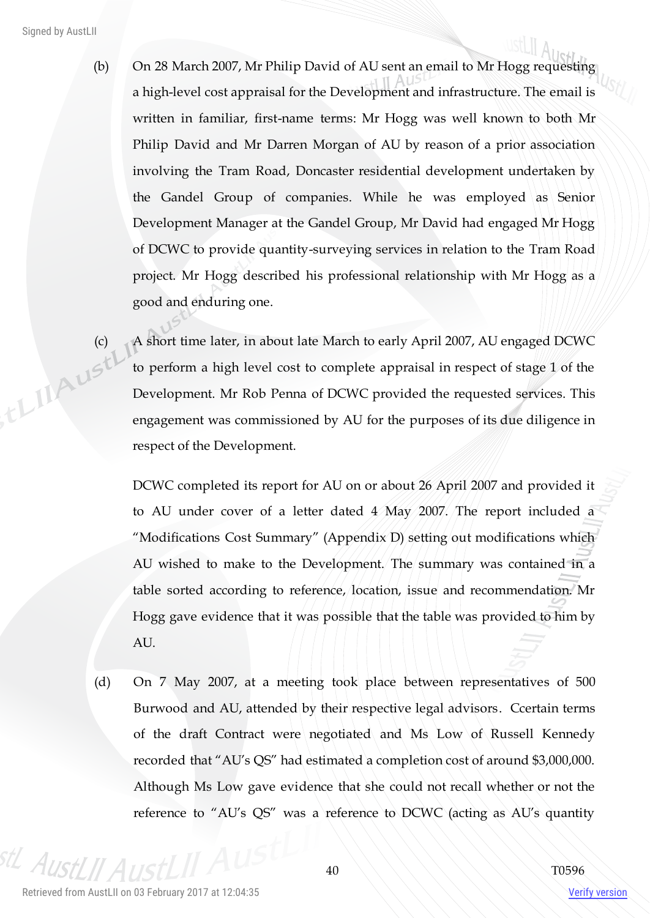(b) On 28 March 2007, Mr Philip David of AU sent an email to Mr Hogg requesting a high-level cost appraisal for the Development and infrastructure. The email is written in familiar, first-name terms: Mr Hogg was well known to both Mr Philip David and Mr Darren Morgan of AU by reason of a prior association involving the Tram Road, Doncaster residential development undertaken by the Gandel Group of companies. While he was employed as Senior Development Manager at the Gandel Group, Mr David had engaged Mr Hogg of DCWC to provide quantity-surveying services in relation to the Tram Road project. Mr Hogg described his professional relationship with Mr Hogg as a good and enduring one.

(c) A short time later, in about late March to early April 2007, AU engaged DCWC to perform a high level cost to complete appraisal in respect of stage 1 of the Development. Mr Rob Penna of DCWC provided the requested services. This engagement was commissioned by AU for the purposes of its due diligence in respect of the Development.

DCWC completed its report for AU on or about 26 April 2007 and provided it to AU under cover of a letter dated 4 May 2007. The report included a "Modifications Cost Summary" (Appendix D) setting out modifications which AU wished to make to the Development. The summary was contained in a table sorted according to reference, location, issue and recommendation. Mr Hogg gave evidence that it was possible that the table was provided to him by AU.

(d) On 7 May 2007, at a meeting took place between representatives of 500 Burwood and AU, attended by their respective legal advisors. Ccertain terms of the draft Contract were negotiated and Ms Low of Russell Kennedy recorded that "AU's QS" had estimated a completion cost of around $3,000,000. Although Ms Low gave evidence that she could not recall whether or not the reference to "AU's QS" was a reference to DCWC (acting as AU's quantity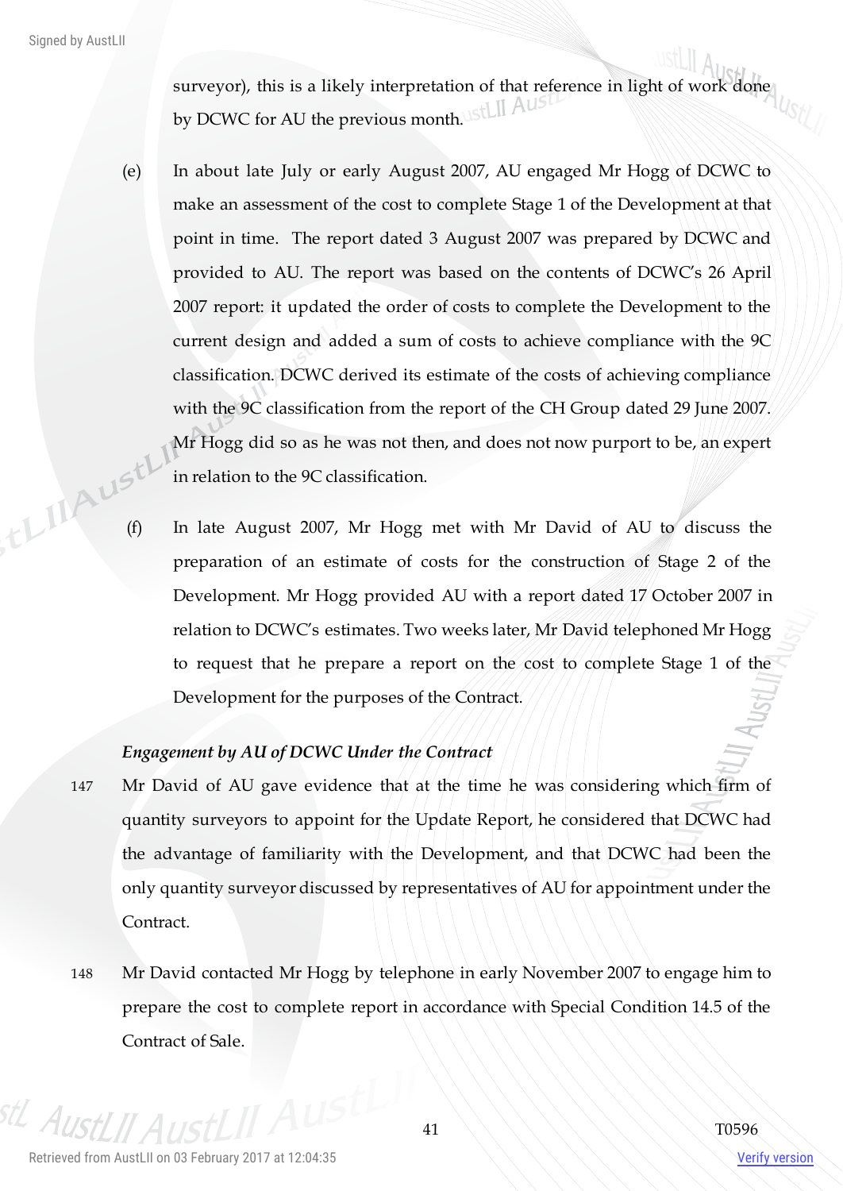surveyor), this is a likely interpretation of that reference in light of work done by DCWC for AU the previous month.

(e) In about late July or early August 2007, AU engaged Mr Hogg of DCWC to make an assessment of the cost to complete Stage 1 of the Development at that point in time. The report dated 3 August 2007 was prepared by DCWC and provided to AU. The report was based on the contents of DCWC's 26 April 2007 report: it updated the order of costs to complete the Development to the current design and added a sum of costs to achieve compliance with the 9C classification. DCWC derived its estimate of the costs of achieving compliance with the 9C classification from the report of the CH Group dated 29 June 2007. Mr Hogg did so as he was not then, and does not now purport to be, an expert in relation to the 9C classification.

(f) In late August 2007, Mr Hogg met with Mr David of AU to discuss the preparation of an estimate of costs for the construction of Stage 2 of the Development. Mr Hogg provided AU with a report dated 17 October 2007 in relation to DCWC's estimates. Two weeks later, Mr David telephoned Mr Hogg to request that he prepare a report on the cost to complete Stage 1 of the Development for the purposes of the Contract.

*Engagement by AU of DCWC Under the Contract*

147 Mr David of AU gave evidence that at the time he was considering which firm of quantity surveyors to appoint for the Update Report, he considered that DCWC had the advantage of familiarity with the Development, and that DCWC had been the only quantity surveyor discussed by representatives of AU for appointment under the Contract.

148 Mr David contacted Mr Hogg by telephone in early November 2007 to engage him to prepare the cost to complete report in accordance with Special Condition 14.5 of the Contract of Sale.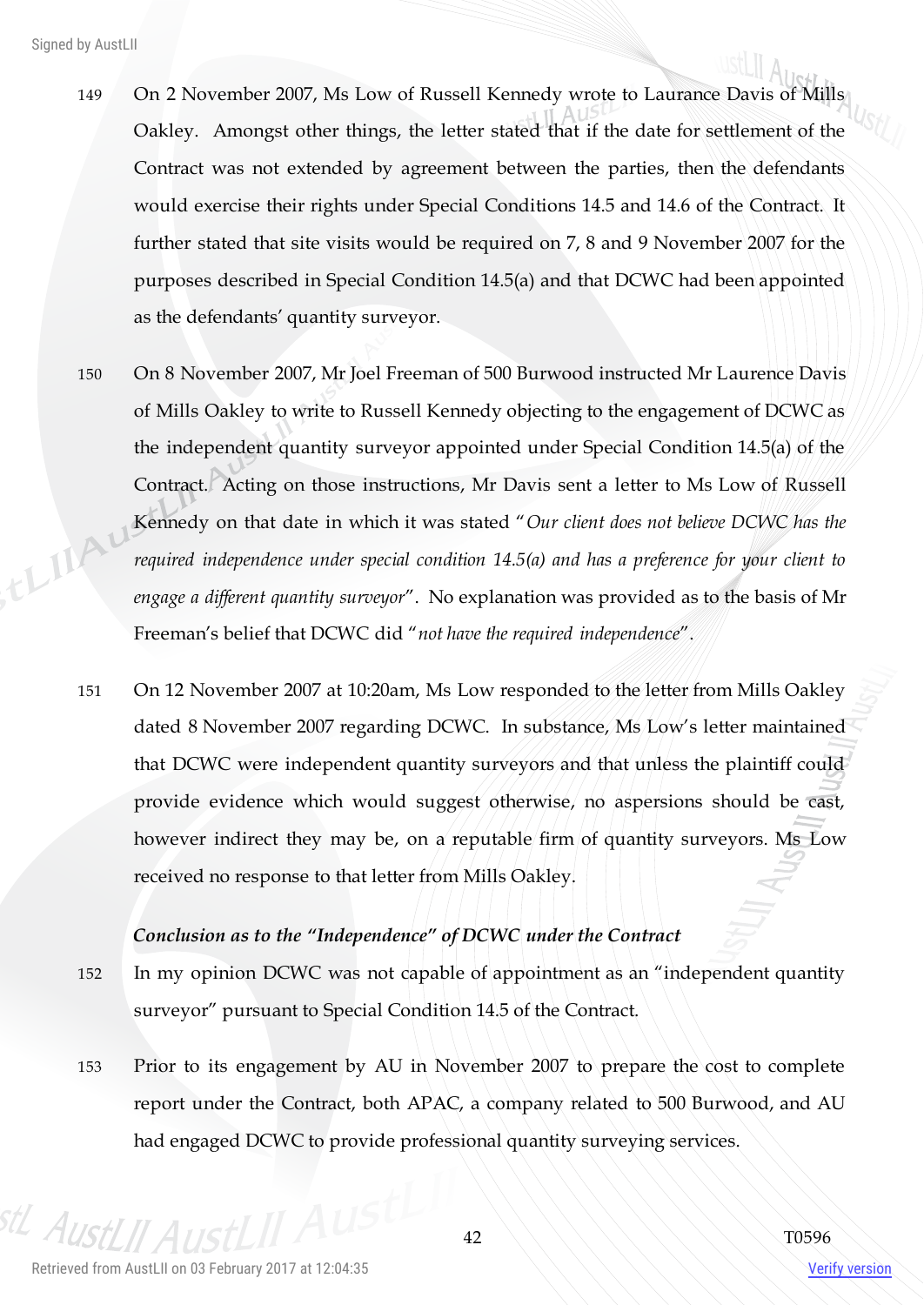149 On 2 November 2007, Ms Low of Russell Kennedy wrote to Laurance Davis of Mills Oakley. Amongst other things, the letter stated that if the date for settlement of the Contract was not extended by agreement between the parties, then the defendants would exercise their rights under Special Conditions 14.5 and 14.6 of the Contract. It further stated that site visits would be required on 7, 8 and 9 November 2007 for the purposes described in Special Condition 14.5(a) and that DCWC had been appointed as the defendants' quantity surveyor.

150 On 8 November 2007, Mr Joel Freeman of 500 Burwood instructed Mr Laurence Davis of Mills Oakley to write to Russell Kennedy objecting to the engagement of DCWC as the independent quantity surveyor appointed under Special Condition 14.5(a) of the Contract. Acting on those instructions, Mr Davis sent a letter to Ms Low of Russell Kennedy on that date in which it was stated "*Our client does not believe DCWC has the required independence under special condition 14.5(a) and has a preference for your client to engage a different quantity surveyor*". No explanation was provided as to the basis of Mr Freeman's belief that DCWC did "*not have the required independence*".

151 On 12 November 2007 at 10:20am, Ms Low responded to the letter from Mills Oakley dated 8 November 2007 regarding DCWC. In substance, Ms Low's letter maintained that DCWC were independent quantity surveyors and that unless the plaintiff could provide evidence which would suggest otherwise, no aspersions should be cast, however indirect they may be, on a reputable firm of quantity surveyors. Ms Low received no response to that letter from Mills Oakley.

***Conclusion as to the "Independence" of DCWC under the Contract***

152 In my opinion DCWC was not capable of appointment as an "independent quantity surveyor" pursuant to Special Condition 14.5 of the Contract.

153 Prior to its engagement by AU in November 2007 to prepare the cost to complete report under the Contract, both APAC, a company related to 500 Burwood, and AU had engaged DCWC to provide professional quantity surveying services.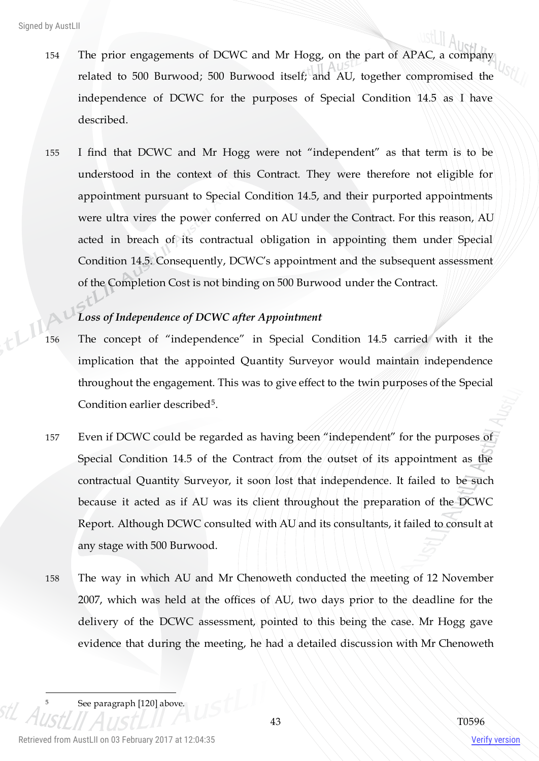154 The prior engagements of DCWC and Mr Hogg, on the part of APAC, a company related to 500 Burwood; 500 Burwood itself; and AU, together compromised the independence of DCWC for the purposes of Special Condition 14.5 as I have described.

155 I find that DCWC and Mr Hogg were not "independent" as that term is to be understood in the context of this Contract. They were therefore not eligible for appointment pursuant to Special Condition 14.5, and their purported appointments were ultra vires the power conferred on AU under the Contract. For this reason, AU acted in breach of its contractual obligation in appointing them under Special Condition 14.5. Consequently, DCWC's appointment and the subsequent assessment of the Completion Cost is not binding on 500 Burwood under the Contract.

### *Loss of Independence of DCWC after Appointment*

156 The concept of "independence" in Special Condition 14.5 carried with it the implication that the appointed Quantity Surveyor would maintain independence throughout the engagement. This was to give effect to the twin purposes of the Special Condition earlier described[5].

157 Even if DCWC could be regarded as having been "independent" for the purposes of Special Condition 14.5 of the Contract from the outset of its appointment as the contractual Quantity Surveyor, it soon lost that independence. It failed to be such because it acted as if AU was its client throughout the preparation of the DCWC Report. Although DCWC consulted with AU and its consultants, it failed to consult at any stage with 500 Burwood.

158 The way in which AU and Mr Chenoweth conducted the meeting of 12 November 2007, which was held at the offices of AU, two days prior to the deadline for the delivery of the DCWC assessment, pointed to this being the case. Mr Hogg gave evidence that during the meeting, he had a detailed discussion with Mr Chenoweth

---

[5] See paragraph [120] above.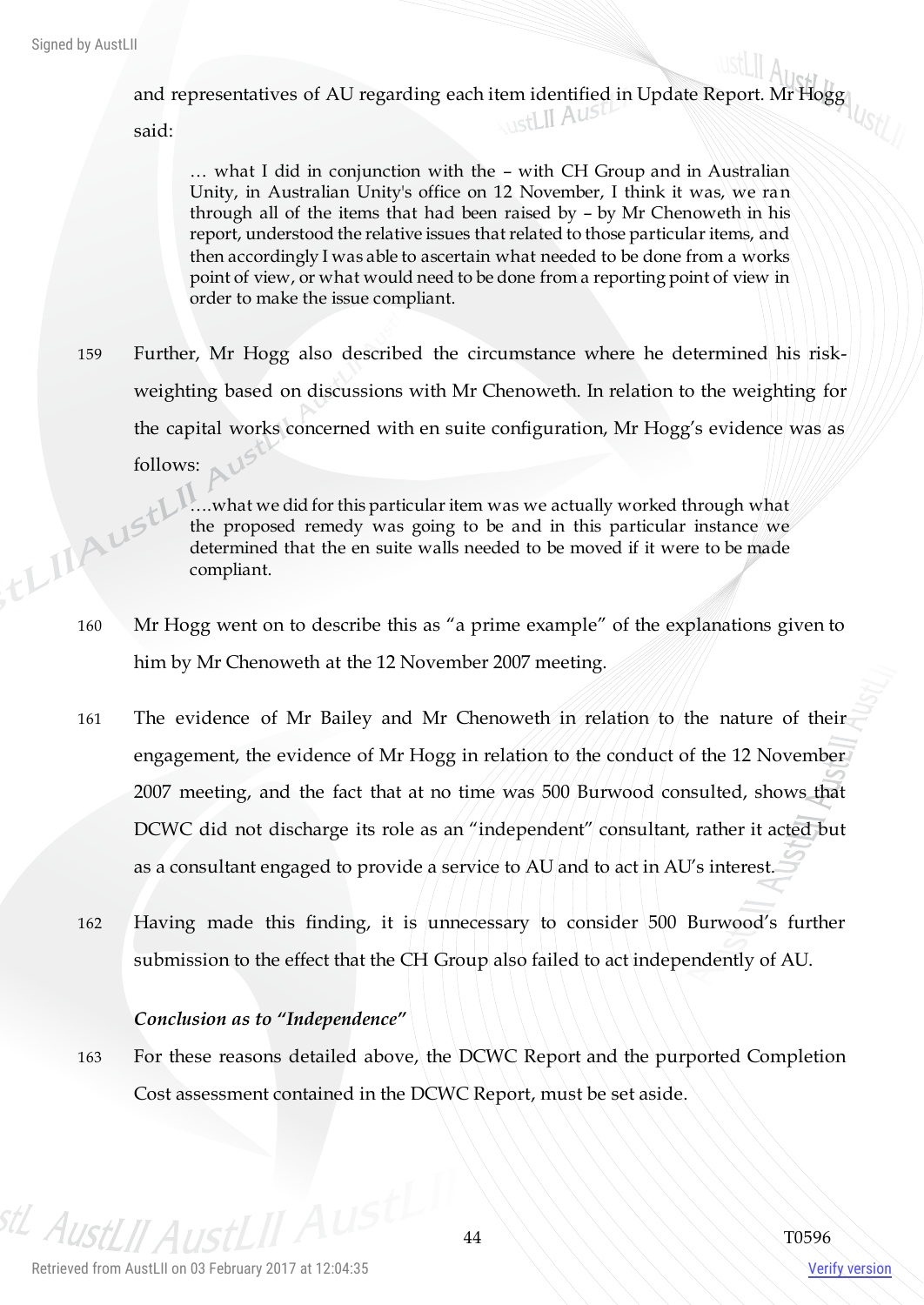and representatives of AU regarding each item identified in Update Report. Mr Hogg said:

> … what I did in conjunction with the – with CH Group and in Australian Unity, in Australian Unity's office on 12 November, I think it was, we ran through all of the items that had been raised by – by Mr Chenoweth in his report, understood the relative issues that related to those particular items, and then accordingly I was able to ascertain what needed to be done from a works point of view, or what would need to be done from a reporting point of view in order to make the issue compliant.

159 Further, Mr Hogg also described the circumstance where he determined his risk-weighting based on discussions with Mr Chenoweth. In relation to the weighting for the capital works concerned with en suite configuration, Mr Hogg's evidence was as follows:

> ….what we did for this particular item was we actually worked through what the proposed remedy was going to be and in this particular instance we determined that the en suite walls needed to be moved if it were to be made compliant.

160 Mr Hogg went on to describe this as "a prime example" of the explanations given to him by Mr Chenoweth at the 12 November 2007 meeting.

161 The evidence of Mr Bailey and Mr Chenoweth in relation to the nature of their engagement, the evidence of Mr Hogg in relation to the conduct of the 12 November 2007 meeting, and the fact that at no time was 500 Burwood consulted, shows that DCWC did not discharge its role as an "independent" consultant, rather it acted but as a consultant engaged to provide a service to AU and to act in AU's interest.

162 Having made this finding, it is unnecessary to consider 500 Burwood's further submission to the effect that the CH Group also failed to act independently of AU.

***Conclusion as to "Independence"***

163 For these reasons detailed above, the DCWC Report and the purported Completion Cost assessment contained in the DCWC Report, must be set aside.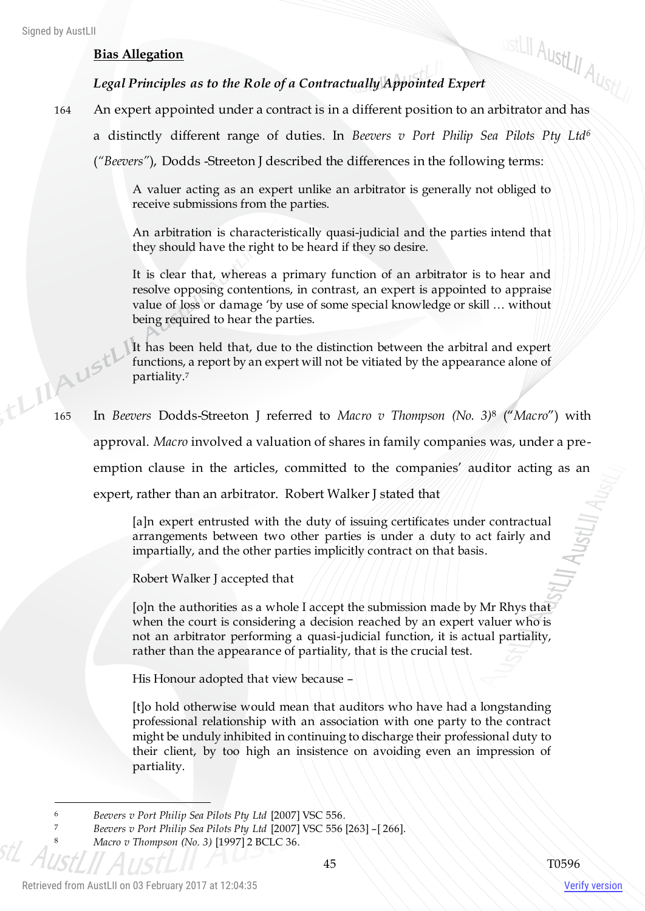**Bias Allegation**

***Legal Principles as to the Role of a Contractually Appointed Expert***

164 An expert appointed under a contract is in a different position to an arbitrator and has a distinctly different range of duties. In *Beevers v Port Philip Sea Pilots Pty Ltd*[6] (*"Beevers"*), Dodds -Streeton J described the differences in the following terms:

> A valuer acting as an expert unlike an arbitrator is generally not obliged to receive submissions from the parties.
>
> An arbitration is characteristically quasi-judicial and the parties intend that they should have the right to be heard if they so desire.
>
> It is clear that, whereas a primary function of an arbitrator is to hear and resolve opposing contentions, in contrast, an expert is appointed to appraise value of loss or damage 'by use of some special knowledge or skill … without being required to hear the parties.
>
> It has been held that, due to the distinction between the arbitral and expert functions, a report by an expert will not be vitiated by the appearance alone of partiality.[7]

165 In *Beevers* Dodds-Streeton J referred to *Macro v Thompson (No. 3)*[8] ("*Macro*") with approval. *Macro* involved a valuation of shares in family companies was, under a pre-emption clause in the articles, committed to the companies' auditor acting as an expert, rather than an arbitrator. Robert Walker J stated that

> [a]n expert entrusted with the duty of issuing certificates under contractual arrangements between two other parties is under a duty to act fairly and impartially, and the other parties implicitly contract on that basis.
>
> Robert Walker J accepted that
>
> [o]n the authorities as a whole I accept the submission made by Mr Rhys that when the court is considering a decision reached by an expert valuer who is not an arbitrator performing a quasi-judicial function, it is actual partiality, rather than the appearance of partiality, that is the crucial test.
>
> His Honour adopted that view because –
>
> [t]o hold otherwise would mean that auditors who have had a longstanding professional relationship with an association with one party to the contract might be unduly inhibited in continuing to discharge their professional duty to their client, by too high an insistence on avoiding even an impression of partiality.

---

[6] *Beevers v Port Philip Sea Pilots Pty Ltd* [2007] VSC 556.

[7] *Beevers v Port Philip Sea Pilots Pty Ltd* [2007] VSC 556 [263] –[ 266].

[8] *Macro v Thompson (No. 3)* [1997] 2 BCLC 36.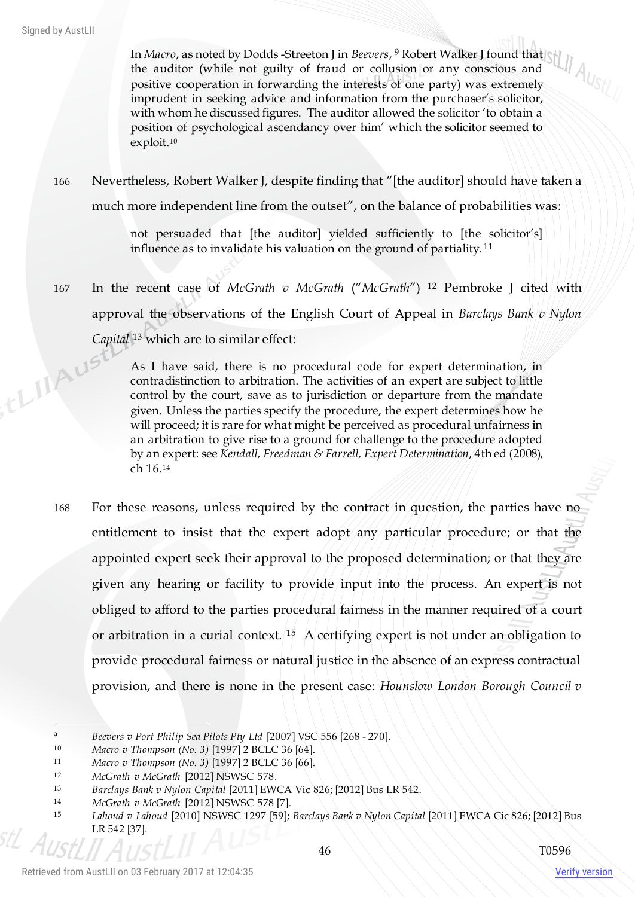> In *Macro*, as noted by Dodds -Streeton J in *Beevers*, [9] Robert Walker J found that the auditor (while not guilty of fraud or collusion or any conscious and positive cooperation in forwarding the interests of one party) was extremely imprudent in seeking advice and information from the purchaser's solicitor, with whom he discussed figures. The auditor allowed the solicitor 'to obtain a position of psychological ascendancy over him' which the solicitor seemed to exploit.[10]

166 Nevertheless, Robert Walker J, despite finding that "[the auditor] should have taken a much more independent line from the outset", on the balance of probabilities was:

> not persuaded that [the auditor] yielded sufficiently to [the solicitor's] influence as to invalidate his valuation on the ground of partiality.[11]

167 In the recent case of *McGrath v McGrath* ("*McGrath*") [12] Pembroke J cited with approval the observations of the English Court of Appeal in *Barclays Bank v Nylon Capital* [13] which are to similar effect:

> As I have said, there is no procedural code for expert determination, in contradistinction to arbitration. The activities of an expert are subject to little control by the court, save as to jurisdiction or departure from the mandate given. Unless the parties specify the procedure, the expert determines how he will proceed; it is rare for what might be perceived as procedural unfairness in an arbitration to give rise to a ground for challenge to the procedure adopted by an expert: see *Kendall, Freedman & Farrell, Expert Determination*, 4th ed (2008), ch 16.[14]

168 For these reasons, unless required by the contract in question, the parties have no entitlement to insist that the expert adopt any particular procedure; or that the appointed expert seek their approval to the proposed determination; or that they are given any hearing or facility to provide input into the process. An expert is not obliged to afford to the parties procedural fairness in the manner required of a court or arbitration in a curial context. [15] A certifying expert is not under an obligation to provide procedural fairness or natural justice in the absence of an express contractual provision, and there is none in the present case: *Hounslow London Borough Council v*

---

9 *Beevers v Port Philip Sea Pilots Pty Ltd* [2007] VSC 556 [268 - 270].

10 *Macro v Thompson (No. 3)* [1997] 2 BCLC 36 [64].

11 *Macro v Thompson (No. 3)* [1997] 2 BCLC 36 [66].

12 *McGrath v McGrath* [2012] NSWSC 578.

13 *Barclays Bank v Nylon Capital* [2011] EWCA Vic 826; [2012] Bus LR 542.

14 *McGrath v McGrath* [2012] NSWSC 578 [7].

15 *Lahoud v Lahoud* [2010] NSWSC 1297 [59]; *Barclays Bank v Nylon Capital* [2011] EWCA Cic 826; [2012] Bus LR 542 [37].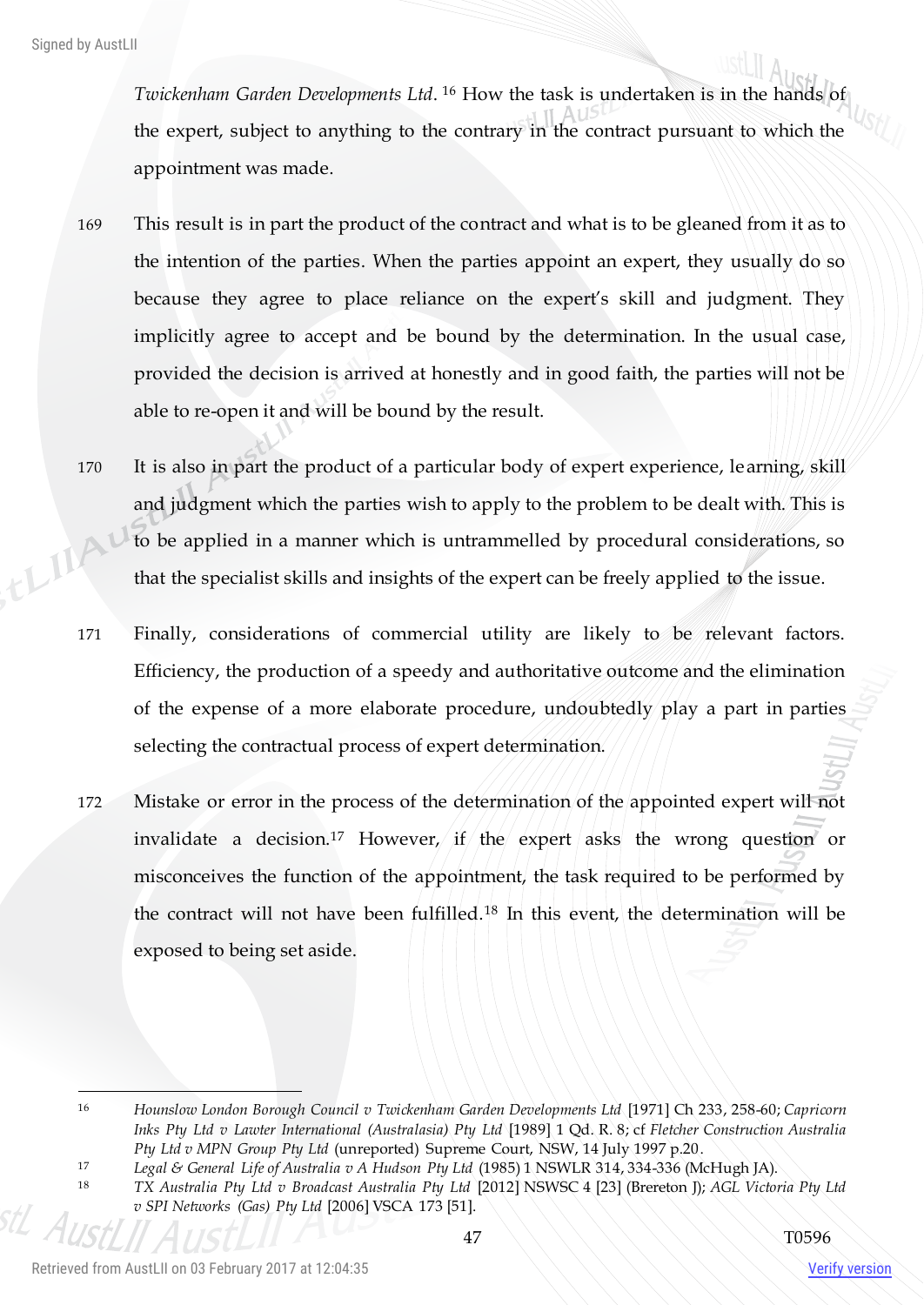*Twickenham Garden Developments Ltd*.[16] How the task is undertaken is in the hands of the expert, subject to anything to the contrary in the contract pursuant to which the appointment was made.

169 This result is in part the product of the contract and what is to be gleaned from it as to the intention of the parties. When the parties appoint an expert, they usually do so because they agree to place reliance on the expert's skill and judgment. They implicitly agree to accept and be bound by the determination. In the usual case, provided the decision is arrived at honestly and in good faith, the parties will not be able to re-open it and will be bound by the result.

170 It is also in part the product of a particular body of expert experience, learning, skill and judgment which the parties wish to apply to the problem to be dealt with. This is to be applied in a manner which is untrammelled by procedural considerations, so that the specialist skills and insights of the expert can be freely applied to the issue.

171 Finally, considerations of commercial utility are likely to be relevant factors. Efficiency, the production of a speedy and authoritative outcome and the elimination of the expense of a more elaborate procedure, undoubtedly play a part in parties selecting the contractual process of expert determination.

172 Mistake or error in the process of the determination of the appointed expert will not invalidate a decision.[17] However, if the expert asks the wrong question or misconceives the function of the appointment, the task required to be performed by the contract will not have been fulfilled.[18] In this event, the determination will be exposed to being set aside.

---

[16] *Hounslow London Borough Council v Twickenham Garden Developments Ltd* [1971] Ch 233, 258-60; *Capricorn Inks Pty Ltd v Lawter International (Australasia) Pty Ltd* [1989] 1 Qd. R. 8; cf *Fletcher Construction Australia Pty Ltd v MPN Group Pty Ltd* (unreported) Supreme Court, NSW, 14 July 1997 p.20.

[17] *Legal & General Life of Australia v A Hudson Pty Ltd* (1985) 1 NSWLR 314, 334-336 (McHugh JA).

[18] *TX Australia Pty Ltd v Broadcast Australia Pty Ltd* [2012] NSWSC 4 [23] (Brereton J); *AGL Victoria Pty Ltd v SPI Networks (Gas) Pty Ltd* [2006] VSCA 173 [51].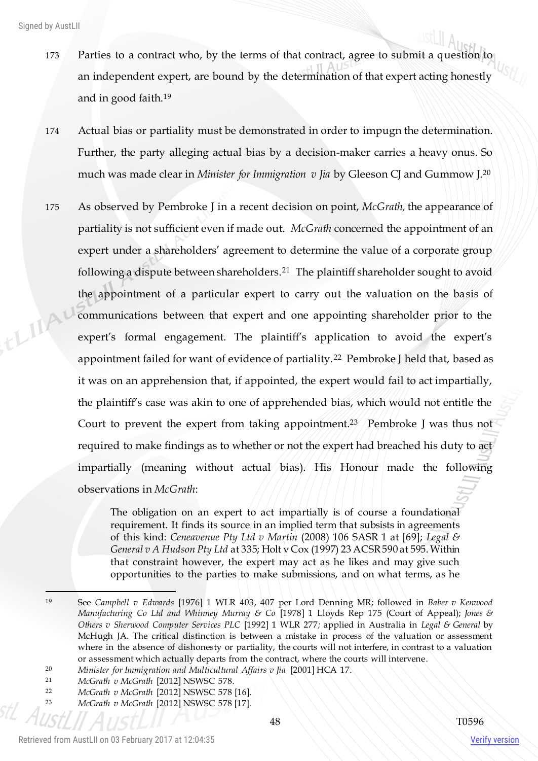173 Parties to a contract who, by the terms of that contract, agree to submit a question to an independent expert, are bound by the determination of that expert acting honestly and in good faith.[19]

174 Actual bias or partiality must be demonstrated in order to impugn the determination. Further, the party alleging actual bias by a decision-maker carries a heavy onus. So much was made clear in *Minister for Immigration v Jia* by Gleeson CJ and Gummow J.[20]

175 As observed by Pembroke J in a recent decision on point, *McGrath*, the appearance of partiality is not sufficient even if made out. *McGrath* concerned the appointment of an expert under a shareholders' agreement to determine the value of a corporate group following a dispute between shareholders.[21] The plaintiff shareholder sought to avoid the appointment of a particular expert to carry out the valuation on the basis of communications between that expert and one appointing shareholder prior to the expert's formal engagement. The plaintiff's application to avoid the expert's appointment failed for want of evidence of partiality.[22] Pembroke J held that, based as it was on an apprehension that, if appointed, the expert would fail to act impartially, the plaintiff's case was akin to one of apprehended bias, which would not entitle the Court to prevent the expert from taking appointment.[23] Pembroke J was thus not required to make findings as to whether or not the expert had breached his duty to act impartially (meaning without actual bias). His Honour made the following observations in *McGrath*:

> The obligation on an expert to act impartially is of course a foundational requirement. It finds its source in an implied term that subsists in agreements of this kind: *Ceneavenue Pty Ltd v Martin* (2008) 106 SASR 1 at [69]; *Legal & General v A Hudson Pty Ltd* at 335; Holt v Cox (1997) 23 ACSR 590 at 595. Within that constraint however, the expert may act as he likes and may give such opportunities to the parties to make submissions, and on what terms, as he

---

[19] See *Campbell v Edwards* [1976] 1 WLR 403, 407 per Lord Denning MR; followed in *Baber v Kenwood Manufacturing Co Ltd and Whinney Murray & Co* [1978] 1 Lloyds Rep 175 (Court of Appeal); *Jones & Others v Sherwood Computer Services PLC* [1992] 1 WLR 277; applied in Australia in *Legal & General* by McHugh JA. The critical distinction is between a mistake in process of the valuation or assessment where in the absence of dishonesty or partiality, the courts will not interfere, in contrast to a valuation or assessment which actually departs from the contract, where the courts will intervene.

[20] *Minister for Immigration and Multicultural Affairs v Jia* [2001] HCA 17.

[21] *McGrath v McGrath* [2012] NSWSC 578.

[22] *McGrath v McGrath* [2012] NSWSC 578 [16].

[23] *McGrath v McGrath* [2012] NSWSC 578 [17].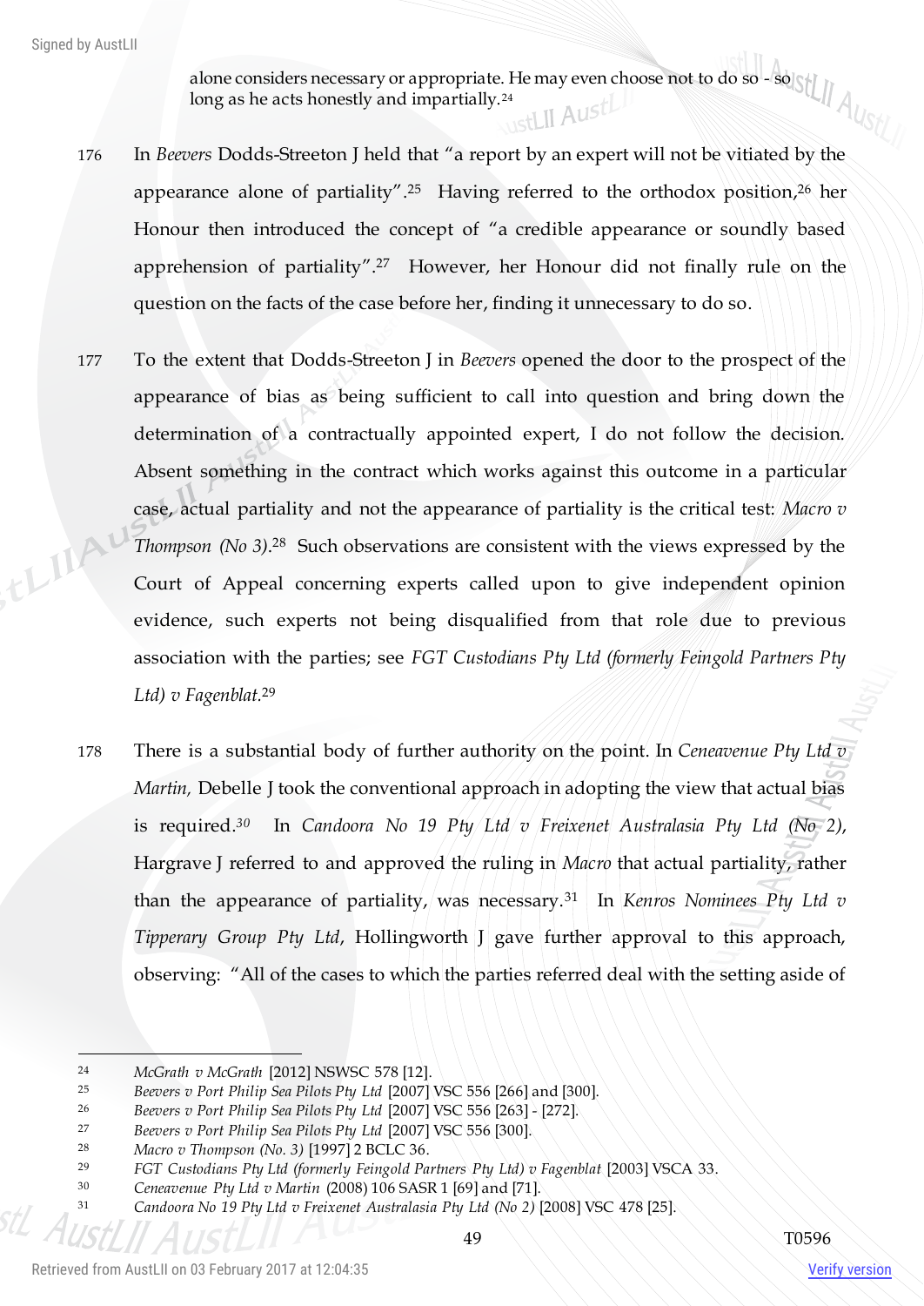alone considers necessary or appropriate. He may even choose not to do so - so long as he acts honestly and impartially.[24]

176 In *Beevers* Dodds-Streeton J held that "a report by an expert will not be vitiated by the appearance alone of partiality".[25] Having referred to the orthodox position,[26] her Honour then introduced the concept of "a credible appearance or soundly based apprehension of partiality".[27] However, her Honour did not finally rule on the question on the facts of the case before her, finding it unnecessary to do so.

177 To the extent that Dodds-Streeton J in *Beevers* opened the door to the prospect of the appearance of bias as being sufficient to call into question and bring down the determination of a contractually appointed expert, I do not follow the decision. Absent something in the contract which works against this outcome in a particular case, actual partiality and not the appearance of partiality is the critical test: *Macro v Thompson (No 3)*.[28] Such observations are consistent with the views expressed by the Court of Appeal concerning experts called upon to give independent opinion evidence, such experts not being disqualified from that role due to previous association with the parties; see *FGT Custodians Pty Ltd (formerly Feingold Partners Pty Ltd) v Fagenblat*.[29]

178 There is a substantial body of further authority on the point. In *Ceneavenue Pty Ltd v Martin,* Debelle J took the conventional approach in adopting the view that actual bias is required.[30] In *Candoora No 19 Pty Ltd v Freixenet Australasia Pty Ltd (No 2)*, Hargrave J referred to and approved the ruling in *Macro* that actual partiality, rather than the appearance of partiality, was necessary.[31] In *Kenros Nominees Pty Ltd v Tipperary Group Pty Ltd*, Hollingworth J gave further approval to this approach, observing: "All of the cases to which the parties referred deal with the setting aside of

---

24 *McGrath v McGrath* [2012] NSWSC 578 [12].

25 *Beevers v Port Philip Sea Pilots Pty Ltd* [2007] VSC 556 [266] and [300].

26 *Beevers v Port Philip Sea Pilots Pty Ltd* [2007] VSC 556 [263] - [272].

27 *Beevers v Port Philip Sea Pilots Pty Ltd* [2007] VSC 556 [300].

28 *Macro v Thompson (No. 3)* [1997] 2 BCLC 36.

29 *FGT Custodians Pty Ltd (formerly Feingold Partners Pty Ltd) v Fagenblat* [2003] VSCA 33.

30 *Ceneavenue Pty Ltd v Martin* (2008) 106 SASR 1 [69] and [71].

31 *Candoora No 19 Pty Ltd v Freixenet Australasia Pty Ltd (No 2)* [2008] VSC 478 [25].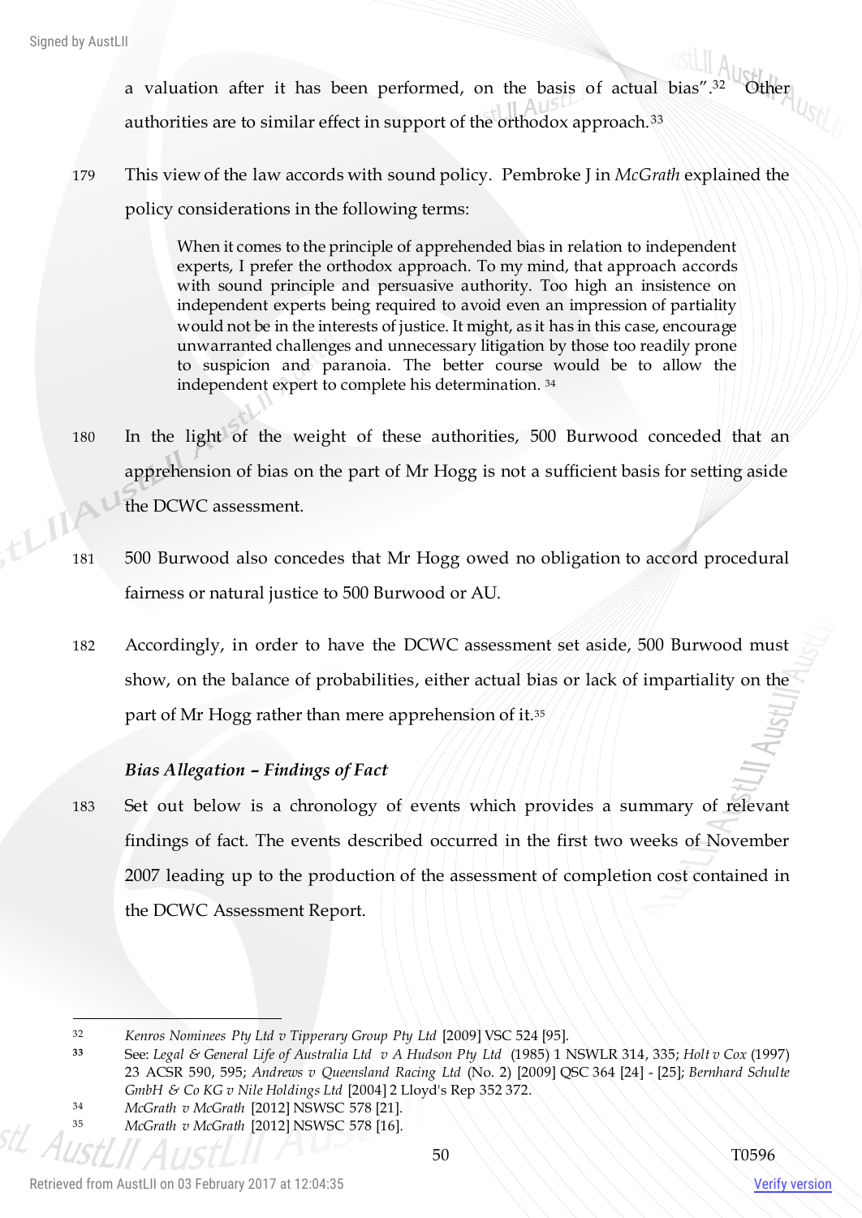a valuation after it has been performed, on the basis of actual bias".[32] Other authorities are to similar effect in support of the orthodox approach.[33]

179 This view of the law accords with sound policy. Pembroke J in *McGrath* explained the policy considerations in the following terms:

> When it comes to the principle of apprehended bias in relation to independent experts, I prefer the orthodox approach. To my mind, that approach accords with sound principle and persuasive authority. Too high an insistence on independent experts being required to avoid even an impression of partiality would not be in the interests of justice. It might, as it has in this case, encourage unwarranted challenges and unnecessary litigation by those too readily prone to suspicion and paranoia. The better course would be to allow the independent expert to complete his determination. [34]

180 In the light of the weight of these authorities, 500 Burwood conceded that an apprehension of bias on the part of Mr Hogg is not a sufficient basis for setting aside the DCWC assessment.

181 500 Burwood also concedes that Mr Hogg owed no obligation to accord procedural fairness or natural justice to 500 Burwood or AU.

182 Accordingly, in order to have the DCWC assessment set aside, 500 Burwood must show, on the balance of probabilities, either actual bias or lack of impartiality on the part of Mr Hogg rather than mere apprehension of it.[35]

### *Bias Allegation – Findings of Fact*

183 Set out below is a chronology of events which provides a summary of relevant findings of fact. The events described occurred in the first two weeks of November 2007 leading up to the production of the assessment of completion cost contained in the DCWC Assessment Report.

---

[32] *Kenros Nominees Pty Ltd v Tipperary Group Pty Ltd* [2009] VSC 524 [95].

[33] See: *Legal & General Life of Australia Ltd v A Hudson Pty Ltd* (1985) 1 NSWLR 314, 335; *Holt v Cox* (1997) 23 ACSR 590, 595; *Andrews v Queensland Racing Ltd* (No. 2) [2009] QSC 364 [24] - [25]; *Bernhard Schulte GmbH & Co KG v Nile Holdings Ltd* [2004] 2 Lloyd's Rep 352 372.

[34] *McGrath v McGrath* [2012] NSWSC 578 [21].

[35] *McGrath v McGrath* [2012] NSWSC 578 [16].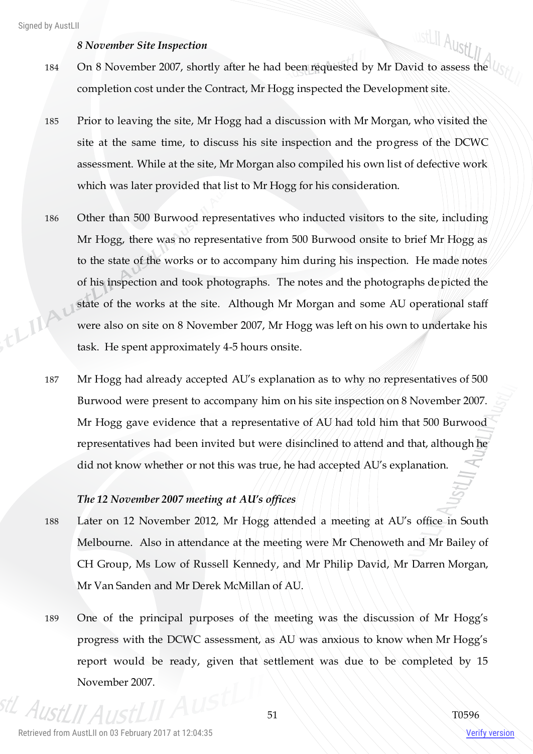*8 November Site Inspection*

184 On 8 November 2007, shortly after he had been requested by Mr David to assess the completion cost under the Contract, Mr Hogg inspected the Development site.

185 Prior to leaving the site, Mr Hogg had a discussion with Mr Morgan, who visited the site at the same time, to discuss his site inspection and the progress of the DCWC assessment. While at the site, Mr Morgan also compiled his own list of defective work which was later provided that list to Mr Hogg for his consideration.

186 Other than 500 Burwood representatives who inducted visitors to the site, including Mr Hogg, there was no representative from 500 Burwood onsite to brief Mr Hogg as to the state of the works or to accompany him during his inspection. He made notes of his inspection and took photographs. The notes and the photographs depicted the state of the works at the site. Although Mr Morgan and some AU operational staff were also on site on 8 November 2007, Mr Hogg was left on his own to undertake his task. He spent approximately 4-5 hours onsite.

187 Mr Hogg had already accepted AU's explanation as to why no representatives of 500 Burwood were present to accompany him on his site inspection on 8 November 2007. Mr Hogg gave evidence that a representative of AU had told him that 500 Burwood representatives had been invited but were disinclined to attend and that, although he did not know whether or not this was true, he had accepted AU's explanation.

*The 12 November 2007 meeting at AU's offices*

188 Later on 12 November 2012, Mr Hogg attended a meeting at AU's office in South Melbourne. Also in attendance at the meeting were Mr Chenoweth and Mr Bailey of CH Group, Ms Low of Russell Kennedy, and Mr Philip David, Mr Darren Morgan, Mr Van Sanden and Mr Derek McMillan of AU.

189 One of the principal purposes of the meeting was the discussion of Mr Hogg's progress with the DCWC assessment, as AU was anxious to know when Mr Hogg's report would be ready, given that settlement was due to be completed by 15 November 2007.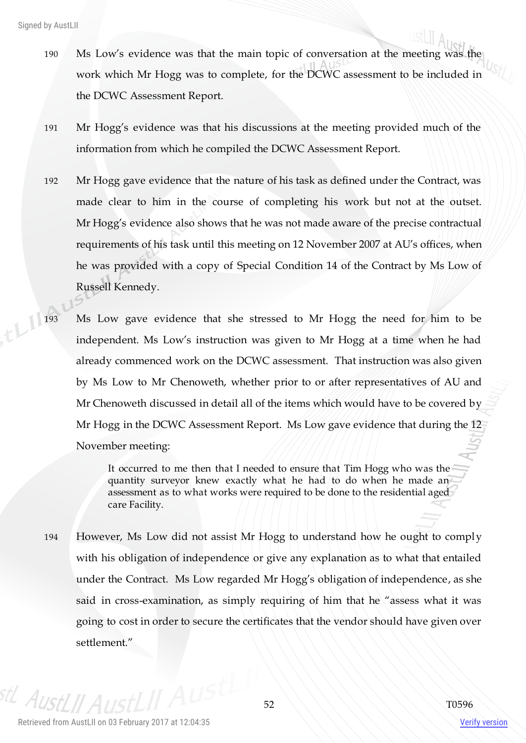190 Ms Low's evidence was that the main topic of conversation at the meeting was the work which Mr Hogg was to complete, for the DCWC assessment to be included in the DCWC Assessment Report.

191 Mr Hogg's evidence was that his discussions at the meeting provided much of the information from which he compiled the DCWC Assessment Report.

192 Mr Hogg gave evidence that the nature of his task as defined under the Contract, was made clear to him in the course of completing his work but not at the outset. Mr Hogg's evidence also shows that he was not made aware of the precise contractual requirements of his task until this meeting on 12 November 2007 at AU's offices, when he was provided with a copy of Special Condition 14 of the Contract by Ms Low of Russell Kennedy.

193 Ms Low gave evidence that she stressed to Mr Hogg the need for him to be independent. Ms Low's instruction was given to Mr Hogg at a time when he had already commenced work on the DCWC assessment. That instruction was also given by Ms Low to Mr Chenoweth, whether prior to or after representatives of AU and Mr Chenoweth discussed in detail all of the items which would have to be covered by Mr Hogg in the DCWC Assessment Report. Ms Low gave evidence that during the 12 November meeting:

> It occurred to me then that I needed to ensure that Tim Hogg who was the quantity surveyor knew exactly what he had to do when he made an assessment as to what works were required to be done to the residential aged care Facility.

194 However, Ms Low did not assist Mr Hogg to understand how he ought to comply with his obligation of independence or give any explanation as to what that entailed under the Contract. Ms Low regarded Mr Hogg's obligation of independence, as she said in cross-examination, as simply requiring of him that he "assess what it was going to cost in order to secure the certificates that the vendor should have given over settlement."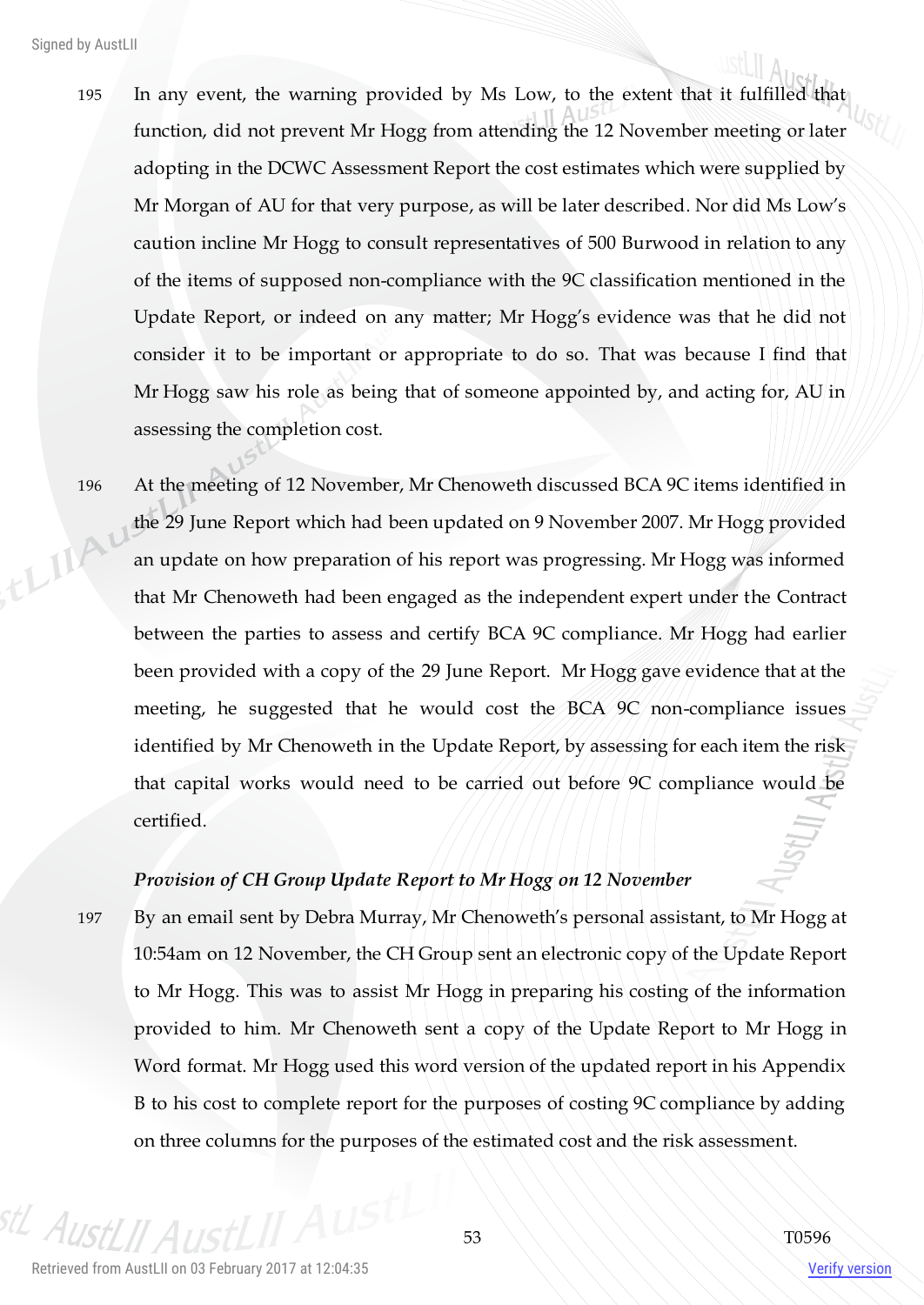195 In any event, the warning provided by Ms Low, to the extent that it fulfilled that function, did not prevent Mr Hogg from attending the 12 November meeting or later adopting in the DCWC Assessment Report the cost estimates which were supplied by Mr Morgan of AU for that very purpose, as will be later described. Nor did Ms Low's caution incline Mr Hogg to consult representatives of 500 Burwood in relation to any of the items of supposed non-compliance with the 9C classification mentioned in the Update Report, or indeed on any matter; Mr Hogg's evidence was that he did not consider it to be important or appropriate to do so. That was because I find that Mr Hogg saw his role as being that of someone appointed by, and acting for, AU in assessing the completion cost.

196 At the meeting of 12 November, Mr Chenoweth discussed BCA 9C items identified in the 29 June Report which had been updated on 9 November 2007. Mr Hogg provided an update on how preparation of his report was progressing. Mr Hogg was informed that Mr Chenoweth had been engaged as the independent expert under the Contract between the parties to assess and certify BCA 9C compliance. Mr Hogg had earlier been provided with a copy of the 29 June Report. Mr Hogg gave evidence that at the meeting, he suggested that he would cost the BCA 9C non-compliance issues identified by Mr Chenoweth in the Update Report, by assessing for each item the risk that capital works would need to be carried out before 9C compliance would be certified.

***Provision of CH Group Update Report to Mr Hogg on 12 November***

197 By an email sent by Debra Murray, Mr Chenoweth's personal assistant, to Mr Hogg at 10:54am on 12 November, the CH Group sent an electronic copy of the Update Report to Mr Hogg. This was to assist Mr Hogg in preparing his costing of the information provided to him. Mr Chenoweth sent a copy of the Update Report to Mr Hogg in Word format. Mr Hogg used this word version of the updated report in his Appendix B to his cost to complete report for the purposes of costing 9C compliance by adding on three columns for the purposes of the estimated cost and the risk assessment.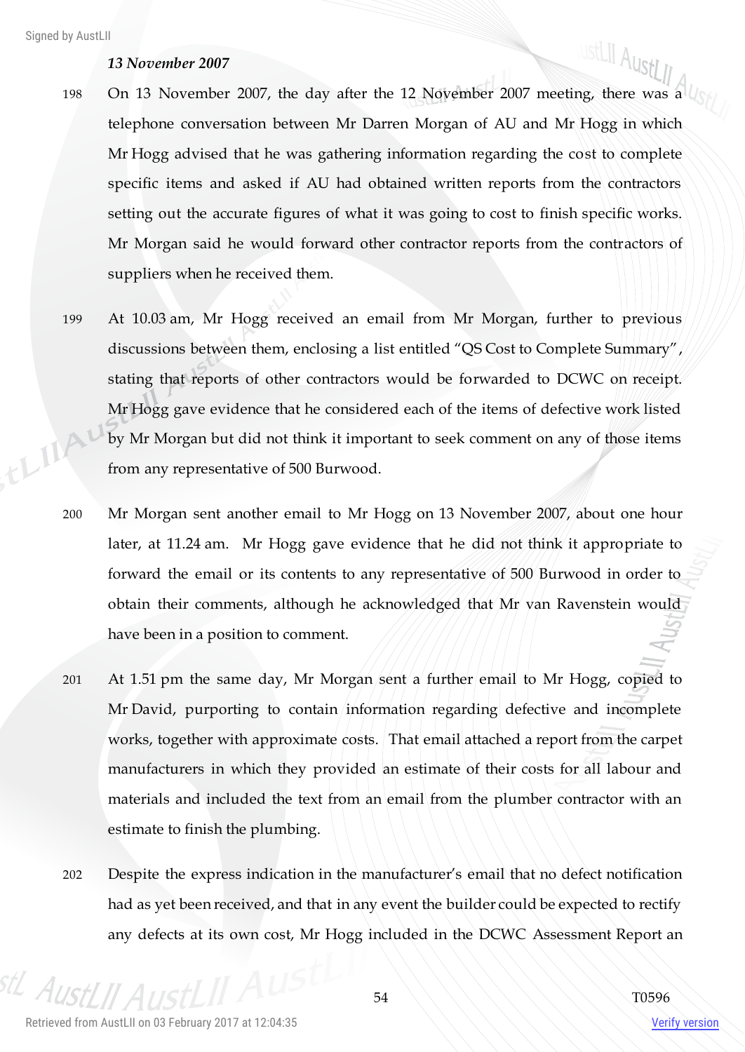*13 November 2007*

198 On 13 November 2007, the day after the 12 November 2007 meeting, there was a telephone conversation between Mr Darren Morgan of AU and Mr Hogg in which Mr Hogg advised that he was gathering information regarding the cost to complete specific items and asked if AU had obtained written reports from the contractors setting out the accurate figures of what it was going to cost to finish specific works. Mr Morgan said he would forward other contractor reports from the contractors of suppliers when he received them.

199 At 10.03 am, Mr Hogg received an email from Mr Morgan, further to previous discussions between them, enclosing a list entitled "QS Cost to Complete Summary", stating that reports of other contractors would be forwarded to DCWC on receipt. Mr Hogg gave evidence that he considered each of the items of defective work listed by Mr Morgan but did not think it important to seek comment on any of those items from any representative of 500 Burwood.

200 Mr Morgan sent another email to Mr Hogg on 13 November 2007, about one hour later, at 11.24 am. Mr Hogg gave evidence that he did not think it appropriate to forward the email or its contents to any representative of 500 Burwood in order to obtain their comments, although he acknowledged that Mr van Ravenstein would have been in a position to comment.

201 At 1.51 pm the same day, Mr Morgan sent a further email to Mr Hogg, copied to Mr David, purporting to contain information regarding defective and incomplete works, together with approximate costs. That email attached a report from the carpet manufacturers in which they provided an estimate of their costs for all labour and materials and included the text from an email from the plumber contractor with an estimate to finish the plumbing.

202 Despite the express indication in the manufacturer's email that no defect notification had as yet been received, and that in any event the builder could be expected to rectify any defects at its own cost, Mr Hogg included in the DCWC Assessment Report an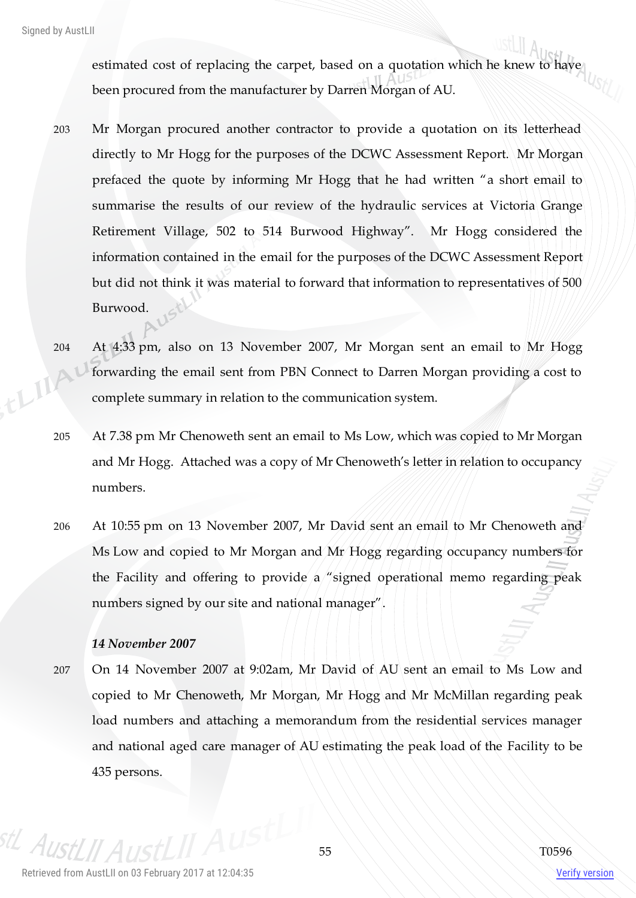estimated cost of replacing the carpet, based on a quotation which he knew to have been procured from the manufacturer by Darren Morgan of AU.

203 Mr Morgan procured another contractor to provide a quotation on its letterhead directly to Mr Hogg for the purposes of the DCWC Assessment Report. Mr Morgan prefaced the quote by informing Mr Hogg that he had written "a short email to summarise the results of our review of the hydraulic services at Victoria Grange Retirement Village, 502 to 514 Burwood Highway". Mr Hogg considered the information contained in the email for the purposes of the DCWC Assessment Report but did not think it was material to forward that information to representatives of 500 Burwood.

204 At 4:33 pm, also on 13 November 2007, Mr Morgan sent an email to Mr Hogg forwarding the email sent from PBN Connect to Darren Morgan providing a cost to complete summary in relation to the communication system.

205 At 7.38 pm Mr Chenoweth sent an email to Ms Low, which was copied to Mr Morgan and Mr Hogg. Attached was a copy of Mr Chenoweth's letter in relation to occupancy numbers.

206 At 10:55 pm on 13 November 2007, Mr David sent an email to Mr Chenoweth and Ms Low and copied to Mr Morgan and Mr Hogg regarding occupancy numbers for the Facility and offering to provide a "signed operational memo regarding peak numbers signed by our site and national manager".

***14 November 2007***

207 On 14 November 2007 at 9:02am, Mr David of AU sent an email to Ms Low and copied to Mr Chenoweth, Mr Morgan, Mr Hogg and Mr McMillan regarding peak load numbers and attaching a memorandum from the residential services manager and national aged care manager of AU estimating the peak load of the Facility to be 435 persons.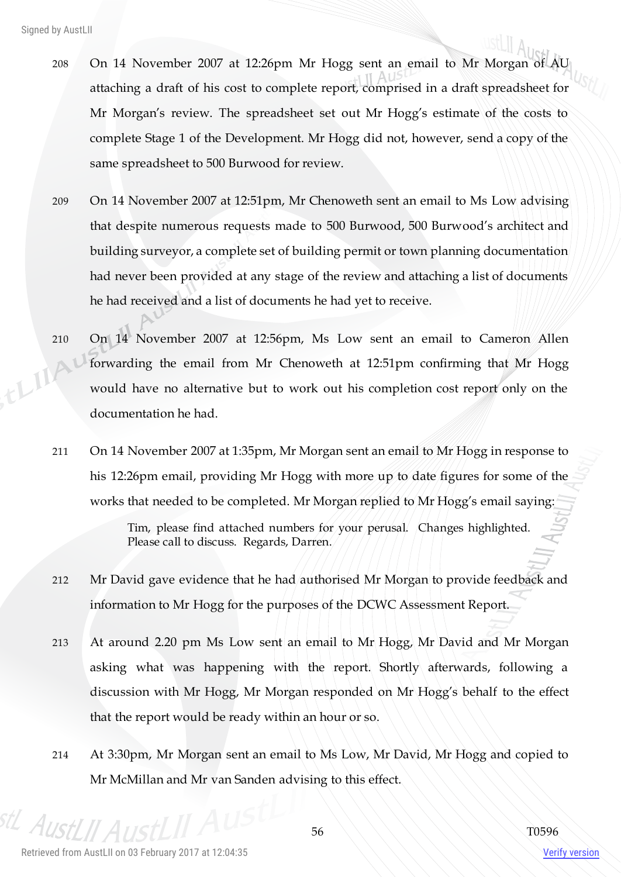208 On 14 November 2007 at 12:26pm Mr Hogg sent an email to Mr Morgan of AU attaching a draft of his cost to complete report, comprised in a draft spreadsheet for Mr Morgan's review. The spreadsheet set out Mr Hogg's estimate of the costs to complete Stage 1 of the Development. Mr Hogg did not, however, send a copy of the same spreadsheet to 500 Burwood for review.

209 On 14 November 2007 at 12:51pm, Mr Chenoweth sent an email to Ms Low advising that despite numerous requests made to 500 Burwood, 500 Burwood's architect and building surveyor, a complete set of building permit or town planning documentation had never been provided at any stage of the review and attaching a list of documents he had received and a list of documents he had yet to receive.

210 On 14 November 2007 at 12:56pm, Ms Low sent an email to Cameron Allen forwarding the email from Mr Chenoweth at 12:51pm confirming that Mr Hogg would have no alternative but to work out his completion cost report only on the documentation he had.

211 On 14 November 2007 at 1:35pm, Mr Morgan sent an email to Mr Hogg in response to his 12:26pm email, providing Mr Hogg with more up to date figures for some of the works that needed to be completed. Mr Morgan replied to Mr Hogg's email saying:

> Tim, please find attached numbers for your perusal. Changes highlighted. Please call to discuss. Regards, Darren.

212 Mr David gave evidence that he had authorised Mr Morgan to provide feedback and information to Mr Hogg for the purposes of the DCWC Assessment Report.

213 At around 2.20 pm Ms Low sent an email to Mr Hogg, Mr David and Mr Morgan asking what was happening with the report. Shortly afterwards, following a discussion with Mr Hogg, Mr Morgan responded on Mr Hogg's behalf to the effect that the report would be ready within an hour or so.

214 At 3:30pm, Mr Morgan sent an email to Ms Low, Mr David, Mr Hogg and copied to Mr McMillan and Mr van Sanden advising to this effect.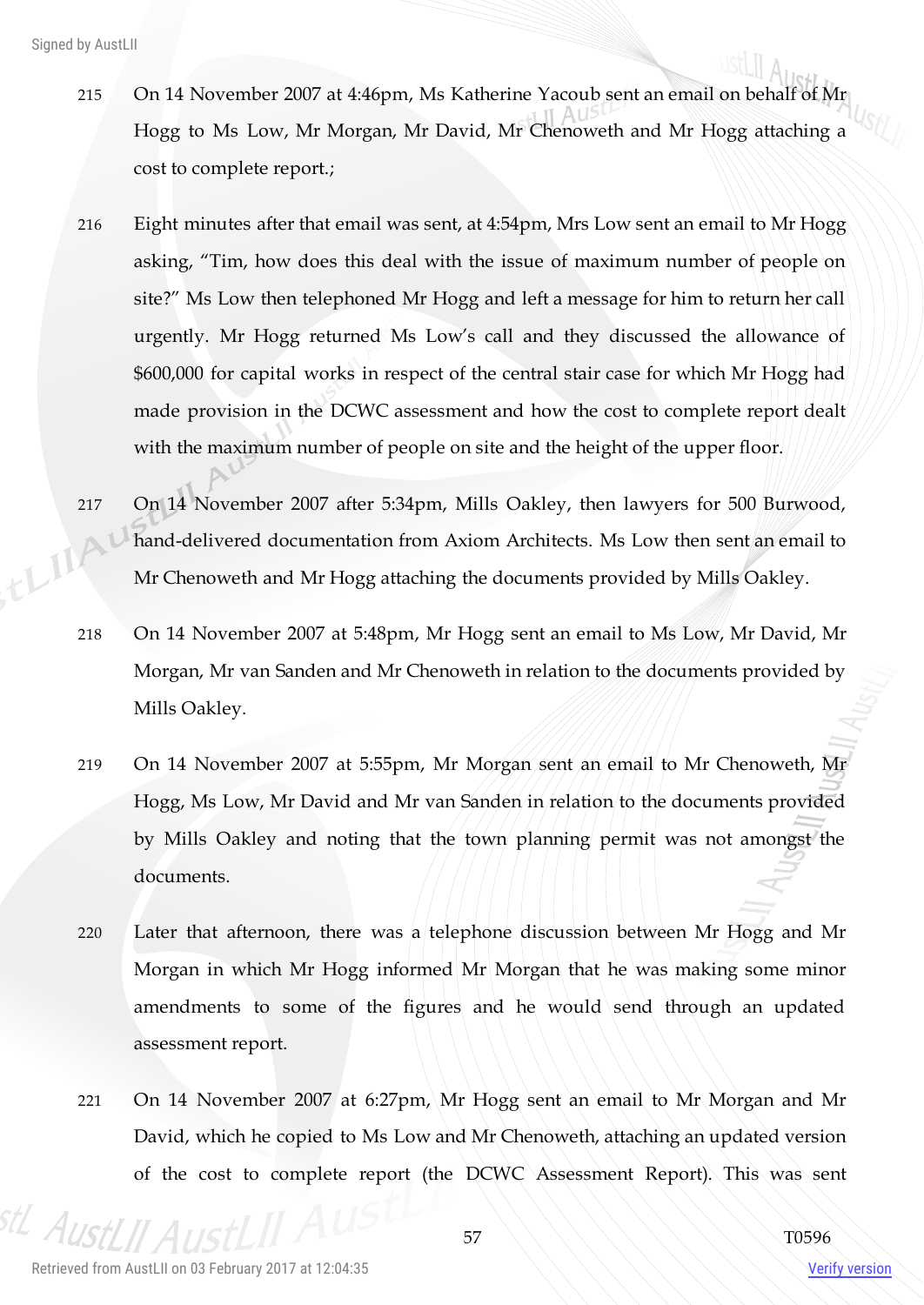215 On 14 November 2007 at 4:46pm, Ms Katherine Yacoub sent an email on behalf of Mr Hogg to Ms Low, Mr Morgan, Mr David, Mr Chenoweth and Mr Hogg attaching a cost to complete report.;

216 Eight minutes after that email was sent, at 4:54pm, Mrs Low sent an email to Mr Hogg asking, "Tim, how does this deal with the issue of maximum number of people on site?" Ms Low then telephoned Mr Hogg and left a message for him to return her call urgently. Mr Hogg returned Ms Low's call and they discussed the allowance of $600,000 for capital works in respect of the central stair case for which Mr Hogg had made provision in the DCWC assessment and how the cost to complete report dealt with the maximum number of people on site and the height of the upper floor.

217 On 14 November 2007 after 5:34pm, Mills Oakley, then lawyers for 500 Burwood, hand-delivered documentation from Axiom Architects. Ms Low then sent an email to Mr Chenoweth and Mr Hogg attaching the documents provided by Mills Oakley.

218 On 14 November 2007 at 5:48pm, Mr Hogg sent an email to Ms Low, Mr David, Mr Morgan, Mr van Sanden and Mr Chenoweth in relation to the documents provided by Mills Oakley.

219 On 14 November 2007 at 5:55pm, Mr Morgan sent an email to Mr Chenoweth, Mr Hogg, Ms Low, Mr David and Mr van Sanden in relation to the documents provided by Mills Oakley and noting that the town planning permit was not amongst the documents.

220 Later that afternoon, there was a telephone discussion between Mr Hogg and Mr Morgan in which Mr Hogg informed Mr Morgan that he was making some minor amendments to some of the figures and he would send through an updated assessment report.

221 On 14 November 2007 at 6:27pm, Mr Hogg sent an email to Mr Morgan and Mr David, which he copied to Ms Low and Mr Chenoweth, attaching an updated version of the cost to complete report (the DCWC Assessment Report). This was sent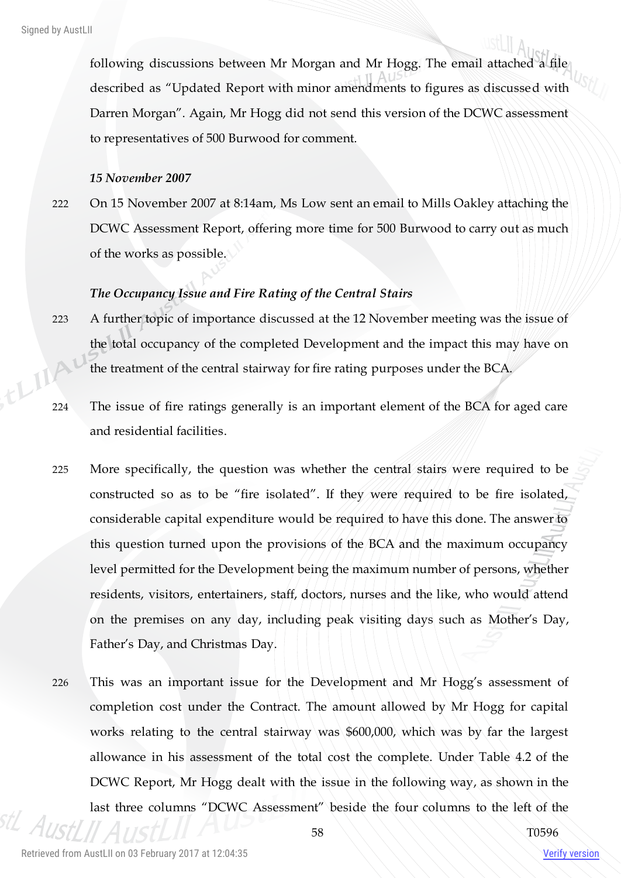following discussions between Mr Morgan and Mr Hogg. The email attached a file described as "Updated Report with minor amendments to figures as discussed with Darren Morgan". Again, Mr Hogg did not send this version of the DCWC assessment to representatives of 500 Burwood for comment.

*15 November 2007*

222 On 15 November 2007 at 8:14am, Ms Low sent an email to Mills Oakley attaching the DCWC Assessment Report, offering more time for 500 Burwood to carry out as much of the works as possible.

*The Occupancy Issue and Fire Rating of the Central Stairs*

223 A further topic of importance discussed at the 12 November meeting was the issue of the total occupancy of the completed Development and the impact this may have on the treatment of the central stairway for fire rating purposes under the BCA.

224 The issue of fire ratings generally is an important element of the BCA for aged care and residential facilities.

225 More specifically, the question was whether the central stairs were required to be constructed so as to be "fire isolated". If they were required to be fire isolated, considerable capital expenditure would be required to have this done. The answer to this question turned upon the provisions of the BCA and the maximum occupancy level permitted for the Development being the maximum number of persons, whether residents, visitors, entertainers, staff, doctors, nurses and the like, who would attend on the premises on any day, including peak visiting days such as Mother's Day, Father's Day, and Christmas Day.

226 This was an important issue for the Development and Mr Hogg's assessment of completion cost under the Contract. The amount allowed by Mr Hogg for capital works relating to the central stairway was $600,000, which was by far the largest allowance in his assessment of the total cost the complete. Under Table 4.2 of the DCWC Report, Mr Hogg dealt with the issue in the following way, as shown in the last three columns "DCWC Assessment" beside the four columns to the left of the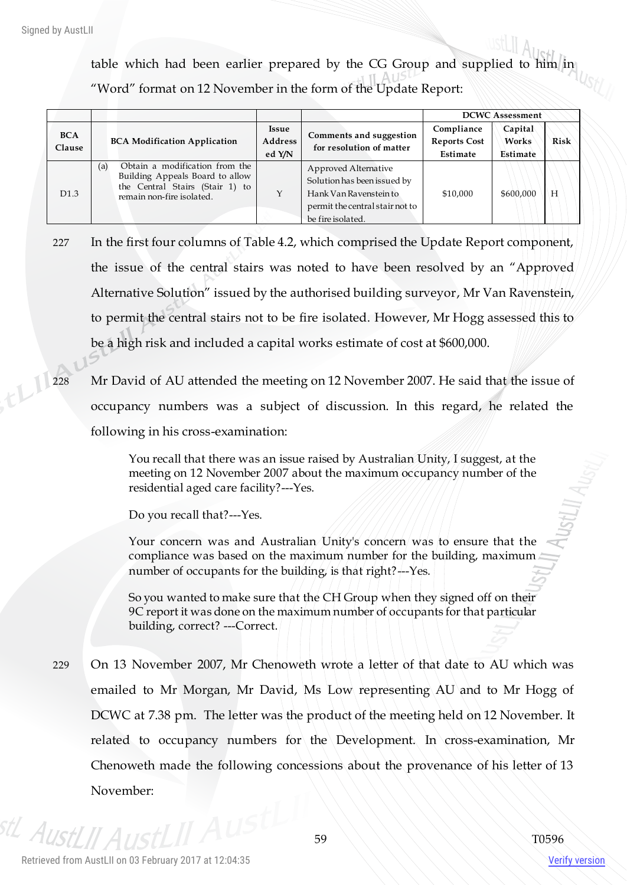table which had been earlier prepared by the CG Group and supplied to him in "Word" format on 12 November in the form of the Update Report:

| | | | | DCWC Assessment | | |
|---|---|---|---|---|---|---|
| BCA Clause | BCA Modification Application | Issue Addressed Y/N | Comments and suggestion for resolution of matter | Compliance Reports Cost Estimate | Capital Works Estimate | Risk |
| D1.3 | (a) Obtain a modification from the Building Appeals Board to allow the Central Stairs (Stair 1) to remain non-fire isolated. | Y | Approved Alternative Solution has been issued by Hank Van Ravenstein to permit the central stair not to be fire isolated. | $10,000 | $600,000 | H |

227 In the first four columns of Table 4.2, which comprised the Update Report component, the issue of the central stairs was noted to have been resolved by an "Approved Alternative Solution" issued by the authorised building surveyor, Mr Van Ravenstein, to permit the central stairs not to be fire isolated. However, Mr Hogg assessed this to be a high risk and included a capital works estimate of cost at $600,000.

228 Mr David of AU attended the meeting on 12 November 2007. He said that the issue of occupancy numbers was a subject of discussion. In this regard, he related the following in his cross-examination:

> You recall that there was an issue raised by Australian Unity, I suggest, at the meeting on 12 November 2007 about the maximum occupancy number of the residential aged care facility?---Yes.
>
> Do you recall that?---Yes.
>
> Your concern was and Australian Unity's concern was to ensure that the compliance was based on the maximum number for the building, maximum number of occupants for the building, is that right?---Yes.
>
> So you wanted to make sure that the CH Group when they signed off on their 9C report it was done on the maximum number of occupants for that particular building, correct? ---Correct.

229 On 13 November 2007, Mr Chenoweth wrote a letter of that date to AU which was emailed to Mr Morgan, Mr David, Ms Low representing AU and to Mr Hogg of DCWC at 7.38 pm. The letter was the product of the meeting held on 12 November. It related to occupancy numbers for the Development. In cross-examination, Mr Chenoweth made the following concessions about the provenance of his letter of 13 November: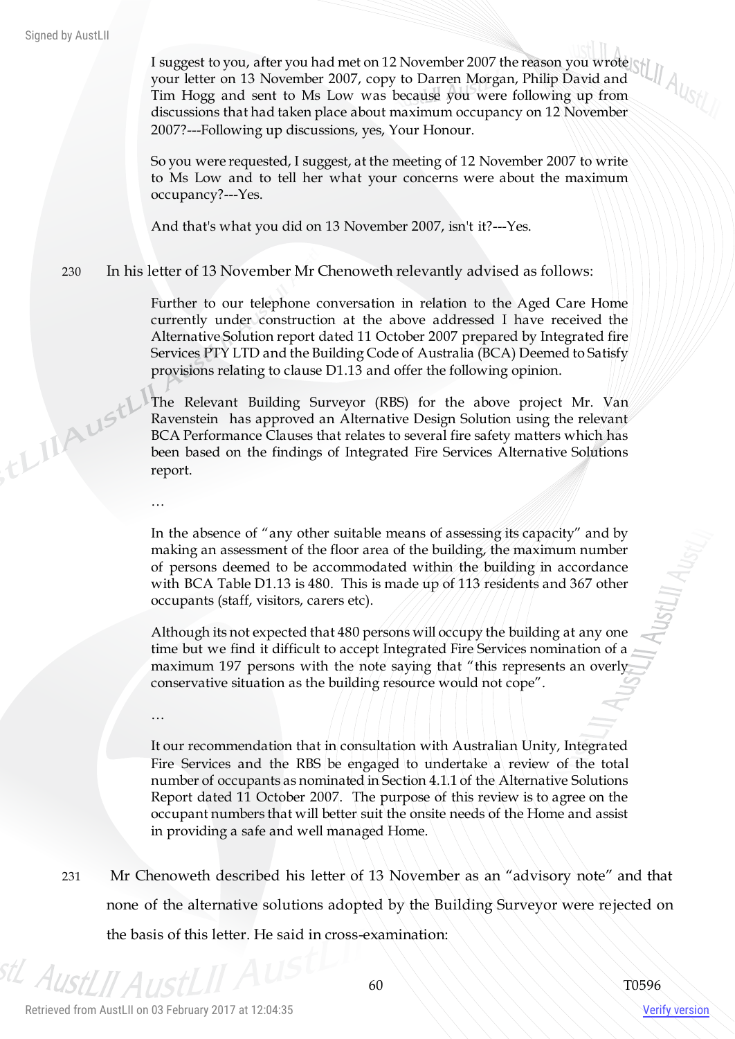> I suggest to you, after you had met on 12 November 2007 the reason you wrote your letter on 13 November 2007, copy to Darren Morgan, Philip David and Tim Hogg and sent to Ms Low was because you were following up from discussions that had taken place about maximum occupancy on 12 November 2007?---Following up discussions, yes, Your Honour.
>
> So you were requested, I suggest, at the meeting of 12 November 2007 to write to Ms Low and to tell her what your concerns were about the maximum occupancy?---Yes.
>
> And that's what you did on 13 November 2007, isn't it?---Yes.

230 In his letter of 13 November Mr Chenoweth relevantly advised as follows:

> Further to our telephone conversation in relation to the Aged Care Home currently under construction at the above addressed I have received the Alternative Solution report dated 11 October 2007 prepared by Integrated fire Services PTY LTD and the Building Code of Australia (BCA) Deemed to Satisfy provisions relating to clause D1.13 and offer the following opinion.
>
> The Relevant Building Surveyor (RBS) for the above project Mr. Van Ravenstein has approved an Alternative Design Solution using the relevant BCA Performance Clauses that relates to several fire safety matters which has been based on the findings of Integrated Fire Services Alternative Solutions report.
>
> …
>
> In the absence of "any other suitable means of assessing its capacity" and by making an assessment of the floor area of the building, the maximum number of persons deemed to be accommodated within the building in accordance with BCA Table D1.13 is 480. This is made up of 113 residents and 367 other occupants (staff, visitors, carers etc).
>
> Although its not expected that 480 persons will occupy the building at any one time but we find it difficult to accept Integrated Fire Services nomination of a maximum 197 persons with the note saying that "this represents an overly conservative situation as the building resource would not cope".
>
> …
>
> It our recommendation that in consultation with Australian Unity, Integrated Fire Services and the RBS be engaged to undertake a review of the total number of occupants as nominated in Section 4.1.1 of the Alternative Solutions Report dated 11 October 2007. The purpose of this review is to agree on the occupant numbers that will better suit the onsite needs of the Home and assist in providing a safe and well managed Home.

231 Mr Chenoweth described his letter of 13 November as an "advisory note" and that none of the alternative solutions adopted by the Building Surveyor were rejected on the basis of this letter. He said in cross-examination: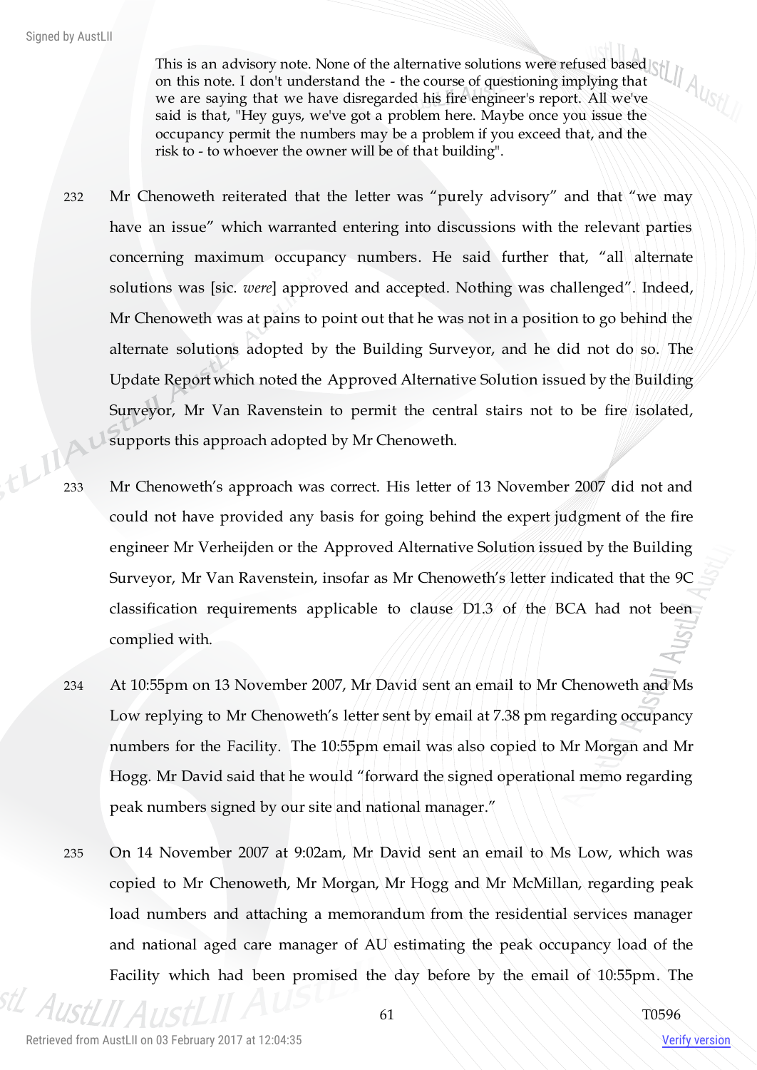> This is an advisory note. None of the alternative solutions were refused based on this note. I don't understand the - the course of questioning implying that we are saying that we have disregarded his fire engineer's report. All we've said is that, "Hey guys, we've got a problem here. Maybe once you issue the occupancy permit the numbers may be a problem if you exceed that, and the risk to - to whoever the owner will be of that building".

232 Mr Chenoweth reiterated that the letter was "purely advisory" and that "we may have an issue" which warranted entering into discussions with the relevant parties concerning maximum occupancy numbers. He said further that, "all alternate solutions was [sic. *were*] approved and accepted. Nothing was challenged". Indeed, Mr Chenoweth was at pains to point out that he was not in a position to go behind the alternate solutions adopted by the Building Surveyor, and he did not do so. The Update Report which noted the Approved Alternative Solution issued by the Building Surveyor, Mr Van Ravenstein to permit the central stairs not to be fire isolated, supports this approach adopted by Mr Chenoweth.

233 Mr Chenoweth's approach was correct. His letter of 13 November 2007 did not and could not have provided any basis for going behind the expert judgment of the fire engineer Mr Verheijden or the Approved Alternative Solution issued by the Building Surveyor, Mr Van Ravenstein, insofar as Mr Chenoweth's letter indicated that the 9C classification requirements applicable to clause D1.3 of the BCA had not been complied with.

234 At 10:55pm on 13 November 2007, Mr David sent an email to Mr Chenoweth and Ms Low replying to Mr Chenoweth's letter sent by email at 7.38 pm regarding occupancy numbers for the Facility. The 10:55pm email was also copied to Mr Morgan and Mr Hogg. Mr David said that he would "forward the signed operational memo regarding peak numbers signed by our site and national manager."

235 On 14 November 2007 at 9:02am, Mr David sent an email to Ms Low, which was copied to Mr Chenoweth, Mr Morgan, Mr Hogg and Mr McMillan, regarding peak load numbers and attaching a memorandum from the residential services manager and national aged care manager of AU estimating the peak occupancy load of the Facility which had been promised the day before by the email of 10:55pm. The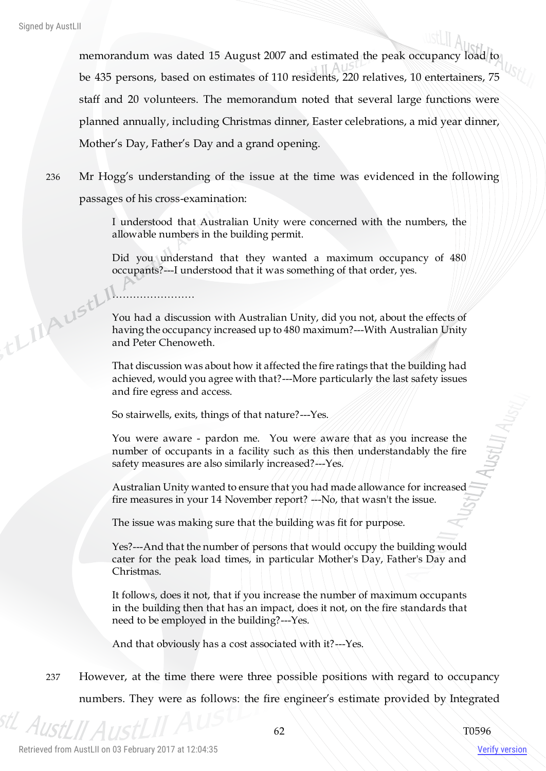memorandum was dated 15 August 2007 and estimated the peak occupancy load to be 435 persons, based on estimates of 110 residents, 220 relatives, 10 entertainers, 75 staff and 20 volunteers. The memorandum noted that several large functions were planned annually, including Christmas dinner, Easter celebrations, a mid year dinner, Mother's Day, Father's Day and a grand opening.

236 Mr Hogg's understanding of the issue at the time was evidenced in the following passages of his cross-examination:

> I understood that Australian Unity were concerned with the numbers, the allowable numbers in the building permit.
>
> Did you understand that they wanted a maximum occupancy of 480 occupants?---I understood that it was something of that order, yes.
>
> ……………………
>
> You had a discussion with Australian Unity, did you not, about the effects of having the occupancy increased up to 480 maximum?---With Australian Unity and Peter Chenoweth.
>
> That discussion was about how it affected the fire ratings that the building had achieved, would you agree with that?---More particularly the last safety issues and fire egress and access.
>
> So stairwells, exits, things of that nature?---Yes.
>
> You were aware - pardon me. You were aware that as you increase the number of occupants in a facility such as this then understandably the fire safety measures are also similarly increased?---Yes.
>
> Australian Unity wanted to ensure that you had made allowance for increased fire measures in your 14 November report? ---No, that wasn't the issue.
>
> The issue was making sure that the building was fit for purpose.
>
> Yes?---And that the number of persons that would occupy the building would cater for the peak load times, in particular Mother's Day, Father's Day and Christmas.
>
> It follows, does it not, that if you increase the number of maximum occupants in the building then that has an impact, does it not, on the fire standards that need to be employed in the building?---Yes.
>
> And that obviously has a cost associated with it?---Yes.

237 However, at the time there were three possible positions with regard to occupancy numbers. They were as follows: the fire engineer's estimate provided by Integrated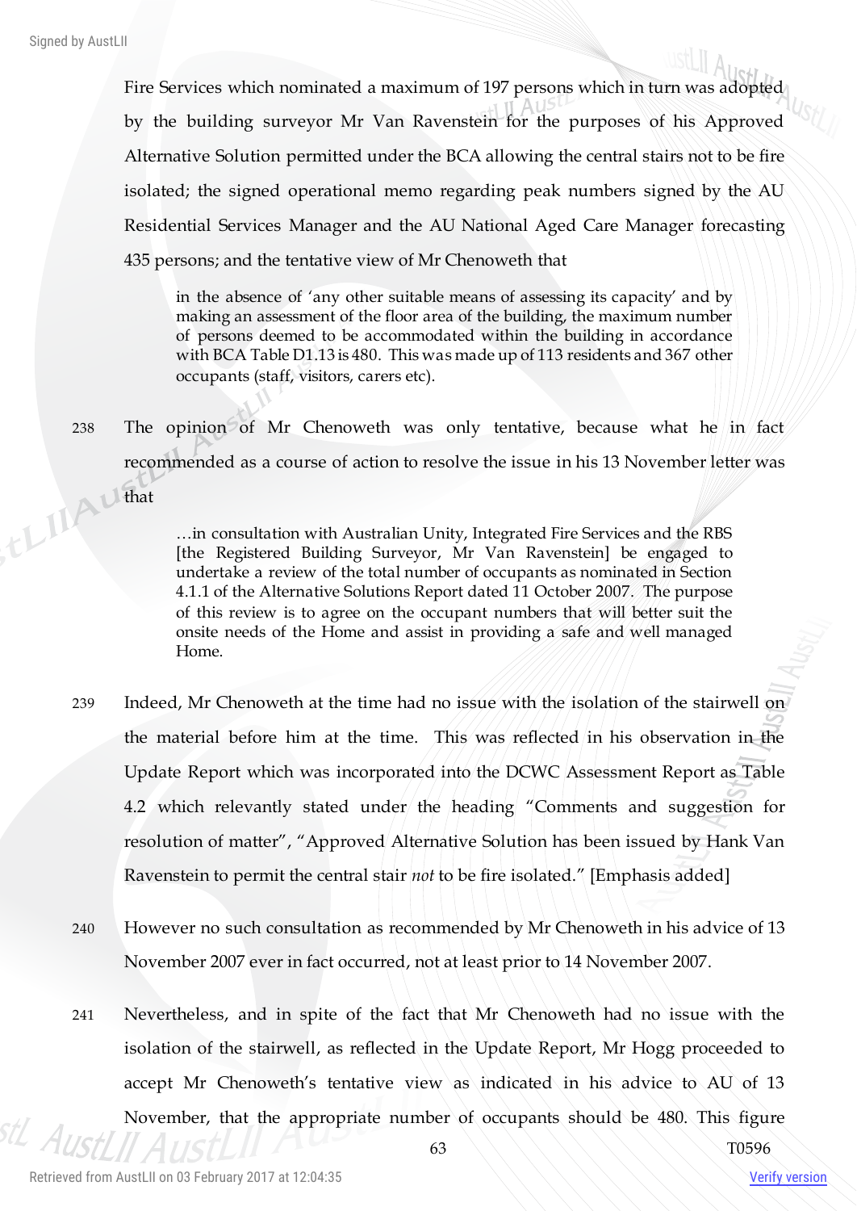Fire Services which nominated a maximum of 197 persons which in turn was adopted by the building surveyor Mr Van Ravenstein for the purposes of his Approved Alternative Solution permitted under the BCA allowing the central stairs not to be fire isolated; the signed operational memo regarding peak numbers signed by the AU Residential Services Manager and the AU National Aged Care Manager forecasting 435 persons; and the tentative view of Mr Chenoweth that

> in the absence of 'any other suitable means of assessing its capacity' and by making an assessment of the floor area of the building, the maximum number of persons deemed to be accommodated within the building in accordance with BCA Table D1.13 is 480. This was made up of 113 residents and 367 other occupants (staff, visitors, carers etc).

238 The opinion of Mr Chenoweth was only tentative, because what he in fact recommended as a course of action to resolve the issue in his 13 November letter was that

> …in consultation with Australian Unity, Integrated Fire Services and the RBS [the Registered Building Surveyor, Mr Van Ravenstein] be engaged to undertake a review of the total number of occupants as nominated in Section 4.1.1 of the Alternative Solutions Report dated 11 October 2007. The purpose of this review is to agree on the occupant numbers that will better suit the onsite needs of the Home and assist in providing a safe and well managed Home.

239 Indeed, Mr Chenoweth at the time had no issue with the isolation of the stairwell on the material before him at the time. This was reflected in his observation in the Update Report which was incorporated into the DCWC Assessment Report as Table 4.2 which relevantly stated under the heading "Comments and suggestion for resolution of matter", "Approved Alternative Solution has been issued by Hank Van Ravenstein to permit the central stair *not* to be fire isolated." [Emphasis added]

240 However no such consultation as recommended by Mr Chenoweth in his advice of 13 November 2007 ever in fact occurred, not at least prior to 14 November 2007.

241 Nevertheless, and in spite of the fact that Mr Chenoweth had no issue with the isolation of the stairwell, as reflected in the Update Report, Mr Hogg proceeded to accept Mr Chenoweth's tentative view as indicated in his advice to AU of 13 November, that the appropriate number of occupants should be 480. This figure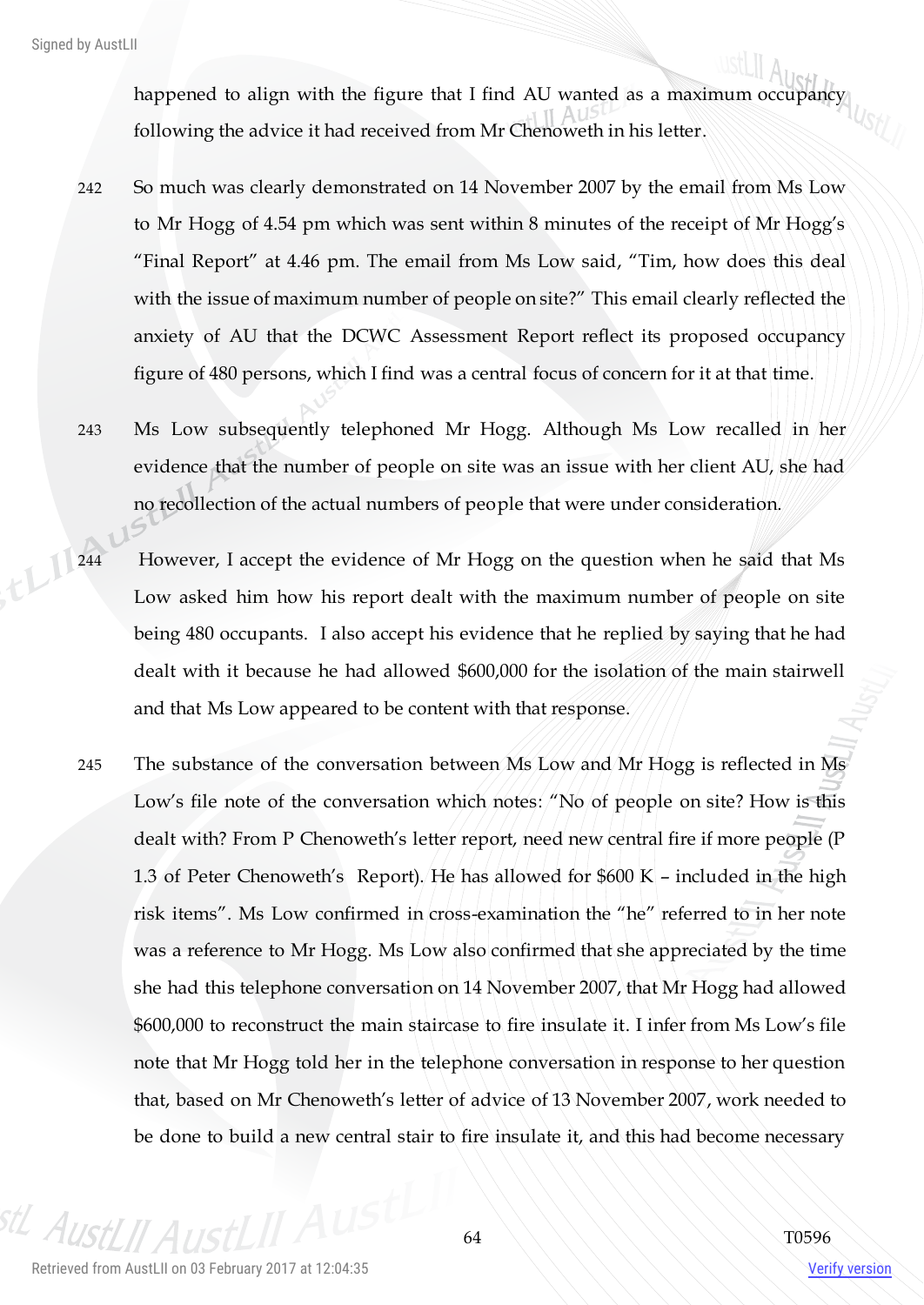happened to align with the figure that I find AU wanted as a maximum occupancy following the advice it had received from Mr Chenoweth in his letter.

242 So much was clearly demonstrated on 14 November 2007 by the email from Ms Low to Mr Hogg of 4.54 pm which was sent within 8 minutes of the receipt of Mr Hogg's "Final Report" at 4.46 pm. The email from Ms Low said, "Tim, how does this deal with the issue of maximum number of people on site?" This email clearly reflected the anxiety of AU that the DCWC Assessment Report reflect its proposed occupancy figure of 480 persons, which I find was a central focus of concern for it at that time.

243 Ms Low subsequently telephoned Mr Hogg. Although Ms Low recalled in her evidence that the number of people on site was an issue with her client AU, she had no recollection of the actual numbers of people that were under consideration.

244 However, I accept the evidence of Mr Hogg on the question when he said that Ms Low asked him how his report dealt with the maximum number of people on site being 480 occupants. I also accept his evidence that he replied by saying that he had dealt with it because he had allowed $600,000 for the isolation of the main stairwell and that Ms Low appeared to be content with that response.

245 The substance of the conversation between Ms Low and Mr Hogg is reflected in Ms Low's file note of the conversation which notes: "No of people on site? How is this dealt with? From P Chenoweth's letter report, need new central fire if more people (P 1.3 of Peter Chenoweth's Report). He has allowed for $600 K – included in the high risk items". Ms Low confirmed in cross-examination the "he" referred to in her note was a reference to Mr Hogg. Ms Low also confirmed that she appreciated by the time she had this telephone conversation on 14 November 2007, that Mr Hogg had allowed $600,000 to reconstruct the main staircase to fire insulate it. I infer from Ms Low's file note that Mr Hogg told her in the telephone conversation in response to her question that, based on Mr Chenoweth's letter of advice of 13 November 2007, work needed to be done to build a new central stair to fire insulate it, and this had become necessary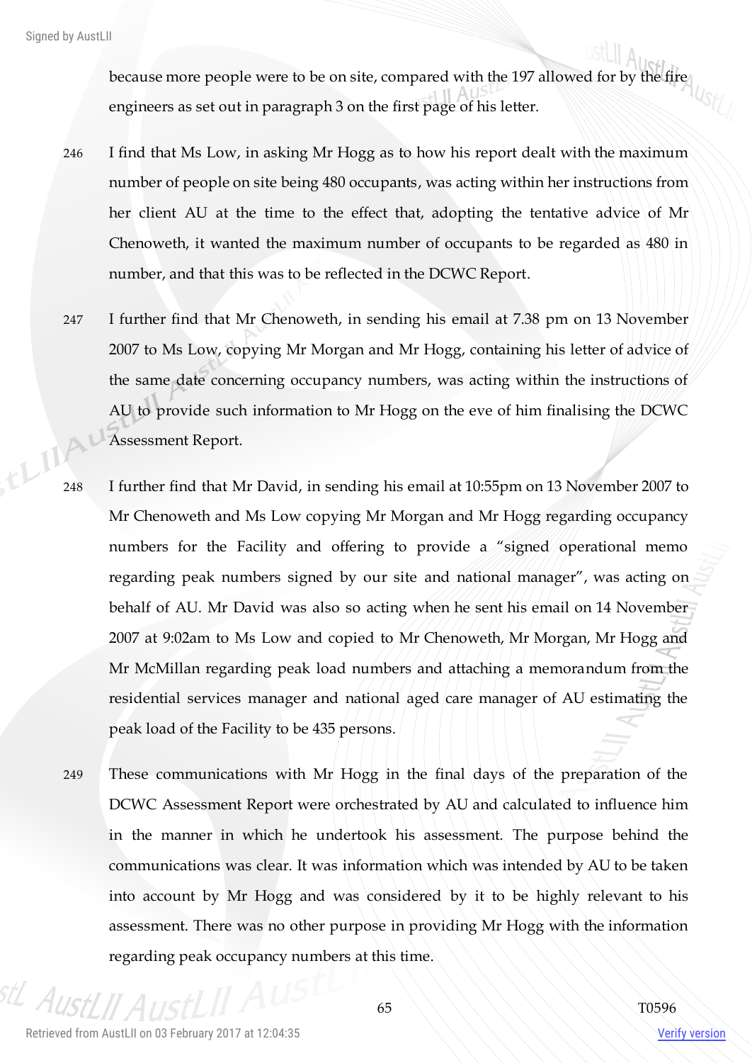because more people were to be on site, compared with the 197 allowed for by the fire engineers as set out in paragraph 3 on the first page of his letter.

246 I find that Ms Low, in asking Mr Hogg as to how his report dealt with the maximum number of people on site being 480 occupants, was acting within her instructions from her client AU at the time to the effect that, adopting the tentative advice of Mr Chenoweth, it wanted the maximum number of occupants to be regarded as 480 in number, and that this was to be reflected in the DCWC Report.

247 I further find that Mr Chenoweth, in sending his email at 7.38 pm on 13 November 2007 to Ms Low, copying Mr Morgan and Mr Hogg, containing his letter of advice of the same date concerning occupancy numbers, was acting within the instructions of AU to provide such information to Mr Hogg on the eve of him finalising the DCWC Assessment Report.

248 I further find that Mr David, in sending his email at 10:55pm on 13 November 2007 to Mr Chenoweth and Ms Low copying Mr Morgan and Mr Hogg regarding occupancy numbers for the Facility and offering to provide a "signed operational memo regarding peak numbers signed by our site and national manager", was acting on behalf of AU. Mr David was also so acting when he sent his email on 14 November 2007 at 9:02am to Ms Low and copied to Mr Chenoweth, Mr Morgan, Mr Hogg and Mr McMillan regarding peak load numbers and attaching a memorandum from the residential services manager and national aged care manager of AU estimating the peak load of the Facility to be 435 persons.

249 These communications with Mr Hogg in the final days of the preparation of the DCWC Assessment Report were orchestrated by AU and calculated to influence him in the manner in which he undertook his assessment. The purpose behind the communications was clear. It was information which was intended by AU to be taken into account by Mr Hogg and was considered by it to be highly relevant to his assessment. There was no other purpose in providing Mr Hogg with the information regarding peak occupancy numbers at this time.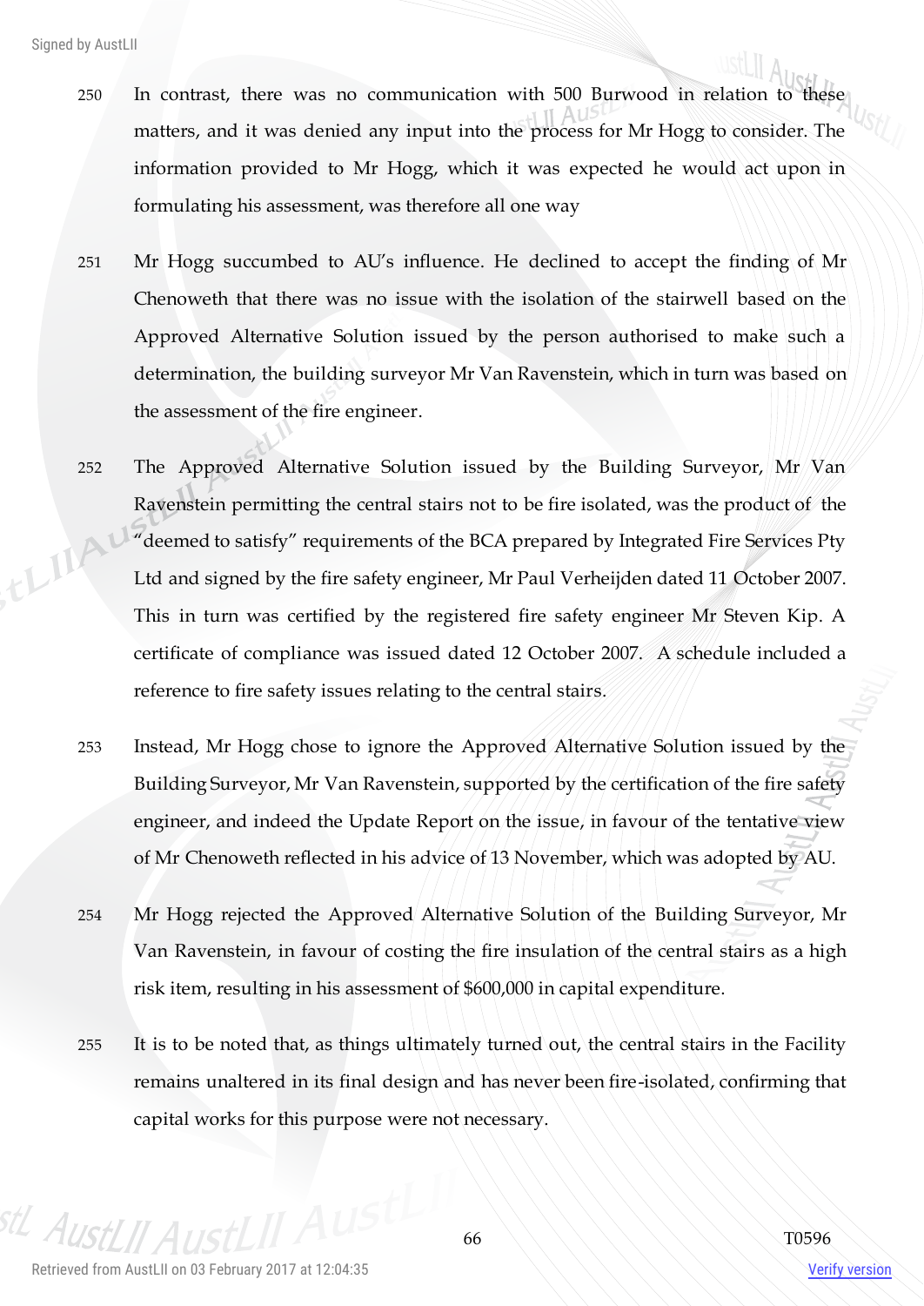250 In contrast, there was no communication with 500 Burwood in relation to these matters, and it was denied any input into the process for Mr Hogg to consider. The information provided to Mr Hogg, which it was expected he would act upon in formulating his assessment, was therefore all one way

251 Mr Hogg succumbed to AU's influence. He declined to accept the finding of Mr Chenoweth that there was no issue with the isolation of the stairwell based on the Approved Alternative Solution issued by the person authorised to make such a determination, the building surveyor Mr Van Ravenstein, which in turn was based on the assessment of the fire engineer.

252 The Approved Alternative Solution issued by the Building Surveyor, Mr Van Ravenstein permitting the central stairs not to be fire isolated, was the product of the "deemed to satisfy" requirements of the BCA prepared by Integrated Fire Services Pty Ltd and signed by the fire safety engineer, Mr Paul Verheijden dated 11 October 2007. This in turn was certified by the registered fire safety engineer Mr Steven Kip. A certificate of compliance was issued dated 12 October 2007. A schedule included a reference to fire safety issues relating to the central stairs.

253 Instead, Mr Hogg chose to ignore the Approved Alternative Solution issued by the Building Surveyor, Mr Van Ravenstein, supported by the certification of the fire safety engineer, and indeed the Update Report on the issue, in favour of the tentative view of Mr Chenoweth reflected in his advice of 13 November, which was adopted by AU.

254 Mr Hogg rejected the Approved Alternative Solution of the Building Surveyor, Mr Van Ravenstein, in favour of costing the fire insulation of the central stairs as a high risk item, resulting in his assessment of $600,000 in capital expenditure.

255 It is to be noted that, as things ultimately turned out, the central stairs in the Facility remains unaltered in its final design and has never been fire-isolated, confirming that capital works for this purpose were not necessary.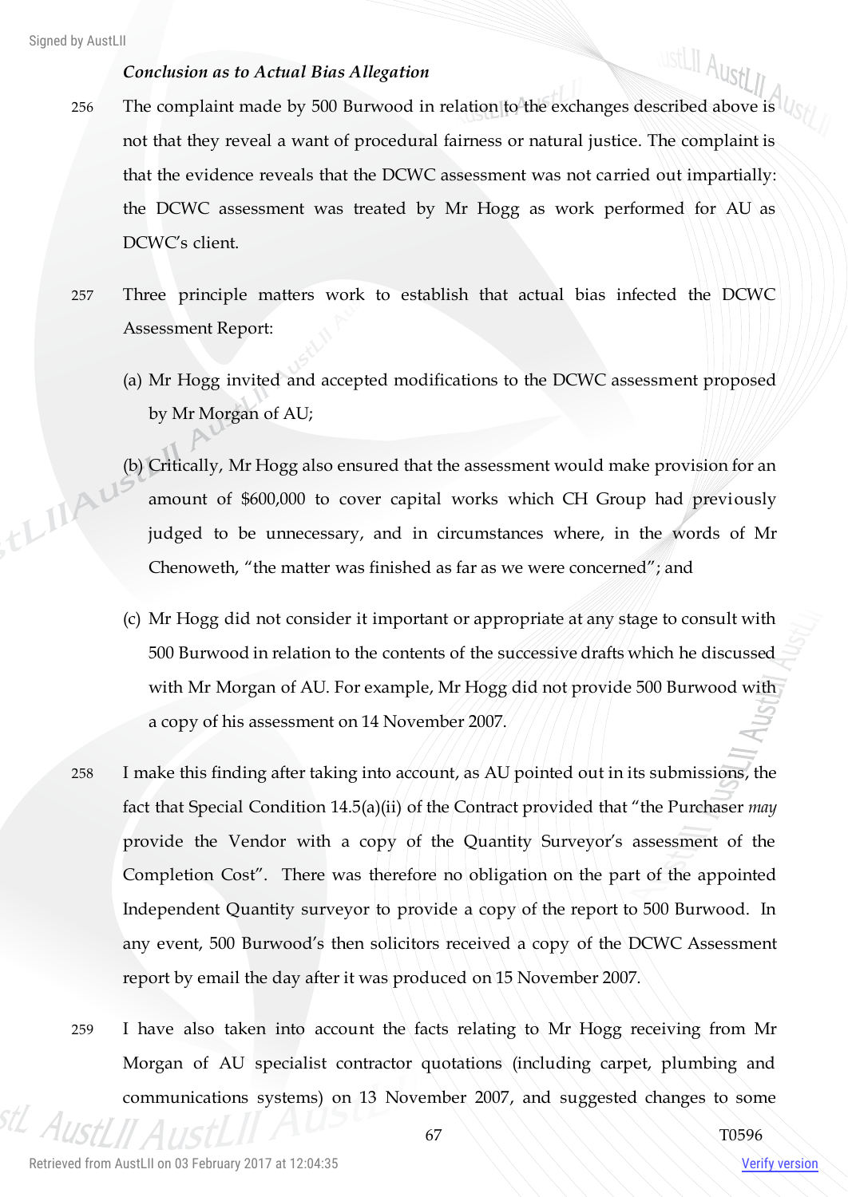***Conclusion as to Actual Bias Allegation***

256 The complaint made by 500 Burwood in relation to the exchanges described above is not that they reveal a want of procedural fairness or natural justice. The complaint is that the evidence reveals that the DCWC assessment was not carried out impartially: the DCWC assessment was treated by Mr Hogg as work performed for AU as DCWC's client.

257 Three principle matters work to establish that actual bias infected the DCWC Assessment Report:

(a) Mr Hogg invited and accepted modifications to the DCWC assessment proposed by Mr Morgan of AU;

(b) Critically, Mr Hogg also ensured that the assessment would make provision for an amount of $600,000 to cover capital works which CH Group had previously judged to be unnecessary, and in circumstances where, in the words of Mr Chenoweth, "the matter was finished as far as we were concerned"; and

(c) Mr Hogg did not consider it important or appropriate at any stage to consult with 500 Burwood in relation to the contents of the successive drafts which he discussed with Mr Morgan of AU. For example, Mr Hogg did not provide 500 Burwood with a copy of his assessment on 14 November 2007.

258 I make this finding after taking into account, as AU pointed out in its submissions, the fact that Special Condition 14.5(a)(ii) of the Contract provided that "the Purchaser *may* provide the Vendor with a copy of the Quantity Surveyor's assessment of the Completion Cost". There was therefore no obligation on the part of the appointed Independent Quantity surveyor to provide a copy of the report to 500 Burwood. In any event, 500 Burwood's then solicitors received a copy of the DCWC Assessment report by email the day after it was produced on 15 November 2007.

259 I have also taken into account the facts relating to Mr Hogg receiving from Mr Morgan of AU specialist contractor quotations (including carpet, plumbing and communications systems) on 13 November 2007, and suggested changes to some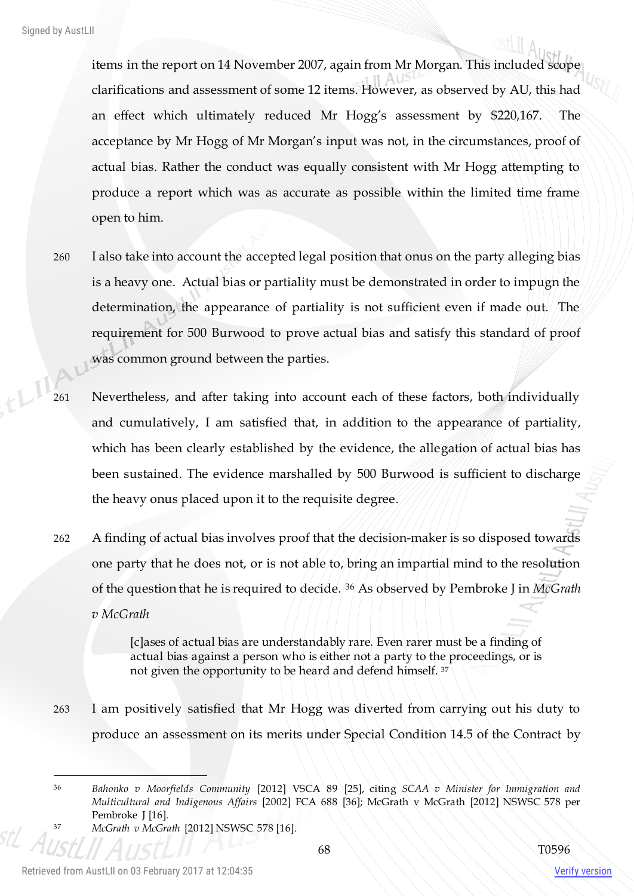items in the report on 14 November 2007, again from Mr Morgan. This included scope clarifications and assessment of some 12 items. However, as observed by AU, this had an effect which ultimately reduced Mr Hogg's assessment by $220,167. The acceptance by Mr Hogg of Mr Morgan's input was not, in the circumstances, proof of actual bias. Rather the conduct was equally consistent with Mr Hogg attempting to produce a report which was as accurate as possible within the limited time frame open to him.

260 I also take into account the accepted legal position that onus on the party alleging bias is a heavy one. Actual bias or partiality must be demonstrated in order to impugn the determination, the appearance of partiality is not sufficient even if made out. The requirement for 500 Burwood to prove actual bias and satisfy this standard of proof was common ground between the parties.

261 Nevertheless, and after taking into account each of these factors, both individually and cumulatively, I am satisfied that, in addition to the appearance of partiality, which has been clearly established by the evidence, the allegation of actual bias has been sustained. The evidence marshalled by 500 Burwood is sufficient to discharge the heavy onus placed upon it to the requisite degree.

262 A finding of actual bias involves proof that the decision-maker is so disposed towards one party that he does not, or is not able to, bring an impartial mind to the resolution of the question that he is required to decide. [36] As observed by Pembroke J in *McGrath v McGrath*

> [c]ases of actual bias are understandably rare. Even rarer must be a finding of actual bias against a person who is either not a party to the proceedings, or is not given the opportunity to be heard and defend himself. [37]

263 I am positively satisfied that Mr Hogg was diverted from carrying out his duty to produce an assessment on its merits under Special Condition 14.5 of the Contract by

---

[36] *Bahonko v Moorfields Community* [2012] VSCA 89 [25], citing *SCAA v Minister for Immigration and Multicultural and Indigenous Affairs* [2002] FCA 688 [36]; McGrath v McGrath [2012] NSWSC 578 per Pembroke J [16].

[37] *McGrath v McGrath* [2012] NSWSC 578 [16].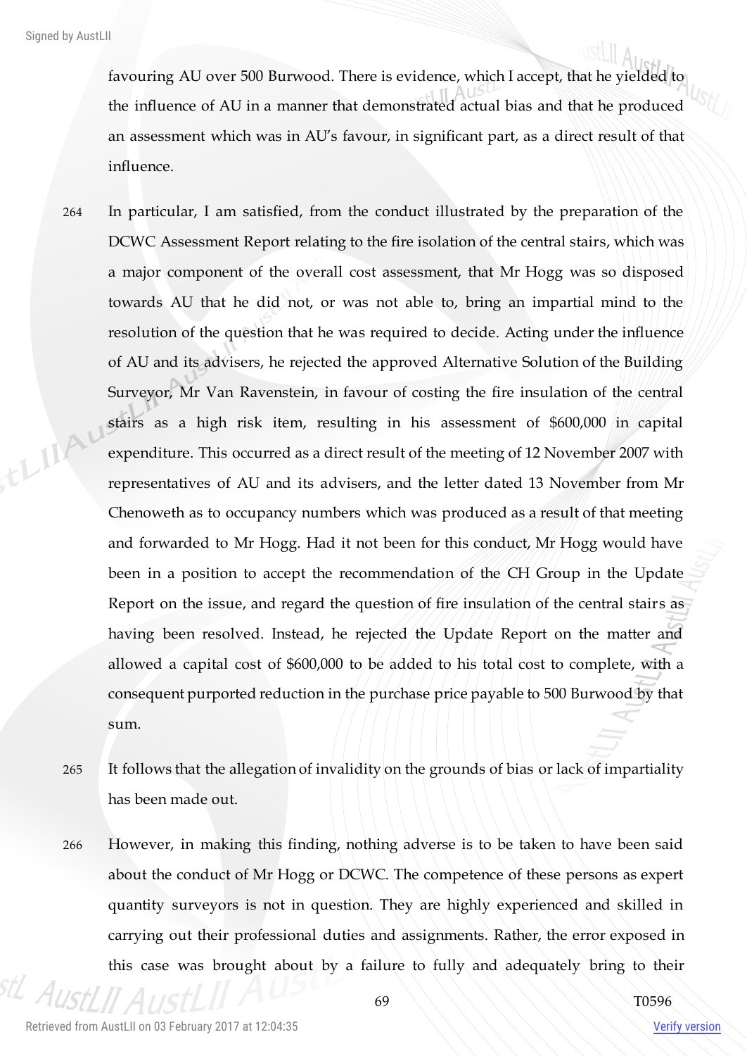favouring AU over 500 Burwood. There is evidence, which I accept, that he yielded to the influence of AU in a manner that demonstrated actual bias and that he produced an assessment which was in AU's favour, in significant part, as a direct result of that influence.

264 In particular, I am satisfied, from the conduct illustrated by the preparation of the DCWC Assessment Report relating to the fire isolation of the central stairs, which was a major component of the overall cost assessment, that Mr Hogg was so disposed towards AU that he did not, or was not able to, bring an impartial mind to the resolution of the question that he was required to decide. Acting under the influence of AU and its advisers, he rejected the approved Alternative Solution of the Building Surveyor, Mr Van Ravenstein, in favour of costing the fire insulation of the central stairs as a high risk item, resulting in his assessment of $600,000 in capital expenditure. This occurred as a direct result of the meeting of 12 November 2007 with representatives of AU and its advisers, and the letter dated 13 November from Mr Chenoweth as to occupancy numbers which was produced as a result of that meeting and forwarded to Mr Hogg. Had it not been for this conduct, Mr Hogg would have been in a position to accept the recommendation of the CH Group in the Update Report on the issue, and regard the question of fire insulation of the central stairs as having been resolved. Instead, he rejected the Update Report on the matter and allowed a capital cost of $600,000 to be added to his total cost to complete, with a consequent purported reduction in the purchase price payable to 500 Burwood by that sum.

265 It follows that the allegation of invalidity on the grounds of bias or lack of impartiality has been made out.

266 However, in making this finding, nothing adverse is to be taken to have been said about the conduct of Mr Hogg or DCWC. The competence of these persons as expert quantity surveyors is not in question. They are highly experienced and skilled in carrying out their professional duties and assignments. Rather, the error exposed in this case was brought about by a failure to fully and adequately bring to their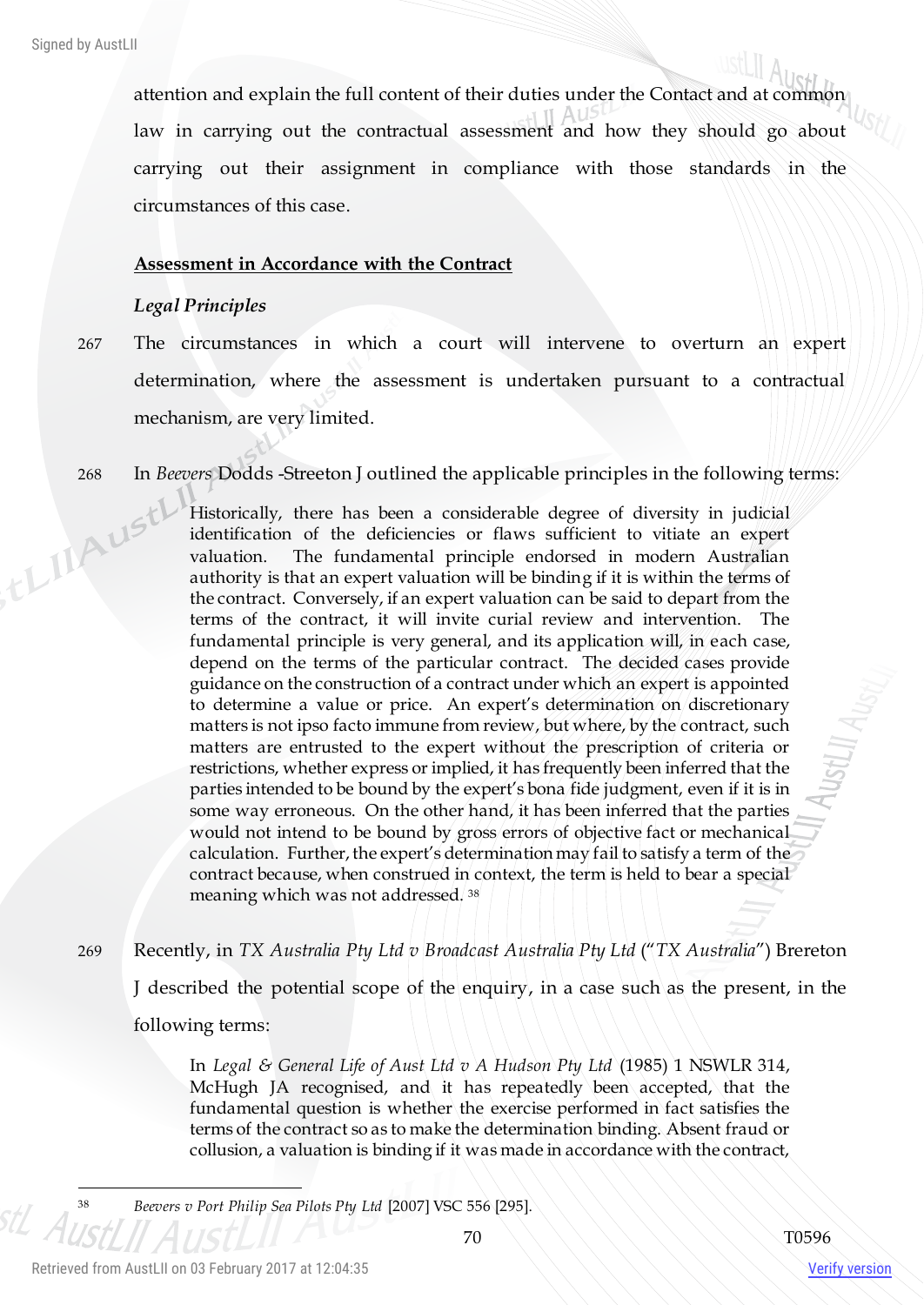attention and explain the full content of their duties under the Contact and at common law in carrying out the contractual assessment and how they should go about carrying out their assignment in compliance with those standards in the circumstances of this case.

**Assessment in Accordance with the Contract**

***Legal Principles***

267 The circumstances in which a court will intervene to overturn an expert determination, where the assessment is undertaken pursuant to a contractual mechanism, are very limited.

268 In *Beevers* Dodds -Streeton J outlined the applicable principles in the following terms:

> Historically, there has been a considerable degree of diversity in judicial identification of the deficiencies or flaws sufficient to vitiate an expert valuation. The fundamental principle endorsed in modern Australian authority is that an expert valuation will be binding if it is within the terms of the contract. Conversely, if an expert valuation can be said to depart from the terms of the contract, it will invite curial review and intervention. The fundamental principle is very general, and its application will, in each case, depend on the terms of the particular contract. The decided cases provide guidance on the construction of a contract under which an expert is appointed to determine a value or price. An expert's determination on discretionary matters is not ipso facto immune from review, but where, by the contract, such matters are entrusted to the expert without the prescription of criteria or restrictions, whether express or implied, it has frequently been inferred that the parties intended to be bound by the expert's bona fide judgment, even if it is in some way erroneous. On the other hand, it has been inferred that the parties would not intend to be bound by gross errors of objective fact or mechanical calculation. Further, the expert's determination may fail to satisfy a term of the contract because, when construed in context, the term is held to bear a special meaning which was not addressed. [38]

269 Recently, in *TX Australia Pty Ltd v Broadcast Australia Pty Ltd* ("*TX Australia*") Brereton J described the potential scope of the enquiry, in a case such as the present, in the following terms:

> In *Legal & General Life of Aust Ltd v A Hudson Pty Ltd* (1985) 1 NSWLR 314, McHugh JA recognised, and it has repeatedly been accepted, that the fundamental question is whether the exercise performed in fact satisfies the terms of the contract so as to make the determination binding. Absent fraud or collusion, a valuation is binding if it was made in accordance with the contract,

---

[38] *Beevers v Port Philip Sea Pilots Pty Ltd* [2007] VSC 556 [295].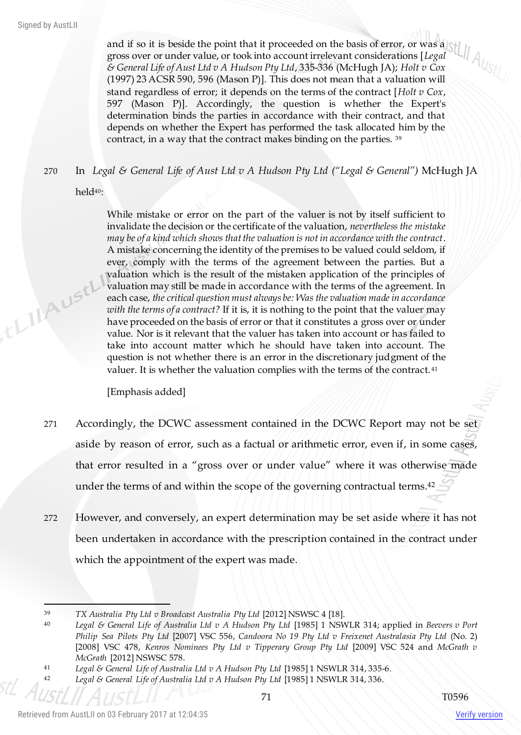and if so it is beside the point that it proceeded on the basis of error, or was a gross over or under value, or took into account irrelevant considerations [*Legal & General Life of Aust Ltd v A Hudson Pty Ltd*, 335-336 (McHugh JA); *Holt v Cox* (1997) 23 ACSR 590, 596 (Mason P)]. This does not mean that a valuation will stand regardless of error; it depends on the terms of the contract [*Holt v Cox*, 597 (Mason P)]. Accordingly, the question is whether the Expert's determination binds the parties in accordance with their contract, and that depends on whether the Expert has performed the task allocated him by the contract, in a way that the contract makes binding on the parties. [39]

270 In *Legal & General Life of Aust Ltd v A Hudson Pty Ltd ("Legal & General")* McHugh JA held[40]:

> While mistake or error on the part of the valuer is not by itself sufficient to invalidate the decision or the certificate of the valuation, *nevertheless the mistake may be of a kind which shows that the valuation is not in accordance with the contract*. A mistake concerning the identity of the premises to be valued could seldom, if ever, comply with the terms of the agreement between the parties. But a valuation which is the result of the mistaken application of the principles of valuation may still be made in accordance with the terms of the agreement. In each case, *the critical question must always be: Was the valuation made in accordance with the terms of a contract?* If it is, it is nothing to the point that the valuer may have proceeded on the basis of error or that it constitutes a gross over or under value. Nor is it relevant that the valuer has taken into account or has failed to take into account matter which he should have taken into account. The question is not whether there is an error in the discretionary judgment of the valuer. It is whether the valuation complies with the terms of the contract.[41]
>
> [Emphasis added]

271 Accordingly, the DCWC assessment contained in the DCWC Report may not be set aside by reason of error, such as a factual or arithmetic error, even if, in some cases, that error resulted in a "gross over or under value" where it was otherwise made under the terms of and within the scope of the governing contractual terms.[42]

272 However, and conversely, an expert determination may be set aside where it has not been undertaken in accordance with the prescription contained in the contract under which the appointment of the expert was made.

---

[39] *TX Australia Pty Ltd v Broadcast Australia Pty Ltd* [2012] NSWSC 4 [18].

[40] *Legal & General Life of Australia Ltd v A Hudson Pty Ltd* [1985] 1 NSWLR 314; applied in *Beevers v Port Philip Sea Pilots Pty Ltd* [2007] VSC 556, *Candoora No 19 Pty Ltd v Freixenet Australasia Pty Ltd* (No. 2) [2008] VSC 478, *Kenros Nominees Pty Ltd v Tipperary Group Pty Ltd* [2009] VSC 524 and *McGrath v McGrath* [2012] NSWSC 578.

[41] *Legal & General Life of Australia Ltd v A Hudson Pty Ltd* [1985] 1 NSWLR 314, 335-6.

[42] *Legal & General Life of Australia Ltd v A Hudson Pty Ltd* [1985] 1 NSWLR 314, 336.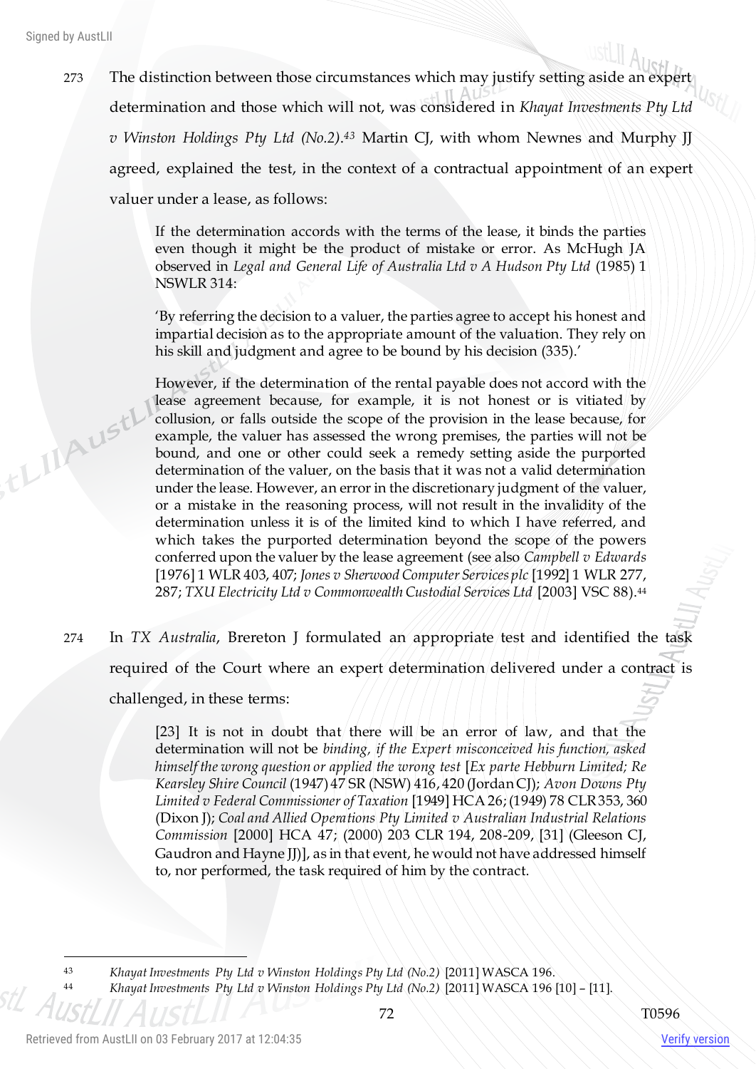273 The distinction between those circumstances which may justify setting aside an expert determination and those which will not, was considered in *Khayat Investments Pty Ltd v Winston Holdings Pty Ltd (No.2)*.[43] Martin CJ, with whom Newnes and Murphy JJ agreed, explained the test, in the context of a contractual appointment of an expert valuer under a lease, as follows:

> If the determination accords with the terms of the lease, it binds the parties even though it might be the product of mistake or error. As McHugh JA observed in *Legal and General Life of Australia Ltd v A Hudson Pty Ltd* (1985) 1 NSWLR 314:
>
> 'By referring the decision to a valuer, the parties agree to accept his honest and impartial decision as to the appropriate amount of the valuation. They rely on his skill and judgment and agree to be bound by his decision (335).'
>
> However, if the determination of the rental payable does not accord with the lease agreement because, for example, it is not honest or is vitiated by collusion, or falls outside the scope of the provision in the lease because, for example, the valuer has assessed the wrong premises, the parties will not be bound, and one or other could seek a remedy setting aside the purported determination of the valuer, on the basis that it was not a valid determination under the lease. However, an error in the discretionary judgment of the valuer, or a mistake in the reasoning process, will not result in the invalidity of the determination unless it is of the limited kind to which I have referred, and which takes the purported determination beyond the scope of the powers conferred upon the valuer by the lease agreement (see also *Campbell v Edwards* [1976] 1 WLR 403, 407; *Jones v Sherwood Computer Services plc* [1992] 1 WLR 277, 287; *TXU Electricity Ltd v Commonwealth Custodial Services Ltd* [2003] VSC 88).[44]

274 In *TX Australia*, Brereton J formulated an appropriate test and identified the task required of the Court where an expert determination delivered under a contract is challenged, in these terms:

> [23] It is not in doubt that there will be an error of law, and that the determination will not be *binding, if the Expert misconceived his function, asked himself the wrong question or applied the wrong test* [*Ex parte Hebburn Limited; Re Kearsley Shire Council* (1947) 47 SR (NSW) 416, 420 (Jordan CJ); *Avon Downs Pty Limited v Federal Commissioner of Taxation* [1949] HCA 26; (1949) 78 CLR 353, 360 (Dixon J); *Coal and Allied Operations Pty Limited v Australian Industrial Relations Commission* [2000] HCA 47; (2000) 203 CLR 194, 208-209, [31] (Gleeson CJ, Gaudron and Hayne JJ)], as in that event, he would not have addressed himself to, nor performed, the task required of him by the contract.

---

[43] *Khayat Investments Pty Ltd v Winston Holdings Pty Ltd (No.2)* [2011] WASCA 196.

[44] *Khayat Investments Pty Ltd v Winston Holdings Pty Ltd (No.2)* [2011] WASCA 196 [10] – [11].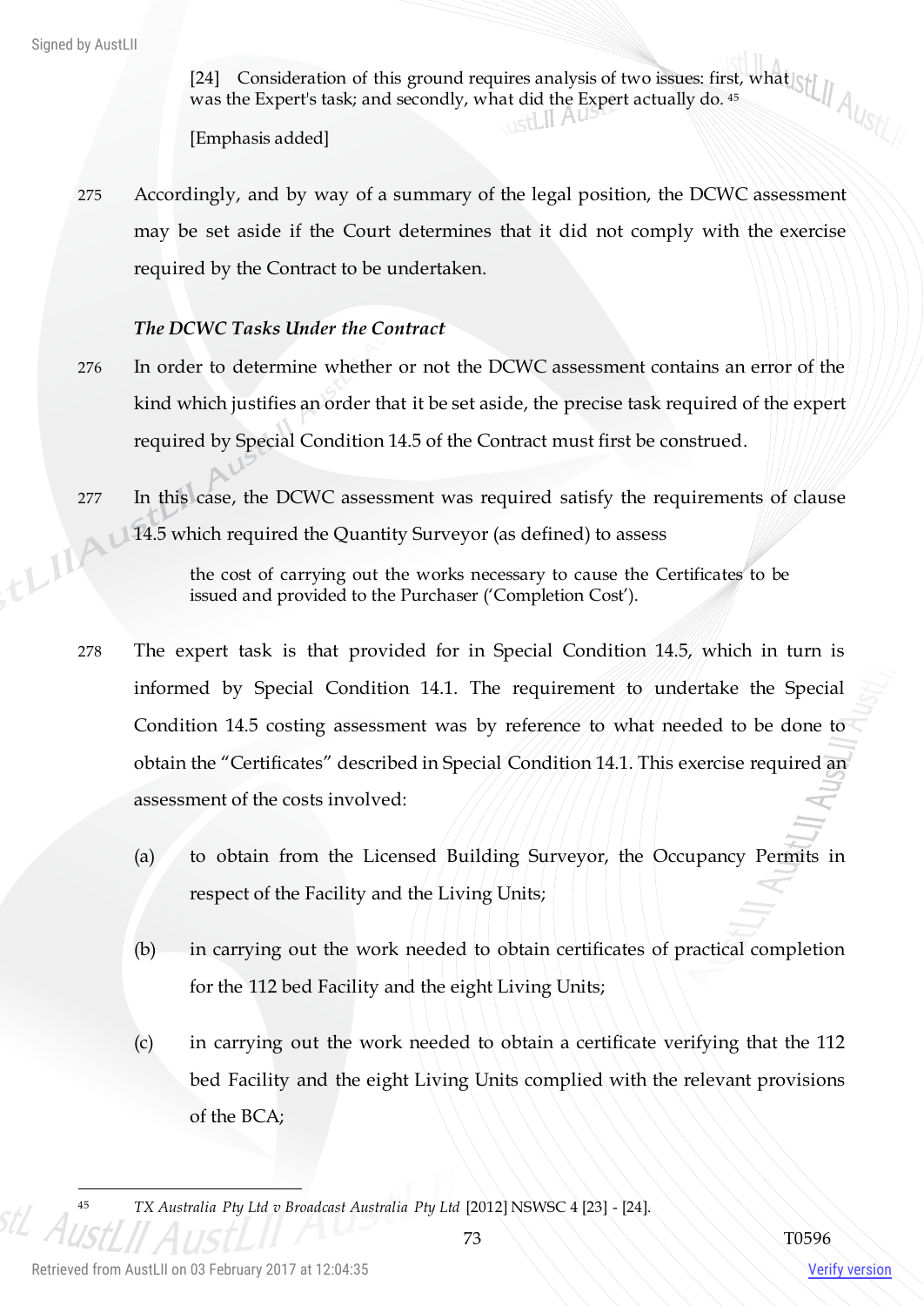> [24] Consideration of this ground requires analysis of two issues: first, what was the Expert's task; and secondly, what did the Expert actually do. [45]
>
> [Emphasis added]

275 Accordingly, and by way of a summary of the legal position, the DCWC assessment may be set aside if the Court determines that it did not comply with the exercise required by the Contract to be undertaken.

### *The DCWC Tasks Under the Contract*

276 In order to determine whether or not the DCWC assessment contains an error of the kind which justifies an order that it be set aside, the precise task required of the expert required by Special Condition 14.5 of the Contract must first be construed.

277 In this case, the DCWC assessment was required satisfy the requirements of clause 14.5 which required the Quantity Surveyor (as defined) to assess

> the cost of carrying out the works necessary to cause the Certificates to be issued and provided to the Purchaser ('Completion Cost').

278 The expert task is that provided for in Special Condition 14.5, which in turn is informed by Special Condition 14.1. The requirement to undertake the Special Condition 14.5 costing assessment was by reference to what needed to be done to obtain the "Certificates" described in Special Condition 14.1. This exercise required an assessment of the costs involved:

(a) to obtain from the Licensed Building Surveyor, the Occupancy Permits in respect of the Facility and the Living Units;

(b) in carrying out the work needed to obtain certificates of practical completion for the 112 bed Facility and the eight Living Units;

(c) in carrying out the work needed to obtain a certificate verifying that the 112 bed Facility and the eight Living Units complied with the relevant provisions of the BCA;

---

[45] *TX Australia Pty Ltd v Broadcast Australia Pty Ltd* [2012] NSWSC 4 [23] - [24].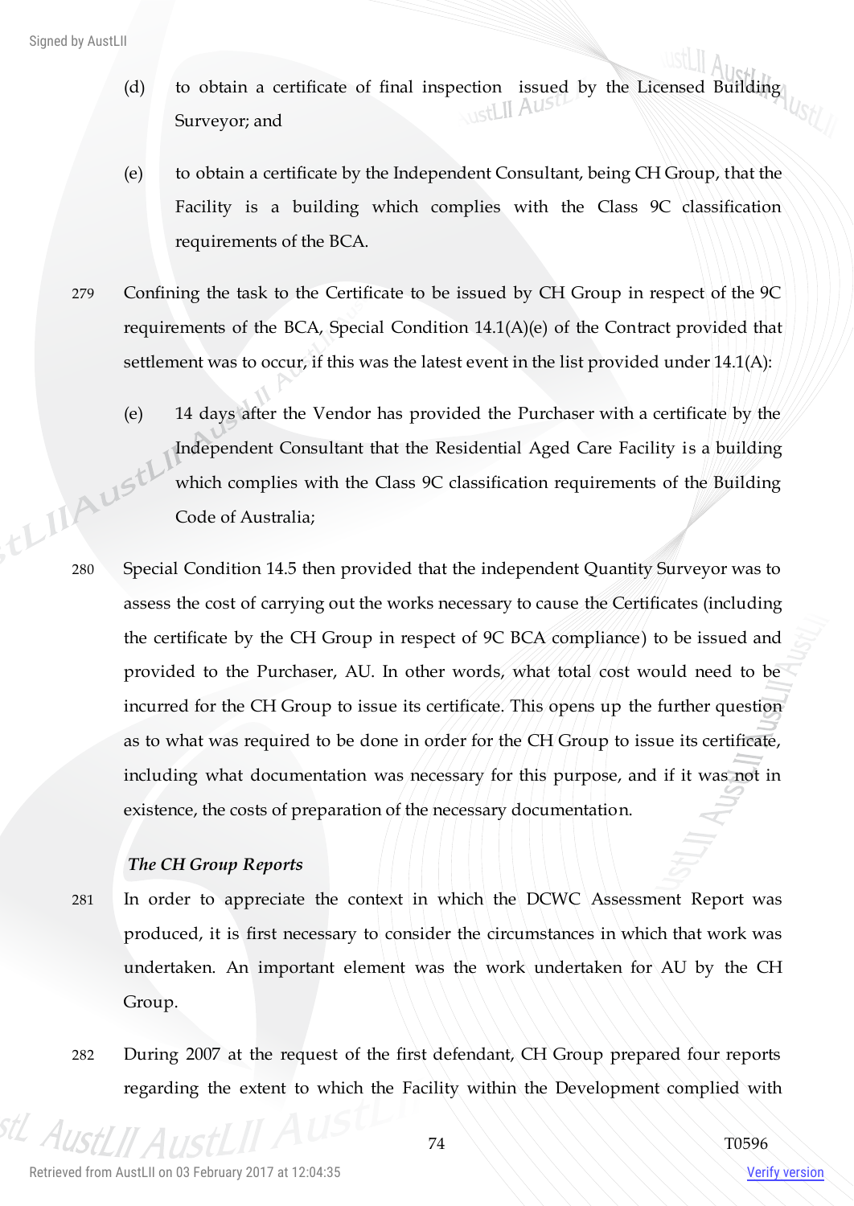(d) to obtain a certificate of final inspection issued by the Licensed Building Surveyor; and

(e) to obtain a certificate by the Independent Consultant, being CH Group, that the Facility is a building which complies with the Class 9C classification requirements of the BCA.

279 Confining the task to the Certificate to be issued by CH Group in respect of the 9C requirements of the BCA, Special Condition 14.1(A)(e) of the Contract provided that settlement was to occur, if this was the latest event in the list provided under 14.1(A):

> (e) 14 days after the Vendor has provided the Purchaser with a certificate by the Independent Consultant that the Residential Aged Care Facility is a building which complies with the Class 9C classification requirements of the Building Code of Australia;

280 Special Condition 14.5 then provided that the independent Quantity Surveyor was to assess the cost of carrying out the works necessary to cause the Certificates (including the certificate by the CH Group in respect of 9C BCA compliance) to be issued and provided to the Purchaser, AU. In other words, what total cost would need to be incurred for the CH Group to issue its certificate. This opens up the further question as to what was required to be done in order for the CH Group to issue its certificate, including what documentation was necessary for this purpose, and if it was not in existence, the costs of preparation of the necessary documentation.

### *The CH Group Reports*

281 In order to appreciate the context in which the DCWC Assessment Report was produced, it is first necessary to consider the circumstances in which that work was undertaken. An important element was the work undertaken for AU by the CH Group.

282 During 2007 at the request of the first defendant, CH Group prepared four reports regarding the extent to which the Facility within the Development complied with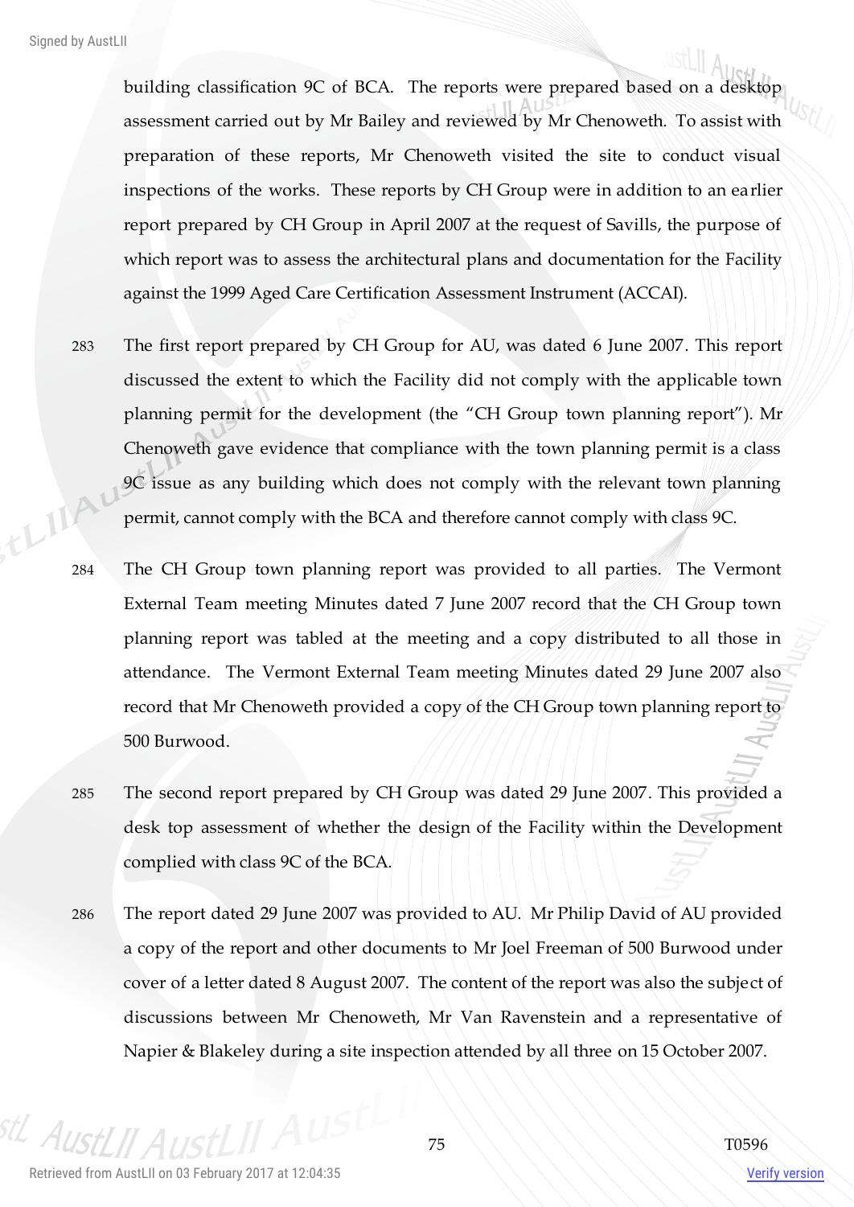building classification 9C of BCA. The reports were prepared based on a desktop assessment carried out by Mr Bailey and reviewed by Mr Chenoweth. To assist with preparation of these reports, Mr Chenoweth visited the site to conduct visual inspections of the works. These reports by CH Group were in addition to an earlier report prepared by CH Group in April 2007 at the request of Savills, the purpose of which report was to assess the architectural plans and documentation for the Facility against the 1999 Aged Care Certification Assessment Instrument (ACCAI).

283 The first report prepared by CH Group for AU, was dated 6 June 2007. This report discussed the extent to which the Facility did not comply with the applicable town planning permit for the development (the "CH Group town planning report"). Mr Chenoweth gave evidence that compliance with the town planning permit is a class 9C issue as any building which does not comply with the relevant town planning permit, cannot comply with the BCA and therefore cannot comply with class 9C.

284 The CH Group town planning report was provided to all parties. The Vermont External Team meeting Minutes dated 7 June 2007 record that the CH Group town planning report was tabled at the meeting and a copy distributed to all those in attendance. The Vermont External Team meeting Minutes dated 29 June 2007 also record that Mr Chenoweth provided a copy of the CH Group town planning report to 500 Burwood.

285 The second report prepared by CH Group was dated 29 June 2007. This provided a desk top assessment of whether the design of the Facility within the Development complied with class 9C of the BCA.

286 The report dated 29 June 2007 was provided to AU. Mr Philip David of AU provided a copy of the report and other documents to Mr Joel Freeman of 500 Burwood under cover of a letter dated 8 August 2007. The content of the report was also the subject of discussions between Mr Chenoweth, Mr Van Ravenstein and a representative of Napier & Blakeley during a site inspection attended by all three on 15 October 2007.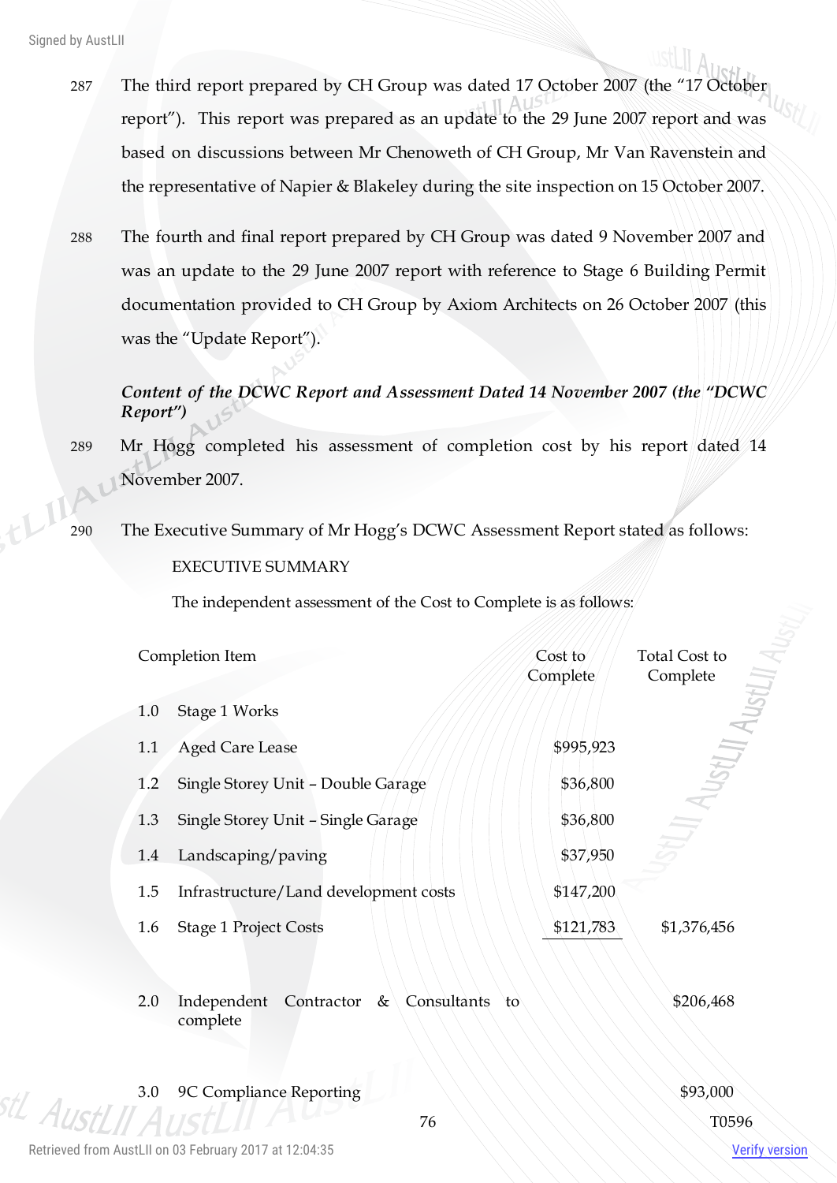287 The third report prepared by CH Group was dated 17 October 2007 (the "17 October report"). This report was prepared as an update to the 29 June 2007 report and was based on discussions between Mr Chenoweth of CH Group, Mr Van Ravenstein and the representative of Napier & Blakeley during the site inspection on 15 October 2007.

288 The fourth and final report prepared by CH Group was dated 9 November 2007 and was an update to the 29 June 2007 report with reference to Stage 6 Building Permit documentation provided to CH Group by Axiom Architects on 26 October 2007 (this was the "Update Report").

***Content of the DCWC Report and Assessment Dated 14 November 2007 (the "DCWC Report")***

289 Mr Hogg completed his assessment of completion cost by his report dated 14 November 2007.

290 The Executive Summary of Mr Hogg's DCWC Assessment Report stated as follows:

EXECUTIVE SUMMARY

The independent assessment of the Cost to Complete is as follows:

| | Completion Item | Cost to Complete | Total Cost to Complete |
|---|---|---|---|
| 1.0 | Stage 1 Works | | |
| 1.1 | Aged Care Lease | $995,923 | |
| 1.2 | Single Storey Unit – Double Garage | $36,800 | |
| 1.3 | Single Storey Unit – Single Garage | $36,800 | |
| 1.4 | Landscaping/paving | $37,950 | |
| 1.5 | Infrastructure/Land development costs | $147,200 | |
| 1.6 | Stage 1 Project Costs | $121,783 | $1,376,456 |
| 2.0 | Independent Contractor & Consultants to complete | | $206,468 |
| 3.0 | 9C Compliance Reporting | | $93,000 |

T0596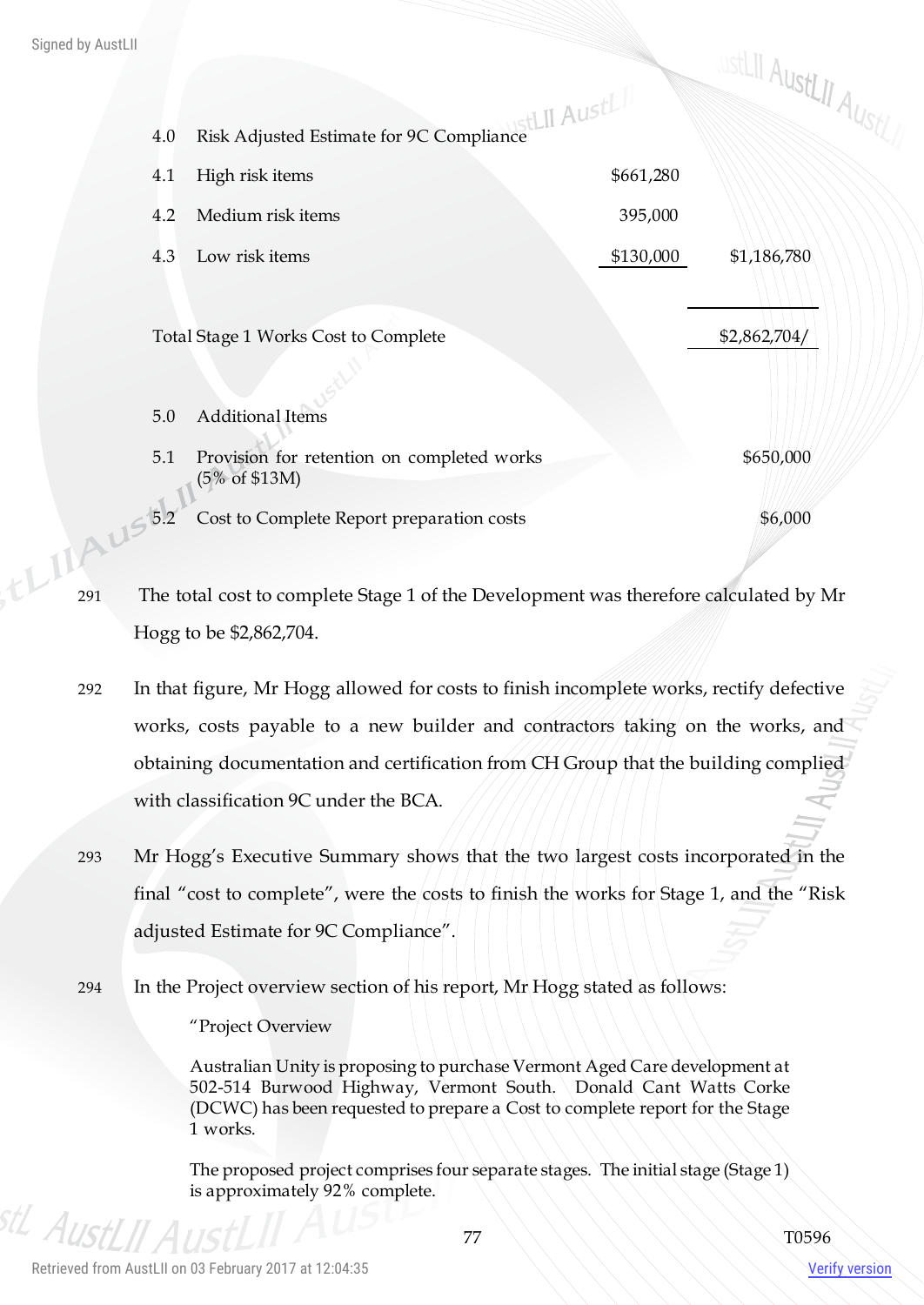| | | | |
|---|---|---|---|
| 4.0 | Risk Adjusted Estimate for 9C Compliance | | |
| 4.1 | High risk items | $661,280 | |
| 4.2 | Medium risk items | 395,000 | |
| 4.3 | Low risk items | $130,000 | $1,186,780 |
| | | | |
| | Total Stage 1 Works Cost to Complete | | $2,862,704/ |
| | | | |
| 5.0 | Additional Items | | |
| 5.1 | Provision for retention on completed works (5% of $13M) | | $650,000 |
| 5.2 | Cost to Complete Report preparation costs | | $6,000 |

291 The total cost to complete Stage 1 of the Development was therefore calculated by Mr Hogg to be $2,862,704.

292 In that figure, Mr Hogg allowed for costs to finish incomplete works, rectify defective works, costs payable to a new builder and contractors taking on the works, and obtaining documentation and certification from CH Group that the building complied with classification 9C under the BCA.

293 Mr Hogg's Executive Summary shows that the two largest costs incorporated in the final "cost to complete", were the costs to finish the works for Stage 1, and the "Risk adjusted Estimate for 9C Compliance".

294 In the Project overview section of his report, Mr Hogg stated as follows:

> "Project Overview
>
> Australian Unity is proposing to purchase Vermont Aged Care development at 502-514 Burwood Highway, Vermont South. Donald Cant Watts Corke (DCWC) has been requested to prepare a Cost to complete report for the Stage 1 works.
>
> The proposed project comprises four separate stages. The initial stage (Stage 1) is approximately 92% complete.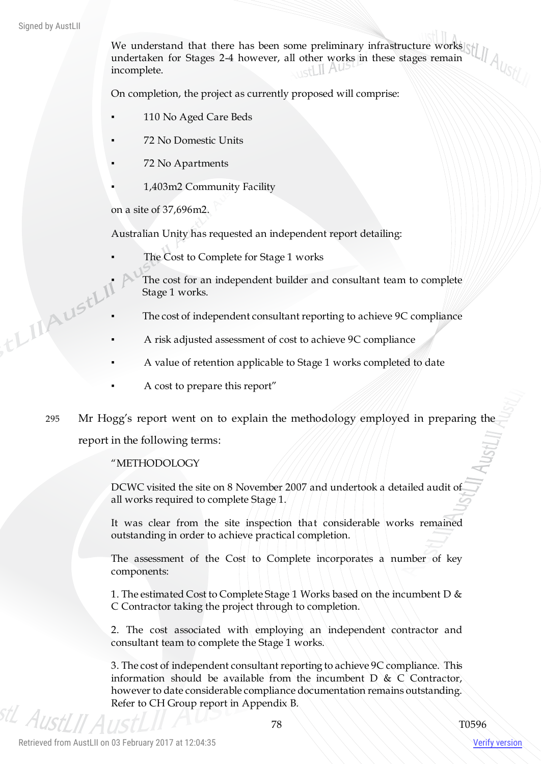We understand that there has been some preliminary infrastructure works undertaken for Stages 2-4 however, all other works in these stages remain incomplete.

On completion, the project as currently proposed will comprise:

- 110 No Aged Care Beds
- 72 No Domestic Units
- 72 No Apartments
- 1,403m2 Community Facility

on a site of 37,696m2.

Australian Unity has requested an independent report detailing:

- The Cost to Complete for Stage 1 works
- The cost for an independent builder and consultant team to complete Stage 1 works.
- The cost of independent consultant reporting to achieve 9C compliance
- A risk adjusted assessment of cost to achieve 9C compliance
- A value of retention applicable to Stage 1 works completed to date
- A cost to prepare this report"

295 Mr Hogg's report went on to explain the methodology employed in preparing the report in the following terms:

> "METHODOLOGY
>
> DCWC visited the site on 8 November 2007 and undertook a detailed audit of all works required to complete Stage 1.
>
> It was clear from the site inspection that considerable works remained outstanding in order to achieve practical completion.
>
> The assessment of the Cost to Complete incorporates a number of key components:
>
> 1. The estimated Cost to Complete Stage 1 Works based on the incumbent D & C Contractor taking the project through to completion.
>
> 2. The cost associated with employing an independent contractor and consultant team to complete the Stage 1 works.
>
> 3. The cost of independent consultant reporting to achieve 9C compliance. This information should be available from the incumbent D & C Contractor, however to date considerable compliance documentation remains outstanding. Refer to CH Group report in Appendix B.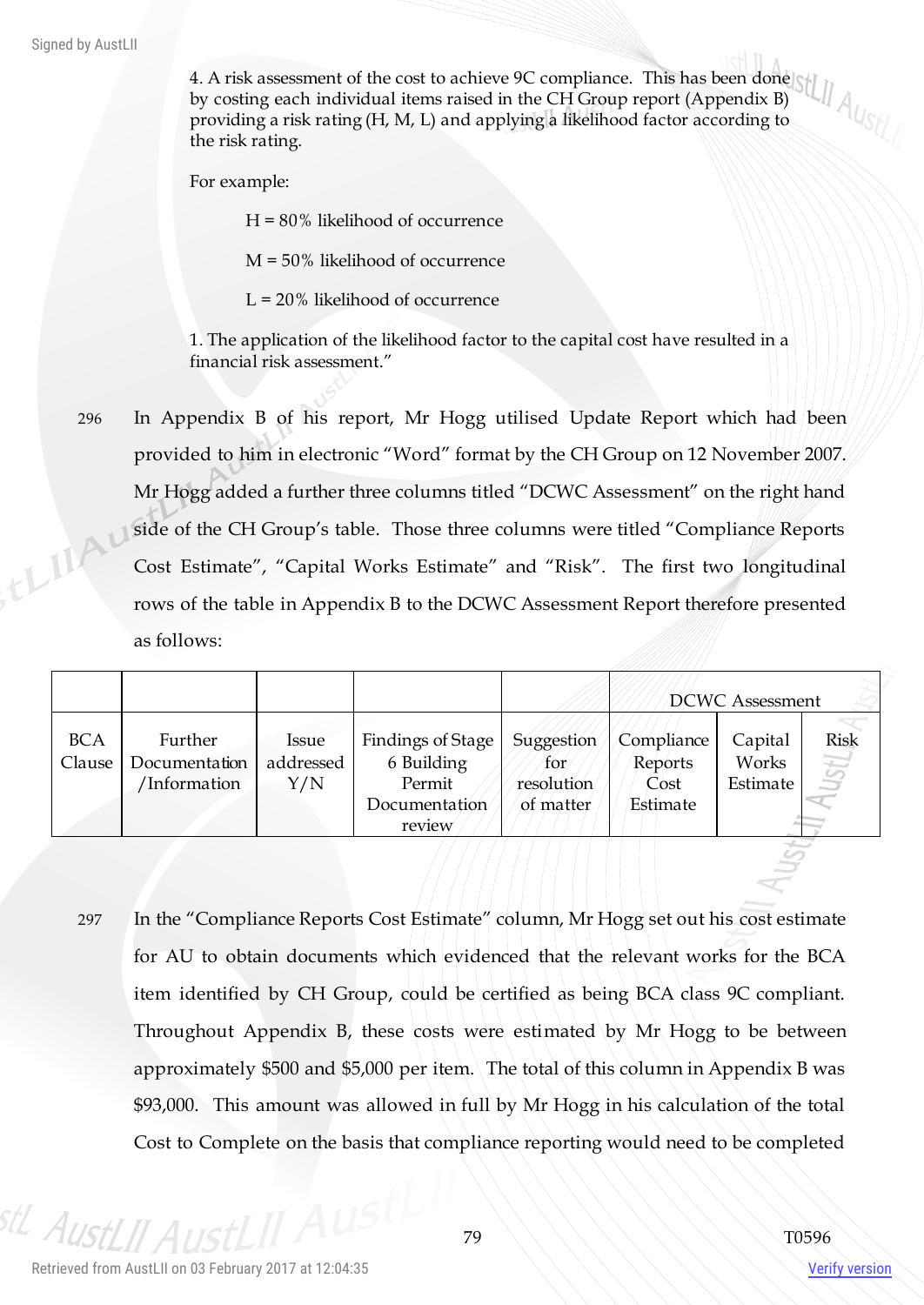4. A risk assessment of the cost to achieve 9C compliance. This has been done by costing each individual items raised in the CH Group report (Appendix B) providing a risk rating (H, M, L) and applying a likelihood factor according to the risk rating.

For example:

H = 80% likelihood of occurrence

M = 50% likelihood of occurrence

L = 20% likelihood of occurrence

1. The application of the likelihood factor to the capital cost have resulted in a financial risk assessment."

296 In Appendix B of his report, Mr Hogg utilised Update Report which had been provided to him in electronic "Word" format by the CH Group on 12 November 2007. Mr Hogg added a further three columns titled "DCWC Assessment" on the right hand side of the CH Group's table. Those three columns were titled "Compliance Reports Cost Estimate", "Capital Works Estimate" and "Risk". The first two longitudinal rows of the table in Appendix B to the DCWC Assessment Report therefore presented as follows:

| | | | | | DCWC Assessment | | |
|---|---|---|---|---|---|---|---|
| BCA Clause | Further Documentation /Information | Issue addressed Y/N | Findings of Stage 6 Building Permit Documentation review | Suggestion for resolution of matter | Compliance Reports Cost Estimate | Capital Works Estimate | Risk |

297 In the "Compliance Reports Cost Estimate" column, Mr Hogg set out his cost estimate for AU to obtain documents which evidenced that the relevant works for the BCA item identified by CH Group, could be certified as being BCA class 9C compliant. Throughout Appendix B, these costs were estimated by Mr Hogg to be between approximately $500 and $5,000 per item. The total of this column in Appendix B was $93,000. This amount was allowed in full by Mr Hogg in his calculation of the total Cost to Complete on the basis that compliance reporting would need to be completed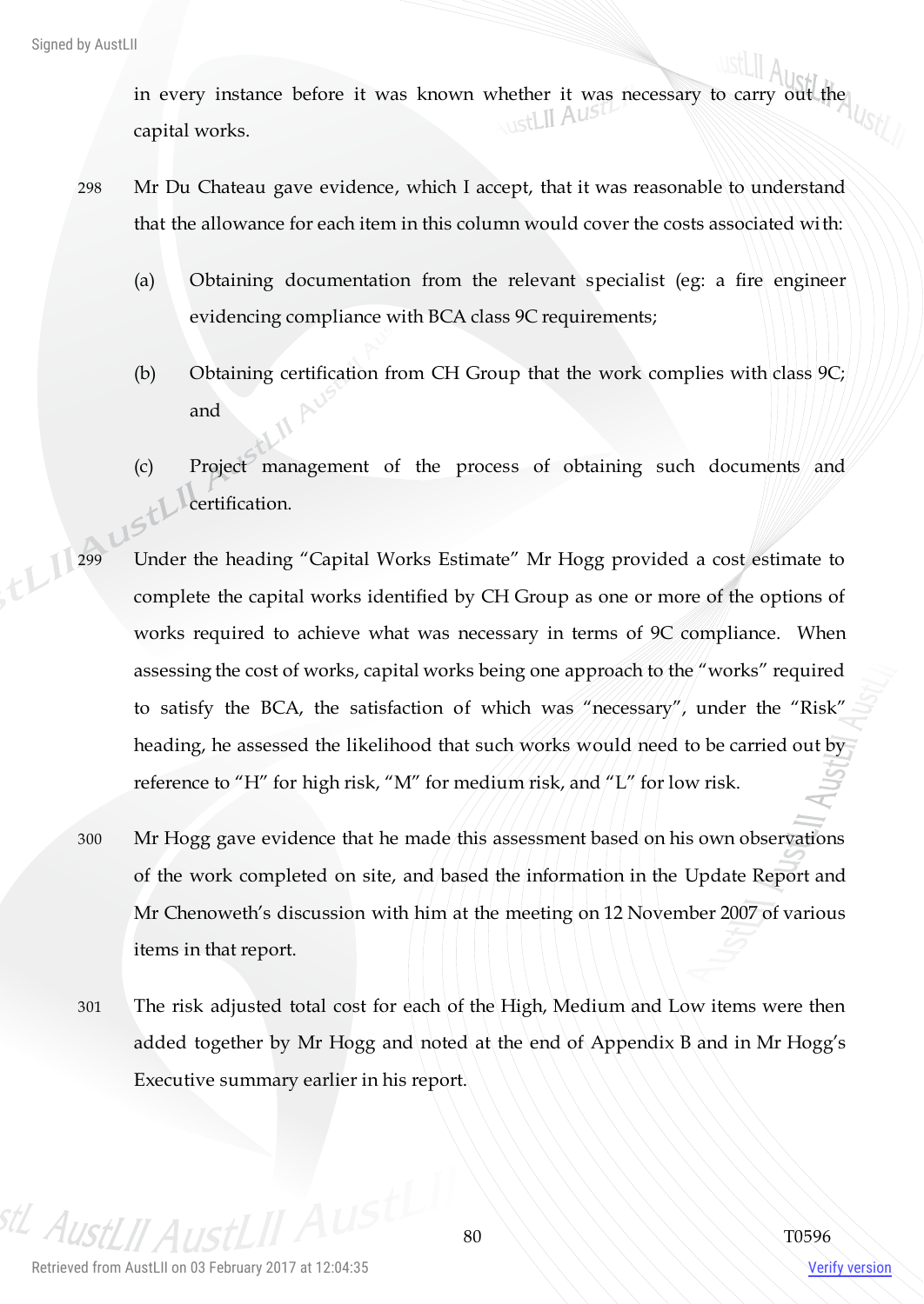in every instance before it was known whether it was necessary to carry out the capital works.

298 Mr Du Chateau gave evidence, which I accept, that it was reasonable to understand that the allowance for each item in this column would cover the costs associated with:

(a) Obtaining documentation from the relevant specialist (eg: a fire engineer evidencing compliance with BCA class 9C requirements;

(b) Obtaining certification from CH Group that the work complies with class 9C; and

(c) Project management of the process of obtaining such documents and certification.

299 Under the heading "Capital Works Estimate" Mr Hogg provided a cost estimate to complete the capital works identified by CH Group as one or more of the options of works required to achieve what was necessary in terms of 9C compliance. When assessing the cost of works, capital works being one approach to the "works" required to satisfy the BCA, the satisfaction of which was "necessary", under the "Risk" heading, he assessed the likelihood that such works would need to be carried out by reference to "H" for high risk, "M" for medium risk, and "L" for low risk.

300 Mr Hogg gave evidence that he made this assessment based on his own observations of the work completed on site, and based the information in the Update Report and Mr Chenoweth's discussion with him at the meeting on 12 November 2007 of various items in that report.

301 The risk adjusted total cost for each of the High, Medium and Low items were then added together by Mr Hogg and noted at the end of Appendix B and in Mr Hogg's Executive summary earlier in his report.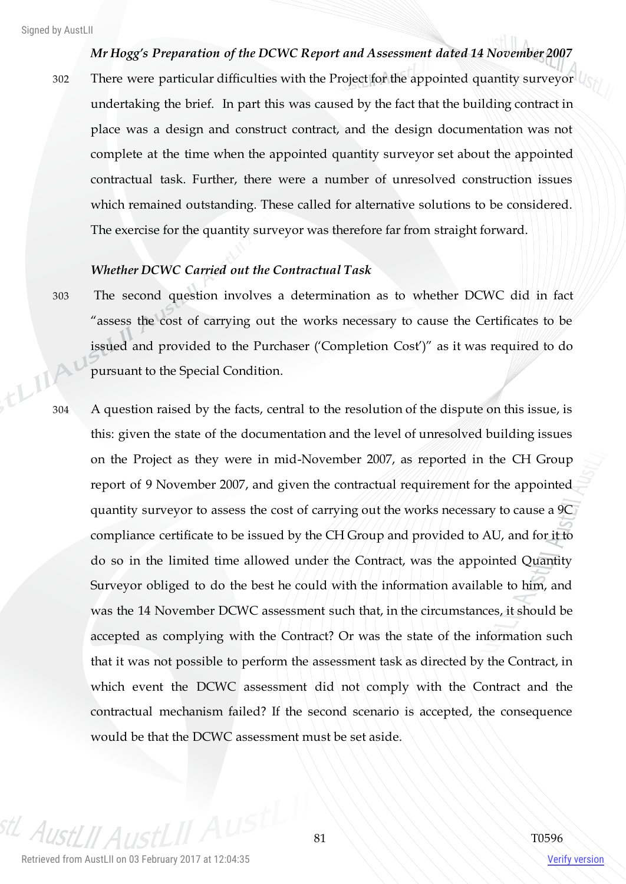*Mr Hogg's Preparation of the DCWC Report and Assessment dated 14 November 2007*

302 There were particular difficulties with the Project for the appointed quantity surveyor undertaking the brief. In part this was caused by the fact that the building contract in place was a design and construct contract, and the design documentation was not complete at the time when the appointed quantity surveyor set about the appointed contractual task. Further, there were a number of unresolved construction issues which remained outstanding. These called for alternative solutions to be considered. The exercise for the quantity surveyor was therefore far from straight forward.

*Whether DCWC Carried out the Contractual Task*

303 The second question involves a determination as to whether DCWC did in fact "assess the cost of carrying out the works necessary to cause the Certificates to be issued and provided to the Purchaser ('Completion Cost')" as it was required to do pursuant to the Special Condition.

304 A question raised by the facts, central to the resolution of the dispute on this issue, is this: given the state of the documentation and the level of unresolved building issues on the Project as they were in mid-November 2007, as reported in the CH Group report of 9 November 2007, and given the contractual requirement for the appointed quantity surveyor to assess the cost of carrying out the works necessary to cause a 9C compliance certificate to be issued by the CH Group and provided to AU, and for it to do so in the limited time allowed under the Contract, was the appointed Quantity Surveyor obliged to do the best he could with the information available to him, and was the 14 November DCWC assessment such that, in the circumstances, it should be accepted as complying with the Contract? Or was the state of the information such that it was not possible to perform the assessment task as directed by the Contract, in which event the DCWC assessment did not comply with the Contract and the contractual mechanism failed? If the second scenario is accepted, the consequence would be that the DCWC assessment must be set aside.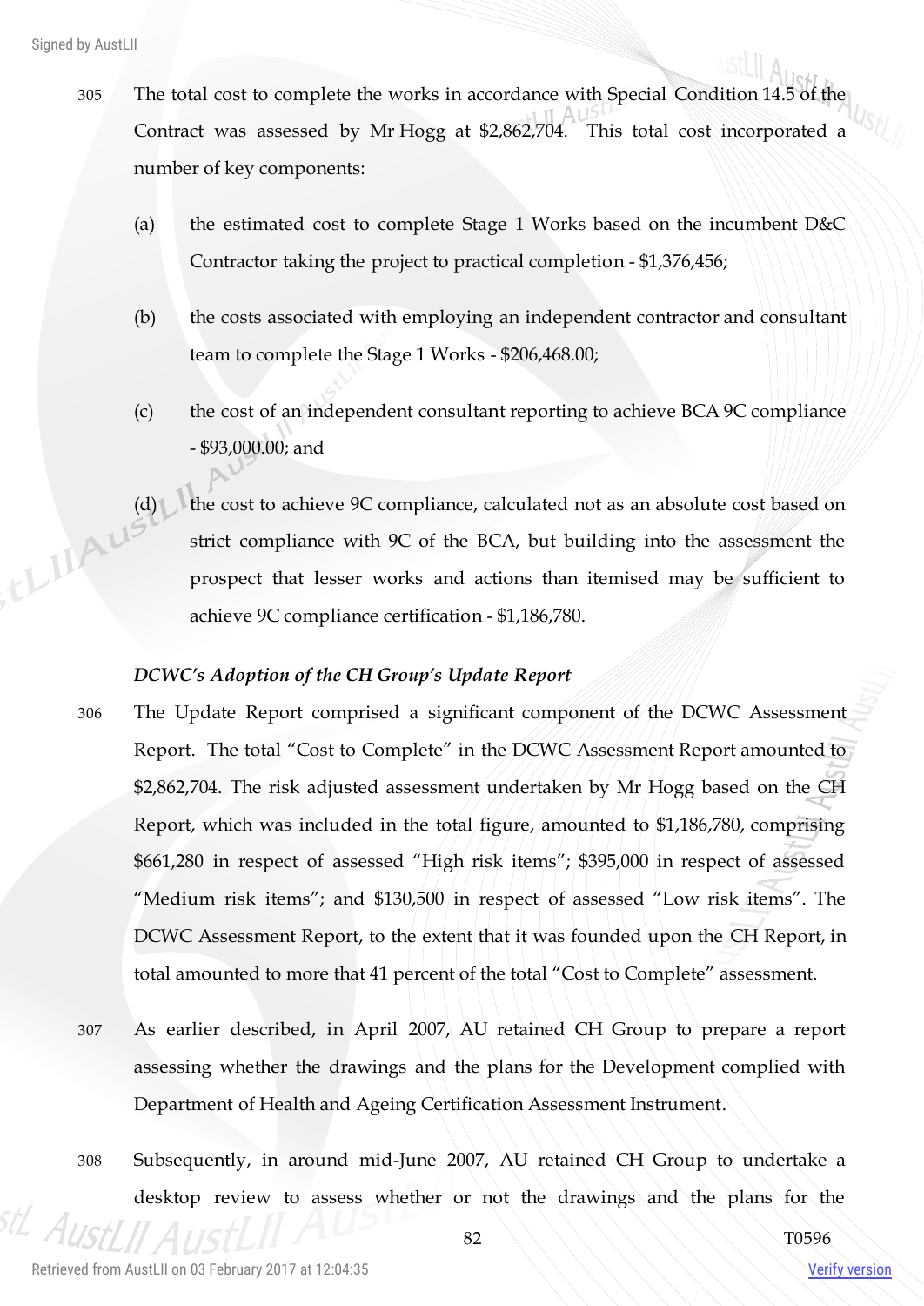305 The total cost to complete the works in accordance with Special Condition 14.5 of the Contract was assessed by Mr Hogg at $2,862,704. This total cost incorporated a number of key components:

(a) the estimated cost to complete Stage 1 Works based on the incumbent D&C Contractor taking the project to practical completion - $1,376,456;

(b) the costs associated with employing an independent contractor and consultant team to complete the Stage 1 Works - $206,468.00;

(c) the cost of an independent consultant reporting to achieve BCA 9C compliance - $93,000.00; and

(d) the cost to achieve 9C compliance, calculated not as an absolute cost based on strict compliance with 9C of the BCA, but building into the assessment the prospect that lesser works and actions than itemised may be sufficient to achieve 9C compliance certification - $1,186,780.

*DCWC's Adoption of the CH Group's Update Report*

306 The Update Report comprised a significant component of the DCWC Assessment Report. The total "Cost to Complete" in the DCWC Assessment Report amounted to $2,862,704. The risk adjusted assessment undertaken by Mr Hogg based on the CH Report, which was included in the total figure, amounted to $1,186,780, comprising $661,280 in respect of assessed "High risk items"; $395,000 in respect of assessed "Medium risk items"; and $130,500 in respect of assessed "Low risk items". The DCWC Assessment Report, to the extent that it was founded upon the CH Report, in total amounted to more that 41 percent of the total "Cost to Complete" assessment.

307 As earlier described, in April 2007, AU retained CH Group to prepare a report assessing whether the drawings and the plans for the Development complied with Department of Health and Ageing Certification Assessment Instrument.

308 Subsequently, in around mid-June 2007, AU retained CH Group to undertake a desktop review to assess whether or not the drawings and the plans for the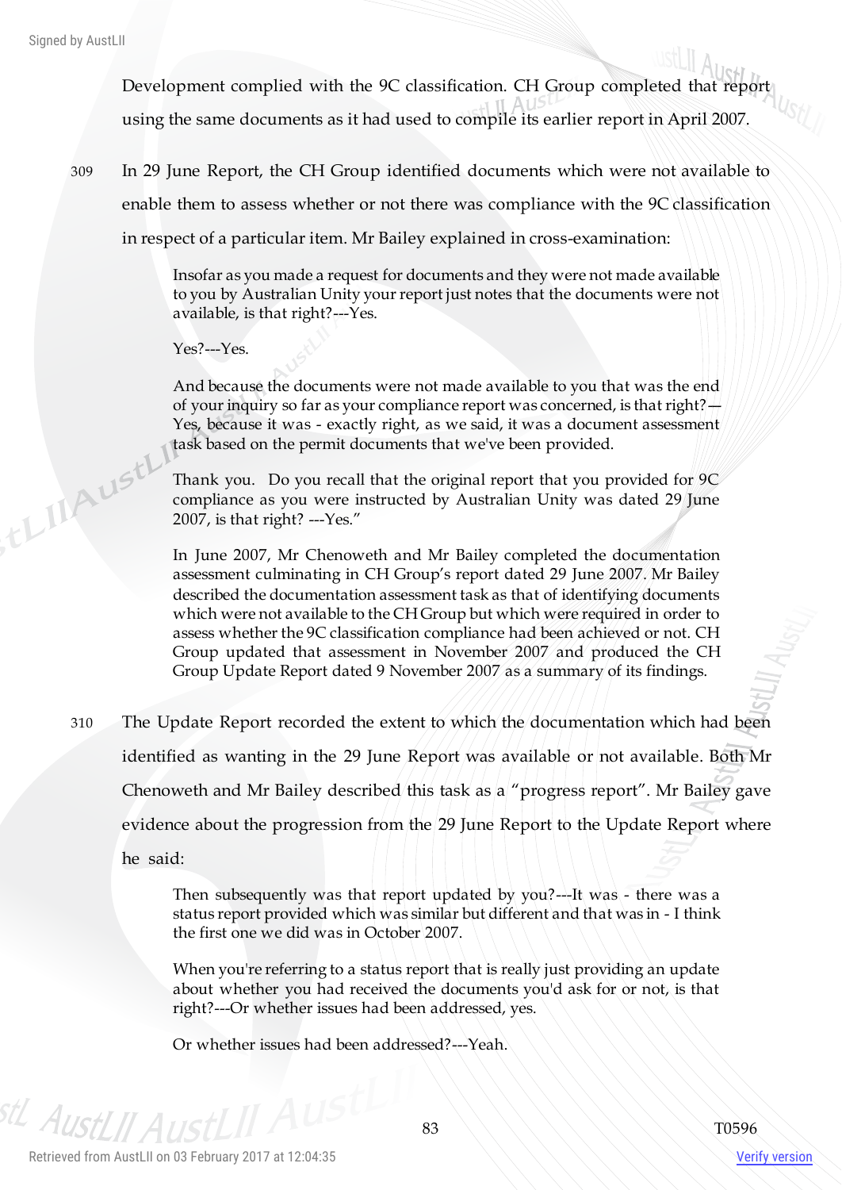Development complied with the 9C classification. CH Group completed that report using the same documents as it had used to compile its earlier report in April 2007.

309 In 29 June Report, the CH Group identified documents which were not available to enable them to assess whether or not there was compliance with the 9C classification in respect of a particular item. Mr Bailey explained in cross-examination:

> Insofar as you made a request for documents and they were not made available to you by Australian Unity your report just notes that the documents were not available, is that right?---Yes.
>
> Yes?---Yes.
>
> And because the documents were not made available to you that was the end of your inquiry so far as your compliance report was concerned, is that right?—Yes, because it was - exactly right, as we said, it was a document assessment task based on the permit documents that we've been provided.
>
> Thank you. Do you recall that the original report that you provided for 9C compliance as you were instructed by Australian Unity was dated 29 June 2007, is that right? ---Yes."
>
> In June 2007, Mr Chenoweth and Mr Bailey completed the documentation assessment culminating in CH Group's report dated 29 June 2007. Mr Bailey described the documentation assessment task as that of identifying documents which were not available to the CH Group but which were required in order to assess whether the 9C classification compliance had been achieved or not. CH Group updated that assessment in November 2007 and produced the CH Group Update Report dated 9 November 2007 as a summary of its findings.

310 The Update Report recorded the extent to which the documentation which had been identified as wanting in the 29 June Report was available or not available. Both Mr Chenoweth and Mr Bailey described this task as a "progress report". Mr Bailey gave evidence about the progression from the 29 June Report to the Update Report where he said:

> Then subsequently was that report updated by you?---It was - there was a status report provided which was similar but different and that was in - I think the first one we did was in October 2007.
>
> When you're referring to a status report that is really just providing an update about whether you had received the documents you'd ask for or not, is that right?---Or whether issues had been addressed, yes.
>
> Or whether issues had been addressed?---Yeah.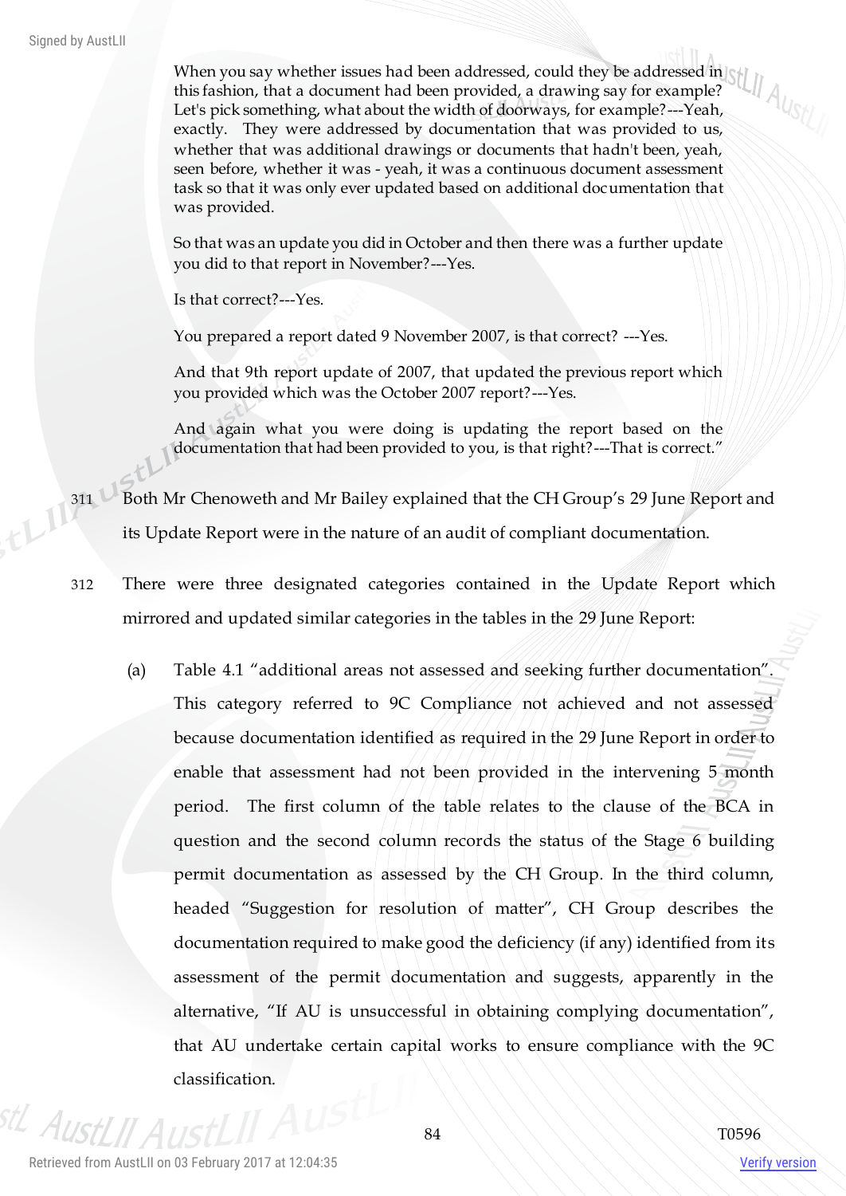> When you say whether issues had been addressed, could they be addressed in this fashion, that a document had been provided, a drawing say for example? Let's pick something, what about the width of doorways, for example?---Yeah, exactly. They were addressed by documentation that was provided to us, whether that was additional drawings or documents that hadn't been, yeah, seen before, whether it was - yeah, it was a continuous document assessment task so that it was only ever updated based on additional documentation that was provided.
>
> So that was an update you did in October and then there was a further update you did to that report in November?---Yes.
>
> Is that correct?---Yes.
>
> You prepared a report dated 9 November 2007, is that correct? ---Yes.
>
> And that 9th report update of 2007, that updated the previous report which you provided which was the October 2007 report?---Yes.
>
> And again what you were doing is updating the report based on the documentation that had been provided to you, is that right?---That is correct."

311 Both Mr Chenoweth and Mr Bailey explained that the CH Group's 29 June Report and its Update Report were in the nature of an audit of compliant documentation.

312 There were three designated categories contained in the Update Report which mirrored and updated similar categories in the tables in the 29 June Report:

(a) Table 4.1 "additional areas not assessed and seeking further documentation". This category referred to 9C Compliance not achieved and not assessed because documentation identified as required in the 29 June Report in order to enable that assessment had not been provided in the intervening 5 month period. The first column of the table relates to the clause of the BCA in question and the second column records the status of the Stage 6 building permit documentation as assessed by the CH Group. In the third column, headed "Suggestion for resolution of matter", CH Group describes the documentation required to make good the deficiency (if any) identified from its assessment of the permit documentation and suggests, apparently in the alternative, "If AU is unsuccessful in obtaining complying documentation", that AU undertake certain capital works to ensure compliance with the 9C classification.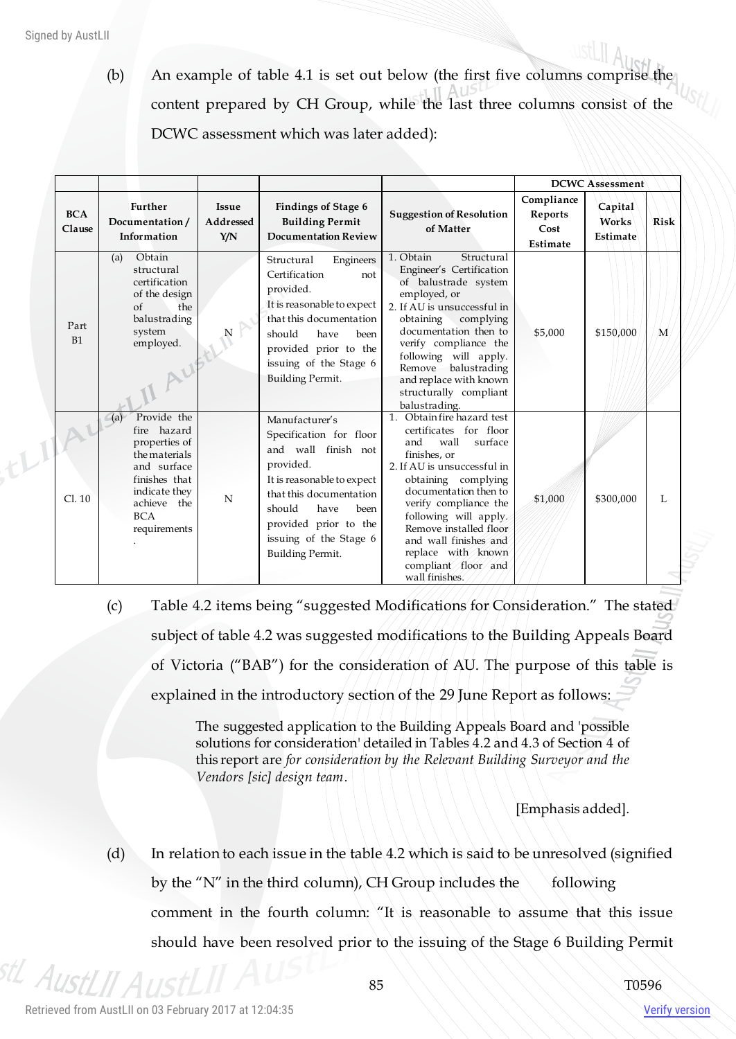(b) An example of table 4.1 is set out below (the first five columns comprise the content prepared by CH Group, while the last three columns consist of the DCWC assessment which was later added):

| | | | | | DCWC Assessment | | |
|---|---|---|---|---|---|---|---|
| BCA Clause | Further Documentation / Information | Issue Addressed Y/N | Findings of Stage 6 Building Permit Documentation Review | Suggestion of Resolution of Matter | Compliance Reports Cost Estimate | Capital Works Estimate | Risk |
| Part B1 | (a) Obtain structural certification of the design of the balustrading system employed. | N | Structural Engineers Certification not provided. It is reasonable to expect that this documentation should have been provided prior to the issuing of the Stage 6 Building Permit. | 1. Obtain Structural Engineer's Certification of balustrade system employed, or 2. If AU is unsuccessful in obtaining complying documentation then to verify compliance the following will apply. Remove balustrading and replace with known structurally compliant balustrading. | $5,000 | $150,000 | M |
| Cl. 10 | (a) Provide the fire hazard properties of the materials and surface finishes that indicate they achieve the BCA requirements . | N | Manufacturer's Specification for floor and wall finish not provided. It is reasonable to expect that this documentation should have been provided prior to the issuing of the Stage 6 Building Permit. | 1. Obtain fire hazard test certificates for floor and wall surface finishes, or 2. If AU is unsuccessful in obtaining complying documentation then to verify compliance the following will apply. Remove installed floor and wall finishes and replace with known compliant floor and wall finishes. | $1,000 | $300,000 | L |

(c) Table 4.2 items being "suggested Modifications for Consideration." The stated subject of table 4.2 was suggested modifications to the Building Appeals Board of Victoria ("BAB") for the consideration of AU. The purpose of this table is explained in the introductory section of the 29 June Report as follows:

> The suggested application to the Building Appeals Board and 'possible solutions for consideration' detailed in Tables 4.2 and 4.3 of Section 4 of this report are *for consideration by the Relevant Building Surveyor and the Vendors [sic] design team*.
>
> [Emphasis added].

(d) In relation to each issue in the table 4.2 which is said to be unresolved (signified by the "N" in the third column), CH Group includes the following comment in the fourth column: "It is reasonable to assume that this issue should have been resolved prior to the issuing of the Stage 6 Building Permit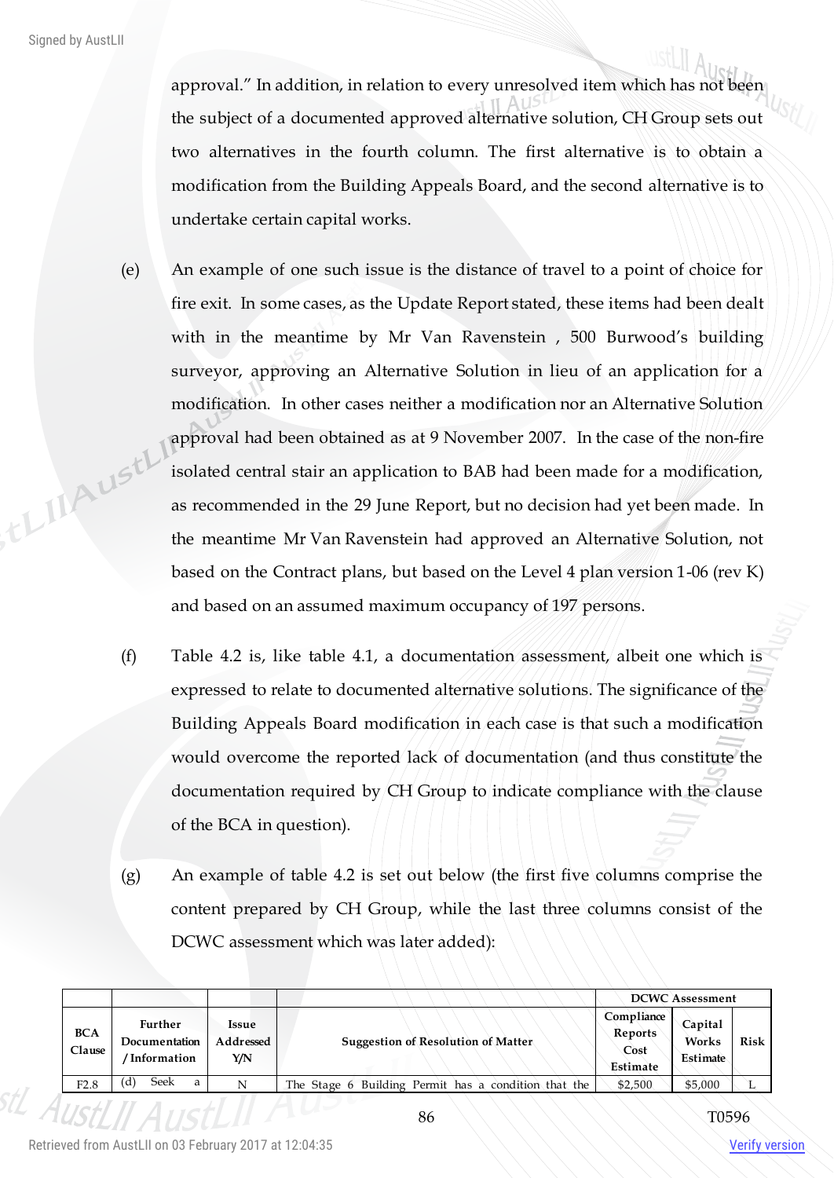approval." In addition, in relation to every unresolved item which has not been the subject of a documented approved alternative solution, CH Group sets out two alternatives in the fourth column. The first alternative is to obtain a modification from the Building Appeals Board, and the second alternative is to undertake certain capital works.

(e) An example of one such issue is the distance of travel to a point of choice for fire exit. In some cases, as the Update Report stated, these items had been dealt with in the meantime by Mr Van Ravenstein , 500 Burwood's building surveyor, approving an Alternative Solution in lieu of an application for a modification. In other cases neither a modification nor an Alternative Solution approval had been obtained as at 9 November 2007. In the case of the non-fire isolated central stair an application to BAB had been made for a modification, as recommended in the 29 June Report, but no decision had yet been made. In the meantime Mr Van Ravenstein had approved an Alternative Solution, not based on the Contract plans, but based on the Level 4 plan version 1-06 (rev K) and based on an assumed maximum occupancy of 197 persons.

(f) Table 4.2 is, like table 4.1, a documentation assessment, albeit one which is expressed to relate to documented alternative solutions. The significance of the Building Appeals Board modification in each case is that such a modification would overcome the reported lack of documentation (and thus constitute the documentation required by CH Group to indicate compliance with the clause of the BCA in question).

(g) An example of table 4.2 is set out below (the first five columns comprise the content prepared by CH Group, while the last three columns consist of the DCWC assessment which was later added):

| | | | | DCWC Assessment | | |
|---|---|---|---|---|---|---|
| BCA Clause | Further Documentation / Information | Issue Addressed Y/N | Suggestion of Resolution of Matter | Compliance Reports Cost Estimate | Capital Works Estimate | Risk |
| F2.8 | (d) Seek a | N | The Stage 6 Building Permit has a condition that the | $2,500 | $5,000 | L |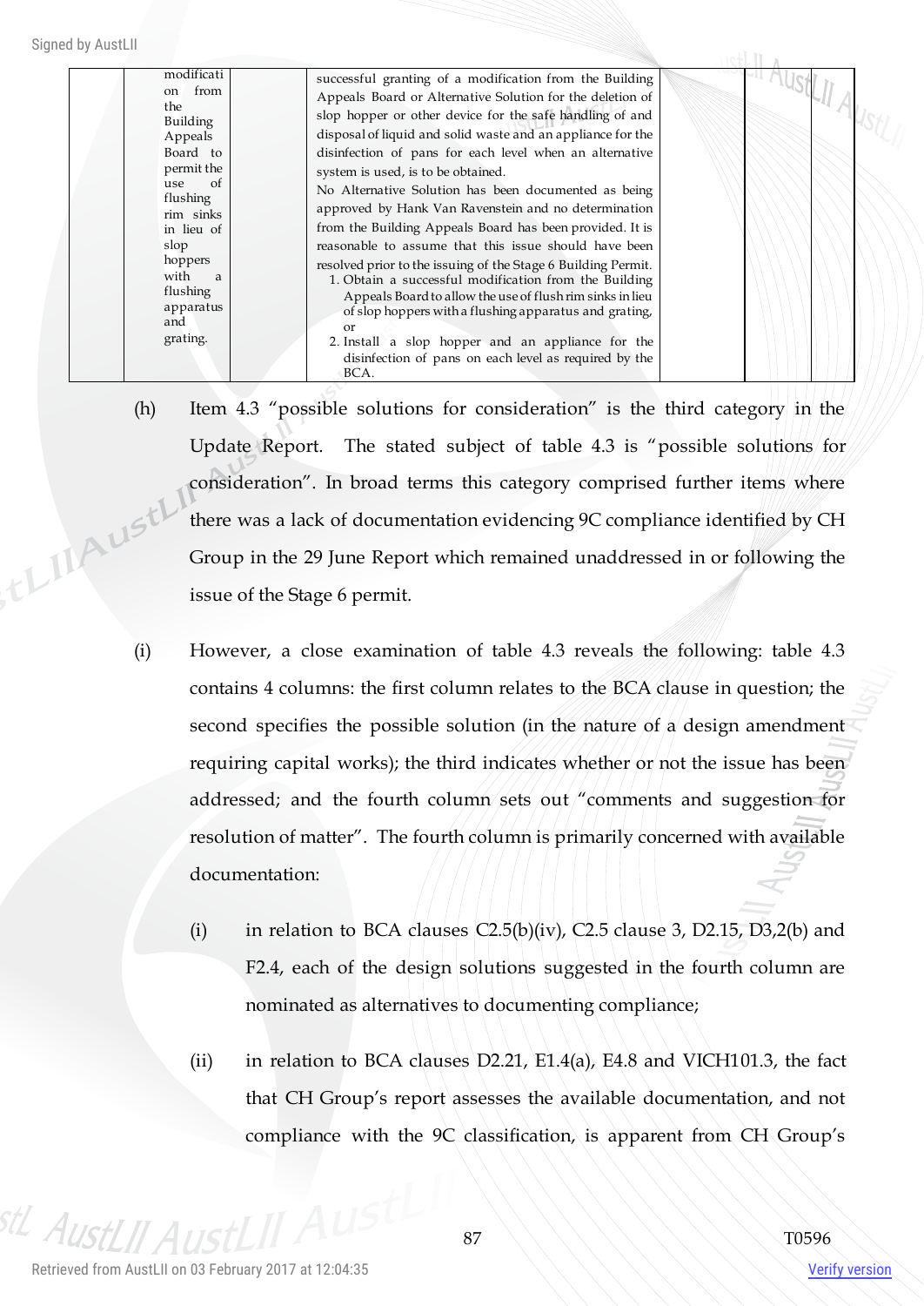|  | modification from the Building Appeals Board to permit the use of flushing rim sinks in lieu of slop hoppers with a flushing apparatus and grating. |  | successful granting of a modification from the Building Appeals Board or Alternative Solution for the deletion of slop hopper or other device for the safe handling of and disposal of liquid and solid waste and an appliance for the disinfection of pans for each level when an alternative system is used, is to be obtained. No Alternative Solution has been documented as being approved by Hank Van Ravenstein and no determination from the Building Appeals Board has been provided. It is reasonable to assume that this issue should have been resolved prior to the issuing of the Stage 6 Building Permit. 1. Obtain a successful modification from the Building Appeals Board to allow the use of flush rim sinks in lieu of slop hoppers with a flushing apparatus and grating, or 2. Install a slop hopper and an appliance for the disinfection of pans on each level as required by the BCA. |  |  |  |
|---|---|---|---|---|---|---|

(h) Item 4.3 "possible solutions for consideration" is the third category in the Update Report. The stated subject of table 4.3 is "possible solutions for consideration". In broad terms this category comprised further items where there was a lack of documentation evidencing 9C compliance identified by CH Group in the 29 June Report which remained unaddressed in or following the issue of the Stage 6 permit.

(i) However, a close examination of table 4.3 reveals the following: table 4.3 contains 4 columns: the first column relates to the BCA clause in question; the second specifies the possible solution (in the nature of a design amendment requiring capital works); the third indicates whether or not the issue has been addressed; and the fourth column sets out "comments and suggestion for resolution of matter". The fourth column is primarily concerned with available documentation:

(i) in relation to BCA clauses C2.5(b)(iv), C2.5 clause 3, D2.15, D3,2(b) and F2.4, each of the design solutions suggested in the fourth column are nominated as alternatives to documenting compliance;

(ii) in relation to BCA clauses D2.21, E1.4(a), E4.8 and VICH101.3, the fact that CH Group's report assesses the available documentation, and not compliance with the 9C classification, is apparent from CH Group's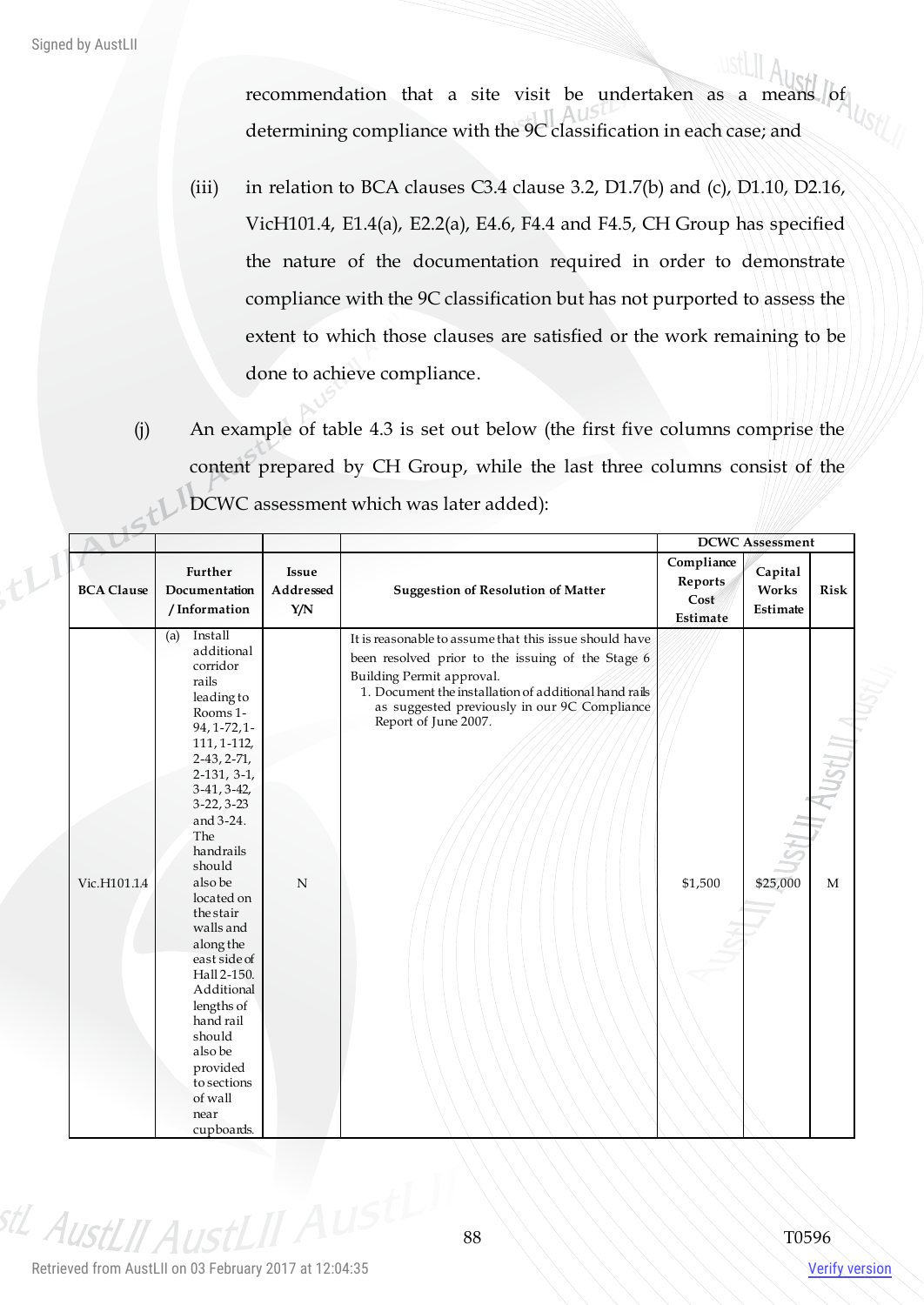recommendation that a site visit be undertaken as a means of determining compliance with the 9C classification in each case; and

(iii) in relation to BCA clauses C3.4 clause 3.2, D1.7(b) and (c), D1.10, D2.16, VicH101.4, E1.4(a), E2.2(a), E4.6, F4.4 and F4.5, CH Group has specified the nature of the documentation required in order to demonstrate compliance with the 9C classification but has not purported to assess the extent to which those clauses are satisfied or the work remaining to be done to achieve compliance.

(j) An example of table 4.3 is set out below (the first five columns comprise the content prepared by CH Group, while the last three columns consist of the DCWC assessment which was later added):

| | | | | DCWC Assessment | | |
|---|---|---|---|---|---|---|
| BCA Clause | Further Documentation / Information | Issue Addressed Y/N | Suggestion of Resolution of Matter | Compliance Reports Cost Estimate | Capital Works Estimate | Risk |
| Vic.H101.1.4 | (a) Install additional corridor rails leading to Rooms 1-94, 1-72, 1-111, 1-112, 2-43, 2-71, 2-131, 3-1, 3-41, 3-42, 3-22, 3-23 and 3-24. The handrails should also be located on the stair walls and along the east side of Hall 2-150. Additional lengths of hand rail should also be provided to sections of wall near cupboards. | N | It is reasonable to assume that this issue should have been resolved prior to the issuing of the Stage 6 Building Permit approval.<br>1. Document the installation of additional hand rails as suggested previously in our 9C Compliance Report of June 2007. | $1,500 | $25,000 | M |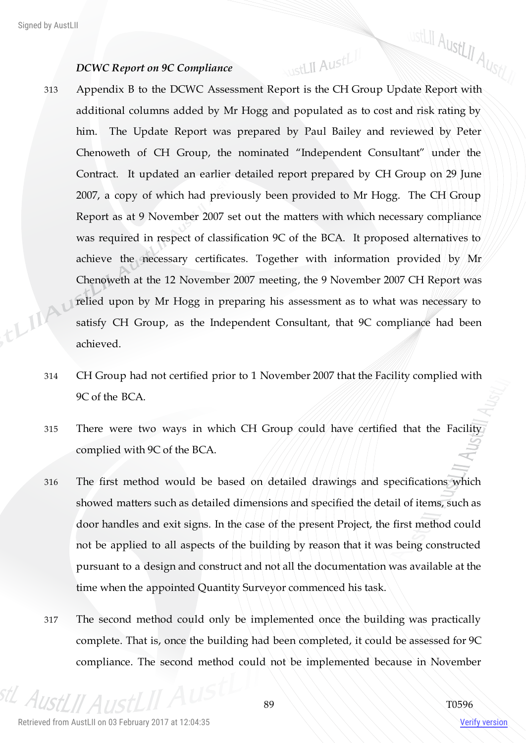*DCWC Report on 9C Compliance*

313 Appendix B to the DCWC Assessment Report is the CH Group Update Report with additional columns added by Mr Hogg and populated as to cost and risk rating by him. The Update Report was prepared by Paul Bailey and reviewed by Peter Chenoweth of CH Group, the nominated "Independent Consultant" under the Contract. It updated an earlier detailed report prepared by CH Group on 29 June 2007, a copy of which had previously been provided to Mr Hogg. The CH Group Report as at 9 November 2007 set out the matters with which necessary compliance was required in respect of classification 9C of the BCA. It proposed alternatives to achieve the necessary certificates. Together with information provided by Mr Chenoweth at the 12 November 2007 meeting, the 9 November 2007 CH Report was relied upon by Mr Hogg in preparing his assessment as to what was necessary to satisfy CH Group, as the Independent Consultant, that 9C compliance had been achieved.

314 CH Group had not certified prior to 1 November 2007 that the Facility complied with 9C of the BCA.

315 There were two ways in which CH Group could have certified that the Facility complied with 9C of the BCA.

316 The first method would be based on detailed drawings and specifications which showed matters such as detailed dimensions and specified the detail of items, such as door handles and exit signs. In the case of the present Project, the first method could not be applied to all aspects of the building by reason that it was being constructed pursuant to a design and construct and not all the documentation was available at the time when the appointed Quantity Surveyor commenced his task.

317 The second method could only be implemented once the building was practically complete. That is, once the building had been completed, it could be assessed for 9C compliance. The second method could not be implemented because in November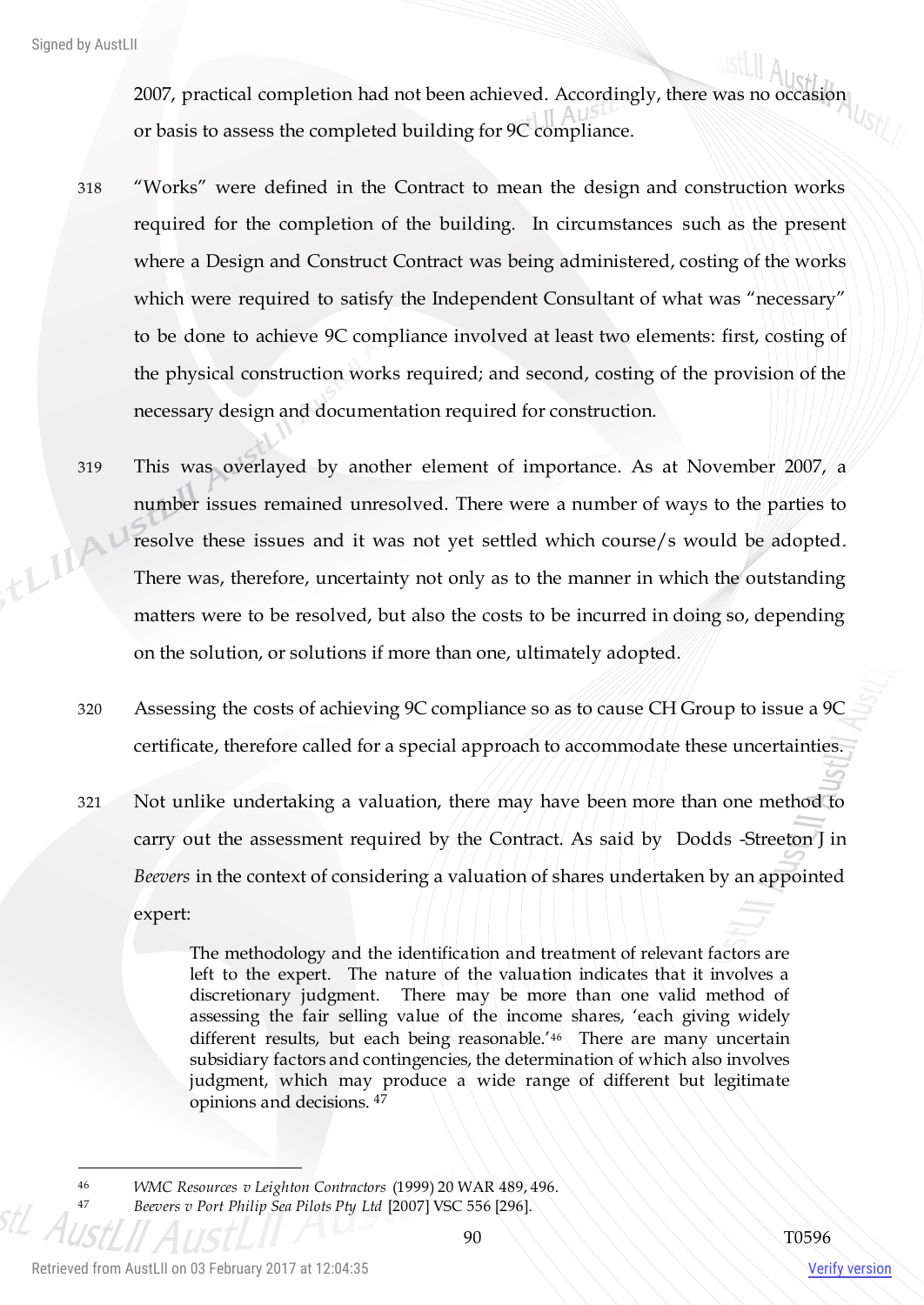2007, practical completion had not been achieved. Accordingly, there was no occasion or basis to assess the completed building for 9C compliance.

318 "Works" were defined in the Contract to mean the design and construction works required for the completion of the building. In circumstances such as the present where a Design and Construct Contract was being administered, costing of the works which were required to satisfy the Independent Consultant of what was "necessary" to be done to achieve 9C compliance involved at least two elements: first, costing of the physical construction works required; and second, costing of the provision of the necessary design and documentation required for construction.

319 This was overlayed by another element of importance. As at November 2007, a number issues remained unresolved. There were a number of ways to the parties to resolve these issues and it was not yet settled which course/s would be adopted. There was, therefore, uncertainty not only as to the manner in which the outstanding matters were to be resolved, but also the costs to be incurred in doing so, depending on the solution, or solutions if more than one, ultimately adopted.

320 Assessing the costs of achieving 9C compliance so as to cause CH Group to issue a 9C certificate, therefore called for a special approach to accommodate these uncertainties.

321 Not unlike undertaking a valuation, there may have been more than one method to carry out the assessment required by the Contract. As said by Dodds -Streeton J in *Beevers* in the context of considering a valuation of shares undertaken by an appointed expert:

> The methodology and the identification and treatment of relevant factors are left to the expert. The nature of the valuation indicates that it involves a discretionary judgment. There may be more than one valid method of assessing the fair selling value of the income shares, 'each giving widely different results, but each being reasonable.'[46] There are many uncertain subsidiary factors and contingencies, the determination of which also involves judgment, which may produce a wide range of different but legitimate opinions and decisions. [47]

---

[46] *WMC Resources v Leighton Contractors* (1999) 20 WAR 489, 496.

[47] *Beevers v Port Philip Sea Pilots Pty Ltd* [2007] VSC 556 [296].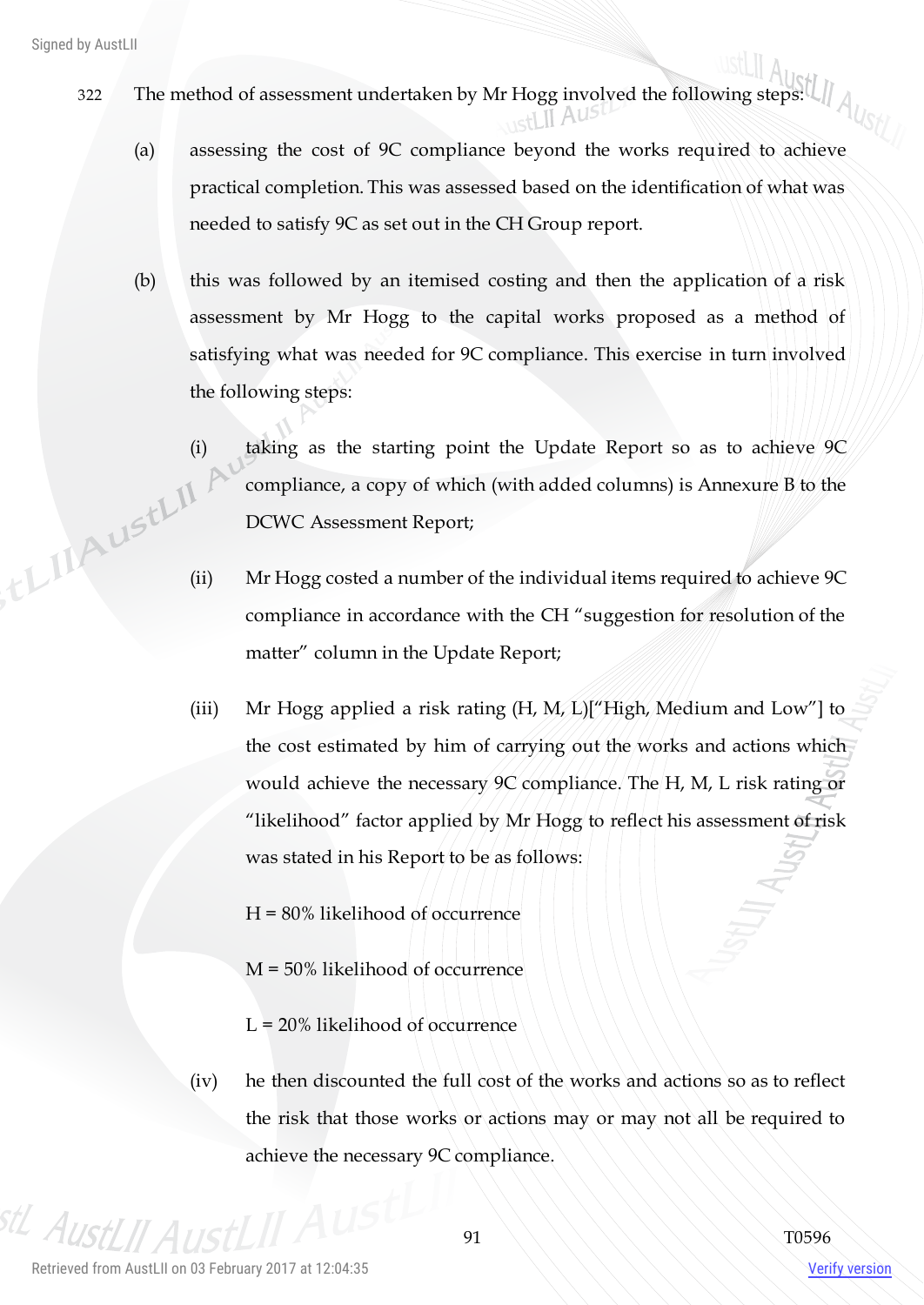322 The method of assessment undertaken by Mr Hogg involved the following steps:

(a) assessing the cost of 9C compliance beyond the works required to achieve practical completion. This was assessed based on the identification of what was needed to satisfy 9C as set out in the CH Group report.

(b) this was followed by an itemised costing and then the application of a risk assessment by Mr Hogg to the capital works proposed as a method of satisfying what was needed for 9C compliance. This exercise in turn involved the following steps:

(i) taking as the starting point the Update Report so as to achieve 9C compliance, a copy of which (with added columns) is Annexure B to the DCWC Assessment Report;

(ii) Mr Hogg costed a number of the individual items required to achieve 9C compliance in accordance with the CH "suggestion for resolution of the matter" column in the Update Report;

(iii) Mr Hogg applied a risk rating (H, M, L)["High, Medium and Low"] to the cost estimated by him of carrying out the works and actions which would achieve the necessary 9C compliance. The H, M, L risk rating or "likelihood" factor applied by Mr Hogg to reflect his assessment of risk was stated in his Report to be as follows:

H = 80% likelihood of occurrence

M = 50% likelihood of occurrence

L = 20% likelihood of occurrence

(iv) he then discounted the full cost of the works and actions so as to reflect the risk that those works or actions may or may not all be required to achieve the necessary 9C compliance.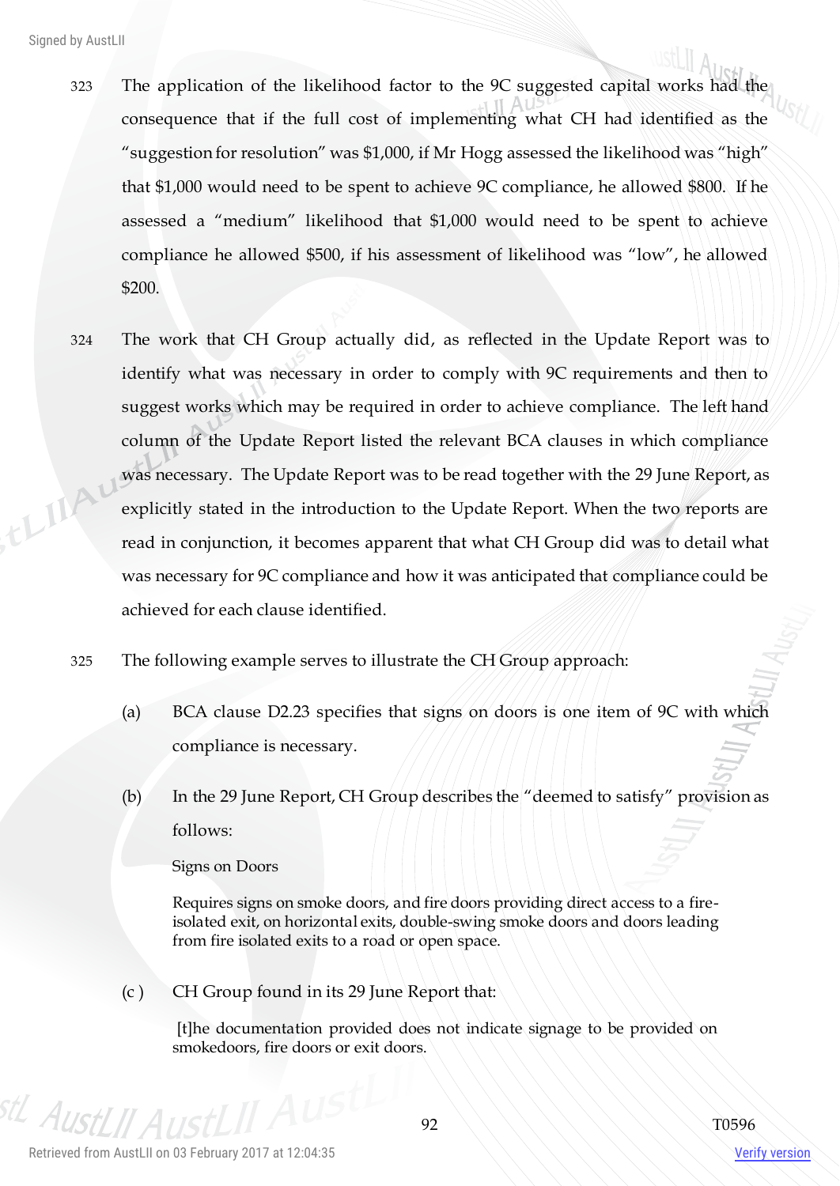323 The application of the likelihood factor to the 9C suggested capital works had the consequence that if the full cost of implementing what CH had identified as the "suggestion for resolution" was $1,000, if Mr Hogg assessed the likelihood was "high" that $1,000 would need to be spent to achieve 9C compliance, he allowed $800. If he assessed a "medium" likelihood that $1,000 would need to be spent to achieve compliance he allowed $500, if his assessment of likelihood was "low", he allowed $200.

324 The work that CH Group actually did, as reflected in the Update Report was to identify what was necessary in order to comply with 9C requirements and then to suggest works which may be required in order to achieve compliance. The left hand column of the Update Report listed the relevant BCA clauses in which compliance was necessary. The Update Report was to be read together with the 29 June Report, as explicitly stated in the introduction to the Update Report. When the two reports are read in conjunction, it becomes apparent that what CH Group did was to detail what was necessary for 9C compliance and how it was anticipated that compliance could be achieved for each clause identified.

325 The following example serves to illustrate the CH Group approach:

(a) BCA clause D2.23 specifies that signs on doors is one item of 9C with which compliance is necessary.

(b) In the 29 June Report, CH Group describes the "deemed to satisfy" provision as follows:

> Signs on Doors
>
> Requires signs on smoke doors, and fire doors providing direct access to a fire-isolated exit, on horizontal exits, double-swing smoke doors and doors leading from fire isolated exits to a road or open space.

(c ) CH Group found in its 29 June Report that:

> [t]he documentation provided does not indicate signage to be provided on smokedoors, fire doors or exit doors.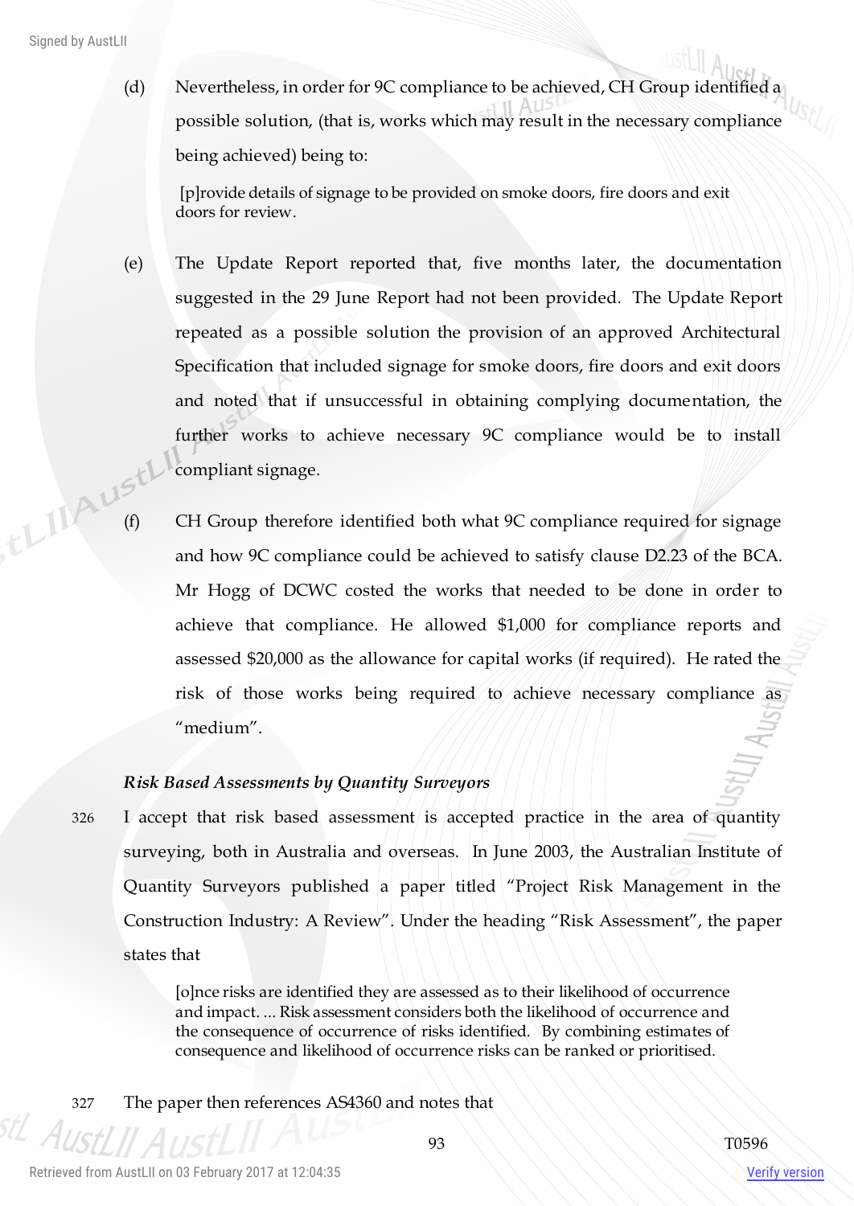(d) Nevertheless, in order for 9C compliance to be achieved, CH Group identified a possible solution, (that is, works which may result in the necessary compliance being achieved) being to:

> [p]rovide details of signage to be provided on smoke doors, fire doors and exit doors for review.

(e) The Update Report reported that, five months later, the documentation suggested in the 29 June Report had not been provided. The Update Report repeated as a possible solution the provision of an approved Architectural Specification that included signage for smoke doors, fire doors and exit doors and noted that if unsuccessful in obtaining complying documentation, the further works to achieve necessary 9C compliance would be to install compliant signage.

(f) CH Group therefore identified both what 9C compliance required for signage and how 9C compliance could be achieved to satisfy clause D2.23 of the BCA. Mr Hogg of DCWC costed the works that needed to be done in order to achieve that compliance. He allowed $1,000 for compliance reports and assessed $20,000 as the allowance for capital works (if required). He rated the risk of those works being required to achieve necessary compliance as "medium".

### *Risk Based Assessments by Quantity Surveyors*

326 I accept that risk based assessment is accepted practice in the area of quantity surveying, both in Australia and overseas. In June 2003, the Australian Institute of Quantity Surveyors published a paper titled "Project Risk Management in the Construction Industry: A Review". Under the heading "Risk Assessment", the paper states that

> [o]nce risks are identified they are assessed as to their likelihood of occurrence and impact. ... Risk assessment considers both the likelihood of occurrence and the consequence of occurrence of risks identified. By combining estimates of consequence and likelihood of occurrence risks can be ranked or prioritised.

327 The paper then references AS4360 and notes that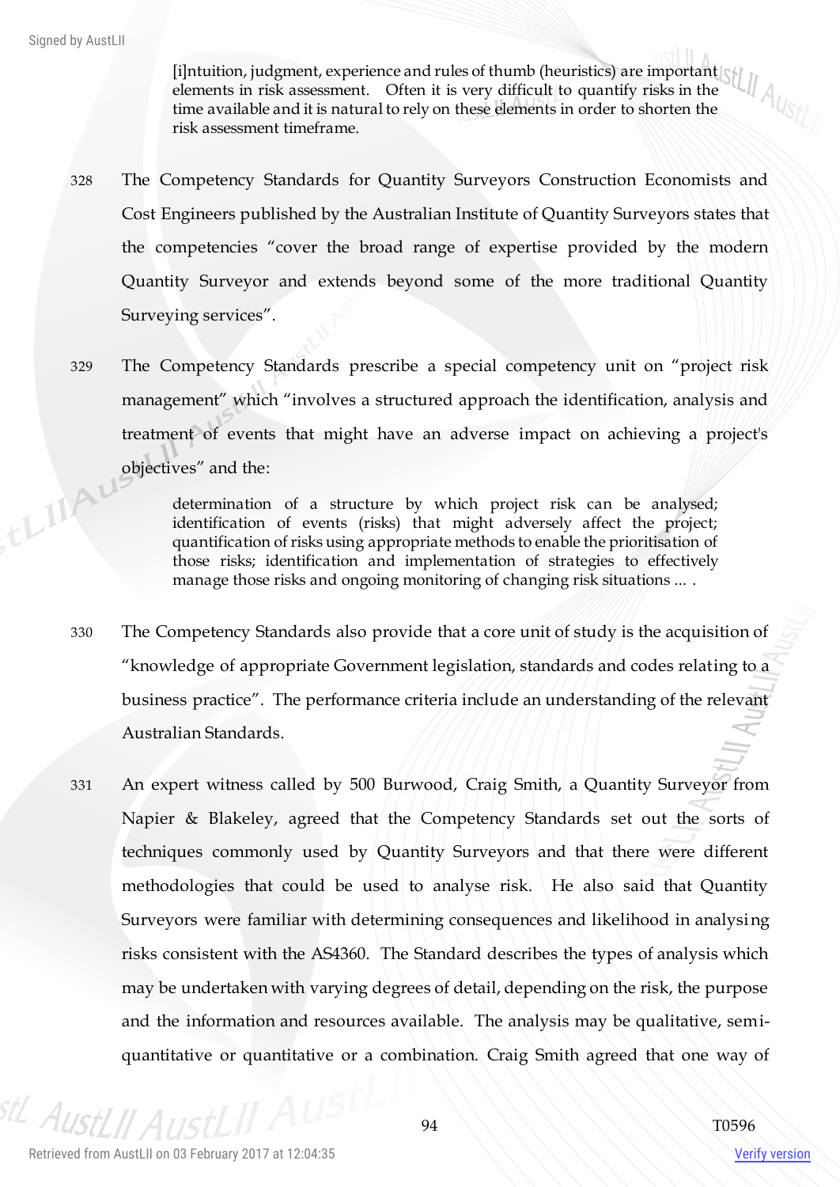> [i]ntuition, judgment, experience and rules of thumb (heuristics) are important elements in risk assessment. Often it is very difficult to quantify risks in the time available and it is natural to rely on these elements in order to shorten the risk assessment timeframe.

328 The Competency Standards for Quantity Surveyors Construction Economists and Cost Engineers published by the Australian Institute of Quantity Surveyors states that the competencies "cover the broad range of expertise provided by the modern Quantity Surveyor and extends beyond some of the more traditional Quantity Surveying services".

329 The Competency Standards prescribe a special competency unit on "project risk management" which "involves a structured approach the identification, analysis and treatment of events that might have an adverse impact on achieving a project's objectives" and the:

> determination of a structure by which project risk can be analysed; identification of events (risks) that might adversely affect the project; quantification of risks using appropriate methods to enable the prioritisation of those risks; identification and implementation of strategies to effectively manage those risks and ongoing monitoring of changing risk situations ... .

330 The Competency Standards also provide that a core unit of study is the acquisition of "knowledge of appropriate Government legislation, standards and codes relating to a business practice". The performance criteria include an understanding of the relevant Australian Standards.

331 An expert witness called by 500 Burwood, Craig Smith, a Quantity Surveyor from Napier & Blakeley, agreed that the Competency Standards set out the sorts of techniques commonly used by Quantity Surveyors and that there were different methodologies that could be used to analyse risk. He also said that Quantity Surveyors were familiar with determining consequences and likelihood in analysing risks consistent with the AS4360. The Standard describes the types of analysis which may be undertaken with varying degrees of detail, depending on the risk, the purpose and the information and resources available. The analysis may be qualitative, semi-quantitative or quantitative or a combination. Craig Smith agreed that one way of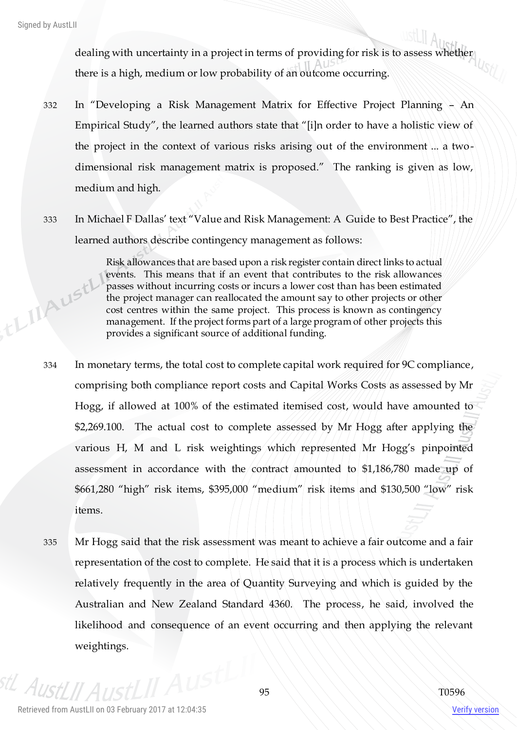dealing with uncertainty in a project in terms of providing for risk is to assess whether there is a high, medium or low probability of an outcome occurring.

332 In "Developing a Risk Management Matrix for Effective Project Planning – An Empirical Study", the learned authors state that "[i]n order to have a holistic view of the project in the context of various risks arising out of the environment ... a two-dimensional risk management matrix is proposed." The ranking is given as low, medium and high.

333 In Michael F Dallas' text "Value and Risk Management: A Guide to Best Practice", the learned authors describe contingency management as follows:

> Risk allowances that are based upon a risk register contain direct links to actual events. This means that if an event that contributes to the risk allowances passes without incurring costs or incurs a lower cost than has been estimated the project manager can reallocated the amount say to other projects or other cost centres within the same project. This process is known as contingency management. If the project forms part of a large program of other projects this provides a significant source of additional funding.

334 In monetary terms, the total cost to complete capital work required for 9C compliance, comprising both compliance report costs and Capital Works Costs as assessed by Mr Hogg, if allowed at 100% of the estimated itemised cost, would have amounted to $2,269.100. The actual cost to complete assessed by Mr Hogg after applying the various H, M and L risk weightings which represented Mr Hogg's pinpointed assessment in accordance with the contract amounted to $1,186,780 made up of $661,280 "high" risk items, $395,000 "medium" risk items and $130,500 "low" risk items.

335 Mr Hogg said that the risk assessment was meant to achieve a fair outcome and a fair representation of the cost to complete. He said that it is a process which is undertaken relatively frequently in the area of Quantity Surveying and which is guided by the Australian and New Zealand Standard 4360. The process, he said, involved the likelihood and consequence of an event occurring and then applying the relevant weightings.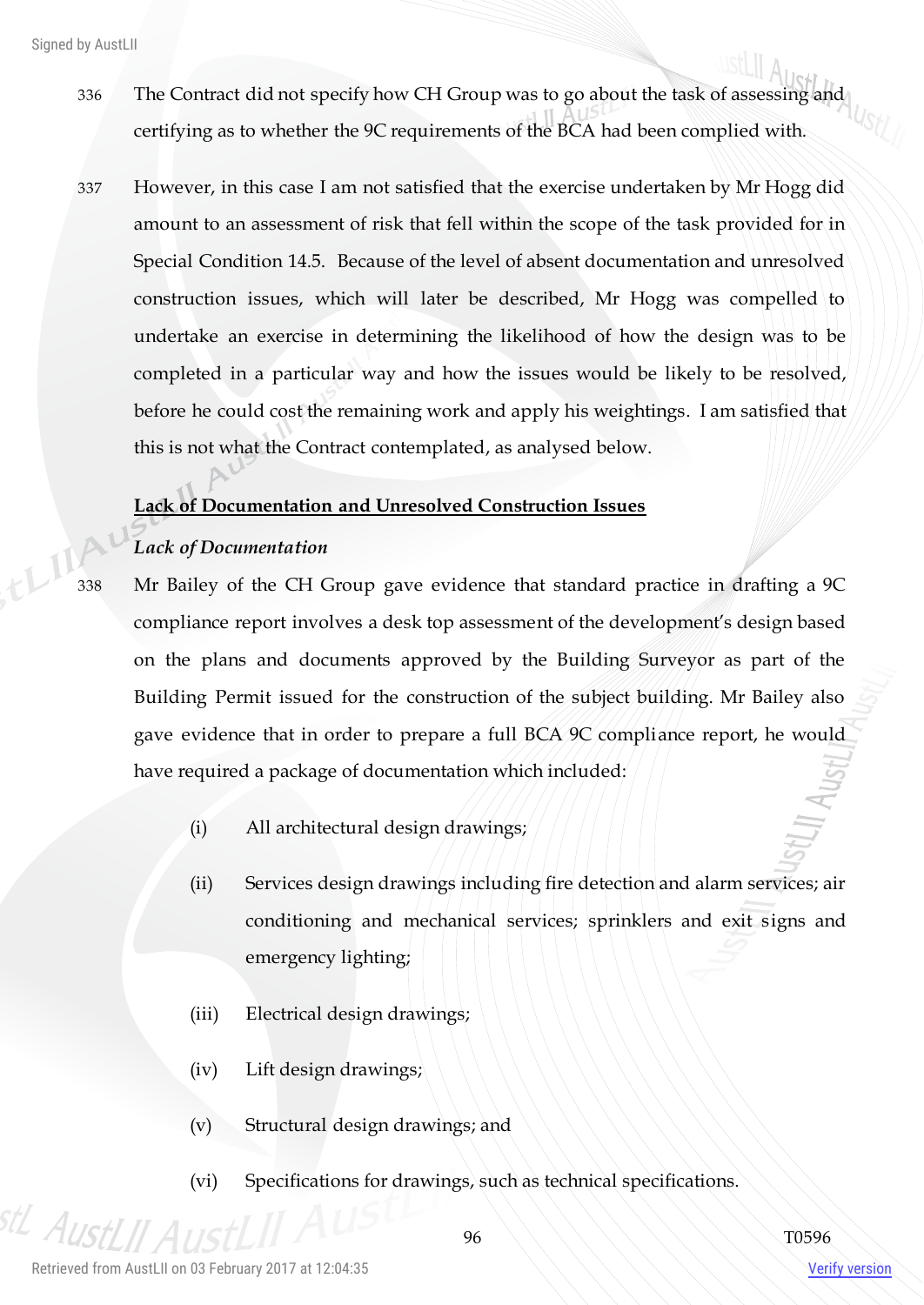336 The Contract did not specify how CH Group was to go about the task of assessing and certifying as to whether the 9C requirements of the BCA had been complied with.

337 However, in this case I am not satisfied that the exercise undertaken by Mr Hogg did amount to an assessment of risk that fell within the scope of the task provided for in Special Condition 14.5. Because of the level of absent documentation and unresolved construction issues, which will later be described, Mr Hogg was compelled to undertake an exercise in determining the likelihood of how the design was to be completed in a particular way and how the issues would be likely to be resolved, before he could cost the remaining work and apply his weightings. I am satisfied that this is not what the Contract contemplated, as analysed below.

**<u>Lack of Documentation and Unresolved Construction Issues</u>**

***Lack of Documentation***

338 Mr Bailey of the CH Group gave evidence that standard practice in drafting a 9C compliance report involves a desk top assessment of the development's design based on the plans and documents approved by the Building Surveyor as part of the Building Permit issued for the construction of the subject building. Mr Bailey also gave evidence that in order to prepare a full BCA 9C compliance report, he would have required a package of documentation which included:

(i) All architectural design drawings;

(ii) Services design drawings including fire detection and alarm services; air conditioning and mechanical services; sprinklers and exit signs and emergency lighting;

(iii) Electrical design drawings;

(iv) Lift design drawings;

(v) Structural design drawings; and

(vi) Specifications for drawings, such as technical specifications.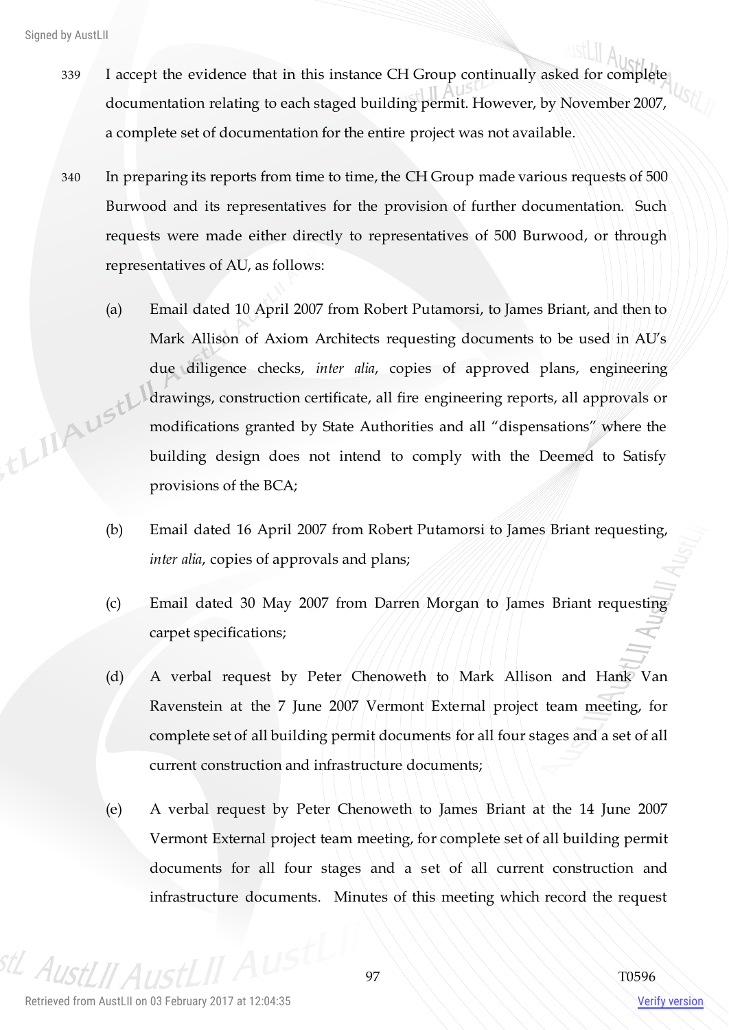339 I accept the evidence that in this instance CH Group continually asked for complete documentation relating to each staged building permit. However, by November 2007, a complete set of documentation for the entire project was not available.

340 In preparing its reports from time to time, the CH Group made various requests of 500 Burwood and its representatives for the provision of further documentation. Such requests were made either directly to representatives of 500 Burwood, or through representatives of AU, as follows:

(a) Email dated 10 April 2007 from Robert Putamorsi, to James Briant, and then to Mark Allison of Axiom Architects requesting documents to be used in AU's due diligence checks, *inter alia*, copies of approved plans, engineering drawings, construction certificate, all fire engineering reports, all approvals or modifications granted by State Authorities and all "dispensations" where the building design does not intend to comply with the Deemed to Satisfy provisions of the BCA;

(b) Email dated 16 April 2007 from Robert Putamorsi to James Briant requesting, *inter alia*, copies of approvals and plans;

(c) Email dated 30 May 2007 from Darren Morgan to James Briant requesting carpet specifications;

(d) A verbal request by Peter Chenoweth to Mark Allison and Hank Van Ravenstein at the 7 June 2007 Vermont External project team meeting, for complete set of all building permit documents for all four stages and a set of all current construction and infrastructure documents;

(e) A verbal request by Peter Chenoweth to James Briant at the 14 June 2007 Vermont External project team meeting, for complete set of all building permit documents for all four stages and a set of all current construction and infrastructure documents. Minutes of this meeting which record the request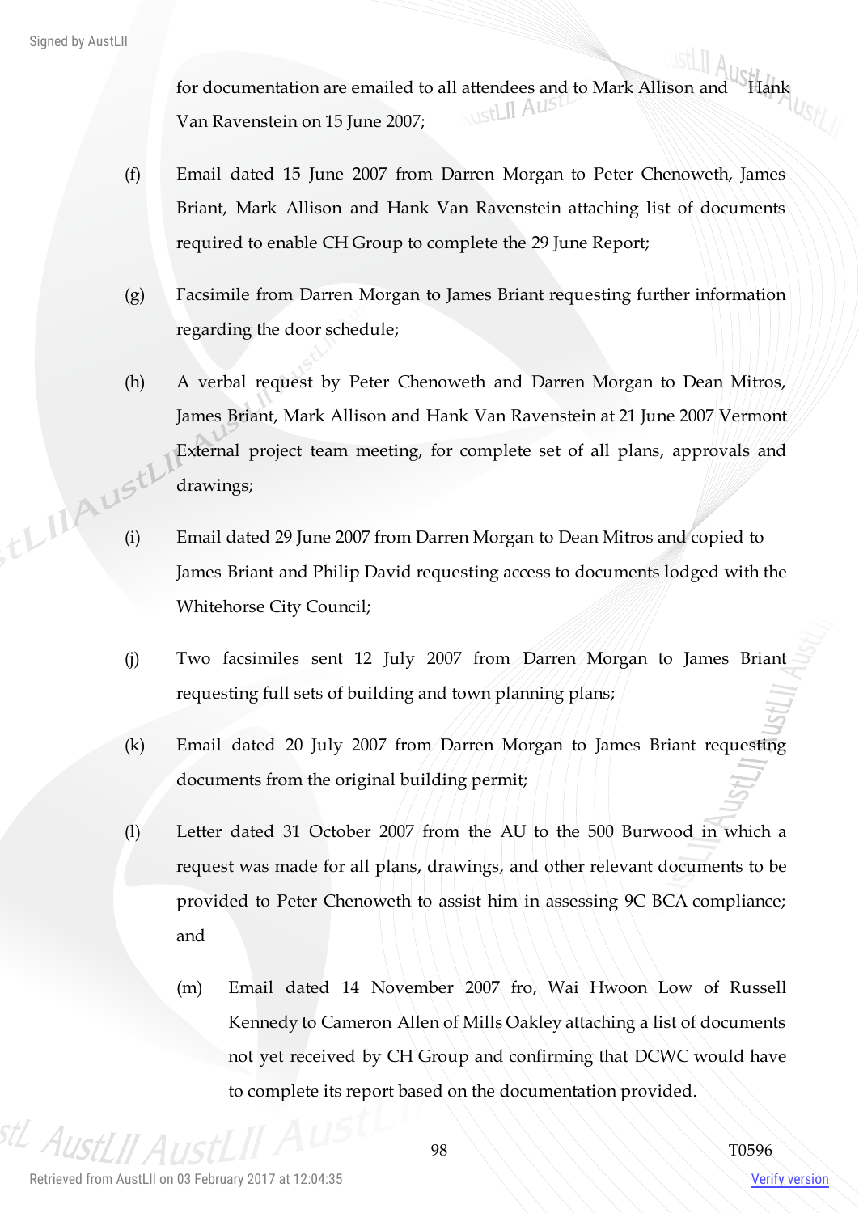for documentation are emailed to all attendees and to Mark Allison and Hank Van Ravenstein on 15 June 2007;

(f) Email dated 15 June 2007 from Darren Morgan to Peter Chenoweth, James Briant, Mark Allison and Hank Van Ravenstein attaching list of documents required to enable CH Group to complete the 29 June Report;

(g) Facsimile from Darren Morgan to James Briant requesting further information regarding the door schedule;

(h) A verbal request by Peter Chenoweth and Darren Morgan to Dean Mitros, James Briant, Mark Allison and Hank Van Ravenstein at 21 June 2007 Vermont External project team meeting, for complete set of all plans, approvals and drawings;

(i) Email dated 29 June 2007 from Darren Morgan to Dean Mitros and copied to James Briant and Philip David requesting access to documents lodged with the Whitehorse City Council;

(j) Two facsimiles sent 12 July 2007 from Darren Morgan to James Briant requesting full sets of building and town planning plans;

(k) Email dated 20 July 2007 from Darren Morgan to James Briant requesting documents from the original building permit;

(l) Letter dated 31 October 2007 from the AU to the 500 Burwood in which a request was made for all plans, drawings, and other relevant documents to be provided to Peter Chenoweth to assist him in assessing 9C BCA compliance; and

(m) Email dated 14 November 2007 fro, Wai Hwoon Low of Russell Kennedy to Cameron Allen of Mills Oakley attaching a list of documents not yet received by CH Group and confirming that DCWC would have to complete its report based on the documentation provided.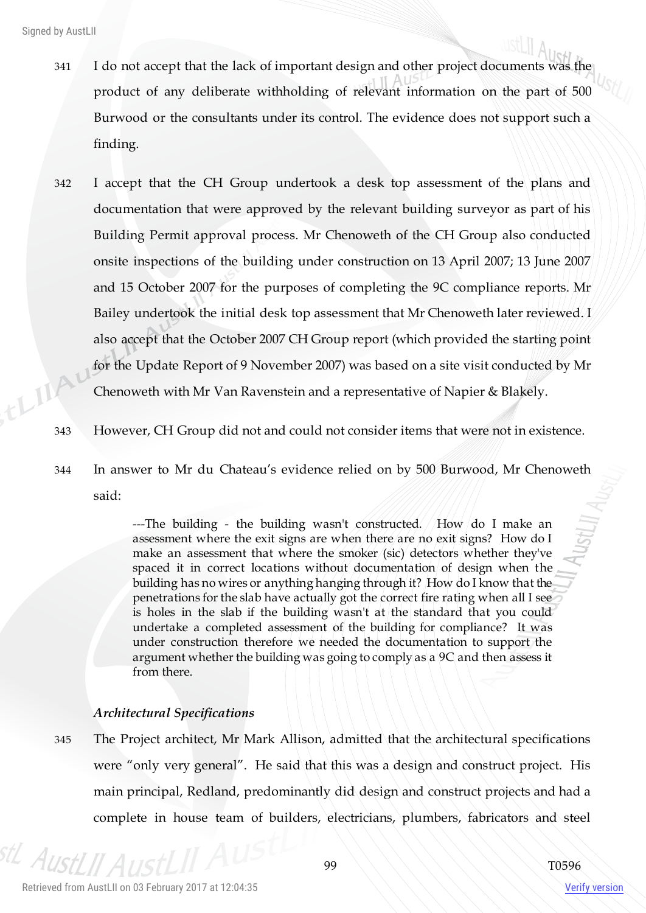341 I do not accept that the lack of important design and other project documents was the product of any deliberate withholding of relevant information on the part of 500 Burwood or the consultants under its control. The evidence does not support such a finding.

342 I accept that the CH Group undertook a desk top assessment of the plans and documentation that were approved by the relevant building surveyor as part of his Building Permit approval process. Mr Chenoweth of the CH Group also conducted onsite inspections of the building under construction on 13 April 2007; 13 June 2007 and 15 October 2007 for the purposes of completing the 9C compliance reports. Mr Bailey undertook the initial desk top assessment that Mr Chenoweth later reviewed. I also accept that the October 2007 CH Group report (which provided the starting point for the Update Report of 9 November 2007) was based on a site visit conducted by Mr Chenoweth with Mr Van Ravenstein and a representative of Napier & Blakely.

343 However, CH Group did not and could not consider items that were not in existence.

344 In answer to Mr du Chateau's evidence relied on by 500 Burwood, Mr Chenoweth said:

> ---The building - the building wasn't constructed. How do I make an assessment where the exit signs are when there are no exit signs? How do I make an assessment that where the smoker (sic) detectors whether they've spaced it in correct locations without documentation of design when the building has no wires or anything hanging through it? How do I know that the penetrations for the slab have actually got the correct fire rating when all I see is holes in the slab if the building wasn't at the standard that you could undertake a completed assessment of the building for compliance? It was under construction therefore we needed the documentation to support the argument whether the building was going to comply as a 9C and then assess it from there.

### *Architectural Specifications*

345 The Project architect, Mr Mark Allison, admitted that the architectural specifications were "only very general". He said that this was a design and construct project. His main principal, Redland, predominantly did design and construct projects and had a complete in house team of builders, electricians, plumbers, fabricators and steel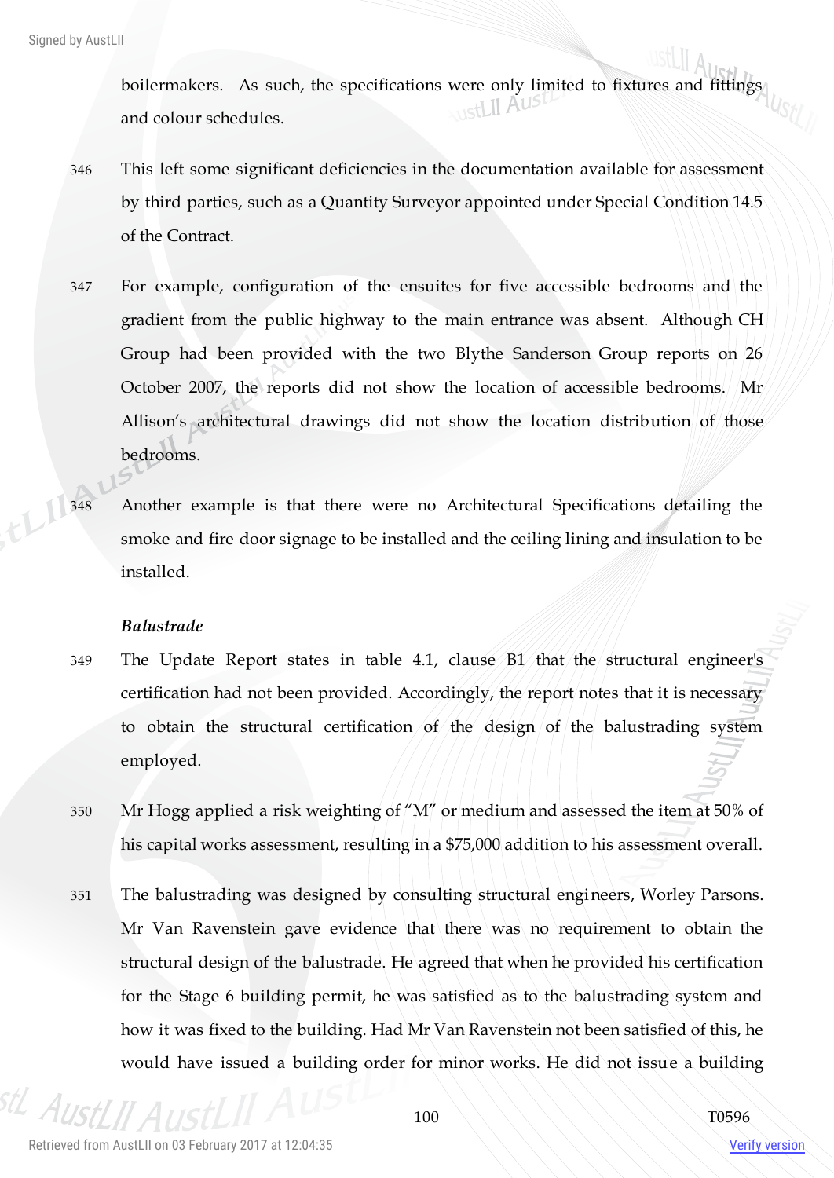boilermakers. As such, the specifications were only limited to fixtures and fittings and colour schedules.

346 This left some significant deficiencies in the documentation available for assessment by third parties, such as a Quantity Surveyor appointed under Special Condition 14.5 of the Contract.

347 For example, configuration of the ensuites for five accessible bedrooms and the gradient from the public highway to the main entrance was absent. Although CH Group had been provided with the two Blythe Sanderson Group reports on 26 October 2007, the reports did not show the location of accessible bedrooms. Mr Allison's architectural drawings did not show the location distribution of those bedrooms.

348 Another example is that there were no Architectural Specifications detailing the smoke and fire door signage to be installed and the ceiling lining and insulation to be installed.

***Balustrade***

349 The Update Report states in table 4.1, clause B1 that the structural engineer's certification had not been provided. Accordingly, the report notes that it is necessary to obtain the structural certification of the design of the balustrading system employed.

350 Mr Hogg applied a risk weighting of "M" or medium and assessed the item at 50% of his capital works assessment, resulting in a $75,000 addition to his assessment overall.

351 The balustrading was designed by consulting structural engineers, Worley Parsons. Mr Van Ravenstein gave evidence that there was no requirement to obtain the structural design of the balustrade. He agreed that when he provided his certification for the Stage 6 building permit, he was satisfied as to the balustrading system and how it was fixed to the building. Had Mr Van Ravenstein not been satisfied of this, he would have issued a building order for minor works. He did not issue a building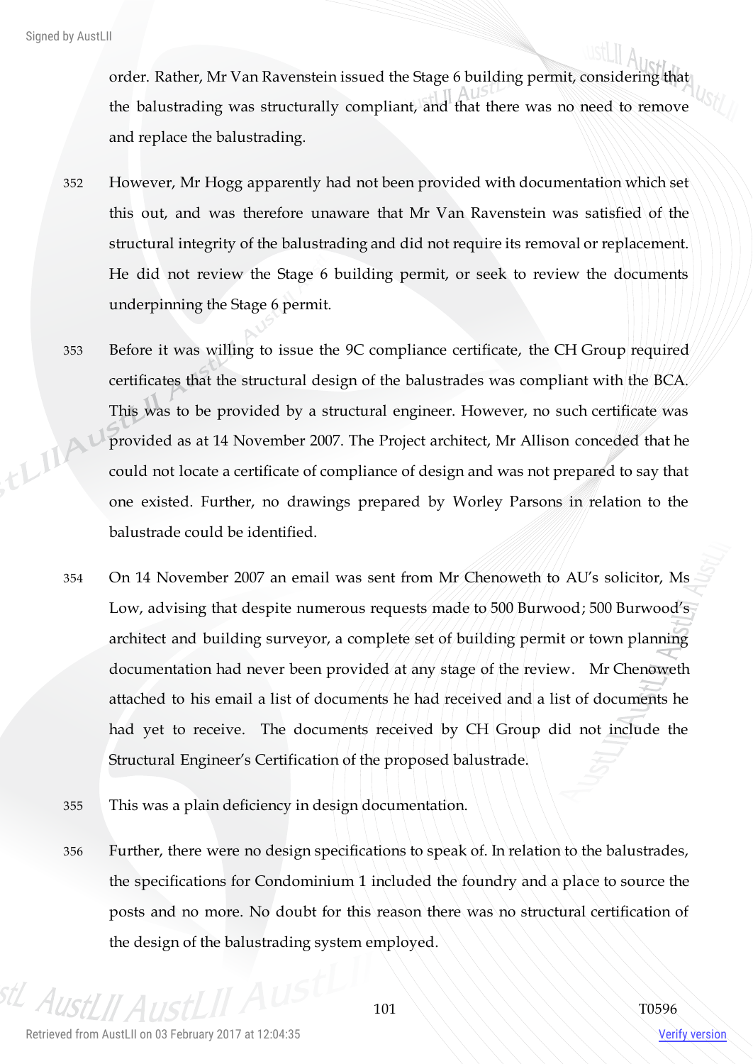order. Rather, Mr Van Ravenstein issued the Stage 6 building permit, considering that the balustrading was structurally compliant, and that there was no need to remove and replace the balustrading.

352 However, Mr Hogg apparently had not been provided with documentation which set this out, and was therefore unaware that Mr Van Ravenstein was satisfied of the structural integrity of the balustrading and did not require its removal or replacement. He did not review the Stage 6 building permit, or seek to review the documents underpinning the Stage 6 permit.

353 Before it was willing to issue the 9C compliance certificate, the CH Group required certificates that the structural design of the balustrades was compliant with the BCA. This was to be provided by a structural engineer. However, no such certificate was provided as at 14 November 2007. The Project architect, Mr Allison conceded that he could not locate a certificate of compliance of design and was not prepared to say that one existed. Further, no drawings prepared by Worley Parsons in relation to the balustrade could be identified.

354 On 14 November 2007 an email was sent from Mr Chenoweth to AU's solicitor, Ms Low, advising that despite numerous requests made to 500 Burwood; 500 Burwood's architect and building surveyor, a complete set of building permit or town planning documentation had never been provided at any stage of the review. Mr Chenoweth attached to his email a list of documents he had received and a list of documents he had yet to receive. The documents received by CH Group did not include the Structural Engineer's Certification of the proposed balustrade.

355 This was a plain deficiency in design documentation.

356 Further, there were no design specifications to speak of. In relation to the balustrades, the specifications for Condominium 1 included the foundry and a place to source the posts and no more. No doubt for this reason there was no structural certification of the design of the balustrading system employed.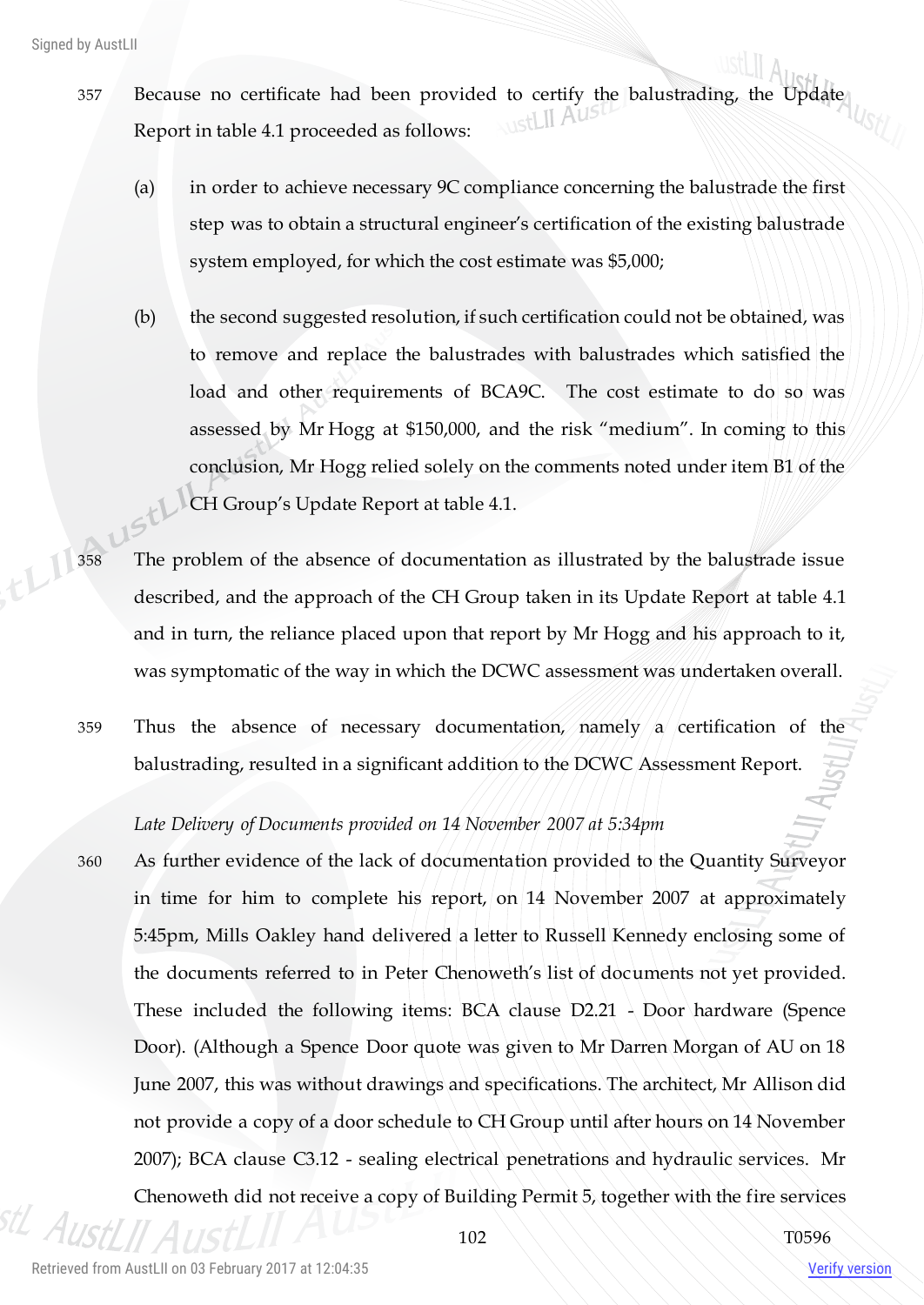357 Because no certificate had been provided to certify the balustrading, the Update Report in table 4.1 proceeded as follows:

(a) in order to achieve necessary 9C compliance concerning the balustrade the first step was to obtain a structural engineer's certification of the existing balustrade system employed, for which the cost estimate was $5,000;

(b) the second suggested resolution, if such certification could not be obtained, was to remove and replace the balustrades with balustrades which satisfied the load and other requirements of BCA9C. The cost estimate to do so was assessed by Mr Hogg at $150,000, and the risk "medium". In coming to this conclusion, Mr Hogg relied solely on the comments noted under item B1 of the CH Group's Update Report at table 4.1.

358 The problem of the absence of documentation as illustrated by the balustrade issue described, and the approach of the CH Group taken in its Update Report at table 4.1 and in turn, the reliance placed upon that report by Mr Hogg and his approach to it, was symptomatic of the way in which the DCWC assessment was undertaken overall.

359 Thus the absence of necessary documentation, namely a certification of the balustrading, resulted in a significant addition to the DCWC Assessment Report.

*Late Delivery of Documents provided on 14 November 2007 at 5:34pm*

360 As further evidence of the lack of documentation provided to the Quantity Surveyor in time for him to complete his report, on 14 November 2007 at approximately 5:45pm, Mills Oakley hand delivered a letter to Russell Kennedy enclosing some of the documents referred to in Peter Chenoweth's list of documents not yet provided. These included the following items: BCA clause D2.21 - Door hardware (Spence Door). (Although a Spence Door quote was given to Mr Darren Morgan of AU on 18 June 2007, this was without drawings and specifications. The architect, Mr Allison did not provide a copy of a door schedule to CH Group until after hours on 14 November 2007); BCA clause C3.12 - sealing electrical penetrations and hydraulic services. Mr Chenoweth did not receive a copy of Building Permit 5, together with the fire services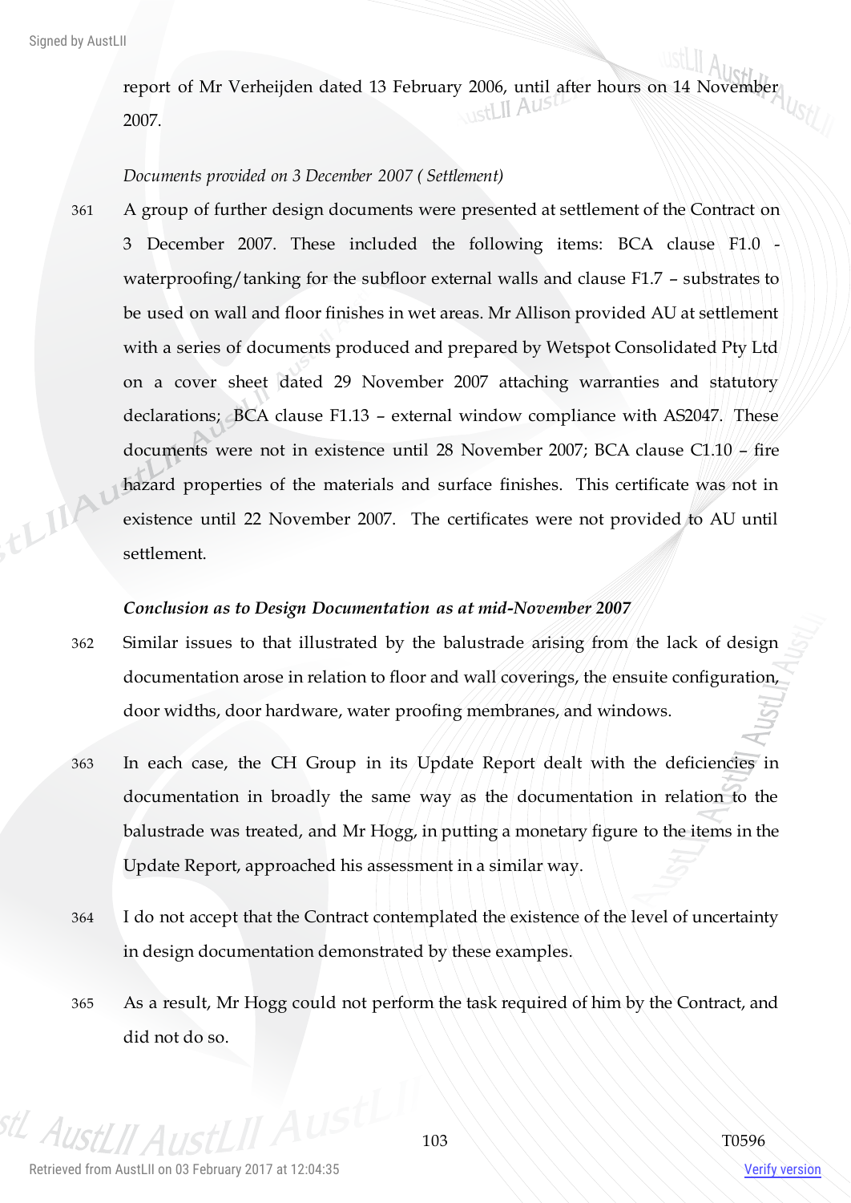report of Mr Verheijden dated 13 February 2006, until after hours on 14 November 2007.

*Documents provided on 3 December 2007 ( Settlement)*

361 A group of further design documents were presented at settlement of the Contract on 3 December 2007. These included the following items: BCA clause F1.0 - waterproofing/tanking for the subfloor external walls and clause F1.7 – substrates to be used on wall and floor finishes in wet areas. Mr Allison provided AU at settlement with a series of documents produced and prepared by Wetspot Consolidated Pty Ltd on a cover sheet dated 29 November 2007 attaching warranties and statutory declarations; BCA clause F1.13 – external window compliance with AS2047. These documents were not in existence until 28 November 2007; BCA clause C1.10 – fire hazard properties of the materials and surface finishes. This certificate was not in existence until 22 November 2007. The certificates were not provided to AU until settlement.

***Conclusion as to Design Documentation as at mid-November 2007***

362 Similar issues to that illustrated by the balustrade arising from the lack of design documentation arose in relation to floor and wall coverings, the ensuite configuration, door widths, door hardware, water proofing membranes, and windows.

363 In each case, the CH Group in its Update Report dealt with the deficiencies in documentation in broadly the same way as the documentation in relation to the balustrade was treated, and Mr Hogg, in putting a monetary figure to the items in the Update Report, approached his assessment in a similar way.

364 I do not accept that the Contract contemplated the existence of the level of uncertainty in design documentation demonstrated by these examples.

365 As a result, Mr Hogg could not perform the task required of him by the Contract, and did not do so.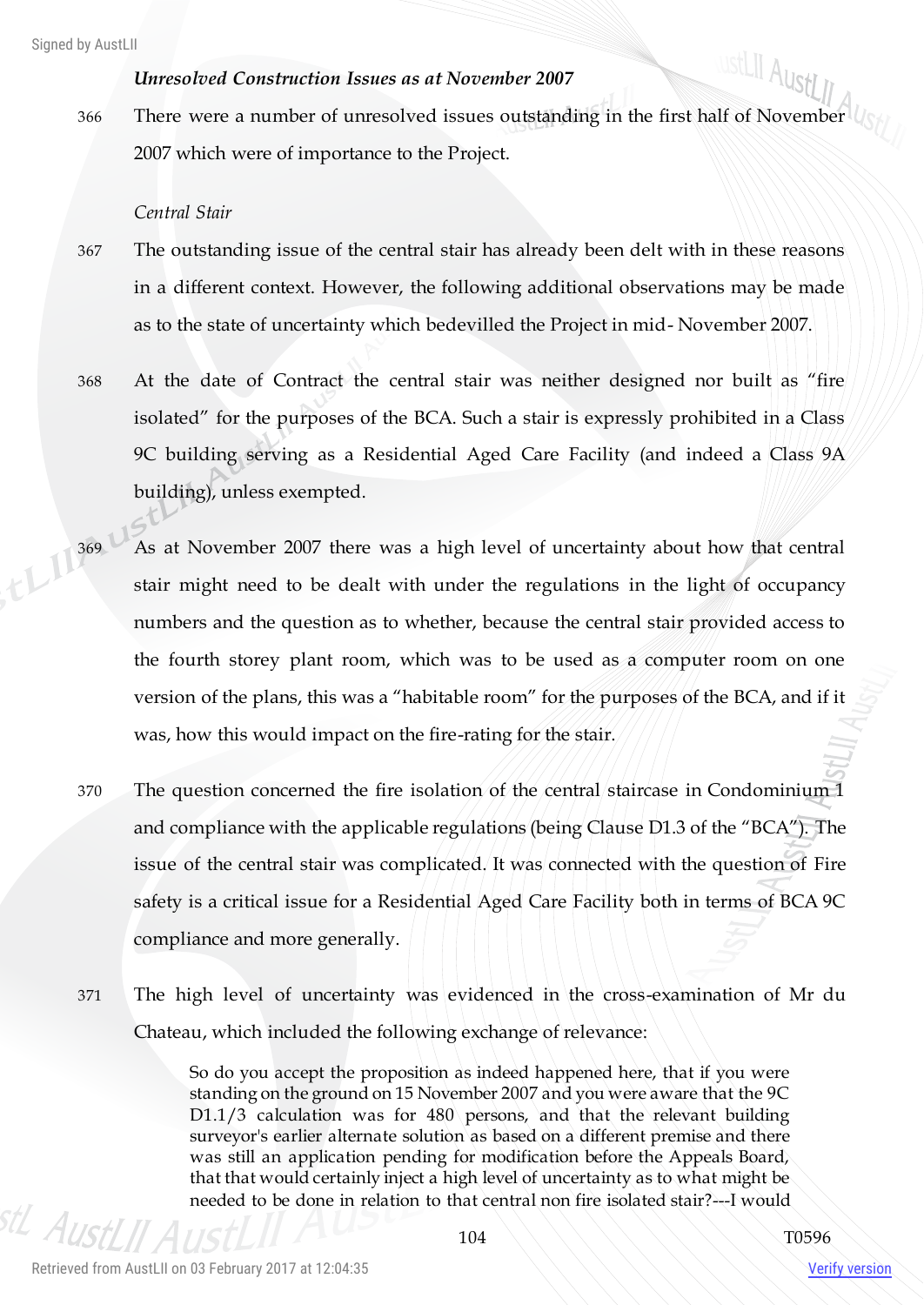### *Unresolved Construction Issues as at November 2007*

366 There were a number of unresolved issues outstanding in the first half of November 2007 which were of importance to the Project.

*Central Stair*

367 The outstanding issue of the central stair has already been delt with in these reasons in a different context. However, the following additional observations may be made as to the state of uncertainty which bedevilled the Project in mid- November 2007.

368 At the date of Contract the central stair was neither designed nor built as "fire isolated" for the purposes of the BCA. Such a stair is expressly prohibited in a Class 9C building serving as a Residential Aged Care Facility (and indeed a Class 9A building), unless exempted.

369 As at November 2007 there was a high level of uncertainty about how that central stair might need to be dealt with under the regulations in the light of occupancy numbers and the question as to whether, because the central stair provided access to the fourth storey plant room, which was to be used as a computer room on one version of the plans, this was a "habitable room" for the purposes of the BCA, and if it was, how this would impact on the fire-rating for the stair.

370 The question concerned the fire isolation of the central staircase in Condominium 1 and compliance with the applicable regulations (being Clause D1.3 of the "BCA"). The issue of the central stair was complicated. It was connected with the question of Fire safety is a critical issue for a Residential Aged Care Facility both in terms of BCA 9C compliance and more generally.

371 The high level of uncertainty was evidenced in the cross-examination of Mr du Chateau, which included the following exchange of relevance:

> So do you accept the proposition as indeed happened here, that if you were standing on the ground on 15 November 2007 and you were aware that the 9C D1.1/3 calculation was for 480 persons, and that the relevant building surveyor's earlier alternate solution as based on a different premise and there was still an application pending for modification before the Appeals Board, that that would certainly inject a high level of uncertainty as to what might be needed to be done in relation to that central non fire isolated stair?---I would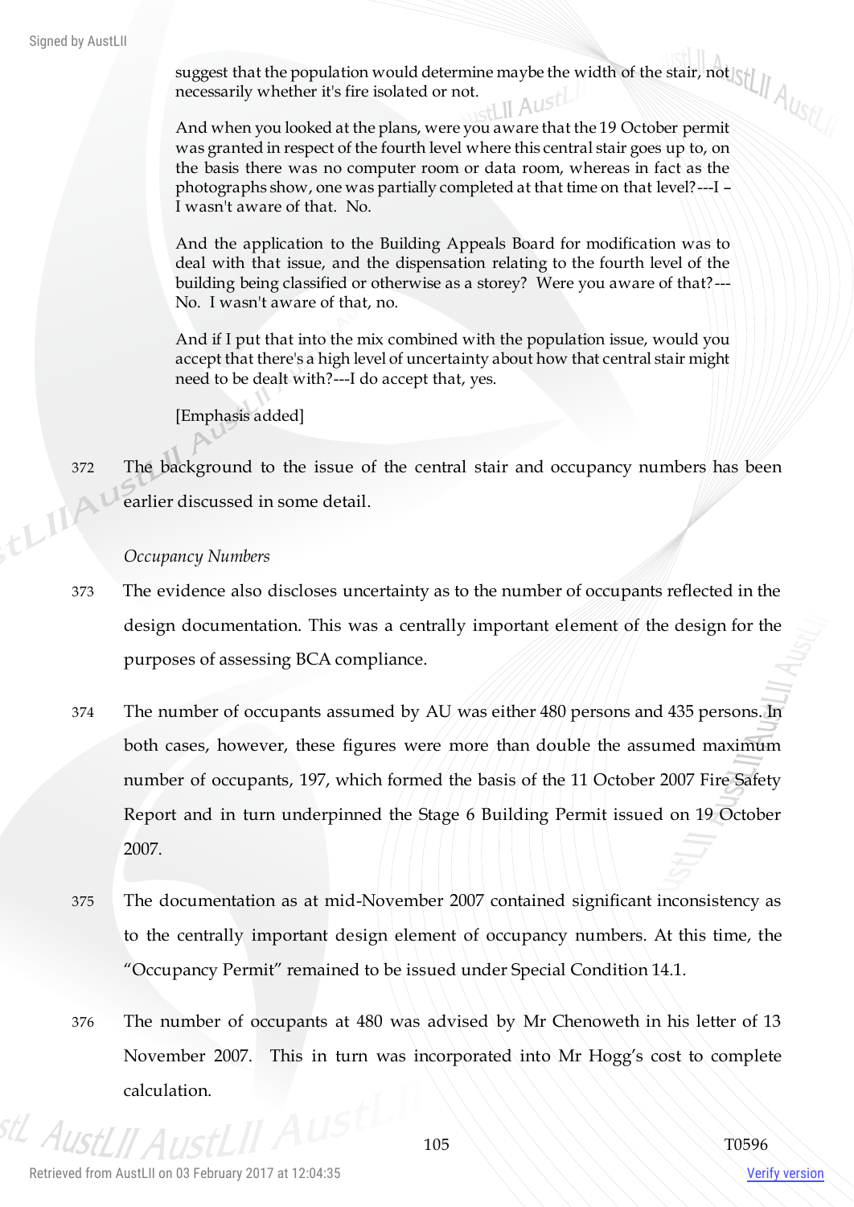suggest that the population would determine maybe the width of the stair, not necessarily whether it's fire isolated or not.

And when you looked at the plans, were you aware that the 19 October permit was granted in respect of the fourth level where this central stair goes up to, on the basis there was no computer room or data room, whereas in fact as the photographs show, one was partially completed at that time on that level?---I – I wasn't aware of that. No.

And the application to the Building Appeals Board for modification was to deal with that issue, and the dispensation relating to the fourth level of the building being classified or otherwise as a storey? Were you aware of that?---No. I wasn't aware of that, no.

And if I put that into the mix combined with the population issue, would you accept that there's a high level of uncertainty about how that central stair might need to be dealt with?---I do accept that, yes.

[Emphasis added]

372 The background to the issue of the central stair and occupancy numbers has been earlier discussed in some detail.

*Occupancy Numbers*

373 The evidence also discloses uncertainty as to the number of occupants reflected in the design documentation. This was a centrally important element of the design for the purposes of assessing BCA compliance.

374 The number of occupants assumed by AU was either 480 persons and 435 persons. In both cases, however, these figures were more than double the assumed maximum number of occupants, 197, which formed the basis of the 11 October 2007 Fire Safety Report and in turn underpinned the Stage 6 Building Permit issued on 19 October 2007.

375 The documentation as at mid-November 2007 contained significant inconsistency as to the centrally important design element of occupancy numbers. At this time, the "Occupancy Permit" remained to be issued under Special Condition 14.1.

376 The number of occupants at 480 was advised by Mr Chenoweth in his letter of 13 November 2007. This in turn was incorporated into Mr Hogg's cost to complete calculation.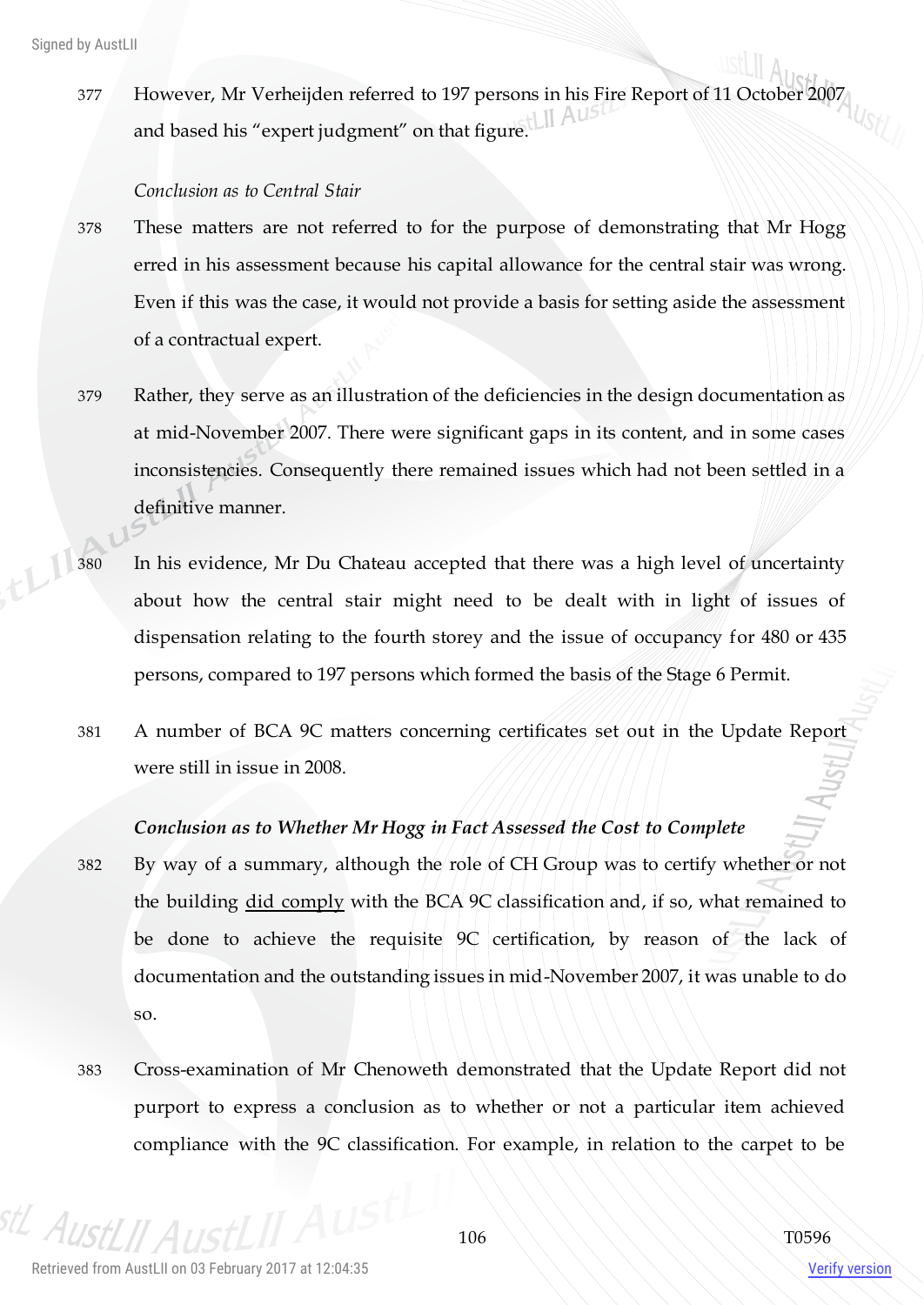377 However, Mr Verheijden referred to 197 persons in his Fire Report of 11 October 2007 and based his "expert judgment" on that figure.

*Conclusion as to Central Stair*

378 These matters are not referred to for the purpose of demonstrating that Mr Hogg erred in his assessment because his capital allowance for the central stair was wrong. Even if this was the case, it would not provide a basis for setting aside the assessment of a contractual expert.

379 Rather, they serve as an illustration of the deficiencies in the design documentation as at mid-November 2007. There were significant gaps in its content, and in some cases inconsistencies. Consequently there remained issues which had not been settled in a definitive manner.

380 In his evidence, Mr Du Chateau accepted that there was a high level of uncertainty about how the central stair might need to be dealt with in light of issues of dispensation relating to the fourth storey and the issue of occupancy for 480 or 435 persons, compared to 197 persons which formed the basis of the Stage 6 Permit.

381 A number of BCA 9C matters concerning certificates set out in the Update Report were still in issue in 2008.

***Conclusion as to Whether Mr Hogg in Fact Assessed the Cost to Complete***

382 By way of a summary, although the role of CH Group was to certify whether or not the building <u>did comply</u> with the BCA 9C classification and, if so, what remained to be done to achieve the requisite 9C certification, by reason of the lack of documentation and the outstanding issues in mid-November 2007, it was unable to do so.

383 Cross-examination of Mr Chenoweth demonstrated that the Update Report did not purport to express a conclusion as to whether or not a particular item achieved compliance with the 9C classification. For example, in relation to the carpet to be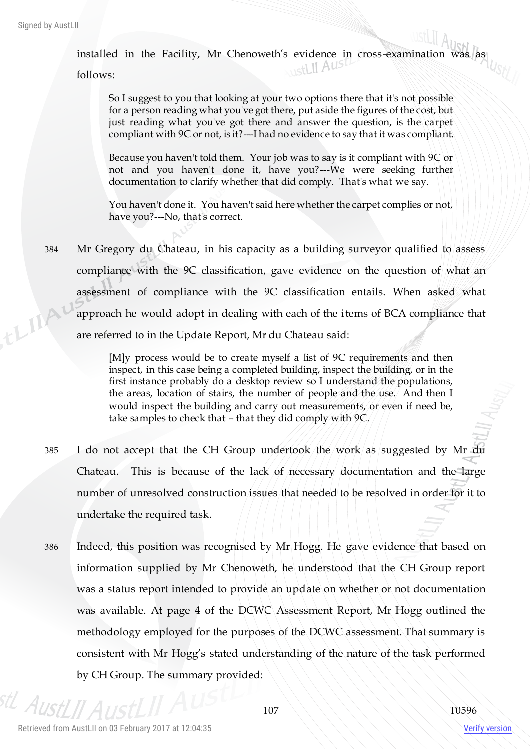installed in the Facility, Mr Chenoweth's evidence in cross-examination was as follows:

> So I suggest to you that looking at your two options there that it's not possible for a person reading what you've got there, put aside the figures of the cost, but just reading what you've got there and answer the question, is the carpet compliant with 9C or not, is it?---I had no evidence to say that it was compliant.
>
> Because you haven't told them. Your job was to say is it compliant with 9C or not and you haven't done it, have you?---We were seeking further documentation to clarify whether that did comply. That's what we say.
>
> You haven't done it. You haven't said here whether the carpet complies or not, have you?---No, that's correct.

384 Mr Gregory du Chateau, in his capacity as a building surveyor qualified to assess compliance with the 9C classification, gave evidence on the question of what an assessment of compliance with the 9C classification entails. When asked what approach he would adopt in dealing with each of the items of BCA compliance that are referred to in the Update Report, Mr du Chateau said:

> [M]y process would be to create myself a list of 9C requirements and then inspect, in this case being a completed building, inspect the building, or in the first instance probably do a desktop review so I understand the populations, the areas, location of stairs, the number of people and the use. And then I would inspect the building and carry out measurements, or even if need be, take samples to check that – that they did comply with 9C.

385 I do not accept that the CH Group undertook the work as suggested by Mr du Chateau. This is because of the lack of necessary documentation and the large number of unresolved construction issues that needed to be resolved in order for it to undertake the required task.

386 Indeed, this position was recognised by Mr Hogg. He gave evidence that based on information supplied by Mr Chenoweth, he understood that the CH Group report was a status report intended to provide an update on whether or not documentation was available. At page 4 of the DCWC Assessment Report, Mr Hogg outlined the methodology employed for the purposes of the DCWC assessment. That summary is consistent with Mr Hogg's stated understanding of the nature of the task performed by CH Group. The summary provided: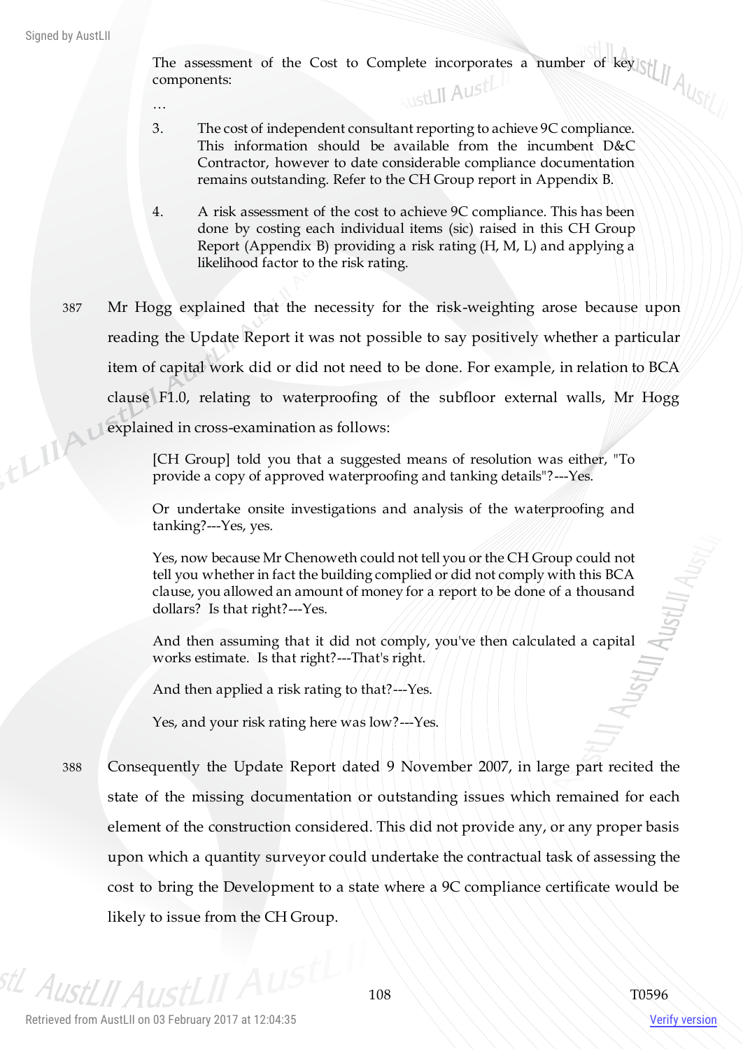> The assessment of the Cost to Complete incorporates a number of key components:
>
> …
>
> 3. The cost of independent consultant reporting to achieve 9C compliance. This information should be available from the incumbent D&C Contractor, however to date considerable compliance documentation remains outstanding. Refer to the CH Group report in Appendix B.
>
> 4. A risk assessment of the cost to achieve 9C compliance. This has been done by costing each individual items (sic) raised in this CH Group Report (Appendix B) providing a risk rating (H, M, L) and applying a likelihood factor to the risk rating.

387 Mr Hogg explained that the necessity for the risk-weighting arose because upon reading the Update Report it was not possible to say positively whether a particular item of capital work did or did not need to be done. For example, in relation to BCA clause F1.0, relating to waterproofing of the subfloor external walls, Mr Hogg explained in cross-examination as follows:

> [CH Group] told you that a suggested means of resolution was either, "To provide a copy of approved waterproofing and tanking details"?---Yes.
>
> Or undertake onsite investigations and analysis of the waterproofing and tanking?---Yes, yes.
>
> Yes, now because Mr Chenoweth could not tell you or the CH Group could not tell you whether in fact the building complied or did not comply with this BCA clause, you allowed an amount of money for a report to be done of a thousand dollars? Is that right?---Yes.
>
> And then assuming that it did not comply, you've then calculated a capital works estimate. Is that right?---That's right.
>
> And then applied a risk rating to that?---Yes.
>
> Yes, and your risk rating here was low?---Yes.

388 Consequently the Update Report dated 9 November 2007, in large part recited the state of the missing documentation or outstanding issues which remained for each element of the construction considered. This did not provide any, or any proper basis upon which a quantity surveyor could undertake the contractual task of assessing the cost to bring the Development to a state where a 9C compliance certificate would be likely to issue from the CH Group.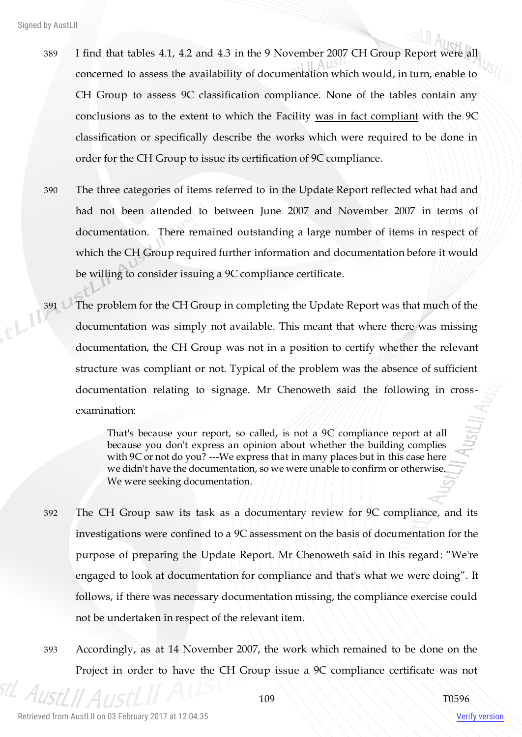389 I find that tables 4.1, 4.2 and 4.3 in the 9 November 2007 CH Group Report were all concerned to assess the availability of documentation which would, in turn, enable to CH Group to assess 9C classification compliance. None of the tables contain any conclusions as to the extent to which the Facility <u>was in fact compliant</u> with the 9C classification or specifically describe the works which were required to be done in order for the CH Group to issue its certification of 9C compliance.

390 The three categories of items referred to in the Update Report reflected what had and had not been attended to between June 2007 and November 2007 in terms of documentation. There remained outstanding a large number of items in respect of which the CH Group required further information and documentation before it would be willing to consider issuing a 9C compliance certificate.

391 The problem for the CH Group in completing the Update Report was that much of the documentation was simply not available. This meant that where there was missing documentation, the CH Group was not in a position to certify whether the relevant structure was compliant or not. Typical of the problem was the absence of sufficient documentation relating to signage. Mr Chenoweth said the following in cross-examination:

> That's because your report, so called, is not a 9C compliance report at all because you don't express an opinion about whether the building complies with 9C or not do you? ---We express that in many places but in this case here we didn't have the documentation, so we were unable to confirm or otherwise. We were seeking documentation.

392 The CH Group saw its task as a documentary review for 9C compliance, and its investigations were confined to a 9C assessment on the basis of documentation for the purpose of preparing the Update Report. Mr Chenoweth said in this regard: "We're engaged to look at documentation for compliance and that's what we were doing". It follows, if there was necessary documentation missing, the compliance exercise could not be undertaken in respect of the relevant item.

393 Accordingly, as at 14 November 2007, the work which remained to be done on the Project in order to have the CH Group issue a 9C compliance certificate was not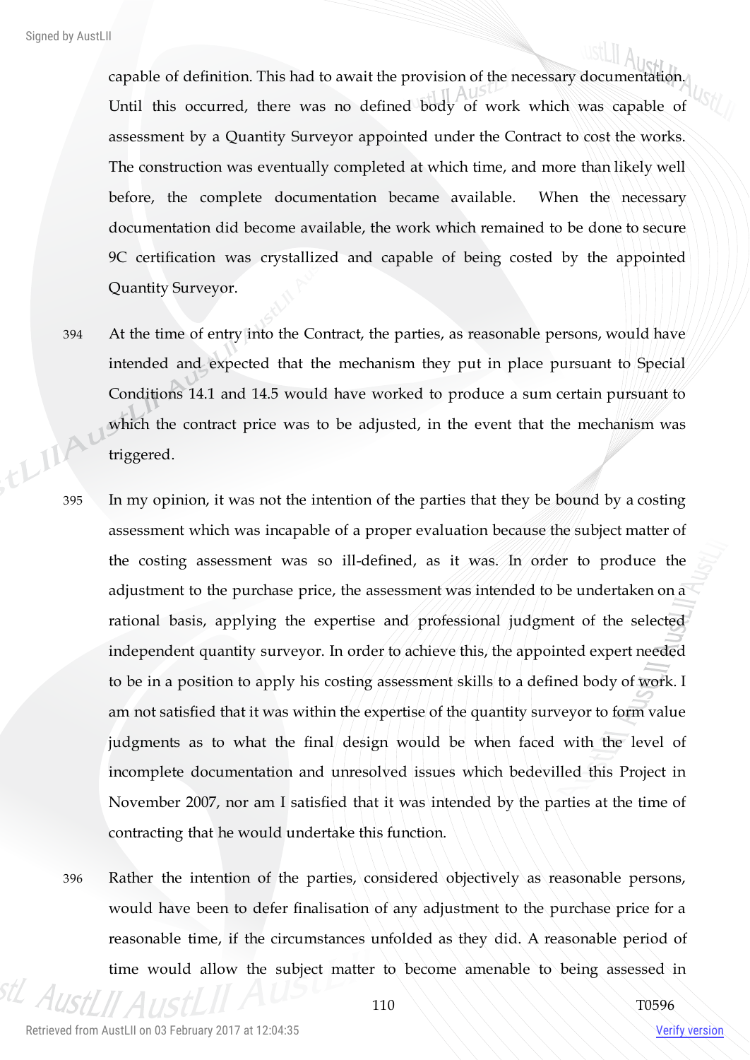capable of definition. This had to await the provision of the necessary documentation. Until this occurred, there was no defined body of work which was capable of assessment by a Quantity Surveyor appointed under the Contract to cost the works. The construction was eventually completed at which time, and more than likely well before, the complete documentation became available. When the necessary documentation did become available, the work which remained to be done to secure 9C certification was crystallized and capable of being costed by the appointed Quantity Surveyor.

394 At the time of entry into the Contract, the parties, as reasonable persons, would have intended and expected that the mechanism they put in place pursuant to Special Conditions 14.1 and 14.5 would have worked to produce a sum certain pursuant to which the contract price was to be adjusted, in the event that the mechanism was triggered.

395 In my opinion, it was not the intention of the parties that they be bound by a costing assessment which was incapable of a proper evaluation because the subject matter of the costing assessment was so ill-defined, as it was. In order to produce the adjustment to the purchase price, the assessment was intended to be undertaken on a rational basis, applying the expertise and professional judgment of the selected independent quantity surveyor. In order to achieve this, the appointed expert needed to be in a position to apply his costing assessment skills to a defined body of work. I am not satisfied that it was within the expertise of the quantity surveyor to form value judgments as to what the final design would be when faced with the level of incomplete documentation and unresolved issues which bedevilled this Project in November 2007, nor am I satisfied that it was intended by the parties at the time of contracting that he would undertake this function.

396 Rather the intention of the parties, considered objectively as reasonable persons, would have been to defer finalisation of any adjustment to the purchase price for a reasonable time, if the circumstances unfolded as they did. A reasonable period of time would allow the subject matter to become amenable to being assessed in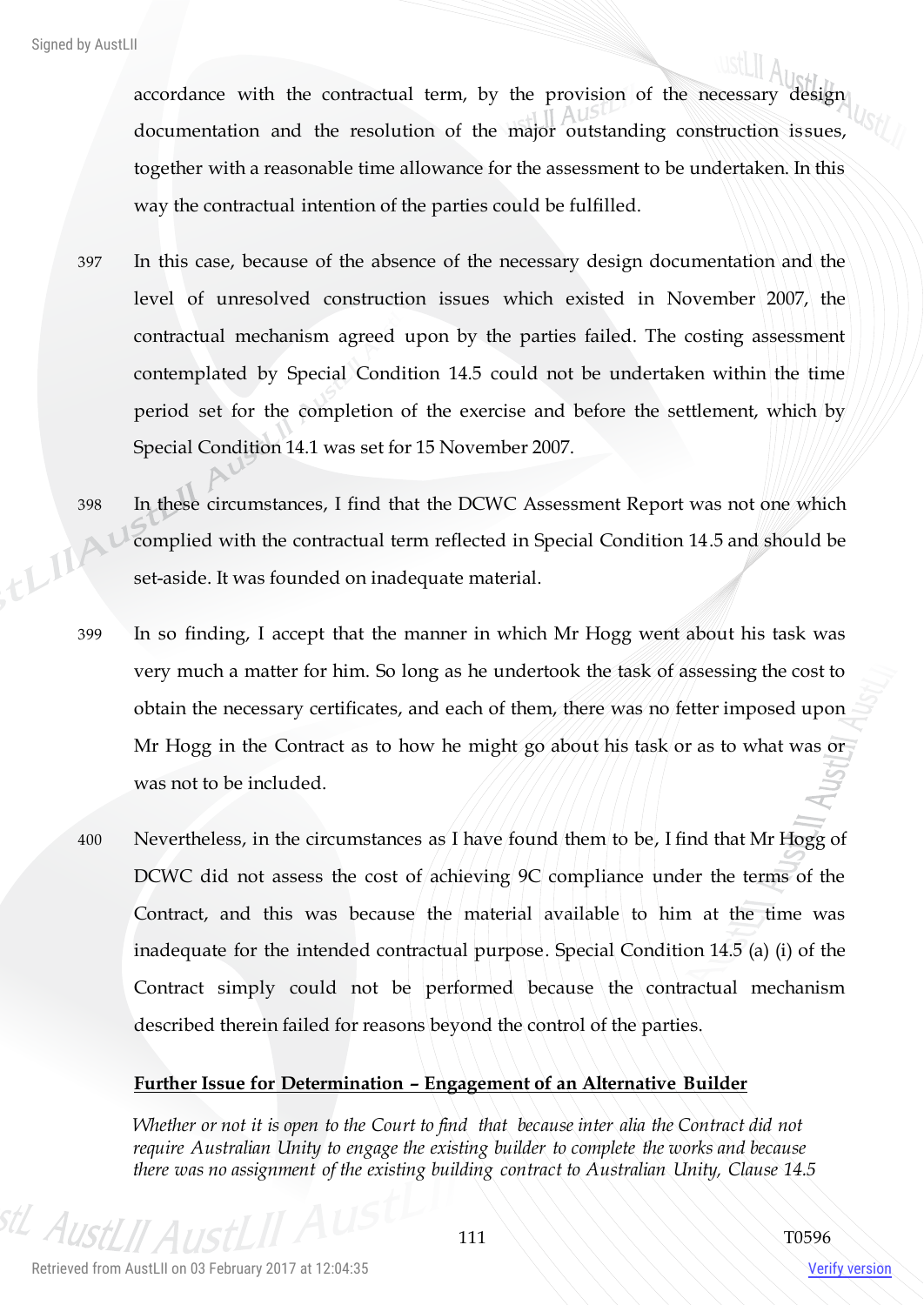accordance with the contractual term, by the provision of the necessary design documentation and the resolution of the major outstanding construction issues, together with a reasonable time allowance for the assessment to be undertaken. In this way the contractual intention of the parties could be fulfilled.

397 In this case, because of the absence of the necessary design documentation and the level of unresolved construction issues which existed in November 2007, the contractual mechanism agreed upon by the parties failed. The costing assessment contemplated by Special Condition 14.5 could not be undertaken within the time period set for the completion of the exercise and before the settlement, which by Special Condition 14.1 was set for 15 November 2007.

398 In these circumstances, I find that the DCWC Assessment Report was not one which complied with the contractual term reflected in Special Condition 14.5 and should be set-aside. It was founded on inadequate material.

399 In so finding, I accept that the manner in which Mr Hogg went about his task was very much a matter for him. So long as he undertook the task of assessing the cost to obtain the necessary certificates, and each of them, there was no fetter imposed upon Mr Hogg in the Contract as to how he might go about his task or as to what was or was not to be included.

400 Nevertheless, in the circumstances as I have found them to be, I find that Mr Hogg of DCWC did not assess the cost of achieving 9C compliance under the terms of the Contract, and this was because the material available to him at the time was inadequate for the intended contractual purpose. Special Condition 14.5 (a) (i) of the Contract simply could not be performed because the contractual mechanism described therein failed for reasons beyond the control of the parties.

**Further Issue for Determination – Engagement of an Alternative Builder**

*Whether or not it is open to the Court to find that because inter alia the Contract did not require Australian Unity to engage the existing builder to complete the works and because there was no assignment of the existing building contract to Australian Unity, Clause 14.5*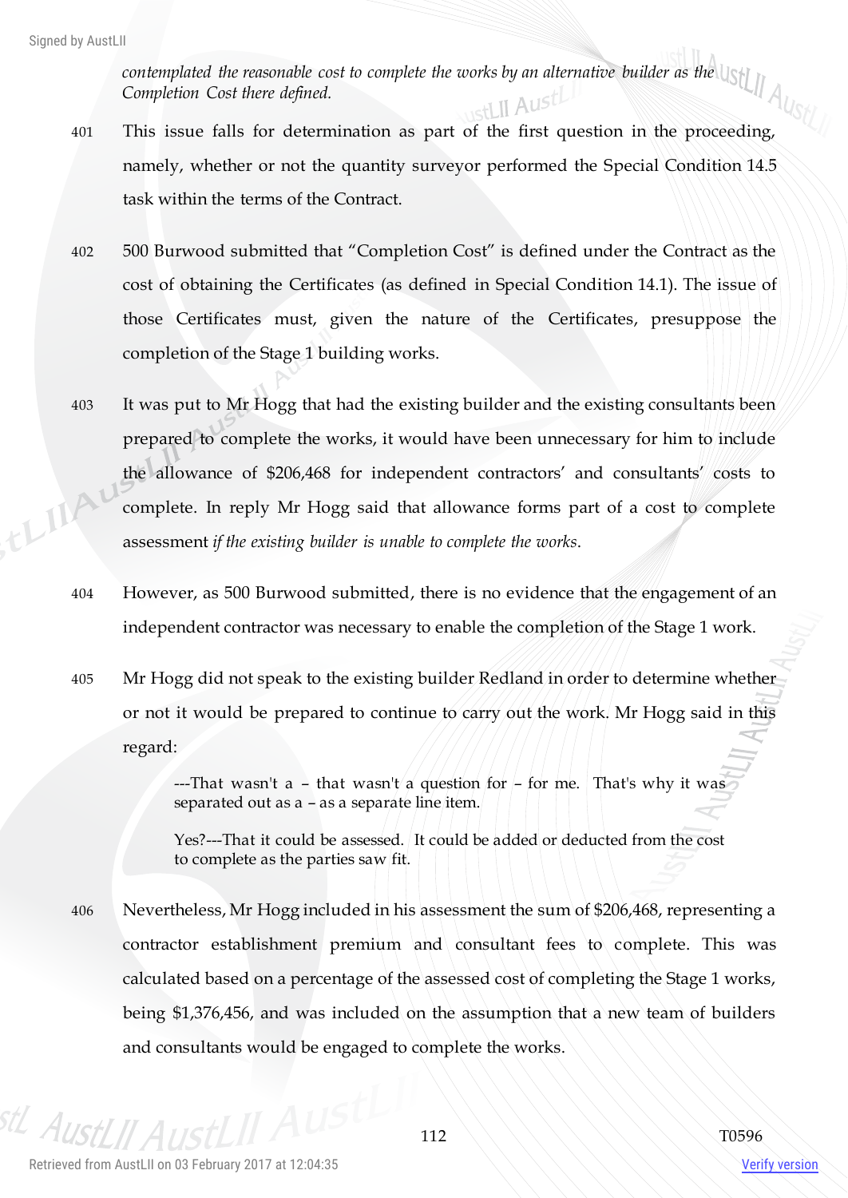*contemplated the reasonable cost to complete the works by an alternative builder as the Completion Cost there defined.*

401 This issue falls for determination as part of the first question in the proceeding, namely, whether or not the quantity surveyor performed the Special Condition 14.5 task within the terms of the Contract.

402 500 Burwood submitted that "Completion Cost" is defined under the Contract as the cost of obtaining the Certificates (as defined in Special Condition 14.1). The issue of those Certificates must, given the nature of the Certificates, presuppose the completion of the Stage 1 building works.

403 It was put to Mr Hogg that had the existing builder and the existing consultants been prepared to complete the works, it would have been unnecessary for him to include the allowance of $206,468 for independent contractors' and consultants' costs to complete. In reply Mr Hogg said that allowance forms part of a cost to complete assessment *if the existing builder is unable to complete the works*.

404 However, as 500 Burwood submitted, there is no evidence that the engagement of an independent contractor was necessary to enable the completion of the Stage 1 work.

405 Mr Hogg did not speak to the existing builder Redland in order to determine whether or not it would be prepared to continue to carry out the work. Mr Hogg said in this regard:

> ---That wasn't a – that wasn't a question for – for me. That's why it was separated out as a – as a separate line item.
>
> Yes?---That it could be assessed. It could be added or deducted from the cost to complete as the parties saw fit.

406 Nevertheless, Mr Hogg included in his assessment the sum of $206,468, representing a contractor establishment premium and consultant fees to complete. This was calculated based on a percentage of the assessed cost of completing the Stage 1 works, being $1,376,456, and was included on the assumption that a new team of builders and consultants would be engaged to complete the works.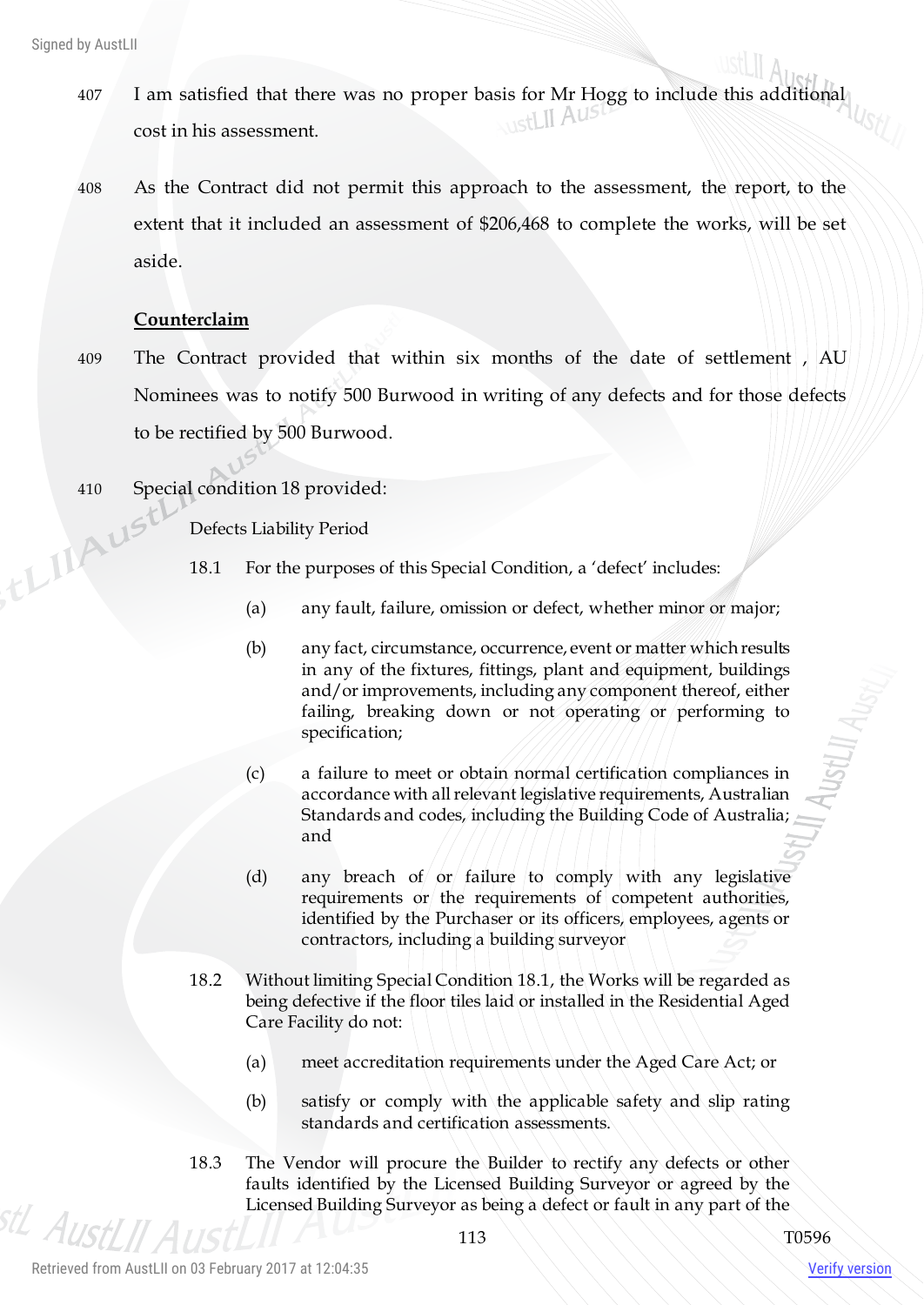407 I am satisfied that there was no proper basis for Mr Hogg to include this additional cost in his assessment.

408 As the Contract did not permit this approach to the assessment, the report, to the extent that it included an assessment of $206,468 to complete the works, will be set aside.

**Counterclaim**

409 The Contract provided that within six months of the date of settlement , AU Nominees was to notify 500 Burwood in writing of any defects and for those defects to be rectified by 500 Burwood.

410 Special condition 18 provided:

> Defects Liability Period
>
> 18.1 For the purposes of this Special Condition, a 'defect' includes:
>
> (a) any fault, failure, omission or defect, whether minor or major;
>
> (b) any fact, circumstance, occurrence, event or matter which results in any of the fixtures, fittings, plant and equipment, buildings and/or improvements, including any component thereof, either failing, breaking down or not operating or performing to specification;
>
> (c) a failure to meet or obtain normal certification compliances in accordance with all relevant legislative requirements, Australian Standards and codes, including the Building Code of Australia; and
>
> (d) any breach of or failure to comply with any legislative requirements or the requirements of competent authorities, identified by the Purchaser or its officers, employees, agents or contractors, including a building surveyor
>
> 18.2 Without limiting Special Condition 18.1, the Works will be regarded as being defective if the floor tiles laid or installed in the Residential Aged Care Facility do not:
>
> (a) meet accreditation requirements under the Aged Care Act; or
>
> (b) satisfy or comply with the applicable safety and slip rating standards and certification assessments.
>
> 18.3 The Vendor will procure the Builder to rectify any defects or other faults identified by the Licensed Building Surveyor or agreed by the Licensed Building Surveyor as being a defect or fault in any part of the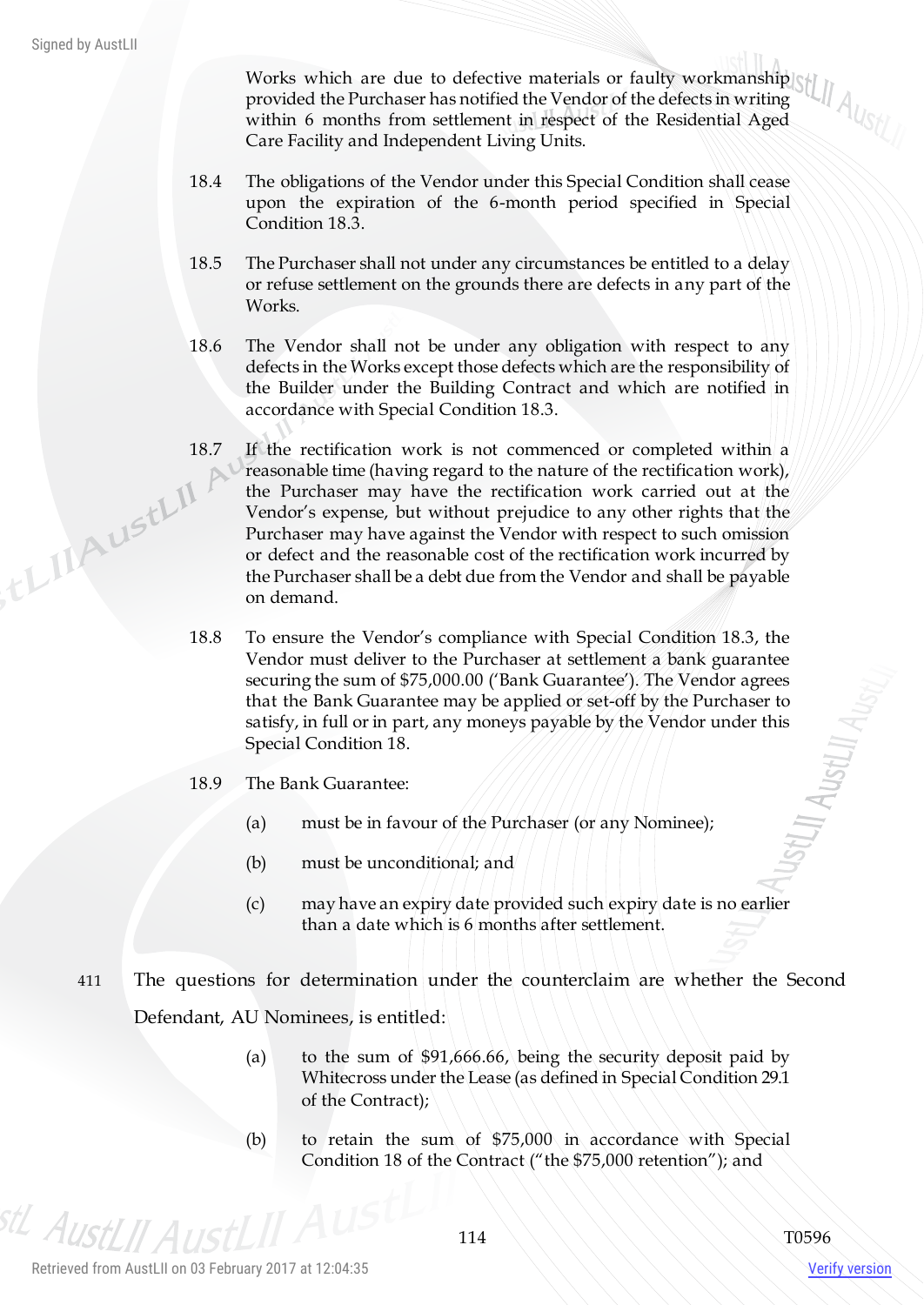Works which are due to defective materials or faulty workmanship provided the Purchaser has notified the Vendor of the defects in writing within 6 months from settlement in respect of the Residential Aged Care Facility and Independent Living Units.

18.4 The obligations of the Vendor under this Special Condition shall cease upon the expiration of the 6-month period specified in Special Condition 18.3.

18.5 The Purchaser shall not under any circumstances be entitled to a delay or refuse settlement on the grounds there are defects in any part of the Works.

18.6 The Vendor shall not be under any obligation with respect to any defects in the Works except those defects which are the responsibility of the Builder under the Building Contract and which are notified in accordance with Special Condition 18.3.

18.7 If the rectification work is not commenced or completed within a reasonable time (having regard to the nature of the rectification work), the Purchaser may have the rectification work carried out at the Vendor's expense, but without prejudice to any other rights that the Purchaser may have against the Vendor with respect to such omission or defect and the reasonable cost of the rectification work incurred by the Purchaser shall be a debt due from the Vendor and shall be payable on demand.

18.8 To ensure the Vendor's compliance with Special Condition 18.3, the Vendor must deliver to the Purchaser at settlement a bank guarantee securing the sum of $75,000.00 ('Bank Guarantee'). The Vendor agrees that the Bank Guarantee may be applied or set-off by the Purchaser to satisfy, in full or in part, any moneys payable by the Vendor under this Special Condition 18.

18.9 The Bank Guarantee:

(a) must be in favour of the Purchaser (or any Nominee);

(b) must be unconditional; and

(c) may have an expiry date provided such expiry date is no earlier than a date which is 6 months after settlement.

411 The questions for determination under the counterclaim are whether the Second Defendant, AU Nominees, is entitled:

(a) to the sum of $91,666.66, being the security deposit paid by Whitecross under the Lease (as defined in Special Condition 29.1 of the Contract);

(b) to retain the sum of $75,000 in accordance with Special Condition 18 of the Contract ("the $75,000 retention"); and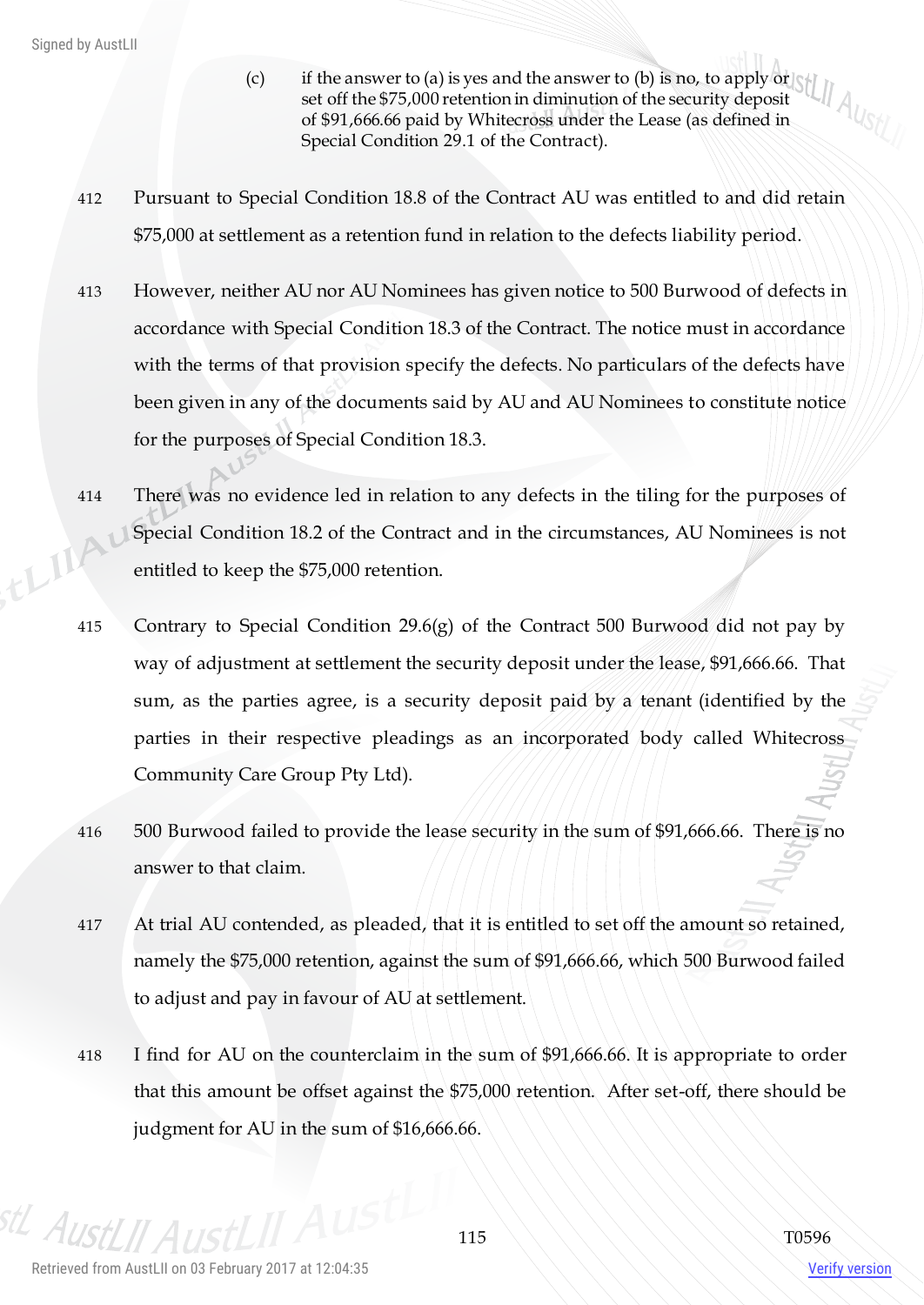(c) if the answer to (a) is yes and the answer to (b) is no, to apply or set off the $75,000 retention in diminution of the security deposit of $91,666.66 paid by Whitecross under the Lease (as defined in Special Condition 29.1 of the Contract).

412 Pursuant to Special Condition 18.8 of the Contract AU was entitled to and did retain $75,000 at settlement as a retention fund in relation to the defects liability period.

413 However, neither AU nor AU Nominees has given notice to 500 Burwood of defects in accordance with Special Condition 18.3 of the Contract. The notice must in accordance with the terms of that provision specify the defects. No particulars of the defects have been given in any of the documents said by AU and AU Nominees to constitute notice for the purposes of Special Condition 18.3.

414 There was no evidence led in relation to any defects in the tiling for the purposes of Special Condition 18.2 of the Contract and in the circumstances, AU Nominees is not entitled to keep the $75,000 retention.

415 Contrary to Special Condition 29.6(g) of the Contract 500 Burwood did not pay by way of adjustment at settlement the security deposit under the lease, $91,666.66. That sum, as the parties agree, is a security deposit paid by a tenant (identified by the parties in their respective pleadings as an incorporated body called Whitecross Community Care Group Pty Ltd).

416 500 Burwood failed to provide the lease security in the sum of $91,666.66. There is no answer to that claim.

417 At trial AU contended, as pleaded, that it is entitled to set off the amount so retained, namely the $75,000 retention, against the sum of $91,666.66, which 500 Burwood failed to adjust and pay in favour of AU at settlement.

418 I find for AU on the counterclaim in the sum of $91,666.66. It is appropriate to order that this amount be offset against the $75,000 retention. After set-off, there should be judgment for AU in the sum of $16,666.66.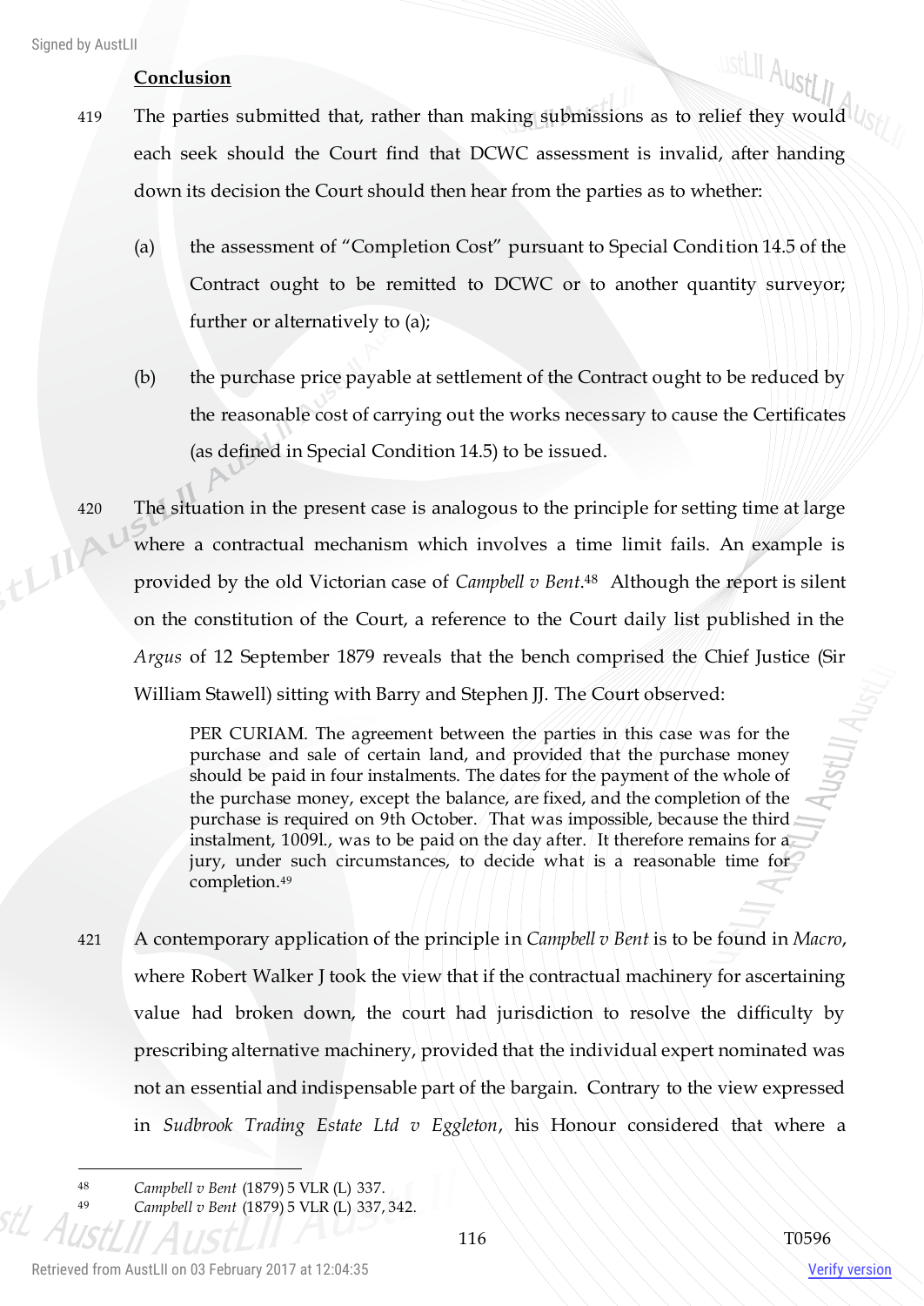**Conclusion**

419 The parties submitted that, rather than making submissions as to relief they would each seek should the Court find that DCWC assessment is invalid, after handing down its decision the Court should then hear from the parties as to whether:

(a) the assessment of "Completion Cost" pursuant to Special Condition 14.5 of the Contract ought to be remitted to DCWC or to another quantity surveyor; further or alternatively to (a);

(b) the purchase price payable at settlement of the Contract ought to be reduced by the reasonable cost of carrying out the works necessary to cause the Certificates (as defined in Special Condition 14.5) to be issued.

420 The situation in the present case is analogous to the principle for setting time at large where a contractual mechanism which involves a time limit fails. An example is provided by the old Victorian case of *Campbell v Bent*.[48] Although the report is silent on the constitution of the Court, a reference to the Court daily list published in the *Argus* of 12 September 1879 reveals that the bench comprised the Chief Justice (Sir William Stawell) sitting with Barry and Stephen JJ. The Court observed:

> PER CURIAM. The agreement between the parties in this case was for the purchase and sale of certain land, and provided that the purchase money should be paid in four instalments. The dates for the payment of the whole of the purchase money, except the balance, are fixed, and the completion of the purchase is required on 9th October. That was impossible, because the third instalment, 1009l., was to be paid on the day after. It therefore remains for a jury, under such circumstances, to decide what is a reasonable time for completion.[49]

421 A contemporary application of the principle in *Campbell v Bent* is to be found in *Macro*, where Robert Walker J took the view that if the contractual machinery for ascertaining value had broken down, the court had jurisdiction to resolve the difficulty by prescribing alternative machinery, provided that the individual expert nominated was not an essential and indispensable part of the bargain. Contrary to the view expressed in *Sudbrook Trading Estate Ltd v Eggleton*, his Honour considered that where a

---

[48] *Campbell v Bent* (1879) 5 VLR (L) 337.

[49] *Campbell v Bent* (1879) 5 VLR (L) 337, 342.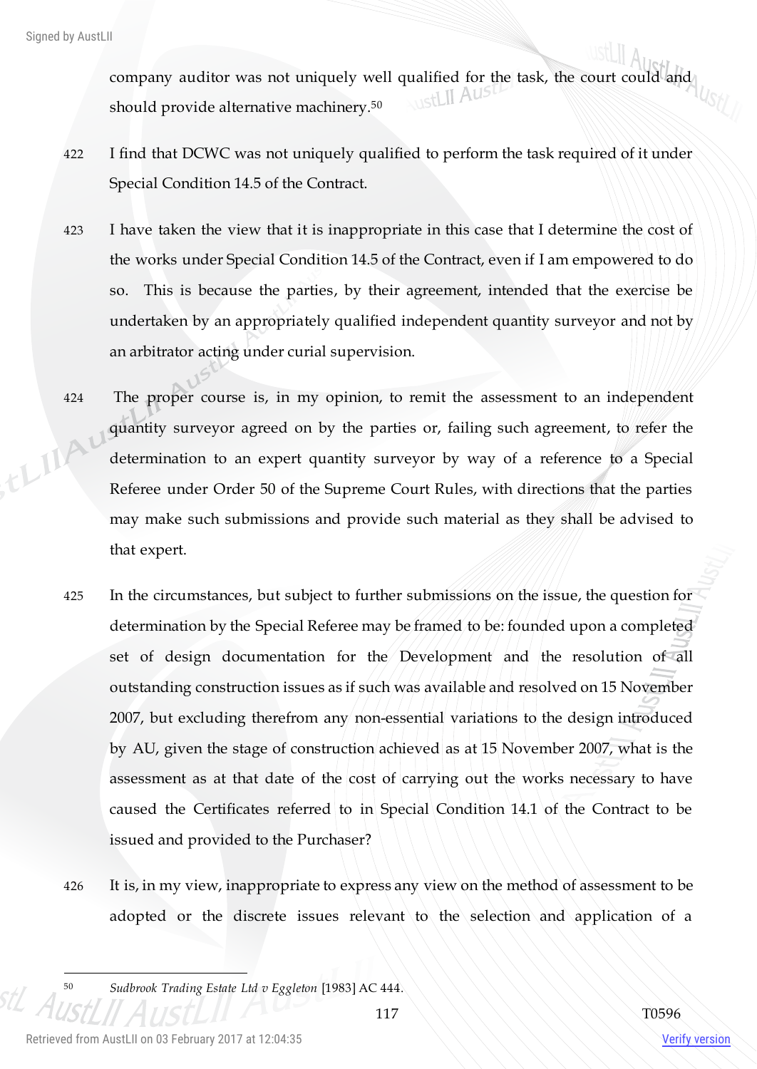company auditor was not uniquely well qualified for the task, the court could and should provide alternative machinery.[50]

422 I find that DCWC was not uniquely qualified to perform the task required of it under Special Condition 14.5 of the Contract.

423 I have taken the view that it is inappropriate in this case that I determine the cost of the works under Special Condition 14.5 of the Contract, even if I am empowered to do so. This is because the parties, by their agreement, intended that the exercise be undertaken by an appropriately qualified independent quantity surveyor and not by an arbitrator acting under curial supervision.

424 The proper course is, in my opinion, to remit the assessment to an independent quantity surveyor agreed on by the parties or, failing such agreement, to refer the determination to an expert quantity surveyor by way of a reference to a Special Referee under Order 50 of the Supreme Court Rules, with directions that the parties may make such submissions and provide such material as they shall be advised to that expert.

425 In the circumstances, but subject to further submissions on the issue, the question for determination by the Special Referee may be framed to be: founded upon a completed set of design documentation for the Development and the resolution of all outstanding construction issues as if such was available and resolved on 15 November 2007, but excluding therefrom any non-essential variations to the design introduced by AU, given the stage of construction achieved as at 15 November 2007, what is the assessment as at that date of the cost of carrying out the works necessary to have caused the Certificates referred to in Special Condition 14.1 of the Contract to be issued and provided to the Purchaser?

426 It is, in my view, inappropriate to express any view on the method of assessment to be adopted or the discrete issues relevant to the selection and application of a

---

[50] *Sudbrook Trading Estate Ltd v Eggleton* [1983] AC 444.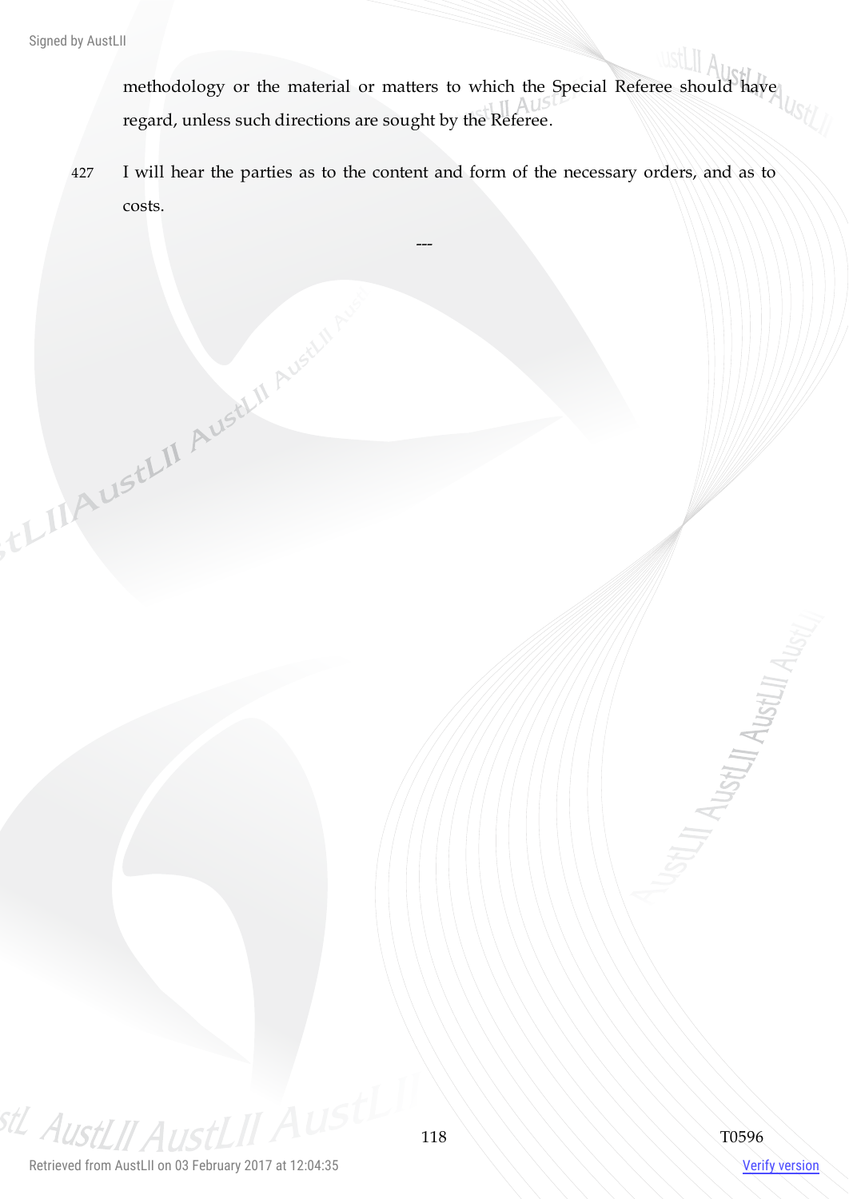methodology or the material or matters to which the Special Referee should have regard, unless such directions are sought by the Referee.

427 I will hear the parties as to the content and form of the necessary orders, and as to costs.

---